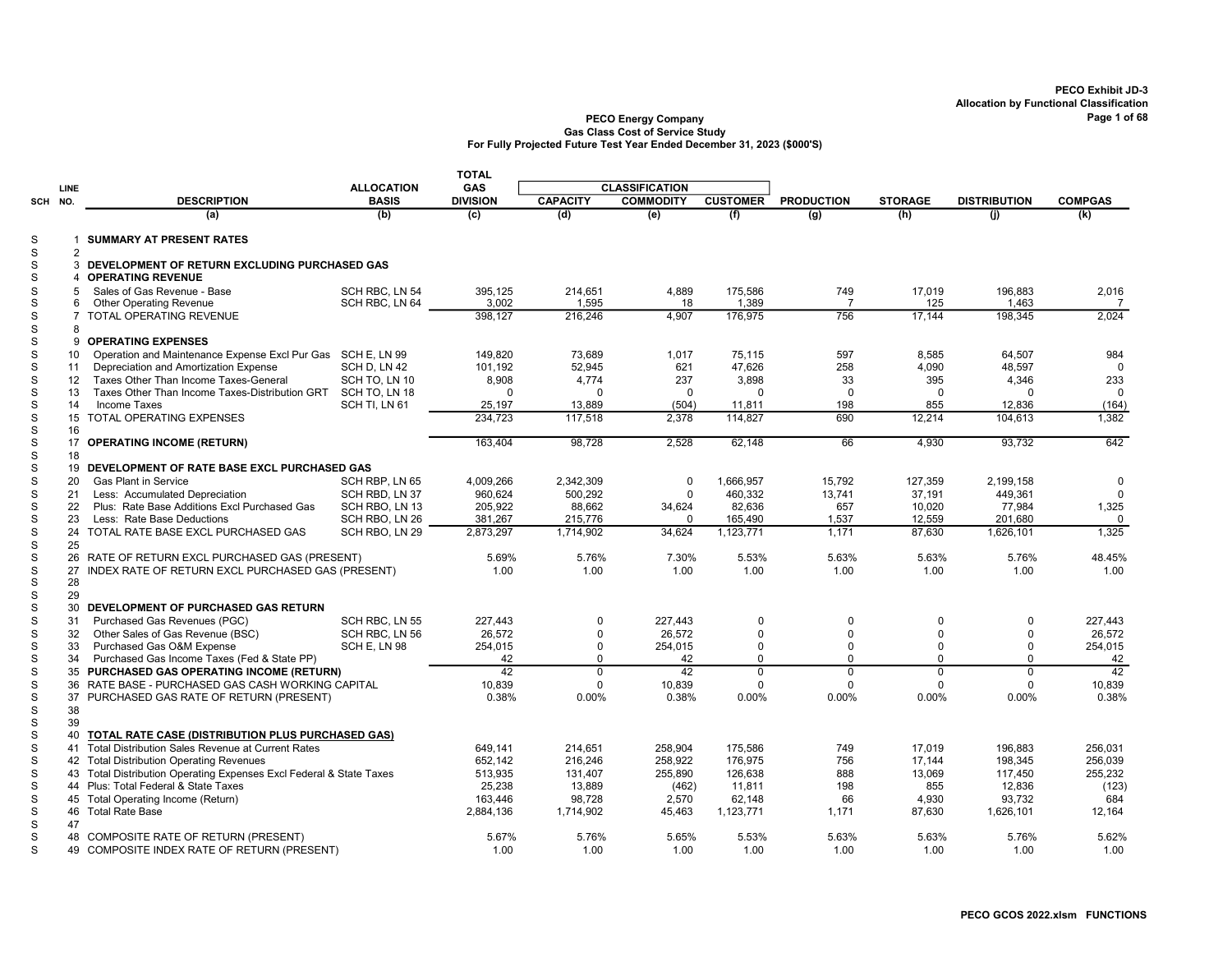PECO Exhibit JD-3
Allocation by Functional Classification

**PECO Energy Company**
**Gas Class Cost of Service Study**
**For Fully Projected Future Test Year Ended December 31, 2023 ($000'S)**

| SCH | LINE NO. | DESCRIPTION | ALLOCATION BASIS | TOTAL GAS DIVISION | CLASSIFICATION | | | PRODUCTION | STORAGE | DISTRIBUTION | COMPGAS |
|---|---|---|---|---|---|---|---|---|---|---|---|
| | | | | | CAPACITY | COMMODITY | CUSTOMER | | | | |
| | | (a) | (b) | (c) | (d) | (e) | (f) | (g) | (h) | (j) | (k) |
| S | 1 | **SUMMARY AT PRESENT RATES** | | | | | | | | | |
| S | 2 | | | | | | | | | | |
| S | 3 | **DEVELOPMENT OF RETURN EXCLUDING PURCHASED GAS** | | | | | | | | | |
| S | 4 | **OPERATING REVENUE** | | | | | | | | | |
| S | 5 | Sales of Gas Revenue - Base | SCH RBC, LN 54 | 395,125 | 214,651 | 4,889 | 175,586 | 749 | 17,019 | 196,883 | 2,016 |
| S | 6 | Other Operating Revenue | SCH RBC, LN 64 | 3,002 | 1,595 | 18 | 1,389 | 7 | 125 | 1,463 | 7 |
| S | 7 | TOTAL OPERATING REVENUE | | 398,127 | 216,246 | 4,907 | 176,975 | 756 | 17,144 | 198,345 | 2,024 |
| S | 8 | | | | | | | | | | |
| S | 9 | **OPERATING EXPENSES** | | | | | | | | | |
| S | 10 | Operation and Maintenance Expense Excl Pur Gas | SCH E, LN 99 | 149,820 | 73,689 | 1,017 | 75,115 | 597 | 8,585 | 64,507 | 984 |
| S | 11 | Depreciation and Amortization Expense | SCH D, LN 42 | 101,192 | 52,945 | 621 | 47,626 | 258 | 4,090 | 48,597 | 0 |
| S | 12 | Taxes Other Than Income Taxes-General | SCH TO, LN 10 | 8,908 | 4,774 | 237 | 3,898 | 33 | 395 | 4,346 | 233 |
| S | 13 | Taxes Other Than Income Taxes-Distribution GRT | SCH TO, LN 18 | 0 | 0 | 0 | 0 | 0 | 0 | 0 | 0 |
| S | 14 | Income Taxes | SCH TI, LN 61 | 25,197 | 13,889 | (504) | 11,811 | 198 | 855 | 12,836 | (164) |
| S | 15 | TOTAL OPERATING EXPENSES | | 234,723 | 117,518 | 2,378 | 114,827 | 690 | 12,214 | 104,613 | 1,382 |
| S | 16 | | | | | | | | | | |
| S | 17 | **OPERATING INCOME (RETURN)** | | 163,404 | 98,728 | 2,528 | 62,148 | 66 | 4,930 | 93,732 | 642 |
| S | 18 | | | | | | | | | | |
| S | 19 | **DEVELOPMENT OF RATE BASE EXCL PURCHASED GAS** | | | | | | | | | |
| S | 20 | Gas Plant in Service | SCH RBP, LN 65 | 4,009,266 | 2,342,309 | 0 | 1,666,957 | 15,792 | 127,359 | 2,199,158 | 0 |
| S | 21 | Less: Accumulated Depreciation | SCH RBD, LN 37 | 960,624 | 500,292 | 0 | 460,332 | 13,741 | 37,191 | 449,361 | 0 |
| S | 22 | Plus: Rate Base Additions Excl Purchased Gas | SCH RBO, LN 13 | 205,922 | 88,662 | 34,624 | 82,636 | 657 | 10,020 | 77,984 | 1,325 |
| S | 23 | Less: Rate Base Deductions | SCH RBO, LN 26 | 381,267 | 215,776 | 0 | 165,490 | 1,537 | 12,559 | 201,680 | 0 |
| S | 24 | TOTAL RATE BASE EXCL PURCHASED GAS | SCH RBO, LN 29 | 2,873,297 | 1,714,902 | 34,624 | 1,123,771 | 1,171 | 87,630 | 1,626,101 | 1,325 |
| S | 25 | | | | | | | | | | |
| S | 26 | RATE OF RETURN EXCL PURCHASED GAS (PRESENT) | | 5.69% | 5.76% | 7.30% | 5.53% | 5.63% | 5.63% | 5.76% | 48.45% |
| S | 27 | INDEX RATE OF RETURN EXCL PURCHASED GAS (PRESENT) | | 1.00 | 1.00 | 1.00 | 1.00 | 1.00 | 1.00 | 1.00 | 1.00 |
| S | 28 | | | | | | | | | | |
| S | 29 | | | | | | | | | | |
| S | 30 | **DEVELOPMENT OF PURCHASED GAS RETURN** | | | | | | | | | |
| S | 31 | Purchased Gas Revenues (PGC) | SCH RBC, LN 55 | 227,443 | 0 | 227,443 | 0 | 0 | 0 | 0 | 227,443 |
| S | 32 | Other Sales of Gas Revenue (BSC) | SCH RBC, LN 56 | 26,572 | 0 | 26,572 | 0 | 0 | 0 | 0 | 26,572 |
| S | 33 | Purchased Gas O&M Expense | SCH E, LN 98 | 254,015 | 0 | 254,015 | 0 | 0 | 0 | 0 | 254,015 |
| S | 34 | Purchased Gas Income Taxes (Fed & State PP) | | 42 | 0 | 42 | 0 | 0 | 0 | 0 | 42 |
| S | 35 | **PURCHASED GAS OPERATING INCOME (RETURN)** | | 42 | 0 | 42 | 0 | 0 | 0 | 0 | 42 |
| S | 36 | RATE BASE - PURCHASED GAS CASH WORKING CAPITAL | | 10,839 | 0 | 10,839 | 0 | 0 | 0 | 0 | 10,839 |
| S | 37 | PURCHASED GAS RATE OF RETURN (PRESENT) | | 0.38% | 0.00% | 0.38% | 0.00% | 0.00% | 0.00% | 0.00% | 0.38% |
| S | 38 | | | | | | | | | | |
| S | 39 | | | | | | | | | | |
| S | 40 | **TOTAL RATE CASE (DISTRIBUTION PLUS PURCHASED GAS)** | | | | | | | | | |
| S | 41 | Total Distribution Sales Revenue at Current Rates | | 649,141 | 214,651 | 258,904 | 175,586 | 749 | 17,019 | 196,883 | 256,031 |
| S | 42 | Total Distribution Operating Revenues | | 652,142 | 216,246 | 258,922 | 176,975 | 756 | 17,144 | 198,345 | 256,039 |
| S | 43 | Total Distribution Operating Expenses Excl Federal & State Taxes | | 513,935 | 131,407 | 255,890 | 126,638 | 888 | 13,069 | 117,450 | 255,232 |
| S | 44 | Plus: Total Federal & State Taxes | | 25,238 | 13,889 | (462) | 11,811 | 198 | 855 | 12,836 | (123) |
| S | 45 | Total Operating Income (Return) | | 163,446 | 98,728 | 2,570 | 62,148 | 66 | 4,930 | 93,732 | 684 |
| S | 46 | Total Rate Base | | 2,884,136 | 1,714,902 | 45,463 | 1,123,771 | 1,171 | 87,630 | 1,626,101 | 12,164 |
| S | 47 | | | | | | | | | | |
| S | 48 | COMPOSITE RATE OF RETURN (PRESENT) | | 5.67% | 5.76% | 5.65% | 5.53% | 5.63% | 5.63% | 5.76% | 5.62% |
| S | 49 | COMPOSITE INDEX RATE OF RETURN (PRESENT) | | 1.00 | 1.00 | 1.00 | 1.00 | 1.00 | 1.00 | 1.00 | 1.00 |

PECO GCOS 2022.xlsm FUNCTIONS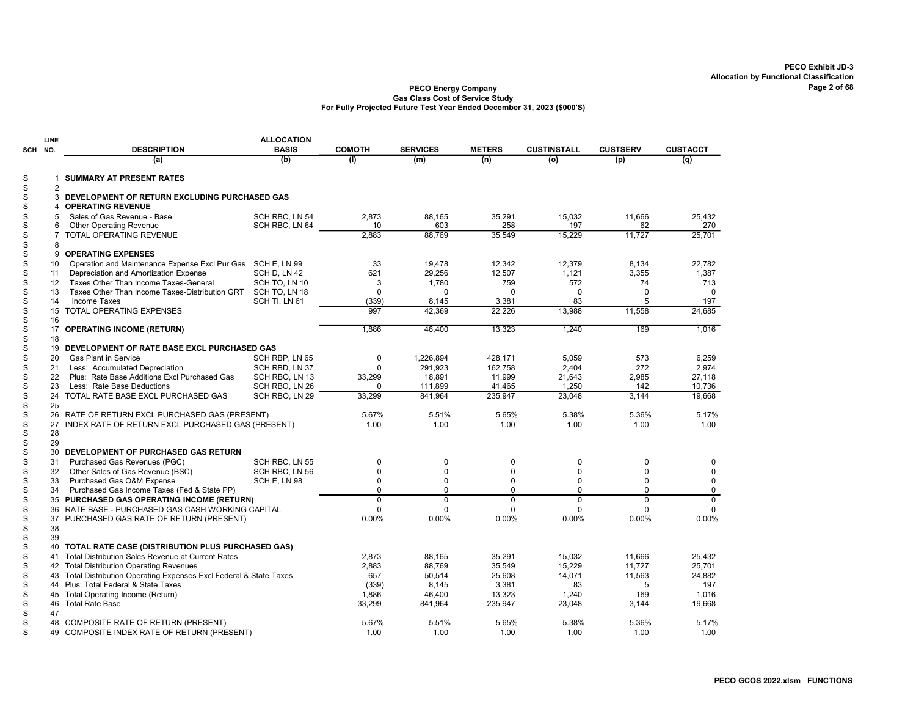PECO Exhibit JD-3
Allocation by Functional Classification

**PECO Energy Company**
**Gas Class Cost of Service Study**
**For Fully Projected Future Test Year Ended December 31, 2023 ($000'S)**

| SCH | LINE NO. | DESCRIPTION | ALLOCATION BASIS | COMOTH | SERVICES | METERS | CUSTINSTALL | CUSTSERV | CUSTACCT |
|---|---|---|---|---|---|---|---|---|---|
| | | (a) | (b) | (l) | (m) | (n) | (o) | (p) | (q) |
| S | 1 | **SUMMARY AT PRESENT RATES** | | | | | | | |
| S | 2 | | | | | | | | |
| S | 3 | **DEVELOPMENT OF RETURN EXCLUDING PURCHASED GAS** | | | | | | | |
| S | 4 | **OPERATING REVENUE** | | | | | | | |
| S | 5 | Sales of Gas Revenue - Base | SCH RBC, LN 54 | 2,873 | 88,165 | 35,291 | 15,032 | 11,666 | 25,432 |
| S | 6 | Other Operating Revenue | SCH RBC, LN 64 | 10 | 603 | 258 | 197 | 62 | 270 |
| S | 7 | TOTAL OPERATING REVENUE | | 2,883 | 88,769 | 35,549 | 15,229 | 11,727 | 25,701 |
| S | 8 | | | | | | | | |
| S | 9 | **OPERATING EXPENSES** | | | | | | | |
| S | 10 | Operation and Maintenance Expense Excl Pur Gas | SCH E, LN 99 | 33 | 19,478 | 12,342 | 12,379 | 8,134 | 22,782 |
| S | 11 | Depreciation and Amortization Expense | SCH D, LN 42 | 621 | 29,256 | 12,507 | 1,121 | 3,355 | 1,387 |
| S | 12 | Taxes Other Than Income Taxes-General | SCH TO, LN 10 | 3 | 1,780 | 759 | 572 | 74 | 713 |
| S | 13 | Taxes Other Than Income Taxes-Distribution GRT | SCH TO, LN 18 | 0 | 0 | 0 | 0 | 0 | 0 |
| S | 14 | Income Taxes | SCH TI, LN 61 | (339) | 8,145 | 3,381 | 83 | 5 | 197 |
| S | 15 | TOTAL OPERATING EXPENSES | | 997 | 42,369 | 22,226 | 13,988 | 11,558 | 24,685 |
| S | 16 | | | | | | | | |
| S | 17 | **OPERATING INCOME (RETURN)** | | 1,886 | 46,400 | 13,323 | 1,240 | 169 | 1,016 |
| S | 18 | | | | | | | | |
| S | 19 | **DEVELOPMENT OF RATE BASE EXCL PURCHASED GAS** | | | | | | | |
| S | 20 | Gas Plant in Service | SCH RBP, LN 65 | 0 | 1,226,894 | 428,171 | 5,059 | 573 | 6,259 |
| S | 21 | Less: Accumulated Depreciation | SCH RBD, LN 37 | 0 | 291,923 | 162,758 | 2,404 | 272 | 2,974 |
| S | 22 | Plus: Rate Base Additions Excl Purchased Gas | SCH RBO, LN 13 | 33,299 | 18,891 | 11,999 | 21,643 | 2,985 | 27,118 |
| S | 23 | Less: Rate Base Deductions | SCH RBO, LN 26 | 0 | 111,899 | 41,465 | 1,250 | 142 | 10,736 |
| S | 24 | TOTAL RATE BASE EXCL PURCHASED GAS | SCH RBO, LN 29 | 33,299 | 841,964 | 235,947 | 23,048 | 3,144 | 19,668 |
| S | 25 | | | | | | | | |
| S | 26 | RATE OF RETURN EXCL PURCHASED GAS (PRESENT) | | 5.67% | 5.51% | 5.65% | 5.38% | 5.36% | 5.17% |
| S | 27 | INDEX RATE OF RETURN EXCL PURCHASED GAS (PRESENT) | | 1.00 | 1.00 | 1.00 | 1.00 | 1.00 | 1.00 |
| S | 28 | | | | | | | | |
| S | 29 | | | | | | | | |
| S | 30 | **DEVELOPMENT OF PURCHASED GAS RETURN** | | | | | | | |
| S | 31 | Purchased Gas Revenues (PGC) | SCH RBC, LN 55 | 0 | 0 | 0 | 0 | 0 | 0 |
| S | 32 | Other Sales of Gas Revenue (BSC) | SCH RBC, LN 56 | 0 | 0 | 0 | 0 | 0 | 0 |
| S | 33 | Purchased Gas O&M Expense | SCH E, LN 98 | 0 | 0 | 0 | 0 | 0 | 0 |
| S | 34 | Purchased Gas Income Taxes (Fed & State PP) | | 0 | 0 | 0 | 0 | 0 | 0 |
| S | 35 | **PURCHASED GAS OPERATING INCOME (RETURN)** | | 0 | 0 | 0 | 0 | 0 | 0 |
| S | 36 | RATE BASE - PURCHASED GAS CASH WORKING CAPITAL | | 0 | 0 | 0 | 0 | 0 | 0 |
| S | 37 | PURCHASED GAS RATE OF RETURN (PRESENT) | | 0.00% | 0.00% | 0.00% | 0.00% | 0.00% | 0.00% |
| S | 38 | | | | | | | | |
| S | 39 | | | | | | | | |
| S | 40 | **TOTAL RATE CASE (DISTRIBUTION PLUS PURCHASED GAS)** | | | | | | | |
| S | 41 | Total Distribution Sales Revenue at Current Rates | | 2,873 | 88,165 | 35,291 | 15,032 | 11,666 | 25,432 |
| S | 42 | Total Distribution Operating Revenues | | 2,883 | 88,769 | 35,549 | 15,229 | 11,727 | 25,701 |
| S | 43 | Total Distribution Operating Expenses Excl Federal & State Taxes | | 657 | 50,514 | 25,608 | 14,071 | 11,563 | 24,882 |
| S | 44 | Plus: Total Federal & State Taxes | | (339) | 8,145 | 3,381 | 83 | 5 | 197 |
| S | 45 | Total Operating Income (Return) | | 1,886 | 46,400 | 13,323 | 1,240 | 169 | 1,016 |
| S | 46 | Total Rate Base | | 33,299 | 841,964 | 235,947 | 23,048 | 3,144 | 19,668 |
| S | 47 | | | | | | | | |
| S | 48 | COMPOSITE RATE OF RETURN (PRESENT) | | 5.67% | 5.51% | 5.65% | 5.38% | 5.36% | 5.17% |
| S | 49 | COMPOSITE INDEX RATE OF RETURN (PRESENT) | | 1.00 | 1.00 | 1.00 | 1.00 | 1.00 | 1.00 |

PECO GCOS 2022.xlsm FUNCTIONS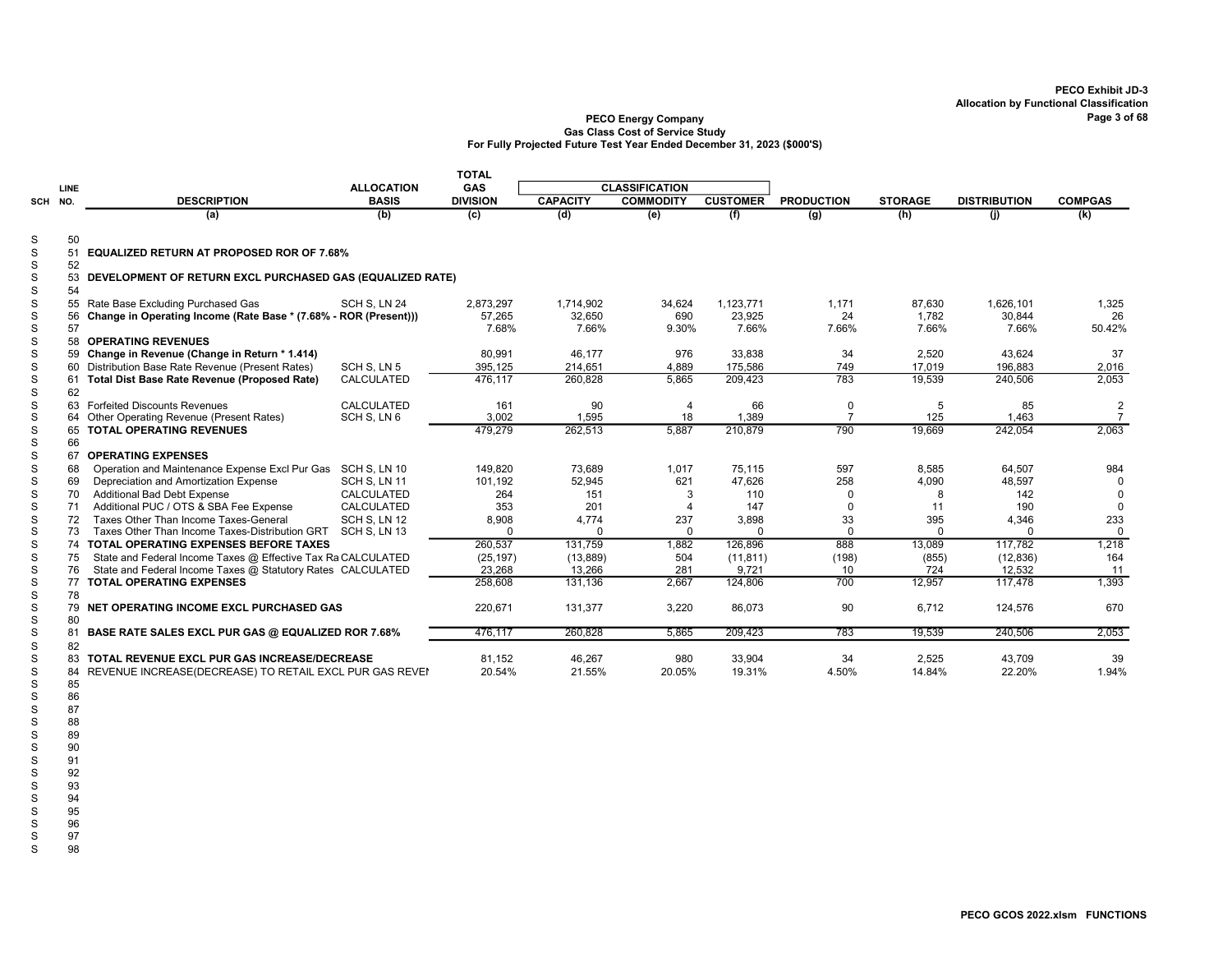PECO Exhibit JD-3
Allocation by Functional Classification

**PECO Energy Company**
**Gas Class Cost of Service Study**
**For Fully Projected Future Test Year Ended December 31, 2023 ($000'S)**

| SCH | LINE NO. | DESCRIPTION | ALLOCATION BASIS | TOTAL GAS DIVISION | CLASSIFICATION CAPACITY | CLASSIFICATION COMMODITY | CLASSIFICATION CUSTOMER | PRODUCTION | STORAGE | DISTRIBUTION | COMPGAS |
|---|---|---|---|---|---|---|---|---|---|---|---|
| | | (a) | (b) | (c) | (d) | (e) | (f) | (g) | (h) | (j) | (k) |
| S | 50 | | | | | | | | | | |
| S | 51 | **EQUALIZED RETURN AT PROPOSED ROR OF 7.68%** | | | | | | | | | |
| S | 52 | | | | | | | | | | |
| S | 53 | **DEVELOPMENT OF RETURN EXCL PURCHASED GAS (EQUALIZED RATE)** | | | | | | | | | |
| S | 54 | | | | | | | | | | |
| S | 55 | Rate Base Excluding Purchased Gas | SCH S, LN 24 | 2,873,297 | 1,714,902 | 34,624 | 1,123,771 | 1,171 | 87,630 | 1,626,101 | 1,325 |
| S | 56 | **Change in Operating Income (Rate Base * (7.68% - ROR (Present)))** | | 57,265 | 32,650 | 690 | 23,925 | 24 | 1,782 | 30,844 | 26 |
| S | 57 | | | 7.68% | 7.66% | 9.30% | 7.66% | 7.66% | 7.66% | 7.66% | 50.42% |
| S | 58 | **OPERATING REVENUES** | | | | | | | | | |
| S | 59 | **Change in Revenue (Change in Return * 1.414)** | | 80,991 | 46,177 | 976 | 33,838 | 34 | 2,520 | 43,624 | 37 |
| S | 60 | Distribution Base Rate Revenue (Present Rates) | SCH S, LN 5 | 395,125 | 214,651 | 4,889 | 175,586 | 749 | 17,019 | 196,883 | 2,016 |
| S | 61 | **Total Dist Base Rate Revenue (Proposed Rate)** | CALCULATED | 476,117 | 260,828 | 5,865 | 209,423 | 783 | 19,539 | 240,506 | 2,053 |
| S | 62 | | | | | | | | | | |
| S | 63 | Forfeited Discounts Revenues | CALCULATED | 161 | 90 | 4 | 66 | 0 | 5 | 85 | 2 |
| S | 64 | Other Operating Revenue (Present Rates) | SCH S, LN 6 | 3,002 | 1,595 | 18 | 1,389 | 7 | 125 | 1,463 | 7 |
| S | 65 | **TOTAL OPERATING REVENUES** | | 479,279 | 262,513 | 5,887 | 210,879 | 790 | 19,669 | 242,054 | 2,063 |
| S | 66 | | | | | | | | | | |
| S | 67 | **OPERATING EXPENSES** | | | | | | | | | |
| S | 68 | Operation and Maintenance Expense Excl Pur Gas | SCH S, LN 10 | 149,820 | 73,689 | 1,017 | 75,115 | 597 | 8,585 | 64,507 | 984 |
| S | 69 | Depreciation and Amortization Expense | SCH S, LN 11 | 101,192 | 52,945 | 621 | 47,626 | 258 | 4,090 | 48,597 | 0 |
| S | 70 | Additional Bad Debt Expense | CALCULATED | 264 | 151 | 3 | 110 | 0 | 8 | 142 | 0 |
| S | 71 | Additional PUC / OTS & SBA Fee Expense | CALCULATED | 353 | 201 | 4 | 147 | 0 | 11 | 190 | 0 |
| S | 72 | Taxes Other Than Income Taxes-General | SCH S, LN 12 | 8,908 | 4,774 | 237 | 3,898 | 33 | 395 | 4,346 | 233 |
| S | 73 | Taxes Other Than Income Taxes-Distribution GRT | SCH S, LN 13 | 0 | 0 | 0 | 0 | 0 | 0 | 0 | 0 |
| S | 74 | **TOTAL OPERATING EXPENSES BEFORE TAXES** | | 260,537 | 131,759 | 1,882 | 126,896 | 888 | 13,089 | 117,782 | 1,218 |
| S | 75 | State and Federal Income Taxes @ Effective Tax Ra | CALCULATED | (25,197) | (13,889) | 504 | (11,811) | (198) | (855) | (12,836) | 164 |
| S | 76 | State and Federal Income Taxes @ Statutory Rates | CALCULATED | 23,268 | 13,266 | 281 | 9,721 | 10 | 724 | 12,532 | 11 |
| S | 77 | **TOTAL OPERATING EXPENSES** | | 258,608 | 131,136 | 2,667 | 124,806 | 700 | 12,957 | 117,478 | 1,393 |
| S | 78 | | | | | | | | | | |
| S | 79 | **NET OPERATING INCOME EXCL PURCHASED GAS** | | 220,671 | 131,377 | 3,220 | 86,073 | 90 | 6,712 | 124,576 | 670 |
| S | 80 | | | | | | | | | | |
| S | 81 | **BASE RATE SALES EXCL PUR GAS @ EQUALIZED ROR 7.68%** | | 476,117 | 260,828 | 5,865 | 209,423 | 783 | 19,539 | 240,506 | 2,053 |
| S | 82 | | | | | | | | | | |
| S | 83 | **TOTAL REVENUE EXCL PUR GAS INCREASE/DECREASE** | | 81,152 | 46,267 | 980 | 33,904 | 34 | 2,525 | 43,709 | 39 |
| S | 84 | REVENUE INCREASE(DECREASE) TO RETAIL EXCL PUR GAS REVEI | | 20.54% | 21.55% | 20.05% | 19.31% | 4.50% | 14.84% | 22.20% | 1.94% |
| S | 85 | | | | | | | | | | |
| S | 86 | | | | | | | | | | |
| S | 87 | | | | | | | | | | |
| S | 88 | | | | | | | | | | |
| S | 89 | | | | | | | | | | |
| S | 90 | | | | | | | | | | |
| S | 91 | | | | | | | | | | |
| S | 92 | | | | | | | | | | |
| S | 93 | | | | | | | | | | |
| S | 94 | | | | | | | | | | |
| S | 95 | | | | | | | | | | |
| S | 96 | | | | | | | | | | |
| S | 97 | | | | | | | | | | |
| S | 98 | | | | | | | | | | |

PECO GCOS 2022.xlsm FUNCTIONS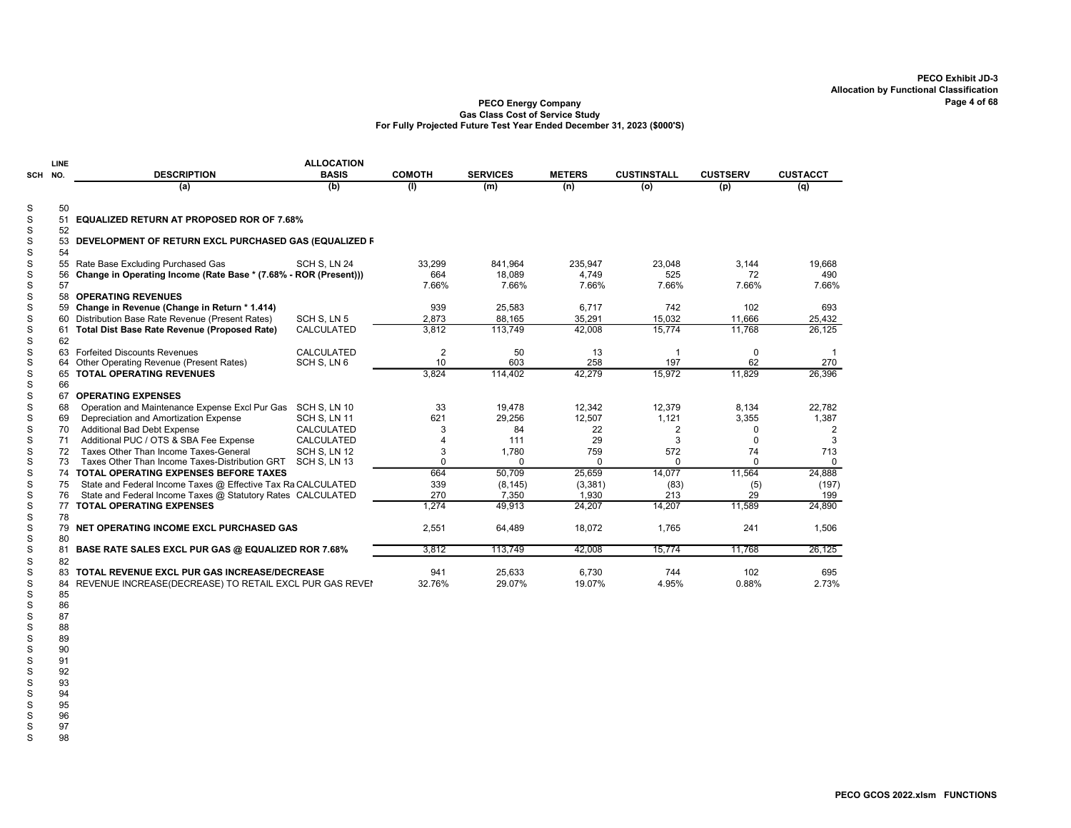PECO Exhibit JD-3
Allocation by Functional Classification

**PECO Energy Company**
**Gas Class Cost of Service Study**
**For Fully Projected Future Test Year Ended December 31, 2023 ($000'S)**

| SCH | LINE NO. | DESCRIPTION | ALLOCATION BASIS | COMOTH | SERVICES | METERS | CUSTINSTALL | CUSTSERV | CUSTACCT |
|---|---|---|---|---|---|---|---|---|---|
| | | (a) | (b) | (l) | (m) | (n) | (o) | (p) | (q) |
| S | 50 | | | | | | | | |
| S | 51 | **EQUALIZED RETURN AT PROPOSED ROR OF 7.68%** | | | | | | | |
| S | 52 | | | | | | | | |
| S | 53 | **DEVELOPMENT OF RETURN EXCL PURCHASED GAS (EQUALIZED F** | | | | | | | |
| S | 54 | | | | | | | | |
| S | 55 | Rate Base Excluding Purchased Gas | SCH S, LN 24 | 33,299 | 841,964 | 235,947 | 23,048 | 3,144 | 19,668 |
| S | 56 | **Change in Operating Income (Rate Base * (7.68% - ROR (Present)))** | | 664 | 18,089 | 4,749 | 525 | 72 | 490 |
| S | 57 | | | 7.66% | 7.66% | 7.66% | 7.66% | 7.66% | 7.66% |
| S | 58 | **OPERATING REVENUES** | | | | | | | |
| S | 59 | **Change in Revenue (Change in Return * 1.414)** | | 939 | 25,583 | 6,717 | 742 | 102 | 693 |
| S | 60 | Distribution Base Rate Revenue (Present Rates) | SCH S, LN 5 | 2,873 | 88,165 | 35,291 | 15,032 | 11,666 | 25,432 |
| S | 61 | **Total Dist Base Rate Revenue (Proposed Rate)** | CALCULATED | 3,812 | 113,749 | 42,008 | 15,774 | 11,768 | 26,125 |
| S | 62 | | | | | | | | |
| S | 63 | Forfeited Discounts Revenues | CALCULATED | 2 | 50 | 13 | 1 | 0 | 1 |
| S | 64 | Other Operating Revenue (Present Rates) | SCH S, LN 6 | 10 | 603 | 258 | 197 | 62 | 270 |
| S | 65 | **TOTAL OPERATING REVENUES** | | 3,824 | 114,402 | 42,279 | 15,972 | 11,829 | 26,396 |
| S | 66 | | | | | | | | |
| S | 67 | **OPERATING EXPENSES** | | | | | | | |
| S | 68 | Operation and Maintenance Expense Excl Pur Gas | SCH S, LN 10 | 33 | 19,478 | 12,342 | 12,379 | 8,134 | 22,782 |
| S | 69 | Depreciation and Amortization Expense | SCH S, LN 11 | 621 | 29,256 | 12,507 | 1,121 | 3,355 | 1,387 |
| S | 70 | Additional Bad Debt Expense | CALCULATED | 3 | 84 | 22 | 2 | 0 | 2 |
| S | 71 | Additional PUC / OTS & SBA Fee Expense | CALCULATED | 4 | 111 | 29 | 3 | 0 | 3 |
| S | 72 | Taxes Other Than Income Taxes-General | SCH S, LN 12 | 3 | 1,780 | 759 | 572 | 74 | 713 |
| S | 73 | Taxes Other Than Income Taxes-Distribution GRT | SCH S, LN 13 | 0 | 0 | 0 | 0 | 0 | 0 |
| S | 74 | **TOTAL OPERATING EXPENSES BEFORE TAXES** | | 664 | 50,709 | 25,659 | 14,077 | 11,564 | 24,888 |
| S | 75 | State and Federal Income Taxes @ Effective Tax Ra | CALCULATED | 339 | (8,145) | (3,381) | (83) | (5) | (197) |
| S | 76 | State and Federal Income Taxes @ Statutory Rates | CALCULATED | 270 | 7,350 | 1,930 | 213 | 29 | 199 |
| S | 77 | **TOTAL OPERATING EXPENSES** | | 1,274 | 49,913 | 24,207 | 14,207 | 11,589 | 24,890 |
| S | 78 | | | | | | | | |
| S | 79 | **NET OPERATING INCOME EXCL PURCHASED GAS** | | 2,551 | 64,489 | 18,072 | 1,765 | 241 | 1,506 |
| S | 80 | | | | | | | | |
| S | 81 | **BASE RATE SALES EXCL PUR GAS @ EQUALIZED ROR 7.68%** | | 3,812 | 113,749 | 42,008 | 15,774 | 11,768 | 26,125 |
| S | 82 | | | | | | | | |
| S | 83 | **TOTAL REVENUE EXCL PUR GAS INCREASE/DECREASE** | | 941 | 25,633 | 6,730 | 744 | 102 | 695 |
| S | 84 | REVENUE INCREASE(DECREASE) TO RETAIL EXCL PUR GAS REVEI | | 32.76% | 29.07% | 19.07% | 4.95% | 0.88% | 2.73% |
| S | 85 | | | | | | | | |
| S | 86 | | | | | | | | |
| S | 87 | | | | | | | | |
| S | 88 | | | | | | | | |
| S | 89 | | | | | | | | |
| S | 90 | | | | | | | | |
| S | 91 | | | | | | | | |
| S | 92 | | | | | | | | |
| S | 93 | | | | | | | | |
| S | 94 | | | | | | | | |
| S | 95 | | | | | | | | |
| S | 96 | | | | | | | | |
| S | 97 | | | | | | | | |
| S | 98 | | | | | | | | |

PECO GCOS 2022.xlsm FUNCTIONS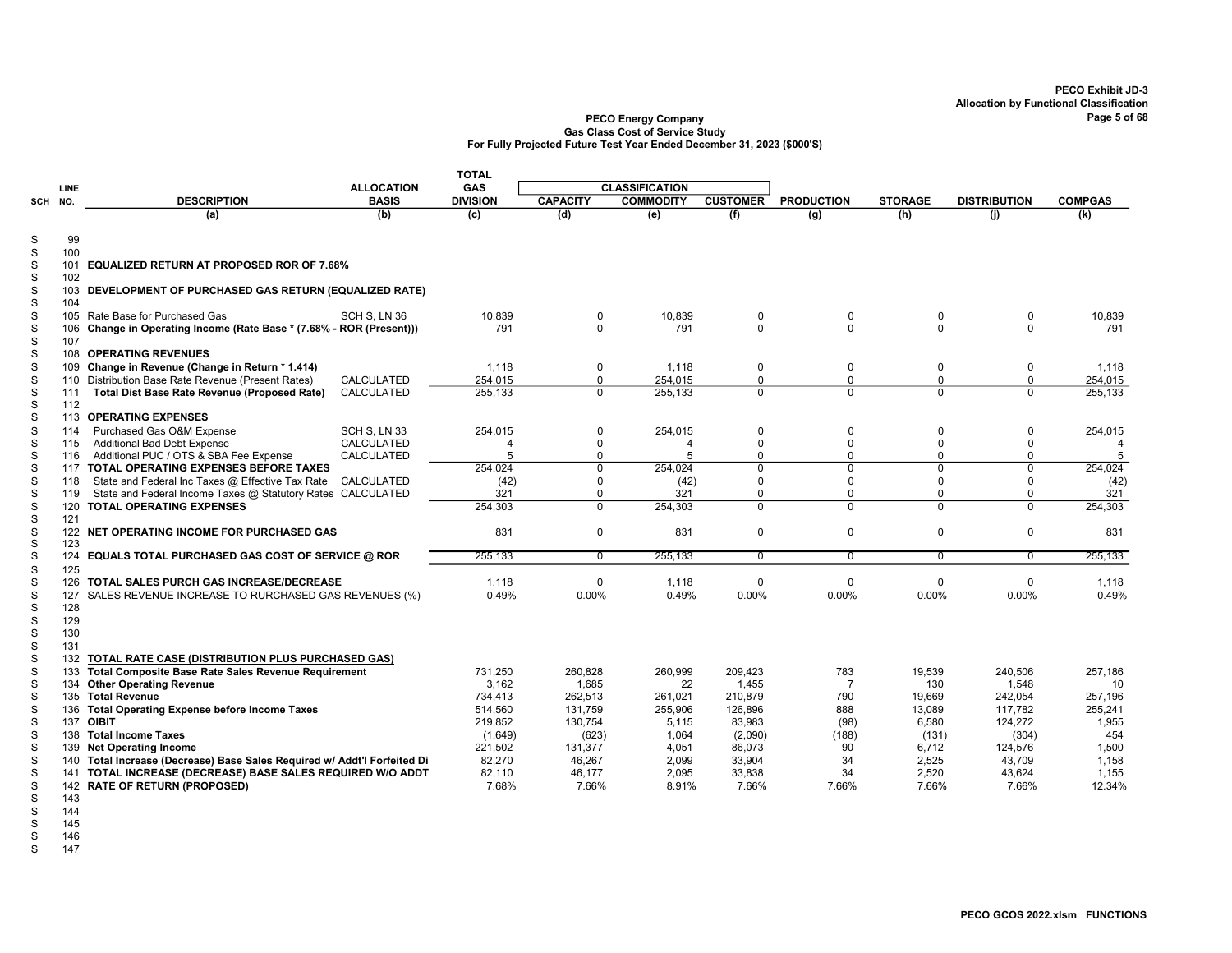PECO Exhibit JD-3
Allocation by Functional Classification

**PECO Energy Company**
**Gas Class Cost of Service Study**
**For Fully Projected Future Test Year Ended December 31, 2023 ($000'S)**

| SCH | LINE NO. | DESCRIPTION | ALLOCATION BASIS | TOTAL GAS DIVISION | CLASSIFICATION | | | PRODUCTION | STORAGE | DISTRIBUTION | COMPGAS |
|---|---|---|---|---|---|---|---|---|---|---|---|
| | | | | | CAPACITY | COMMODITY | CUSTOMER | | | | |
| | | (a) | (b) | (c) | (d) | (e) | (f) | (g) | (h) | (j) | (k) |
| S | 99 | | | | | | | | | | |
| S | 100 | | | | | | | | | | |
| S | 101 | **EQUALIZED RETURN AT PROPOSED ROR OF 7.68%** | | | | | | | | | |
| S | 102 | | | | | | | | | | |
| S | 103 | **DEVELOPMENT OF PURCHASED GAS RETURN (EQUALIZED RATE)** | | | | | | | | | |
| S | 104 | | | | | | | | | | |
| S | 105 | Rate Base for Purchased Gas | SCH S, LN 36 | 10,839 | 0 | 10,839 | 0 | 0 | 0 | 0 | 10,839 |
| S | 106 | **Change in Operating Income (Rate Base * (7.68% - ROR (Present)))** | | 791 | 0 | 791 | 0 | 0 | 0 | 0 | 791 |
| S | 107 | | | | | | | | | | |
| S | 108 | **OPERATING REVENUES** | | | | | | | | | |
| S | 109 | **Change in Revenue (Change in Return * 1.414)** | | 1,118 | 0 | 1,118 | 0 | 0 | 0 | 0 | 1,118 |
| S | 110 | Distribution Base Rate Revenue (Present Rates) | CALCULATED | 254,015 | 0 | 254,015 | 0 | 0 | 0 | 0 | 254,015 |
| S | 111 | **Total Dist Base Rate Revenue (Proposed Rate)** | CALCULATED | 255,133 | 0 | 255,133 | 0 | 0 | 0 | 0 | 255,133 |
| S | 112 | | | | | | | | | | |
| S | 113 | **OPERATING EXPENSES** | | | | | | | | | |
| S | 114 | Purchased Gas O&M Expense | SCH S, LN 33 | 254,015 | 0 | 254,015 | 0 | 0 | 0 | 0 | 254,015 |
| S | 115 | Additional Bad Debt Expense | CALCULATED | 4 | 0 | 4 | 0 | 0 | 0 | 0 | 4 |
| S | 116 | Additional PUC / OTS & SBA Fee Expense | CALCULATED | 5 | 0 | 5 | 0 | 0 | 0 | 0 | 5 |
| S | 117 | **TOTAL OPERATING EXPENSES BEFORE TAXES** | | 254,024 | 0 | 254,024 | 0 | 0 | 0 | 0 | 254,024 |
| S | 118 | State and Federal Inc Taxes @ Effective Tax Rate | CALCULATED | (42) | 0 | (42) | 0 | 0 | 0 | 0 | (42) |
| S | 119 | State and Federal Income Taxes @ Statutory Rates | CALCULATED | 321 | 0 | 321 | 0 | 0 | 0 | 0 | 321 |
| S | 120 | **TOTAL OPERATING EXPENSES** | | 254,303 | 0 | 254,303 | 0 | 0 | 0 | 0 | 254,303 |
| S | 121 | | | | | | | | | | |
| S | 122 | **NET OPERATING INCOME FOR PURCHASED GAS** | | 831 | 0 | 831 | 0 | 0 | 0 | 0 | 831 |
| S | 123 | | | | | | | | | | |
| S | 124 | **EQUALS TOTAL PURCHASED GAS COST OF SERVICE @ ROR** | | 255,133 | 0 | 255,133 | 0 | 0 | 0 | 0 | 255,133 |
| S | 125 | | | | | | | | | | |
| S | 126 | **TOTAL SALES PURCH GAS INCREASE/DECREASE** | | 1,118 | 0 | 1,118 | 0 | 0 | 0 | 0 | 1,118 |
| S | 127 | SALES REVENUE INCREASE TO RURCHASED GAS REVENUES (%) | | 0.49% | 0.00% | 0.49% | 0.00% | 0.00% | 0.00% | 0.00% | 0.49% |
| S | 128 | | | | | | | | | | |
| S | 129 | | | | | | | | | | |
| S | 130 | | | | | | | | | | |
| S | 131 | | | | | | | | | | |
| S | 132 | **TOTAL RATE CASE (DISTRIBUTION PLUS PURCHASED GAS)** | | | | | | | | | |
| S | 133 | **Total Composite Base Rate Sales Revenue Requirement** | | 731,250 | 260,828 | 260,999 | 209,423 | 783 | 19,539 | 240,506 | 257,186 |
| S | 134 | **Other Operating Revenue** | | 3,162 | 1,685 | 22 | 1,455 | 7 | 130 | 1,548 | 10 |
| S | 135 | **Total Revenue** | | 734,413 | 262,513 | 261,021 | 210,879 | 790 | 19,669 | 242,054 | 257,196 |
| S | 136 | **Total Operating Expense before Income Taxes** | | 514,560 | 131,759 | 255,906 | 126,896 | 888 | 13,089 | 117,782 | 255,241 |
| S | 137 | **OIBIT** | | 219,852 | 130,754 | 5,115 | 83,983 | (98) | 6,580 | 124,272 | 1,955 |
| S | 138 | **Total Income Taxes** | | (1,649) | (623) | 1,064 | (2,090) | (188) | (131) | (304) | 454 |
| S | 139 | **Net Operating Income** | | 221,502 | 131,377 | 4,051 | 86,073 | 90 | 6,712 | 124,576 | 1,500 |
| S | 140 | **Total Increase (Decrease) Base Sales Required w/ Addt'l Forfeited Di** | | 82,270 | 46,267 | 2,099 | 33,904 | 34 | 2,525 | 43,709 | 1,158 |
| S | 141 | **TOTAL INCREASE (DECREASE) BASE SALES REQUIRED W/O ADDT** | | 82,110 | 46,177 | 2,095 | 33,838 | 34 | 2,520 | 43,624 | 1,155 |
| S | 142 | **RATE OF RETURN (PROPOSED)** | | 7.68% | 7.66% | 8.91% | 7.66% | 7.66% | 7.66% | 7.66% | 12.34% |
| S | 143 | | | | | | | | | | |
| S | 144 | | | | | | | | | | |
| S | 145 | | | | | | | | | | |
| S | 146 | | | | | | | | | | |
| S | 147 | | | | | | | | | | |

PECO GCOS 2022.xlsm FUNCTIONS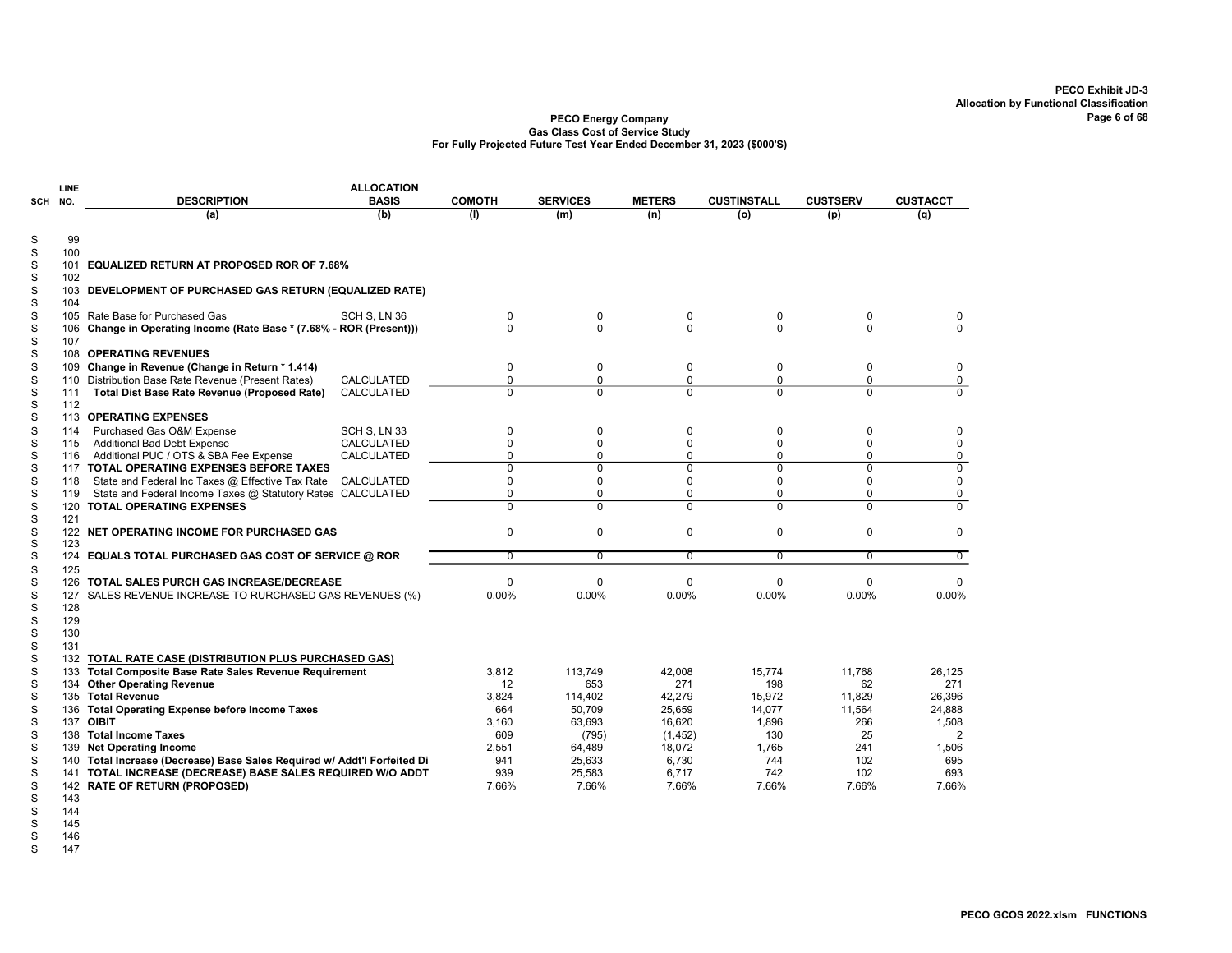PECO Exhibit JD-3
Allocation by Functional Classification

**PECO Energy Company**
**Gas Class Cost of Service Study**
**For Fully Projected Future Test Year Ended December 31, 2023 ($000'S)**

| SCH | LINE NO. | DESCRIPTION | ALLOCATION BASIS | COMOTH | SERVICES | METERS | CUSTINSTALL | CUSTSERV | CUSTACCT |
|---|---|---|---|---|---|---|---|---|---|
| | | (a) | (b) | (l) | (m) | (n) | (o) | (p) | (q) |
| S | 99 | | | | | | | | |
| S | 100 | | | | | | | | |
| S | 101 | **EQUALIZED RETURN AT PROPOSED ROR OF 7.68%** | | | | | | | |
| S | 102 | | | | | | | | |
| S | 103 | **DEVELOPMENT OF PURCHASED GAS RETURN (EQUALIZED RATE)** | | | | | | | |
| S | 104 | | | | | | | | |
| S | 105 | Rate Base for Purchased Gas | SCH S, LN 36 | 0 | 0 | 0 | 0 | 0 | 0 |
| S | 106 | **Change in Operating Income (Rate Base * (7.68% - ROR (Present)))** | | 0 | 0 | 0 | 0 | 0 | 0 |
| S | 107 | | | | | | | | |
| S | 108 | **OPERATING REVENUES** | | | | | | | |
| S | 109 | **Change in Revenue (Change in Return * 1.414)** | | 0 | 0 | 0 | 0 | 0 | 0 |
| S | 110 | Distribution Base Rate Revenue (Present Rates) | CALCULATED | 0 | 0 | 0 | 0 | 0 | 0 |
| S | 111 | **Total Dist Base Rate Revenue (Proposed Rate)** | CALCULATED | 0 | 0 | 0 | 0 | 0 | 0 |
| S | 112 | | | | | | | | |
| S | 113 | **OPERATING EXPENSES** | | | | | | | |
| S | 114 | Purchased Gas O&M Expense | SCH S, LN 33 | 0 | 0 | 0 | 0 | 0 | 0 |
| S | 115 | Additional Bad Debt Expense | CALCULATED | 0 | 0 | 0 | 0 | 0 | 0 |
| S | 116 | Additional PUC / OTS & SBA Fee Expense | CALCULATED | 0 | 0 | 0 | 0 | 0 | 0 |
| S | 117 | **TOTAL OPERATING EXPENSES BEFORE TAXES** | | 0 | 0 | 0 | 0 | 0 | 0 |
| S | 118 | State and Federal Inc Taxes @ Effective Tax Rate | CALCULATED | 0 | 0 | 0 | 0 | 0 | 0 |
| S | 119 | State and Federal Income Taxes @ Statutory Rates | CALCULATED | 0 | 0 | 0 | 0 | 0 | 0 |
| S | 120 | **TOTAL OPERATING EXPENSES** | | 0 | 0 | 0 | 0 | 0 | 0 |
| S | 121 | | | | | | | | |
| S | 122 | **NET OPERATING INCOME FOR PURCHASED GAS** | | 0 | 0 | 0 | 0 | 0 | 0 |
| S | 123 | | | | | | | | |
| S | 124 | **EQUALS TOTAL PURCHASED GAS COST OF SERVICE @ ROR** | | 0 | 0 | 0 | 0 | 0 | 0 |
| S | 125 | | | | | | | | |
| S | 126 | **TOTAL SALES PURCH GAS INCREASE/DECREASE** | | 0 | 0 | 0 | 0 | 0 | 0 |
| S | 127 | SALES REVENUE INCREASE TO RURCHASED GAS REVENUES (%) | | 0.00% | 0.00% | 0.00% | 0.00% | 0.00% | 0.00% |
| S | 128 | | | | | | | | |
| S | 129 | | | | | | | | |
| S | 130 | | | | | | | | |
| S | 131 | | | | | | | | |
| S | 132 | **TOTAL RATE CASE (DISTRIBUTION PLUS PURCHASED GAS)** | | | | | | | |
| S | 133 | **Total Composite Base Rate Sales Revenue Requirement** | | 3,812 | 113,749 | 42,008 | 15,774 | 11,768 | 26,125 |
| S | 134 | **Other Operating Revenue** | | 12 | 653 | 271 | 198 | 62 | 271 |
| S | 135 | **Total Revenue** | | 3,824 | 114,402 | 42,279 | 15,972 | 11,829 | 26,396 |
| S | 136 | **Total Operating Expense before Income Taxes** | | 664 | 50,709 | 25,659 | 14,077 | 11,564 | 24,888 |
| S | 137 | **OIBIT** | | 3,160 | 63,693 | 16,620 | 1,896 | 266 | 1,508 |
| S | 138 | **Total Income Taxes** | | 609 | (795) | (1,452) | 130 | 25 | 2 |
| S | 139 | **Net Operating Income** | | 2,551 | 64,489 | 18,072 | 1,765 | 241 | 1,506 |
| S | 140 | **Total Increase (Decrease) Base Sales Required w/ Addt'l Forfeited Di** | | 941 | 25,633 | 6,730 | 744 | 102 | 695 |
| S | 141 | **TOTAL INCREASE (DECREASE) BASE SALES REQUIRED W/O ADDT** | | 939 | 25,583 | 6,717 | 742 | 102 | 693 |
| S | 142 | **RATE OF RETURN (PROPOSED)** | | 7.66% | 7.66% | 7.66% | 7.66% | 7.66% | 7.66% |
| S | 143 | | | | | | | | |
| S | 144 | | | | | | | | |
| S | 145 | | | | | | | | |
| S | 146 | | | | | | | | |
| S | 147 | | | | | | | | |

PECO GCOS 2022.xlsm FUNCTIONS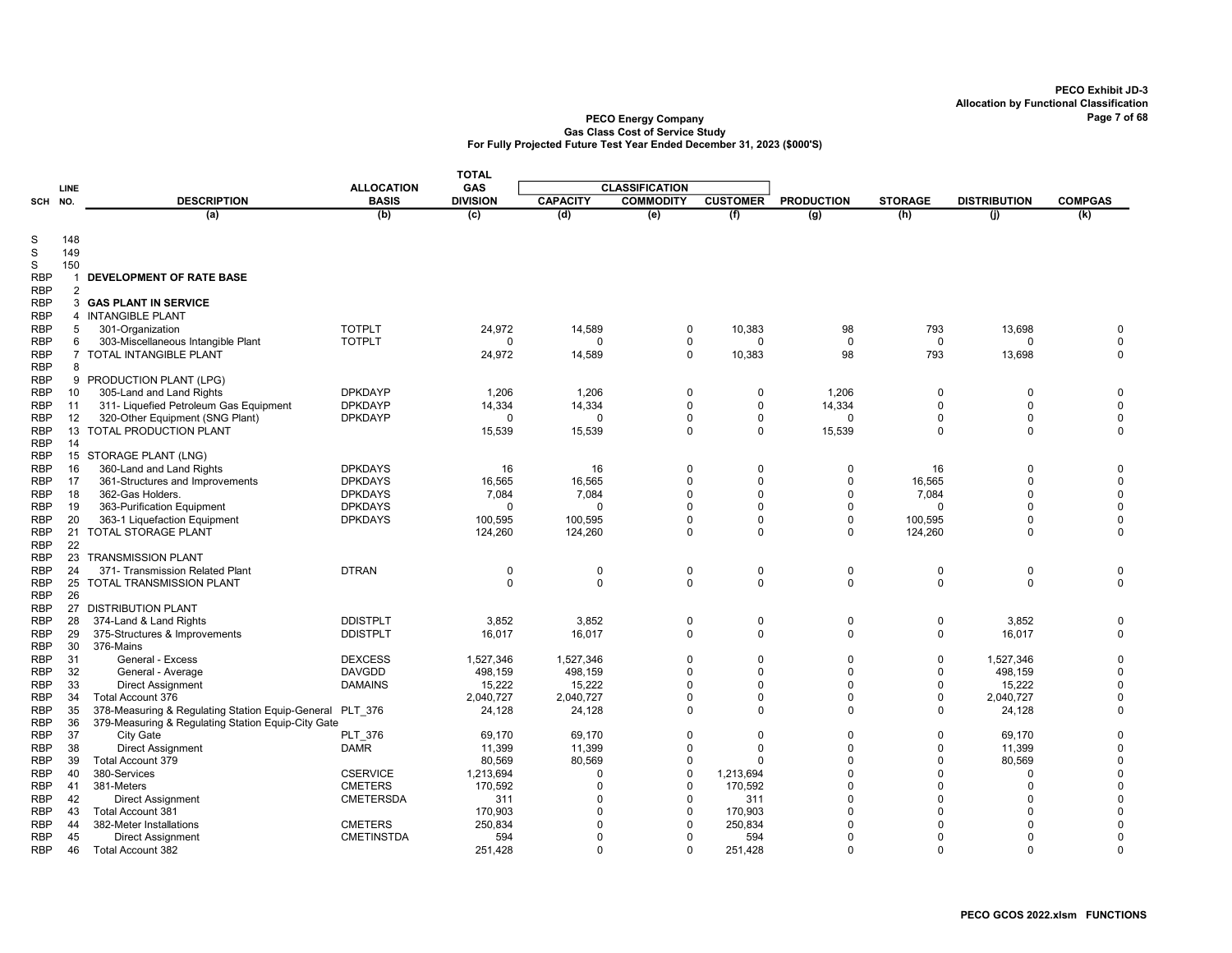PECO Exhibit JD-3
Allocation by Functional Classification

**PECO Energy Company**
**Gas Class Cost of Service Study**
**For Fully Projected Future Test Year Ended December 31, 2023 ($000'S)**

| SCH | LINE NO. | DESCRIPTION | ALLOCATION BASIS | TOTAL GAS DIVISION | CLASSIFICATION CAPACITY | COMMODITY | CUSTOMER | PRODUCTION | STORAGE | DISTRIBUTION | COMPGAS |
|---|---|---|---|---|---|---|---|---|---|---|---|
| | | (a) | (b) | (c) | (d) | (e) | (f) | (g) | (h) | (j) | (k) |
| S | 148 | | | | | | | | | | |
| S | 149 | | | | | | | | | | |
| S | 150 | | | | | | | | | | |
| RBP | 1 | **DEVELOPMENT OF RATE BASE** | | | | | | | | | |
| RBP | 2 | | | | | | | | | | |
| RBP | 3 | **GAS PLANT IN SERVICE** | | | | | | | | | |
| RBP | 4 | INTANGIBLE PLANT | | | | | | | | | |
| RBP | 5 | 301-Organization | TOTPLT | 24,972 | 14,589 | 0 | 10,383 | 98 | 793 | 13,698 | 0 |
| RBP | 6 | 303-Miscellaneous Intangible Plant | TOTPLT | 0 | 0 | 0 | 0 | 0 | 0 | 0 | 0 |
| RBP | 7 | TOTAL INTANGIBLE PLANT | | 24,972 | 14,589 | 0 | 10,383 | 98 | 793 | 13,698 | 0 |
| RBP | 8 | | | | | | | | | | |
| RBP | 9 | PRODUCTION PLANT (LPG) | | | | | | | | | |
| RBP | 10 | 305-Land and Land Rights | DPKDAYP | 1,206 | 1,206 | 0 | 0 | 1,206 | 0 | 0 | 0 |
| RBP | 11 | 311- Liquefied Petroleum Gas Equipment | DPKDAYP | 14,334 | 14,334 | 0 | 0 | 14,334 | 0 | 0 | 0 |
| RBP | 12 | 320-Other Equipment (SNG Plant) | DPKDAYP | 0 | 0 | 0 | 0 | 0 | 0 | 0 | 0 |
| RBP | 13 | TOTAL PRODUCTION PLANT | | 15,539 | 15,539 | 0 | 0 | 15,539 | 0 | 0 | 0 |
| RBP | 14 | | | | | | | | | | |
| RBP | 15 | STORAGE PLANT (LNG) | | | | | | | | | |
| RBP | 16 | 360-Land and Land Rights | DPKDAYS | 16 | 16 | 0 | 0 | 0 | 16 | 0 | 0 |
| RBP | 17 | 361-Structures and Improvements | DPKDAYS | 16,565 | 16,565 | 0 | 0 | 0 | 16,565 | 0 | 0 |
| RBP | 18 | 362-Gas Holders. | DPKDAYS | 7,084 | 7,084 | 0 | 0 | 0 | 7,084 | 0 | 0 |
| RBP | 19 | 363-Purification Equipment | DPKDAYS | 0 | 0 | 0 | 0 | 0 | 0 | 0 | 0 |
| RBP | 20 | 363-1 Liquefaction Equipment | DPKDAYS | 100,595 | 100,595 | 0 | 0 | 0 | 100,595 | 0 | 0 |
| RBP | 21 | TOTAL STORAGE PLANT | | 124,260 | 124,260 | 0 | 0 | 0 | 124,260 | 0 | 0 |
| RBP | 22 | | | | | | | | | | |
| RBP | 23 | TRANSMISSION PLANT | | | | | | | | | |
| RBP | 24 | 371- Transmission Related Plant | DTRAN | 0 | 0 | 0 | 0 | 0 | 0 | 0 | 0 |
| RBP | 25 | TOTAL TRANSMISSION PLANT | | 0 | 0 | 0 | 0 | 0 | 0 | 0 | 0 |
| RBP | 26 | | | | | | | | | | |
| RBP | 27 | DISTRIBUTION PLANT | | | | | | | | | |
| RBP | 28 | 374-Land & Land Rights | DDISTPLT | 3,852 | 3,852 | 0 | 0 | 0 | 0 | 3,852 | 0 |
| RBP | 29 | 375-Structures & Improvements | DDISTPLT | 16,017 | 16,017 | 0 | 0 | 0 | 0 | 16,017 | 0 |
| RBP | 30 | 376-Mains | | | | | | | | | |
| RBP | 31 | General - Excess | DEXCESS | 1,527,346 | 1,527,346 | 0 | 0 | 0 | 0 | 1,527,346 | 0 |
| RBP | 32 | General - Average | DAVGDD | 498,159 | 498,159 | 0 | 0 | 0 | 0 | 498,159 | 0 |
| RBP | 33 | Direct Assignment | DAMAINS | 15,222 | 15,222 | 0 | 0 | 0 | 0 | 15,222 | 0 |
| RBP | 34 | Total Account 376 | | 2,040,727 | 2,040,727 | 0 | 0 | 0 | 0 | 2,040,727 | 0 |
| RBP | 35 | 378-Measuring & Regulating Station Equip-General | PLT_376 | 24,128 | 24,128 | 0 | 0 | 0 | 0 | 24,128 | 0 |
| RBP | 36 | 379-Measuring & Regulating Station Equip-City Gate | | | | | | | | | |
| RBP | 37 | City Gate | PLT_376 | 69,170 | 69,170 | 0 | 0 | 0 | 0 | 69,170 | 0 |
| RBP | 38 | Direct Assignment | DAMR | 11,399 | 11,399 | 0 | 0 | 0 | 0 | 11,399 | 0 |
| RBP | 39 | Total Account 379 | | 80,569 | 80,569 | 0 | 0 | 0 | 0 | 80,569 | 0 |
| RBP | 40 | 380-Services | CSERVICE | 1,213,694 | 0 | 0 | 1,213,694 | 0 | 0 | 0 | 0 |
| RBP | 41 | 381-Meters | CMETERS | 170,592 | 0 | 0 | 170,592 | 0 | 0 | 0 | 0 |
| RBP | 42 | Direct Assignment | CMETERSDA | 311 | 0 | 0 | 311 | 0 | 0 | 0 | 0 |
| RBP | 43 | Total Account 381 | | 170,903 | 0 | 0 | 170,903 | 0 | 0 | 0 | 0 |
| RBP | 44 | 382-Meter Installations | CMETERS | 250,834 | 0 | 0 | 250,834 | 0 | 0 | 0 | 0 |
| RBP | 45 | Direct Assignment | CMETINSTDA | 594 | 0 | 0 | 594 | 0 | 0 | 0 | 0 |
| RBP | 46 | Total Account 382 | | 251,428 | 0 | 0 | 251,428 | 0 | 0 | 0 | 0 |

PECO GCOS 2022.xlsm FUNCTIONS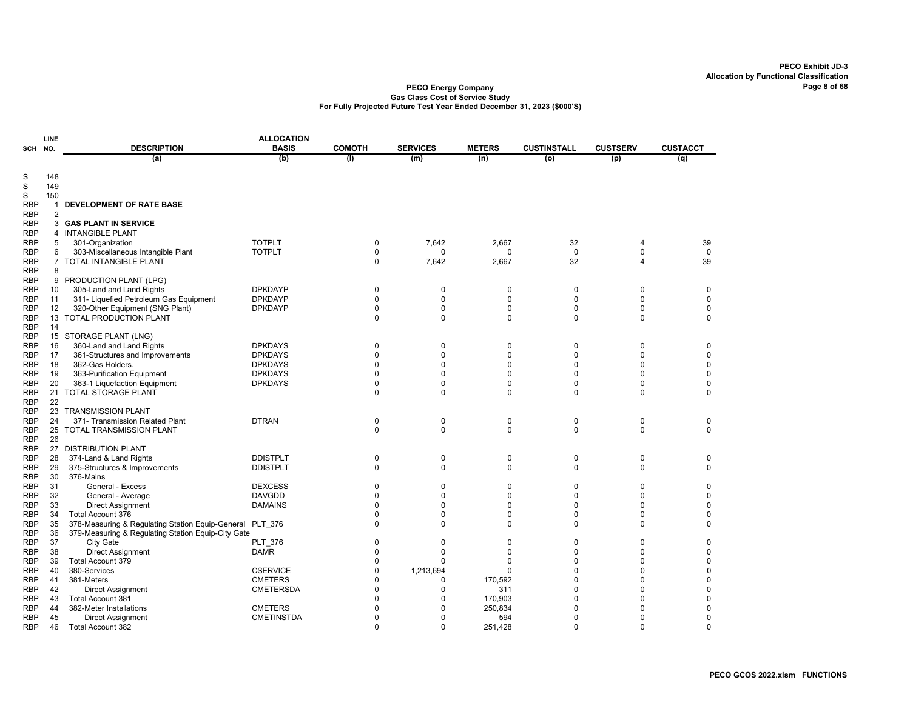**PECO Exhibit JD-3**
**Allocation by Functional Classification**

**PECO Energy Company**
**Gas Class Cost of Service Study**
**For Fully Projected Future Test Year Ended December 31, 2023 ($000'S)**

| SCH | LINE NO. | DESCRIPTION | ALLOCATION BASIS | COMOTH | SERVICES | METERS | CUSTINSTALL | CUSTSERV | CUSTACCT |
|---|---|---|---|---|---|---|---|---|---|
| | | (a) | (b) | (l) | (m) | (n) | (o) | (p) | (q) |
| S | 148 | | | | | | | | |
| S | 149 | | | | | | | | |
| S | 150 | | | | | | | | |
| RBP | 1 | **DEVELOPMENT OF RATE BASE** | | | | | | | |
| RBP | 2 | | | | | | | | |
| RBP | 3 | **GAS PLANT IN SERVICE** | | | | | | | |
| RBP | 4 | INTANGIBLE PLANT | | | | | | | |
| RBP | 5 | 301-Organization | TOTPLT | 0 | 7,642 | 2,667 | 32 | 4 | 39 |
| RBP | 6 | 303-Miscellaneous Intangible Plant | TOTPLT | 0 | 0 | 0 | 0 | 0 | 0 |
| RBP | 7 | TOTAL INTANGIBLE PLANT | | 0 | 7,642 | 2,667 | 32 | 4 | 39 |
| RBP | 8 | | | | | | | | |
| RBP | 9 | PRODUCTION PLANT (LPG) | | | | | | | |
| RBP | 10 | 305-Land and Land Rights | DPKDAYP | 0 | 0 | 0 | 0 | 0 | 0 |
| RBP | 11 | 311- Liquefied Petroleum Gas Equipment | DPKDAYP | 0 | 0 | 0 | 0 | 0 | 0 |
| RBP | 12 | 320-Other Equipment (SNG Plant) | DPKDAYP | 0 | 0 | 0 | 0 | 0 | 0 |
| RBP | 13 | TOTAL PRODUCTION PLANT | | 0 | 0 | 0 | 0 | 0 | 0 |
| RBP | 14 | | | | | | | | |
| RBP | 15 | STORAGE PLANT (LNG) | | | | | | | |
| RBP | 16 | 360-Land and Land Rights | DPKDAYS | 0 | 0 | 0 | 0 | 0 | 0 |
| RBP | 17 | 361-Structures and Improvements | DPKDAYS | 0 | 0 | 0 | 0 | 0 | 0 |
| RBP | 18 | 362-Gas Holders. | DPKDAYS | 0 | 0 | 0 | 0 | 0 | 0 |
| RBP | 19 | 363-Purification Equipment | DPKDAYS | 0 | 0 | 0 | 0 | 0 | 0 |
| RBP | 20 | 363-1 Liquefaction Equipment | DPKDAYS | 0 | 0 | 0 | 0 | 0 | 0 |
| RBP | 21 | TOTAL STORAGE PLANT | | 0 | 0 | 0 | 0 | 0 | 0 |
| RBP | 22 | | | | | | | | |
| RBP | 23 | TRANSMISSION PLANT | | | | | | | |
| RBP | 24 | 371- Transmission Related Plant | DTRAN | 0 | 0 | 0 | 0 | 0 | 0 |
| RBP | 25 | TOTAL TRANSMISSION PLANT | | 0 | 0 | 0 | 0 | 0 | 0 |
| RBP | 26 | | | | | | | | |
| RBP | 27 | DISTRIBUTION PLANT | | | | | | | |
| RBP | 28 | 374-Land & Land Rights | DDISTPLT | 0 | 0 | 0 | 0 | 0 | 0 |
| RBP | 29 | 375-Structures & Improvements | DDISTPLT | 0 | 0 | 0 | 0 | 0 | 0 |
| RBP | 30 | 376-Mains | | | | | | | |
| RBP | 31 | General - Excess | DEXCESS | 0 | 0 | 0 | 0 | 0 | 0 |
| RBP | 32 | General - Average | DAVGDD | 0 | 0 | 0 | 0 | 0 | 0 |
| RBP | 33 | Direct Assignment | DAMAINS | 0 | 0 | 0 | 0 | 0 | 0 |
| RBP | 34 | Total Account 376 | | 0 | 0 | 0 | 0 | 0 | 0 |
| RBP | 35 | 378-Measuring & Regulating Station Equip-General | PLT_376 | 0 | 0 | 0 | 0 | 0 | 0 |
| RBP | 36 | 379-Measuring & Regulating Station Equip-City Gate | | | | | | | |
| RBP | 37 | City Gate | PLT_376 | 0 | 0 | 0 | 0 | 0 | 0 |
| RBP | 38 | Direct Assignment | DAMR | 0 | 0 | 0 | 0 | 0 | 0 |
| RBP | 39 | Total Account 379 | | 0 | 0 | 0 | 0 | 0 | 0 |
| RBP | 40 | 380-Services | CSERVICE | 0 | 1,213,694 | 0 | 0 | 0 | 0 |
| RBP | 41 | 381-Meters | CMETERS | 0 | 0 | 170,592 | 0 | 0 | 0 |
| RBP | 42 | Direct Assignment | CMETERSDA | 0 | 0 | 311 | 0 | 0 | 0 |
| RBP | 43 | Total Account 381 | | 0 | 0 | 170,903 | 0 | 0 | 0 |
| RBP | 44 | 382-Meter Installations | CMETERS | 0 | 0 | 250,834 | 0 | 0 | 0 |
| RBP | 45 | Direct Assignment | CMETINSTDA | 0 | 0 | 594 | 0 | 0 | 0 |
| RBP | 46 | Total Account 382 | | 0 | 0 | 251,428 | 0 | 0 | 0 |

PECO GCOS 2022.xlsm FUNCTIONS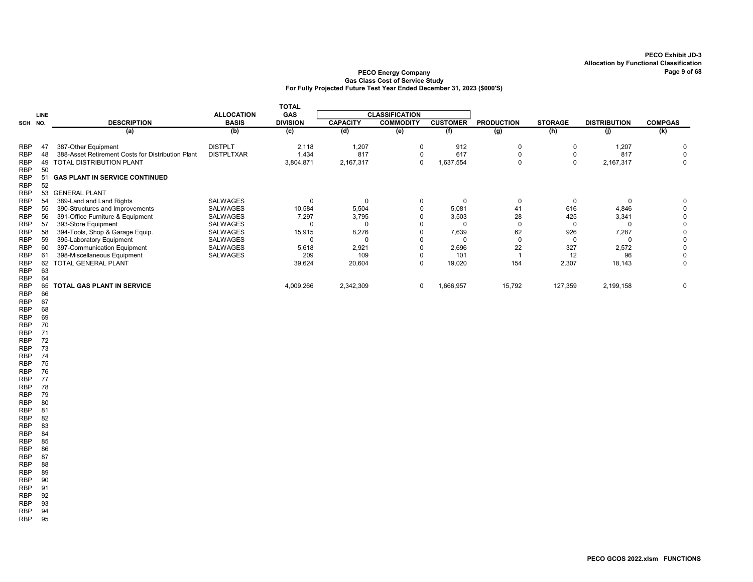**PECO Exhibit JD-3**
**Allocation by Functional Classification**

**PECO Energy Company**
**Gas Class Cost of Service Study**
**For Fully Projected Future Test Year Ended December 31, 2023 ($000'S)**

| SCH | LINE NO. | DESCRIPTION | ALLOCATION BASIS | TOTAL GAS DIVISION | CLASSIFICATION | | | PRODUCTION | STORAGE | DISTRIBUTION | COMPGAS |
|---|---|---|---|---|---|---|---|---|---|---|---|
| | | | | | CAPACITY | COMMODITY | CUSTOMER | | | | |
| | | (a) | (b) | (c) | (d) | (e) | (f) | (g) | (h) | (j) | (k) |
| RBP | 47 | 387-Other Equipment | DISTPLT | 2,118 | 1,207 | 0 | 912 | 0 | 0 | 1,207 | 0 |
| RBP | 48 | 388-Asset Retirement Costs for Distribution Plant | DISTPLTXAR | 1,434 | 817 | 0 | 617 | 0 | 0 | 817 | 0 |
| RBP | 49 | TOTAL DISTRIBUTION PLANT | | 3,804,871 | 2,167,317 | 0 | 1,637,554 | 0 | 0 | 2,167,317 | 0 |
| RBP | 50 | | | | | | | | | | |
| RBP | 51 | **GAS PLANT IN SERVICE CONTINUED** | | | | | | | | | |
| RBP | 52 | | | | | | | | | | |
| RBP | 53 | GENERAL PLANT | | | | | | | | | |
| RBP | 54 | 389-Land and Land Rights | SALWAGES | 0 | 0 | 0 | 0 | 0 | 0 | 0 | 0 |
| RBP | 55 | 390-Structures and Improvements | SALWAGES | 10,584 | 5,504 | 0 | 5,081 | 41 | 616 | 4,846 | 0 |
| RBP | 56 | 391-Office Furniture & Equipment | SALWAGES | 7,297 | 3,795 | 0 | 3,503 | 28 | 425 | 3,341 | 0 |
| RBP | 57 | 393-Store Equipment | SALWAGES | 0 | 0 | 0 | 0 | 0 | 0 | 0 | 0 |
| RBP | 58 | 394-Tools, Shop & Garage Equip. | SALWAGES | 15,915 | 8,276 | 0 | 7,639 | 62 | 926 | 7,287 | 0 |
| RBP | 59 | 395-Laboratory Equipment | SALWAGES | 0 | 0 | 0 | 0 | 0 | 0 | 0 | 0 |
| RBP | 60 | 397-Communication Equipment | SALWAGES | 5,618 | 2,921 | 0 | 2,696 | 22 | 327 | 2,572 | 0 |
| RBP | 61 | 398-Miscellaneous Equipment | SALWAGES | 209 | 109 | 0 | 101 | 1 | 12 | 96 | 0 |
| RBP | 62 | TOTAL GENERAL PLANT | | 39,624 | 20,604 | 0 | 19,020 | 154 | 2,307 | 18,143 | 0 |
| RBP | 63 | | | | | | | | | | |
| RBP | 64 | | | | | | | | | | |
| RBP | 65 | **TOTAL GAS PLANT IN SERVICE** | | 4,009,266 | 2,342,309 | 0 | 1,666,957 | 15,792 | 127,359 | 2,199,158 | 0 |
| RBP | 66 | | | | | | | | | | |
| RBP | 67 | | | | | | | | | | |
| RBP | 68 | | | | | | | | | | |
| RBP | 69 | | | | | | | | | | |
| RBP | 70 | | | | | | | | | | |
| RBP | 71 | | | | | | | | | | |
| RBP | 72 | | | | | | | | | | |
| RBP | 73 | | | | | | | | | | |
| RBP | 74 | | | | | | | | | | |
| RBP | 75 | | | | | | | | | | |
| RBP | 76 | | | | | | | | | | |
| RBP | 77 | | | | | | | | | | |
| RBP | 78 | | | | | | | | | | |
| RBP | 79 | | | | | | | | | | |
| RBP | 80 | | | | | | | | | | |
| RBP | 81 | | | | | | | | | | |
| RBP | 82 | | | | | | | | | | |
| RBP | 83 | | | | | | | | | | |
| RBP | 84 | | | | | | | | | | |
| RBP | 85 | | | | | | | | | | |
| RBP | 86 | | | | | | | | | | |
| RBP | 87 | | | | | | | | | | |
| RBP | 88 | | | | | | | | | | |
| RBP | 89 | | | | | | | | | | |
| RBP | 90 | | | | | | | | | | |
| RBP | 91 | | | | | | | | | | |
| RBP | 92 | | | | | | | | | | |
| RBP | 93 | | | | | | | | | | |
| RBP | 94 | | | | | | | | | | |
| RBP | 95 | | | | | | | | | | |

PECO GCOS 2022.xlsm FUNCTIONS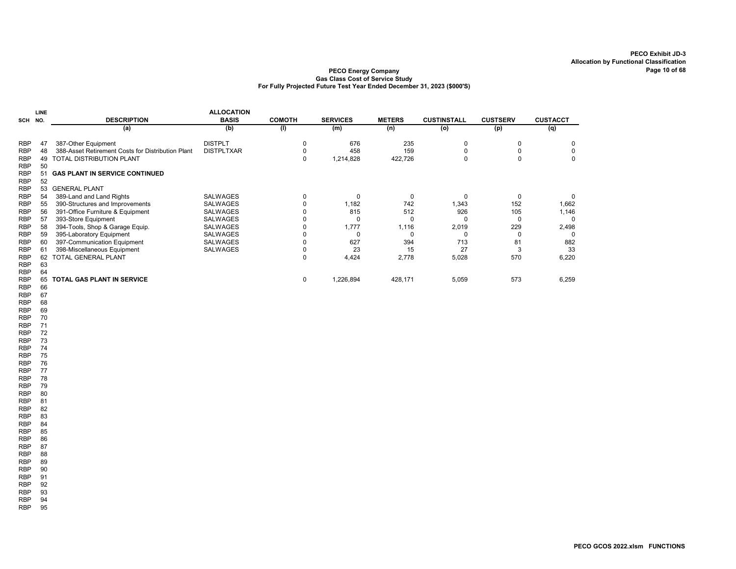**PECO Exhibit JD-3**
**Allocation by Functional Classification**

**PECO Energy Company**
**Gas Class Cost of Service Study**
**For Fully Projected Future Test Year Ended December 31, 2023 ($000'S)**

| SCH | LINE NO. | DESCRIPTION | ALLOCATION BASIS | COMOTH | SERVICES | METERS | CUSTINSTALL | CUSTSERV | CUSTACCT |
|---|---|---|---|---|---|---|---|---|---|
| | | (a) | (b) | (l) | (m) | (n) | (o) | (p) | (q) |
| RBP | 47 | 387-Other Equipment | DISTPLT | 0 | 676 | 235 | 0 | 0 | 0 |
| RBP | 48 | 388-Asset Retirement Costs for Distribution Plant | DISTPLTXAR | 0 | 458 | 159 | 0 | 0 | 0 |
| RBP | 49 | TOTAL DISTRIBUTION PLANT | | 0 | 1,214,828 | 422,726 | 0 | 0 | 0 |
| RBP | 50 | | | | | | | | |
| RBP | 51 | **GAS PLANT IN SERVICE CONTINUED** | | | | | | | |
| RBP | 52 | | | | | | | | |
| RBP | 53 | GENERAL PLANT | | | | | | | |
| RBP | 54 | 389-Land and Land Rights | SALWAGES | 0 | 0 | 0 | 0 | 0 | 0 |
| RBP | 55 | 390-Structures and Improvements | SALWAGES | 0 | 1,182 | 742 | 1,343 | 152 | 1,662 |
| RBP | 56 | 391-Office Furniture & Equipment | SALWAGES | 0 | 815 | 512 | 926 | 105 | 1,146 |
| RBP | 57 | 393-Store Equipment | SALWAGES | 0 | 0 | 0 | 0 | 0 | 0 |
| RBP | 58 | 394-Tools, Shop & Garage Equip. | SALWAGES | 0 | 1,777 | 1,116 | 2,019 | 229 | 2,498 |
| RBP | 59 | 395-Laboratory Equipment | SALWAGES | 0 | 0 | 0 | 0 | 0 | 0 |
| RBP | 60 | 397-Communication Equipment | SALWAGES | 0 | 627 | 394 | 713 | 81 | 882 |
| RBP | 61 | 398-Miscellaneous Equipment | SALWAGES | 0 | 23 | 15 | 27 | 3 | 33 |
| RBP | 62 | TOTAL GENERAL PLANT | | 0 | 4,424 | 2,778 | 5,028 | 570 | 6,220 |
| RBP | 63 | | | | | | | | |
| RBP | 64 | | | | | | | | |
| RBP | 65 | **TOTAL GAS PLANT IN SERVICE** | | 0 | 1,226,894 | 428,171 | 5,059 | 573 | 6,259 |
| RBP | 66 | | | | | | | | |
| RBP | 67 | | | | | | | | |
| RBP | 68 | | | | | | | | |
| RBP | 69 | | | | | | | | |
| RBP | 70 | | | | | | | | |
| RBP | 71 | | | | | | | | |
| RBP | 72 | | | | | | | | |
| RBP | 73 | | | | | | | | |
| RBP | 74 | | | | | | | | |
| RBP | 75 | | | | | | | | |
| RBP | 76 | | | | | | | | |
| RBP | 77 | | | | | | | | |
| RBP | 78 | | | | | | | | |
| RBP | 79 | | | | | | | | |
| RBP | 80 | | | | | | | | |
| RBP | 81 | | | | | | | | |
| RBP | 82 | | | | | | | | |
| RBP | 83 | | | | | | | | |
| RBP | 84 | | | | | | | | |
| RBP | 85 | | | | | | | | |
| RBP | 86 | | | | | | | | |
| RBP | 87 | | | | | | | | |
| RBP | 88 | | | | | | | | |
| RBP | 89 | | | | | | | | |
| RBP | 90 | | | | | | | | |
| RBP | 91 | | | | | | | | |
| RBP | 92 | | | | | | | | |
| RBP | 93 | | | | | | | | |
| RBP | 94 | | | | | | | | |
| RBP | 95 | | | | | | | | |

PECO GCOS 2022.xlsm FUNCTIONS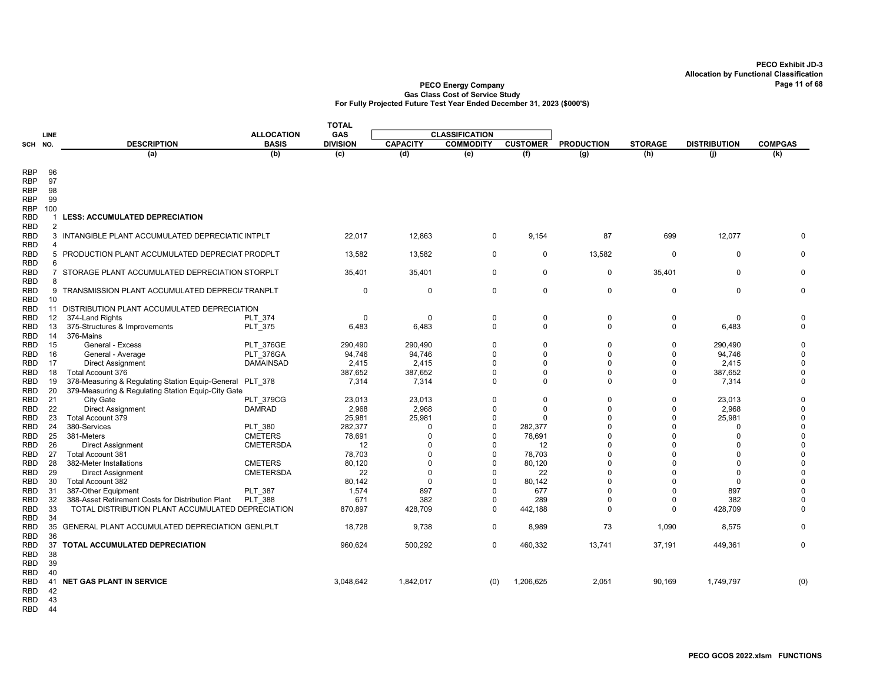**PECO Exhibit JD-3**
**Allocation by Functional Classification**

**PECO Energy Company**
**Gas Class Cost of Service Study**
**For Fully Projected Future Test Year Ended December 31, 2023 ($000'S)**

| SCH | LINE NO. | DESCRIPTION | ALLOCATION BASIS | TOTAL GAS DIVISION | CLASSIFICATION CAPACITY | COMMODITY | CUSTOMER | PRODUCTION | STORAGE | DISTRIBUTION | COMPGAS |
|---|---|---|---|---|---|---|---|---|---|---|---|
| | | (a) | (b) | (c) | (d) | (e) | (f) | (g) | (h) | (j) | (k) |
| RBP | 96 | | | | | | | | | | |
| RBP | 97 | | | | | | | | | | |
| RBP | 98 | | | | | | | | | | |
| RBP | 99 | | | | | | | | | | |
| RBP | 100 | | | | | | | | | | |
| RBD | 1 | **LESS: ACCUMULATED DEPRECIATION** | | | | | | | | | |
| RBD | 2 | | | | | | | | | | |
| RBD | 3 | INTANGIBLE PLANT ACCUMULATED DEPRECIATIC | INTPLT | 22,017 | 12,863 | 0 | 9,154 | 87 | 699 | 12,077 | 0 |
| RBD | 4 | | | | | | | | | | |
| RBD | 5 | PRODUCTION PLANT ACCUMULATED DEPRECIAT | PRODPLT | 13,582 | 13,582 | 0 | 0 | 13,582 | 0 | 0 | 0 |
| RBD | 6 | | | | | | | | | | |
| RBD | 7 | STORAGE PLANT ACCUMULATED DEPRECIATION | STORPLT | 35,401 | 35,401 | 0 | 0 | 0 | 35,401 | 0 | 0 |
| RBD | 8 | | | | | | | | | | |
| RBD | 9 | TRANSMISSION PLANT ACCUMULATED DEPRECI/ | TRANPLT | 0 | 0 | 0 | 0 | 0 | 0 | 0 | 0 |
| RBD | 10 | | | | | | | | | | |
| RBD | 11 | DISTRIBUTION PLANT ACCUMULATED DEPRECIATION | | | | | | | | | |
| RBD | 12 | 374-Land Rights | PLT_374 | 0 | 0 | 0 | 0 | 0 | 0 | 0 | 0 |
| RBD | 13 | 375-Structures & Improvements | PLT_375 | 6,483 | 6,483 | 0 | 0 | 0 | 0 | 6,483 | 0 |
| RBD | 14 | 376-Mains | | | | | | | | | |
| RBD | 15 | General - Excess | PLT_376GE | 290,490 | 290,490 | 0 | 0 | 0 | 0 | 290,490 | 0 |
| RBD | 16 | General - Average | PLT_376GA | 94,746 | 94,746 | 0 | 0 | 0 | 0 | 94,746 | 0 |
| RBD | 17 | Direct Assignment | DAMAINSAD | 2,415 | 2,415 | 0 | 0 | 0 | 0 | 2,415 | 0 |
| RBD | 18 | Total Account 376 | | 387,652 | 387,652 | 0 | 0 | 0 | 0 | 387,652 | 0 |
| RBD | 19 | 378-Measuring & Regulating Station Equip-General | PLT_378 | 7,314 | 7,314 | 0 | 0 | 0 | 0 | 7,314 | 0 |
| RBD | 20 | 379-Measuring & Regulating Station Equip-City Gate | | | | | | | | | |
| RBD | 21 | City Gate | PLT_379CG | 23,013 | 23,013 | 0 | 0 | 0 | 0 | 23,013 | 0 |
| RBD | 22 | Direct Assignment | DAMRAD | 2,968 | 2,968 | 0 | 0 | 0 | 0 | 2,968 | 0 |
| RBD | 23 | Total Account 379 | | 25,981 | 25,981 | 0 | 0 | 0 | 0 | 25,981 | 0 |
| RBD | 24 | 380-Services | PLT_380 | 282,377 | 0 | 0 | 282,377 | 0 | 0 | 0 | 0 |
| RBD | 25 | 381-Meters | CMETERS | 78,691 | 0 | 0 | 78,691 | 0 | 0 | 0 | 0 |
| RBD | 26 | Direct Assignment | CMETERSDA | 12 | 0 | 0 | 12 | 0 | 0 | 0 | 0 |
| RBD | 27 | Total Account 381 | | 78,703 | 0 | 0 | 78,703 | 0 | 0 | 0 | 0 |
| RBD | 28 | 382-Meter Installations | CMETERS | 80,120 | 0 | 0 | 80,120 | 0 | 0 | 0 | 0 |
| RBD | 29 | Direct Assignment | CMETERSDA | 22 | 0 | 0 | 22 | 0 | 0 | 0 | 0 |
| RBD | 30 | Total Account 382 | | 80,142 | 0 | 0 | 80,142 | 0 | 0 | 0 | 0 |
| RBD | 31 | 387-Other Equipment | PLT_387 | 1,574 | 897 | 0 | 677 | 0 | 0 | 897 | 0 |
| RBD | 32 | 388-Asset Retirement Costs for Distribution Plant | PLT_388 | 671 | 382 | 0 | 289 | 0 | 0 | 382 | 0 |
| RBD | 33 | TOTAL DISTRIBUTION PLANT ACCUMULATED DEPRECIATION | | 870,897 | 428,709 | 0 | 442,188 | 0 | 0 | 428,709 | 0 |
| RBD | 34 | | | | | | | | | | |
| RBD | 35 | GENERAL PLANT ACCUMULATED DEPRECIATION | GENLPLT | 18,728 | 9,738 | 0 | 8,989 | 73 | 1,090 | 8,575 | 0 |
| RBD | 36 | | | | | | | | | | |
| RBD | 37 | **TOTAL ACCUMULATED DEPRECIATION** | | 960,624 | 500,292 | 0 | 460,332 | 13,741 | 37,191 | 449,361 | 0 |
| RBD | 38 | | | | | | | | | | |
| RBD | 39 | | | | | | | | | | |
| RBD | 40 | | | | | | | | | | |
| RBD | 41 | **NET GAS PLANT IN SERVICE** | | 3,048,642 | 1,842,017 | (0) | 1,206,625 | 2,051 | 90,169 | 1,749,797 | (0) |
| RBD | 42 | | | | | | | | | | |
| RBD | 43 | | | | | | | | | | |
| RBD | 44 | | | | | | | | | | |

PECO GCOS 2022.xlsm FUNCTIONS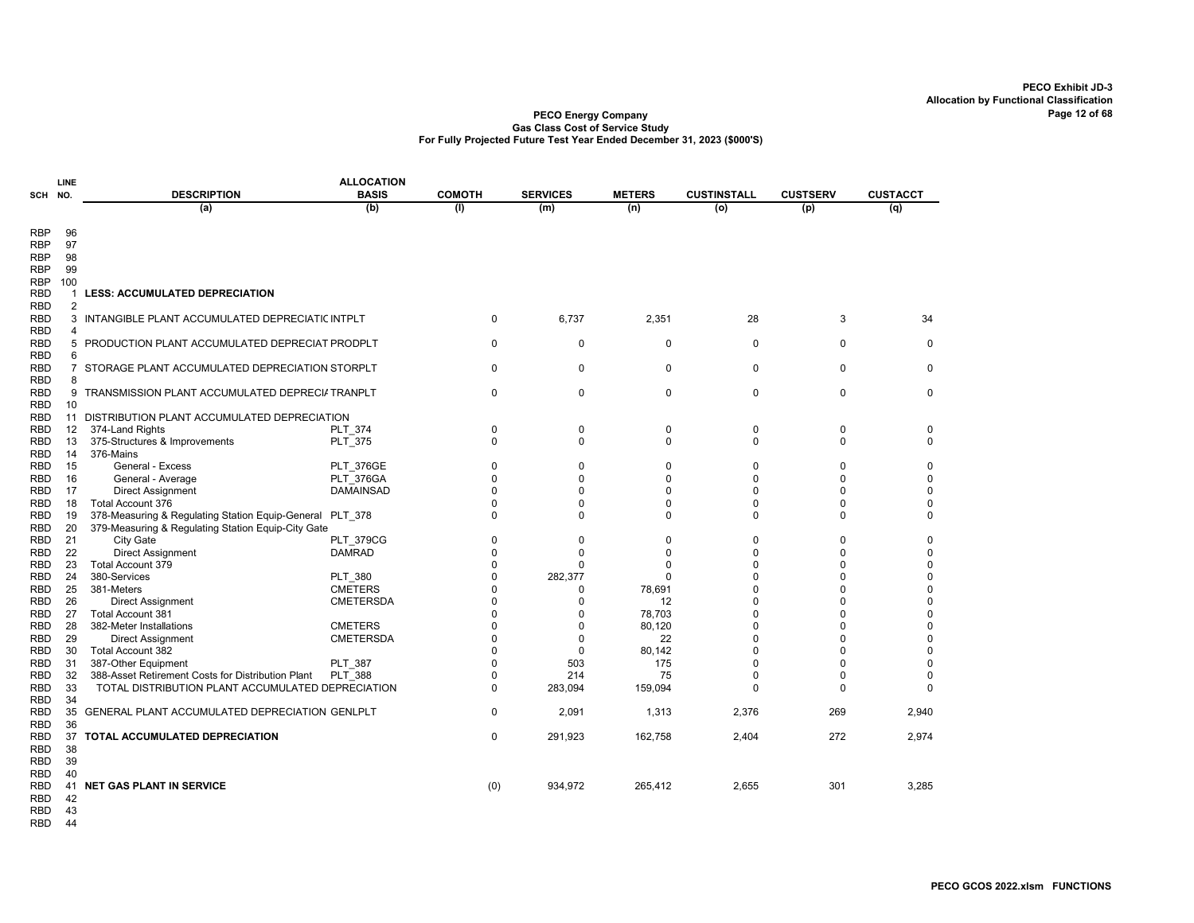PECO Exhibit JD-3
Allocation by Functional Classification

**PECO Energy Company**
**Gas Class Cost of Service Study**
**For Fully Projected Future Test Year Ended December 31, 2023 ($000'S)**

| SCH | LINE NO. | DESCRIPTION | ALLOCATION BASIS | COMOTH | SERVICES | METERS | CUSTINSTALL | CUSTSERV | CUSTACCT |
|---|---|---|---|---|---|---|---|---|---|
| | | (a) | (b) | (l) | (m) | (n) | (o) | (p) | (q) |
| RBP | 96 | | | | | | | | |
| RBP | 97 | | | | | | | | |
| RBP | 98 | | | | | | | | |
| RBP | 99 | | | | | | | | |
| RBP | 100 | | | | | | | | |
| RBD | 1 | **LESS: ACCUMULATED DEPRECIATION** | | | | | | | |
| RBD | 2 | | | | | | | | |
| RBD | 3 | INTANGIBLE PLANT ACCUMULATED DEPRECIATIC | INTPLT | 0 | 6,737 | 2,351 | 28 | 3 | 34 |
| RBD | 4 | | | | | | | | |
| RBD | 5 | PRODUCTION PLANT ACCUMULATED DEPRECIAT | PRODPLT | 0 | 0 | 0 | 0 | 0 | 0 |
| RBD | 6 | | | | | | | | |
| RBD | 7 | STORAGE PLANT ACCUMULATED DEPRECIATION | STORPLT | 0 | 0 | 0 | 0 | 0 | 0 |
| RBD | 8 | | | | | | | | |
| RBD | 9 | TRANSMISSION PLANT ACCUMULATED DEPRECIA | TRANPLT | 0 | 0 | 0 | 0 | 0 | 0 |
| RBD | 10 | | | | | | | | |
| RBD | 11 | DISTRIBUTION PLANT ACCUMULATED DEPRECIATION | | | | | | | |
| RBD | 12 | 374-Land Rights | PLT_374 | 0 | 0 | 0 | 0 | 0 | 0 |
| RBD | 13 | 375-Structures & Improvements | PLT_375 | 0 | 0 | 0 | 0 | 0 | 0 |
| RBD | 14 | 376-Mains | | | | | | | |
| RBD | 15 | General - Excess | PLT_376GE | 0 | 0 | 0 | 0 | 0 | 0 |
| RBD | 16 | General - Average | PLT_376GA | 0 | 0 | 0 | 0 | 0 | 0 |
| RBD | 17 | Direct Assignment | DAMAINSAD | 0 | 0 | 0 | 0 | 0 | 0 |
| RBD | 18 | Total Account 376 | | 0 | 0 | 0 | 0 | 0 | 0 |
| RBD | 19 | 378-Measuring & Regulating Station Equip-General | PLT_378 | 0 | 0 | 0 | 0 | 0 | 0 |
| RBD | 20 | 379-Measuring & Regulating Station Equip-City Gate | | | | | | | |
| RBD | 21 | City Gate | PLT_379CG | 0 | 0 | 0 | 0 | 0 | 0 |
| RBD | 22 | Direct Assignment | DAMRAD | 0 | 0 | 0 | 0 | 0 | 0 |
| RBD | 23 | Total Account 379 | | 0 | 0 | 0 | 0 | 0 | 0 |
| RBD | 24 | 380-Services | PLT_380 | 0 | 282,377 | 0 | 0 | 0 | 0 |
| RBD | 25 | 381-Meters | CMETERS | 0 | 0 | 78,691 | 0 | 0 | 0 |
| RBD | 26 | Direct Assignment | CMETERSDA | 0 | 0 | 12 | 0 | 0 | 0 |
| RBD | 27 | Total Account 381 | | 0 | 0 | 78,703 | 0 | 0 | 0 |
| RBD | 28 | 382-Meter Installations | CMETERS | 0 | 0 | 80,120 | 0 | 0 | 0 |
| RBD | 29 | Direct Assignment | CMETERSDA | 0 | 0 | 22 | 0 | 0 | 0 |
| RBD | 30 | Total Account 382 | | 0 | 0 | 80,142 | 0 | 0 | 0 |
| RBD | 31 | 387-Other Equipment | PLT_387 | 0 | 503 | 175 | 0 | 0 | 0 |
| RBD | 32 | 388-Asset Retirement Costs for Distribution Plant | PLT_388 | 0 | 214 | 75 | 0 | 0 | 0 |
| RBD | 33 | TOTAL DISTRIBUTION PLANT ACCUMULATED DEPRECIATION | | 0 | 283,094 | 159,094 | 0 | 0 | 0 |
| RBD | 34 | | | | | | | | |
| RBD | 35 | GENERAL PLANT ACCUMULATED DEPRECIATION | GENLPLT | 0 | 2,091 | 1,313 | 2,376 | 269 | 2,940 |
| RBD | 36 | | | | | | | | |
| RBD | 37 | **TOTAL ACCUMULATED DEPRECIATION** | | 0 | 291,923 | 162,758 | 2,404 | 272 | 2,974 |
| RBD | 38 | | | | | | | | |
| RBD | 39 | | | | | | | | |
| RBD | 40 | | | | | | | | |
| RBD | 41 | **NET GAS PLANT IN SERVICE** | | (0) | 934,972 | 265,412 | 2,655 | 301 | 3,285 |
| RBD | 42 | | | | | | | | |
| RBD | 43 | | | | | | | | |
| RBD | 44 | | | | | | | | |

PECO GCOS 2022.xlsm FUNCTIONS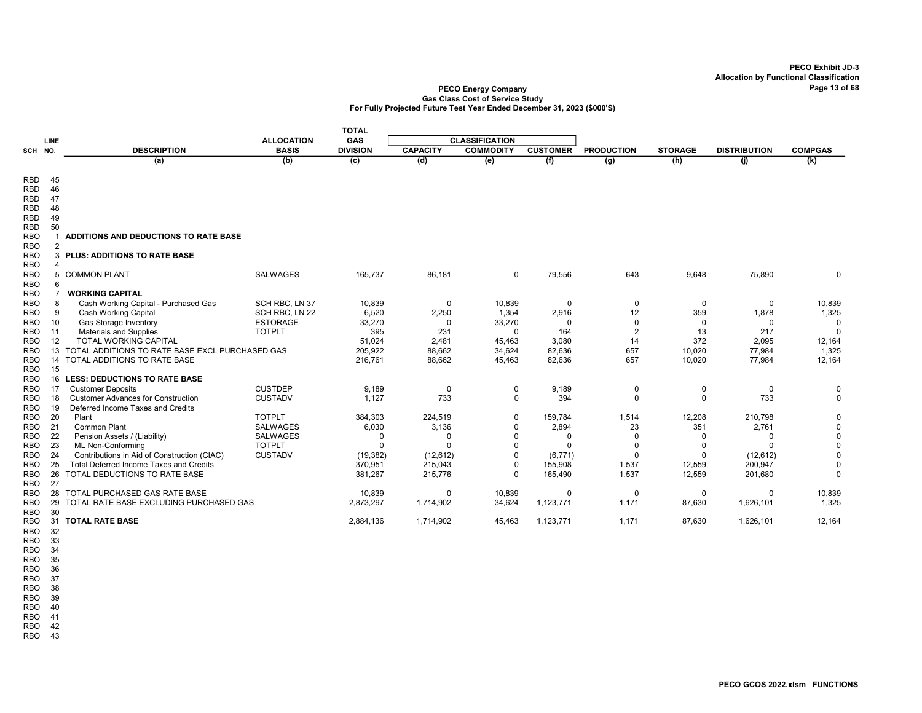PECO Exhibit JD-3
Allocation by Functional Classification

**PECO Energy Company**
**Gas Class Cost of Service Study**
**For Fully Projected Future Test Year Ended December 31, 2023 ($000'S)**

| SCH | LINE NO. | DESCRIPTION | ALLOCATION BASIS | TOTAL GAS DIVISION | CLASSIFICATION CAPACITY | CLASSIFICATION COMMODITY | CLASSIFICATION CUSTOMER | PRODUCTION | STORAGE | DISTRIBUTION | COMPGAS |
|---|---|---|---|---|---|---|---|---|---|---|---|
| | | (a) | (b) | (c) | (d) | (e) | (f) | (g) | (h) | (j) | (k) |
| RBD | 45 | | | | | | | | | | |
| RBD | 46 | | | | | | | | | | |
| RBD | 47 | | | | | | | | | | |
| RBD | 48 | | | | | | | | | | |
| RBD | 49 | | | | | | | | | | |
| RBD | 50 | | | | | | | | | | |
| RBO | 1 | **ADDITIONS AND DEDUCTIONS TO RATE BASE** | | | | | | | | | |
| RBO | 2 | | | | | | | | | | |
| RBO | 3 | **PLUS: ADDITIONS TO RATE BASE** | | | | | | | | | |
| RBO | 4 | | | | | | | | | | |
| RBO | 5 | COMMON PLANT | SALWAGES | 165,737 | 86,181 | 0 | 79,556 | 643 | 9,648 | 75,890 | 0 |
| RBO | 6 | | | | | | | | | | |
| RBO | 7 | **WORKING CAPITAL** | | | | | | | | | |
| RBO | 8 | Cash Working Capital - Purchased Gas | SCH RBC, LN 37 | 10,839 | 0 | 10,839 | 0 | 0 | 0 | 0 | 10,839 |
| RBO | 9 | Cash Working Capital | SCH RBC, LN 22 | 6,520 | 2,250 | 1,354 | 2,916 | 12 | 359 | 1,878 | 1,325 |
| RBO | 10 | Gas Storage Inventory | ESTORAGE | 33,270 | 0 | 33,270 | 0 | 0 | 0 | 0 | 0 |
| RBO | 11 | Materials and Supplies | TOTPLT | 395 | 231 | 0 | 164 | 2 | 13 | 217 | 0 |
| RBO | 12 | TOTAL WORKING CAPITAL | | 51,024 | 2,481 | 45,463 | 3,080 | 14 | 372 | 2,095 | 12,164 |
| RBO | 13 | TOTAL ADDITIONS TO RATE BASE EXCL PURCHASED GAS | | 205,922 | 88,662 | 34,624 | 82,636 | 657 | 10,020 | 77,984 | 1,325 |
| RBO | 14 | TOTAL ADDITIONS TO RATE BASE | | 216,761 | 88,662 | 45,463 | 82,636 | 657 | 10,020 | 77,984 | 12,164 |
| RBO | 15 | | | | | | | | | | |
| RBO | 16 | **LESS: DEDUCTIONS TO RATE BASE** | | | | | | | | | |
| RBO | 17 | Customer Deposits | CUSTDEP | 9,189 | 0 | 0 | 9,189 | 0 | 0 | 0 | 0 |
| RBO | 18 | Customer Advances for Construction | CUSTADV | 1,127 | 733 | 0 | 394 | 0 | 0 | 733 | 0 |
| RBO | 19 | Deferred Income Taxes and Credits | | | | | | | | | |
| RBO | 20 | Plant | TOTPLT | 384,303 | 224,519 | 0 | 159,784 | 1,514 | 12,208 | 210,798 | 0 |
| RBO | 21 | Common Plant | SALWAGES | 6,030 | 3,136 | 0 | 2,894 | 23 | 351 | 2,761 | 0 |
| RBO | 22 | Pension Assets / (Liability) | SALWAGES | 0 | 0 | 0 | 0 | 0 | 0 | 0 | 0 |
| RBO | 23 | ML Non-Conforming | TOTPLT | 0 | 0 | 0 | 0 | 0 | 0 | 0 | 0 |
| RBO | 24 | Contributions in Aid of Construction (CIAC) | CUSTADV | (19,382) | (12,612) | 0 | (6,771) | 0 | 0 | (12,612) | 0 |
| RBO | 25 | Total Deferred Income Taxes and Credits | | 370,951 | 215,043 | 0 | 155,908 | 1,537 | 12,559 | 200,947 | 0 |
| RBO | 26 | TOTAL DEDUCTIONS TO RATE BASE | | 381,267 | 215,776 | 0 | 165,490 | 1,537 | 12,559 | 201,680 | 0 |
| RBO | 27 | | | | | | | | | | |
| RBO | 28 | TOTAL PURCHASED GAS RATE BASE | | 10,839 | 0 | 10,839 | 0 | 0 | 0 | 0 | 10,839 |
| RBO | 29 | TOTAL RATE BASE EXCLUDING PURCHASED GAS | | 2,873,297 | 1,714,902 | 34,624 | 1,123,771 | 1,171 | 87,630 | 1,626,101 | 1,325 |
| RBO | 30 | | | | | | | | | | |
| RBO | 31 | **TOTAL RATE BASE** | | 2,884,136 | 1,714,902 | 45,463 | 1,123,771 | 1,171 | 87,630 | 1,626,101 | 12,164 |
| RBO | 32 | | | | | | | | | | |
| RBO | 33 | | | | | | | | | | |
| RBO | 34 | | | | | | | | | | |
| RBO | 35 | | | | | | | | | | |
| RBO | 36 | | | | | | | | | | |
| RBO | 37 | | | | | | | | | | |
| RBO | 38 | | | | | | | | | | |
| RBO | 39 | | | | | | | | | | |
| RBO | 40 | | | | | | | | | | |
| RBO | 41 | | | | | | | | | | |
| RBO | 42 | | | | | | | | | | |
| RBO | 43 | | | | | | | | | | |

PECO GCOS 2022.xlsm FUNCTIONS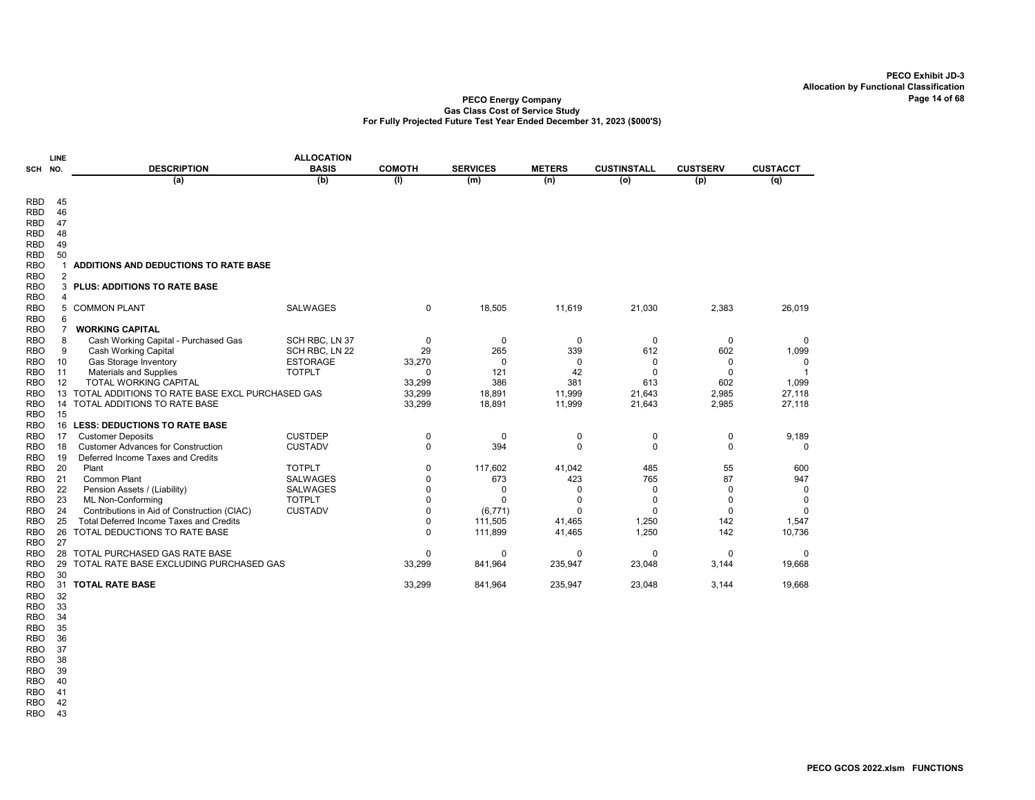PECO Exhibit JD-3
Allocation by Functional Classification

**PECO Energy Company**
**Gas Class Cost of Service Study**
**For Fully Projected Future Test Year Ended December 31, 2023 ($000'S)**

| SCH | LINE NO. | DESCRIPTION | ALLOCATION BASIS | COMOTH | SERVICES | METERS | CUSTINSTALL | CUSTSERV | CUSTACCT |
|---|---|---|---|---|---|---|---|---|---|
| | | (a) | (b) | (l) | (m) | (n) | (o) | (p) | (q) |
| RBD | 45 | | | | | | | | |
| RBD | 46 | | | | | | | | |
| RBD | 47 | | | | | | | | |
| RBD | 48 | | | | | | | | |
| RBD | 49 | | | | | | | | |
| RBD | 50 | | | | | | | | |
| RBO | 1 | **ADDITIONS AND DEDUCTIONS TO RATE BASE** | | | | | | | |
| RBO | 2 | | | | | | | | |
| RBO | 3 | **PLUS: ADDITIONS TO RATE BASE** | | | | | | | |
| RBO | 4 | | | | | | | | |
| RBO | 5 | COMMON PLANT | SALWAGES | 0 | 18,505 | 11,619 | 21,030 | 2,383 | 26,019 |
| RBO | 6 | | | | | | | | |
| RBO | 7 | **WORKING CAPITAL** | | | | | | | |
| RBO | 8 | Cash Working Capital - Purchased Gas | SCH RBC, LN 37 | 0 | 0 | 0 | 0 | 0 | 0 |
| RBO | 9 | Cash Working Capital | SCH RBC, LN 22 | 29 | 265 | 339 | 612 | 602 | 1,099 |
| RBO | 10 | Gas Storage Inventory | ESTORAGE | 33,270 | 0 | 0 | 0 | 0 | 0 |
| RBO | 11 | Materials and Supplies | TOTPLT | 0 | 121 | 42 | 0 | 0 | 1 |
| RBO | 12 | TOTAL WORKING CAPITAL | | 33,299 | 386 | 381 | 613 | 602 | 1,099 |
| RBO | 13 | TOTAL ADDITIONS TO RATE BASE EXCL PURCHASED GAS | | 33,299 | 18,891 | 11,999 | 21,643 | 2,985 | 27,118 |
| RBO | 14 | TOTAL ADDITIONS TO RATE BASE | | 33,299 | 18,891 | 11,999 | 21,643 | 2,985 | 27,118 |
| RBO | 15 | | | | | | | | |
| RBO | 16 | **LESS: DEDUCTIONS TO RATE BASE** | | | | | | | |
| RBO | 17 | Customer Deposits | CUSTDEP | 0 | 0 | 0 | 0 | 0 | 9,189 |
| RBO | 18 | Customer Advances for Construction | CUSTADV | 0 | 394 | 0 | 0 | 0 | 0 |
| RBO | 19 | Deferred Income Taxes and Credits | | | | | | | |
| RBO | 20 | Plant | TOTPLT | 0 | 117,602 | 41,042 | 485 | 55 | 600 |
| RBO | 21 | Common Plant | SALWAGES | 0 | 673 | 423 | 765 | 87 | 947 |
| RBO | 22 | Pension Assets / (Liability) | SALWAGES | 0 | 0 | 0 | 0 | 0 | 0 |
| RBO | 23 | ML Non-Conforming | TOTPLT | 0 | 0 | 0 | 0 | 0 | 0 |
| RBO | 24 | Contributions in Aid of Construction (CIAC) | CUSTADV | 0 | (6,771) | 0 | 0 | 0 | 0 |
| RBO | 25 | Total Deferred Income Taxes and Credits | | 0 | 111,505 | 41,465 | 1,250 | 142 | 1,547 |
| RBO | 26 | TOTAL DEDUCTIONS TO RATE BASE | | 0 | 111,899 | 41,465 | 1,250 | 142 | 10,736 |
| RBO | 27 | | | | | | | | |
| RBO | 28 | TOTAL PURCHASED GAS RATE BASE | | 0 | 0 | 0 | 0 | 0 | 0 |
| RBO | 29 | TOTAL RATE BASE EXCLUDING PURCHASED GAS | | 33,299 | 841,964 | 235,947 | 23,048 | 3,144 | 19,668 |
| RBO | 30 | | | | | | | | |
| RBO | 31 | **TOTAL RATE BASE** | | 33,299 | 841,964 | 235,947 | 23,048 | 3,144 | 19,668 |
| RBO | 32 | | | | | | | | |
| RBO | 33 | | | | | | | | |
| RBO | 34 | | | | | | | | |
| RBO | 35 | | | | | | | | |
| RBO | 36 | | | | | | | | |
| RBO | 37 | | | | | | | | |
| RBO | 38 | | | | | | | | |
| RBO | 39 | | | | | | | | |
| RBO | 40 | | | | | | | | |
| RBO | 41 | | | | | | | | |
| RBO | 42 | | | | | | | | |
| RBO | 43 | | | | | | | | |

PECO GCOS 2022.xlsm FUNCTIONS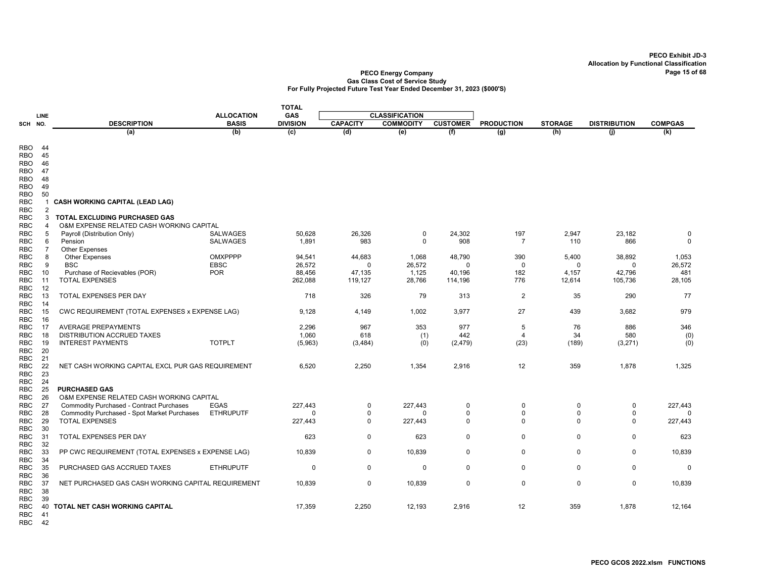PECO Exhibit JD-3
Allocation by Functional Classification

**PECO Energy Company**
**Gas Class Cost of Service Study**
**For Fully Projected Future Test Year Ended December 31, 2023 ($000'S)**

| SCH | LINE NO. | DESCRIPTION | ALLOCATION BASIS | TOTAL GAS DIVISION | CLASSIFICATION | | | PRODUCTION | STORAGE | DISTRIBUTION | COMPGAS |
|---|---|---|---|---|---|---|---|---|---|---|---|
| | | | | | CAPACITY | COMMODITY | CUSTOMER | | | | |
| | | (a) | (b) | (c) | (d) | (e) | (f) | (g) | (h) | (j) | (k) |
| RBO | 44 | | | | | | | | | | |
| RBO | 45 | | | | | | | | | | |
| RBO | 46 | | | | | | | | | | |
| RBO | 47 | | | | | | | | | | |
| RBO | 48 | | | | | | | | | | |
| RBO | 49 | | | | | | | | | | |
| RBO | 50 | | | | | | | | | | |
| RBC | 1 | **CASH WORKING CAPITAL (LEAD LAG)** | | | | | | | | | |
| RBC | 2 | | | | | | | | | | |
| RBC | 3 | **TOTAL EXCLUDING PURCHASED GAS** | | | | | | | | | |
| RBC | 4 | O&M EXPENSE RELATED CASH WORKING CAPITAL | | | | | | | | | |
| RBC | 5 | Payroll (Distribution Only) | SALWAGES | 50,628 | 26,326 | 0 | 24,302 | 197 | 2,947 | 23,182 | 0 |
| RBC | 6 | Pension | SALWAGES | 1,891 | 983 | 0 | 908 | 7 | 110 | 866 | 0 |
| RBC | 7 | Other Expenses | | | | | | | | | |
| RBC | 8 | Other Expenses | OMXPPPP | 94,541 | 44,683 | 1,068 | 48,790 | 390 | 5,400 | 38,892 | 1,053 |
| RBC | 9 | BSC | EBSC | 26,572 | 0 | 26,572 | 0 | 0 | 0 | 0 | 26,572 |
| RBC | 10 | Purchase of Recievables (POR) | POR | 88,456 | 47,135 | 1,125 | 40,196 | 182 | 4,157 | 42,796 | 481 |
| RBC | 11 | TOTAL EXPENSES | | 262,088 | 119,127 | 28,766 | 114,196 | 776 | 12,614 | 105,736 | 28,105 |
| RBC | 12 | | | | | | | | | | |
| RBC | 13 | TOTAL EXPENSES PER DAY | | 718 | 326 | 79 | 313 | 2 | 35 | 290 | 77 |
| RBC | 14 | | | | | | | | | | |
| RBC | 15 | CWC REQUIREMENT (TOTAL EXPENSES x EXPENSE LAG) | | 9,128 | 4,149 | 1,002 | 3,977 | 27 | 439 | 3,682 | 979 |
| RBC | 16 | | | | | | | | | | |
| RBC | 17 | AVERAGE PREPAYMENTS | | 2,296 | 967 | 353 | 977 | 5 | 76 | 886 | 346 |
| RBC | 18 | DISTRIBUTION ACCRUED TAXES | | 1,060 | 618 | (1) | 442 | 4 | 34 | 580 | (0) |
| RBC | 19 | INTEREST PAYMENTS | TOTPLT | (5,963) | (3,484) | (0) | (2,479) | (23) | (189) | (3,271) | (0) |
| RBC | 20 | | | | | | | | | | |
| RBC | 21 | | | | | | | | | | |
| RBC | 22 | NET CASH WORKING CAPITAL EXCL PUR GAS REQUIREMENT | | 6,520 | 2,250 | 1,354 | 2,916 | 12 | 359 | 1,878 | 1,325 |
| RBC | 23 | | | | | | | | | | |
| RBC | 24 | | | | | | | | | | |
| RBC | 25 | **PURCHASED GAS** | | | | | | | | | |
| RBC | 26 | O&M EXPENSE RELATED CASH WORKING CAPITAL | | | | | | | | | |
| RBC | 27 | Commodity Purchased - Contract Purchases | EGAS | 227,443 | 0 | 227,443 | 0 | 0 | 0 | 0 | 227,443 |
| RBC | 28 | Commodity Purchased - Spot Market Purchases | ETHRUPUTF | 0 | 0 | 0 | 0 | 0 | 0 | 0 | 0 |
| RBC | 29 | TOTAL EXPENSES | | 227,443 | 0 | 227,443 | 0 | 0 | 0 | 0 | 227,443 |
| RBC | 30 | | | | | | | | | | |
| RBC | 31 | TOTAL EXPENSES PER DAY | | 623 | 0 | 623 | 0 | 0 | 0 | 0 | 623 |
| RBC | 32 | | | | | | | | | | |
| RBC | 33 | PP CWC REQUIREMENT (TOTAL EXPENSES x EXPENSE LAG) | | 10,839 | 0 | 10,839 | 0 | 0 | 0 | 0 | 10,839 |
| RBC | 34 | | | | | | | | | | |
| RBC | 35 | PURCHASED GAS ACCRUED TAXES | ETHRUPUTF | 0 | 0 | 0 | 0 | 0 | 0 | 0 | 0 |
| RBC | 36 | | | | | | | | | | |
| RBC | 37 | NET PURCHASED GAS CASH WORKING CAPITAL REQUIREMENT | | 10,839 | 0 | 10,839 | 0 | 0 | 0 | 0 | 10,839 |
| RBC | 38 | | | | | | | | | | |
| RBC | 39 | | | | | | | | | | |
| RBC | 40 | **TOTAL NET CASH WORKING CAPITAL** | | 17,359 | 2,250 | 12,193 | 2,916 | 12 | 359 | 1,878 | 12,164 |
| RBC | 41 | | | | | | | | | | |
| RBC | 42 | | | | | | | | | | |

PECO GCOS 2022.xlsm FUNCTIONS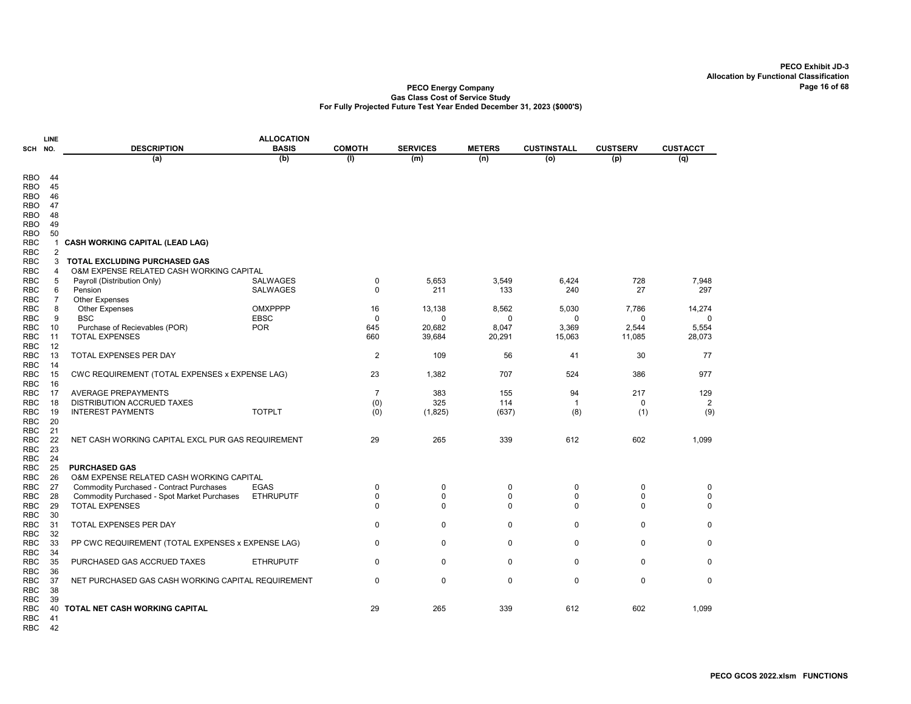**PECO Exhibit JD-3**
**Allocation by Functional Classification**

**PECO Energy Company**
**Gas Class Cost of Service Study**
**For Fully Projected Future Test Year Ended December 31, 2023 ($000'S)**

| SCH | LINE NO. | DESCRIPTION | ALLOCATION BASIS | COMOTH | SERVICES | METERS | CUSTINSTALL | CUSTSERV | CUSTACCT |
|---|---|---|---|---|---|---|---|---|---|
| | | (a) | (b) | (l) | (m) | (n) | (o) | (p) | (q) |
| RBO | 44 | | | | | | | | |
| RBO | 45 | | | | | | | | |
| RBO | 46 | | | | | | | | |
| RBO | 47 | | | | | | | | |
| RBO | 48 | | | | | | | | |
| RBO | 49 | | | | | | | | |
| RBO | 50 | | | | | | | | |
| RBC | 1 | **CASH WORKING CAPITAL (LEAD LAG)** | | | | | | | |
| RBC | 2 | | | | | | | | |
| RBC | 3 | **TOTAL EXCLUDING PURCHASED GAS** | | | | | | | |
| RBC | 4 | O&M EXPENSE RELATED CASH WORKING CAPITAL | | | | | | | |
| RBC | 5 | Payroll (Distribution Only) | SALWAGES | 0 | 5,653 | 3,549 | 6,424 | 728 | 7,948 |
| RBC | 6 | Pension | SALWAGES | 0 | 211 | 133 | 240 | 27 | 297 |
| RBC | 7 | Other Expenses | | | | | | | |
| RBC | 8 | Other Expenses | OMXPPPP | 16 | 13,138 | 8,562 | 5,030 | 7,786 | 14,274 |
| RBC | 9 | BSC | EBSC | 0 | 0 | 0 | 0 | 0 | 0 |
| RBC | 10 | Purchase of Recievables (POR) | POR | 645 | 20,682 | 8,047 | 3,369 | 2,544 | 5,554 |
| RBC | 11 | TOTAL EXPENSES | | 660 | 39,684 | 20,291 | 15,063 | 11,085 | 28,073 |
| RBC | 12 | | | | | | | | |
| RBC | 13 | TOTAL EXPENSES PER DAY | | 2 | 109 | 56 | 41 | 30 | 77 |
| RBC | 14 | | | | | | | | |
| RBC | 15 | CWC REQUIREMENT (TOTAL EXPENSES x EXPENSE LAG) | | 23 | 1,382 | 707 | 524 | 386 | 977 |
| RBC | 16 | | | | | | | | |
| RBC | 17 | AVERAGE PREPAYMENTS | | 7 | 383 | 155 | 94 | 217 | 129 |
| RBC | 18 | DISTRIBUTION ACCRUED TAXES | | (0) | 325 | 114 | 1 | 0 | 2 |
| RBC | 19 | INTEREST PAYMENTS | TOTPLT | (0) | (1,825) | (637) | (8) | (1) | (9) |
| RBC | 20 | | | | | | | | |
| RBC | 21 | | | | | | | | |
| RBC | 22 | NET CASH WORKING CAPITAL EXCL PUR GAS REQUIREMENT | | 29 | 265 | 339 | 612 | 602 | 1,099 |
| RBC | 23 | | | | | | | | |
| RBC | 24 | | | | | | | | |
| RBC | 25 | **PURCHASED GAS** | | | | | | | |
| RBC | 26 | O&M EXPENSE RELATED CASH WORKING CAPITAL | | | | | | | |
| RBC | 27 | Commodity Purchased - Contract Purchases | EGAS | 0 | 0 | 0 | 0 | 0 | 0 |
| RBC | 28 | Commodity Purchased - Spot Market Purchases | ETHRUPUTF | 0 | 0 | 0 | 0 | 0 | 0 |
| RBC | 29 | TOTAL EXPENSES | | 0 | 0 | 0 | 0 | 0 | 0 |
| RBC | 30 | | | | | | | | |
| RBC | 31 | TOTAL EXPENSES PER DAY | | 0 | 0 | 0 | 0 | 0 | 0 |
| RBC | 32 | | | | | | | | |
| RBC | 33 | PP CWC REQUIREMENT (TOTAL EXPENSES x EXPENSE LAG) | | 0 | 0 | 0 | 0 | 0 | 0 |
| RBC | 34 | | | | | | | | |
| RBC | 35 | PURCHASED GAS ACCRUED TAXES | ETHRUPUTF | 0 | 0 | 0 | 0 | 0 | 0 |
| RBC | 36 | | | | | | | | |
| RBC | 37 | NET PURCHASED GAS CASH WORKING CAPITAL REQUIREMENT | | 0 | 0 | 0 | 0 | 0 | 0 |
| RBC | 38 | | | | | | | | |
| RBC | 39 | | | | | | | | |
| RBC | 40 | **TOTAL NET CASH WORKING CAPITAL** | | 29 | 265 | 339 | 612 | 602 | 1,099 |
| RBC | 41 | | | | | | | | |
| RBC | 42 | | | | | | | | |

PECO GCOS 2022.xlsm FUNCTIONS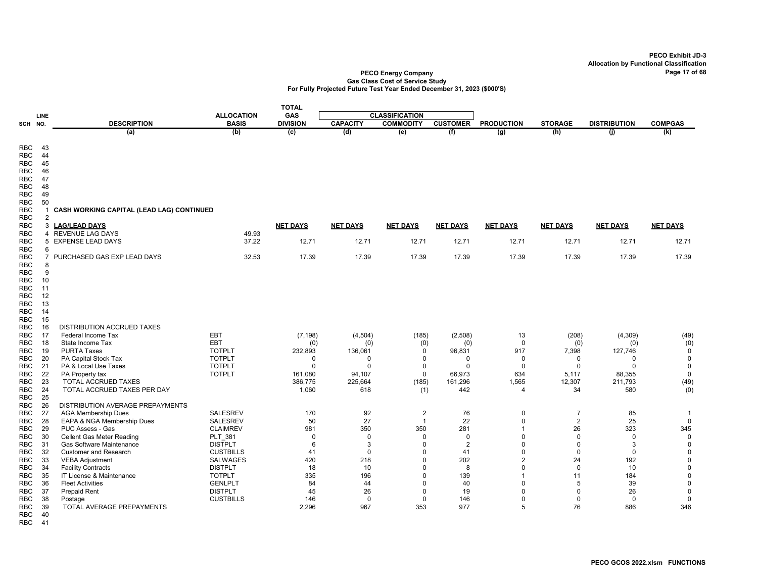PECO Exhibit JD-3
Allocation by Functional Classification

**PECO Energy Company**
**Gas Class Cost of Service Study**
**For Fully Projected Future Test Year Ended December 31, 2023 ($000'S)**

| SCH | LINE NO. | DESCRIPTION | ALLOCATION BASIS | TOTAL GAS DIVISION | CLASSIFICATION CAPACITY | CLASSIFICATION COMMODITY | CLASSIFICATION CUSTOMER | PRODUCTION | STORAGE | DISTRIBUTION | COMPGAS |
|---|---|---|---|---|---|---|---|---|---|---|---|
| | | (a) | (b) | (c) | (d) | (e) | (f) | (g) | (h) | (j) | (k) |
| RBC | 43 | | | | | | | | | | |
| RBC | 44 | | | | | | | | | | |
| RBC | 45 | | | | | | | | | | |
| RBC | 46 | | | | | | | | | | |
| RBC | 47 | | | | | | | | | | |
| RBC | 48 | | | | | | | | | | |
| RBC | 49 | | | | | | | | | | |
| RBC | 50 | | | | | | | | | | |
| RBC | 1 | **CASH WORKING CAPITAL (LEAD LAG) CONTINUED** | | | | | | | | | |
| RBC | 2 | | | | | | | | | | |
| RBC | 3 | **LAG/LEAD DAYS** | | **NET DAYS** | **NET DAYS** | **NET DAYS** | **NET DAYS** | **NET DAYS** | **NET DAYS** | **NET DAYS** | **NET DAYS** |
| RBC | 4 | REVENUE LAG DAYS | 49.93 | | | | | | | | |
| RBC | 5 | EXPENSE LEAD DAYS | 37.22 | 12.71 | 12.71 | 12.71 | 12.71 | 12.71 | 12.71 | 12.71 | 12.71 |
| RBC | 6 | | | | | | | | | | |
| RBC | 7 | PURCHASED GAS EXP LEAD DAYS | 32.53 | 17.39 | 17.39 | 17.39 | 17.39 | 17.39 | 17.39 | 17.39 | 17.39 |
| RBC | 8 | | | | | | | | | | |
| RBC | 9 | | | | | | | | | | |
| RBC | 10 | | | | | | | | | | |
| RBC | 11 | | | | | | | | | | |
| RBC | 12 | | | | | | | | | | |
| RBC | 13 | | | | | | | | | | |
| RBC | 14 | | | | | | | | | | |
| RBC | 15 | | | | | | | | | | |
| RBC | 16 | DISTRIBUTION ACCRUED TAXES | | | | | | | | | |
| RBC | 17 | Federal Income Tax | EBT | (7,198) | (4,504) | (185) | (2,508) | 13 | (208) | (4,309) | (49) |
| RBC | 18 | State Income Tax | EBT | (0) | (0) | (0) | (0) | 0 | (0) | (0) | (0) |
| RBC | 19 | PURTA Taxes | TOTPLT | 232,893 | 136,061 | 0 | 96,831 | 917 | 7,398 | 127,746 | 0 |
| RBC | 20 | PA Capital Stock Tax | TOTPLT | 0 | 0 | 0 | 0 | 0 | 0 | 0 | 0 |
| RBC | 21 | PA & Local Use Taxes | TOTPLT | 0 | 0 | 0 | 0 | 0 | 0 | 0 | 0 |
| RBC | 22 | PA Property tax | TOTPLT | 161,080 | 94,107 | 0 | 66,973 | 634 | 5,117 | 88,355 | 0 |
| RBC | 23 | TOTAL ACCRUED TAXES | | 386,775 | 225,664 | (185) | 161,296 | 1,565 | 12,307 | 211,793 | (49) |
| RBC | 24 | TOTAL ACCRUED TAXES PER DAY | | 1,060 | 618 | (1) | 442 | 4 | 34 | 580 | (0) |
| RBC | 25 | | | | | | | | | | |
| RBC | 26 | DISTRIBUTION AVERAGE PREPAYMENTS | | | | | | | | | |
| RBC | 27 | AGA Membership Dues | SALESREV | 170 | 92 | 2 | 76 | 0 | 7 | 85 | 1 |
| RBC | 28 | EAPA & NGA Membership Dues | SALESREV | 50 | 27 | 1 | 22 | 0 | 2 | 25 | 0 |
| RBC | 29 | PUC Assess - Gas | CLAIMREV | 981 | 350 | 350 | 281 | 1 | 26 | 323 | 345 |
| RBC | 30 | Cellent Gas Meter Reading | PLT_381 | 0 | 0 | 0 | 0 | 0 | 0 | 0 | 0 |
| RBC | 31 | Gas Software Maintenance | DISTPLT | 6 | 3 | 0 | 2 | 0 | 0 | 3 | 0 |
| RBC | 32 | Customer and Research | CUSTBILLS | 41 | 0 | 0 | 41 | 0 | 0 | 0 | 0 |
| RBC | 33 | VEBA Adjustment | SALWAGES | 420 | 218 | 0 | 202 | 2 | 24 | 192 | 0 |
| RBC | 34 | Facility Contracts | DISTPLT | 18 | 10 | 0 | 8 | 0 | 0 | 10 | 0 |
| RBC | 35 | IT License & Maintenance | TOTPLT | 335 | 196 | 0 | 139 | 1 | 11 | 184 | 0 |
| RBC | 36 | Fleet Activities | GENLPLT | 84 | 44 | 0 | 40 | 0 | 5 | 39 | 0 |
| RBC | 37 | Prepaid Rent | DISTPLT | 45 | 26 | 0 | 19 | 0 | 0 | 26 | 0 |
| RBC | 38 | Postage | CUSTBILLS | 146 | 0 | 0 | 146 | 0 | 0 | 0 | 0 |
| RBC | 39 | TOTAL AVERAGE PREPAYMENTS | | 2,296 | 967 | 353 | 977 | 5 | 76 | 886 | 346 |
| RBC | 40 | | | | | | | | | | |
| RBC | 41 | | | | | | | | | | |

PECO GCOS 2022.xlsm FUNCTIONS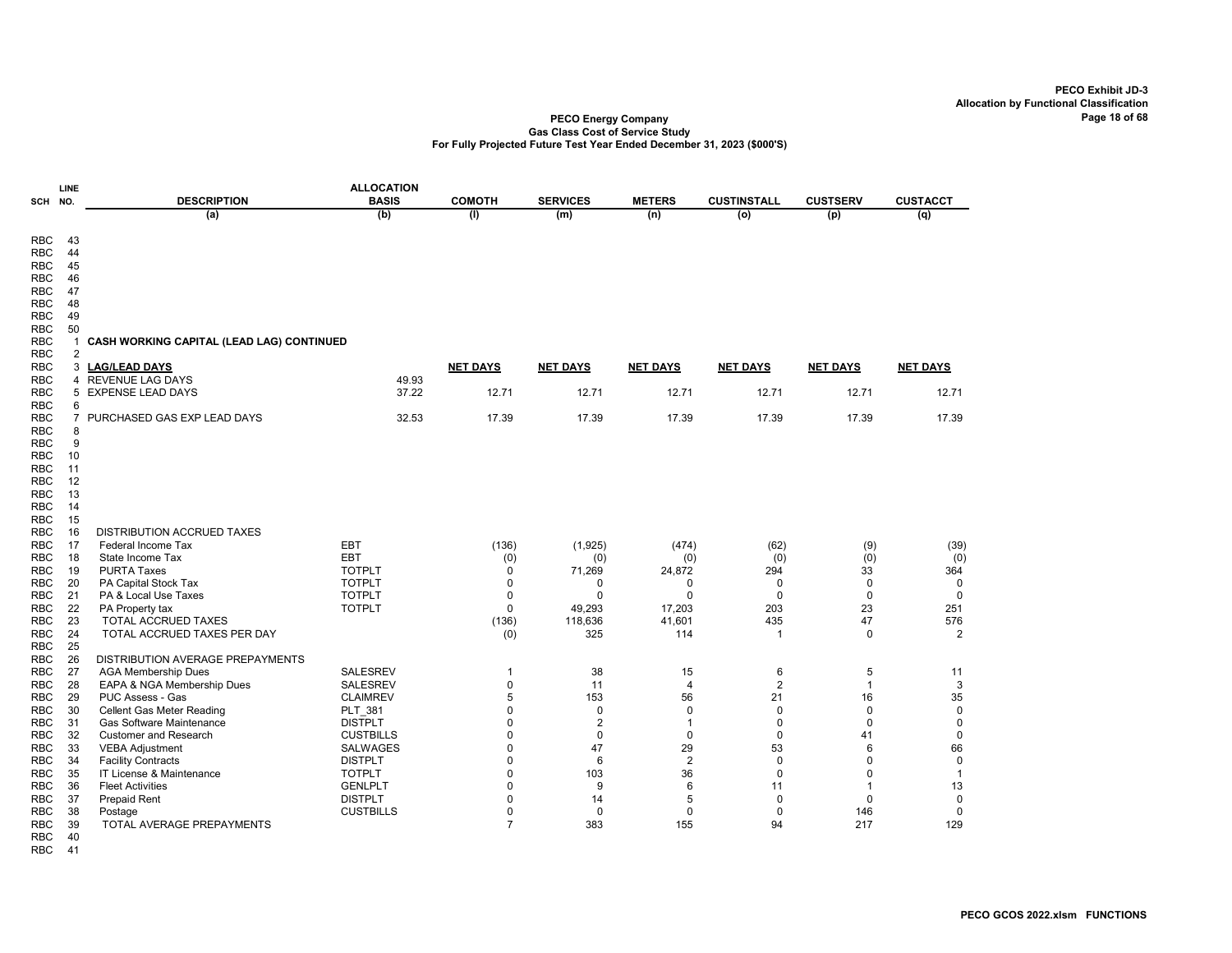PECO Exhibit JD-3
Allocation by Functional Classification

**PECO Energy Company**
**Gas Class Cost of Service Study**
**For Fully Projected Future Test Year Ended December 31, 2023 ($000'S)**

| SCH | LINE NO. | DESCRIPTION | ALLOCATION BASIS | COMOTH | SERVICES | METERS | CUSTINSTALL | CUSTSERV | CUSTACCT |
|---|---|---|---|---|---|---|---|---|---|
| | | (a) | (b) | (l) | (m) | (n) | (o) | (p) | (q) |
| RBC | 43 | | | | | | | | |
| RBC | 44 | | | | | | | | |
| RBC | 45 | | | | | | | | |
| RBC | 46 | | | | | | | | |
| RBC | 47 | | | | | | | | |
| RBC | 48 | | | | | | | | |
| RBC | 49 | | | | | | | | |
| RBC | 50 | | | | | | | | |
| RBC | 1 | **CASH WORKING CAPITAL (LEAD LAG) CONTINUED** | | | | | | | |
| RBC | 2 | | | | | | | | |
| RBC | 3 | **LAG/LEAD DAYS** | | **NET DAYS** | **NET DAYS** | **NET DAYS** | **NET DAYS** | **NET DAYS** | **NET DAYS** |
| RBC | 4 | REVENUE LAG DAYS | 49.93 | | | | | | |
| RBC | 5 | EXPENSE LEAD DAYS | 37.22 | 12.71 | 12.71 | 12.71 | 12.71 | 12.71 | 12.71 |
| RBC | 6 | | | | | | | | |
| RBC | 7 | PURCHASED GAS EXP LEAD DAYS | 32.53 | 17.39 | 17.39 | 17.39 | 17.39 | 17.39 | 17.39 |
| RBC | 8 | | | | | | | | |
| RBC | 9 | | | | | | | | |
| RBC | 10 | | | | | | | | |
| RBC | 11 | | | | | | | | |
| RBC | 12 | | | | | | | | |
| RBC | 13 | | | | | | | | |
| RBC | 14 | | | | | | | | |
| RBC | 15 | | | | | | | | |
| RBC | 16 | DISTRIBUTION ACCRUED TAXES | | | | | | | |
| RBC | 17 | Federal Income Tax | EBT | (136) | (1,925) | (474) | (62) | (9) | (39) |
| RBC | 18 | State Income Tax | EBT | (0) | (0) | (0) | (0) | (0) | (0) |
| RBC | 19 | PURTA Taxes | TOTPLT | 0 | 71,269 | 24,872 | 294 | 33 | 364 |
| RBC | 20 | PA Capital Stock Tax | TOTPLT | 0 | 0 | 0 | 0 | 0 | 0 |
| RBC | 21 | PA & Local Use Taxes | TOTPLT | 0 | 0 | 0 | 0 | 0 | 0 |
| RBC | 22 | PA Property tax | TOTPLT | 0 | 49,293 | 17,203 | 203 | 23 | 251 |
| RBC | 23 | TOTAL ACCRUED TAXES | | (136) | 118,636 | 41,601 | 435 | 47 | 576 |
| RBC | 24 | TOTAL ACCRUED TAXES PER DAY | | (0) | 325 | 114 | 1 | 0 | 2 |
| RBC | 25 | | | | | | | | |
| RBC | 26 | DISTRIBUTION AVERAGE PREPAYMENTS | | | | | | | |
| RBC | 27 | AGA Membership Dues | SALESREV | 1 | 38 | 15 | 6 | 5 | 11 |
| RBC | 28 | EAPA & NGA Membership Dues | SALESREV | 0 | 11 | 4 | 2 | 1 | 3 |
| RBC | 29 | PUC Assess - Gas | CLAIMREV | 5 | 153 | 56 | 21 | 16 | 35 |
| RBC | 30 | Cellent Gas Meter Reading | PLT_381 | 0 | 0 | 0 | 0 | 0 | 0 |
| RBC | 31 | Gas Software Maintenance | DISTPLT | 0 | 2 | 1 | 0 | 0 | 0 |
| RBC | 32 | Customer and Research | CUSTBILLS | 0 | 0 | 0 | 0 | 41 | 0 |
| RBC | 33 | VEBA Adjustment | SALWAGES | 0 | 47 | 29 | 53 | 6 | 66 |
| RBC | 34 | Facility Contracts | DISTPLT | 0 | 6 | 2 | 0 | 0 | 0 |
| RBC | 35 | IT License & Maintenance | TOTPLT | 0 | 103 | 36 | 0 | 0 | 1 |
| RBC | 36 | Fleet Activities | GENLPLT | 0 | 9 | 6 | 11 | 1 | 13 |
| RBC | 37 | Prepaid Rent | DISTPLT | 0 | 14 | 5 | 0 | 0 | 0 |
| RBC | 38 | Postage | CUSTBILLS | 0 | 0 | 0 | 0 | 146 | 0 |
| RBC | 39 | TOTAL AVERAGE PREPAYMENTS | | 7 | 383 | 155 | 94 | 217 | 129 |
| RBC | 40 | | | | | | | | |
| RBC | 41 | | | | | | | | |

PECO GCOS 2022.xlsm FUNCTIONS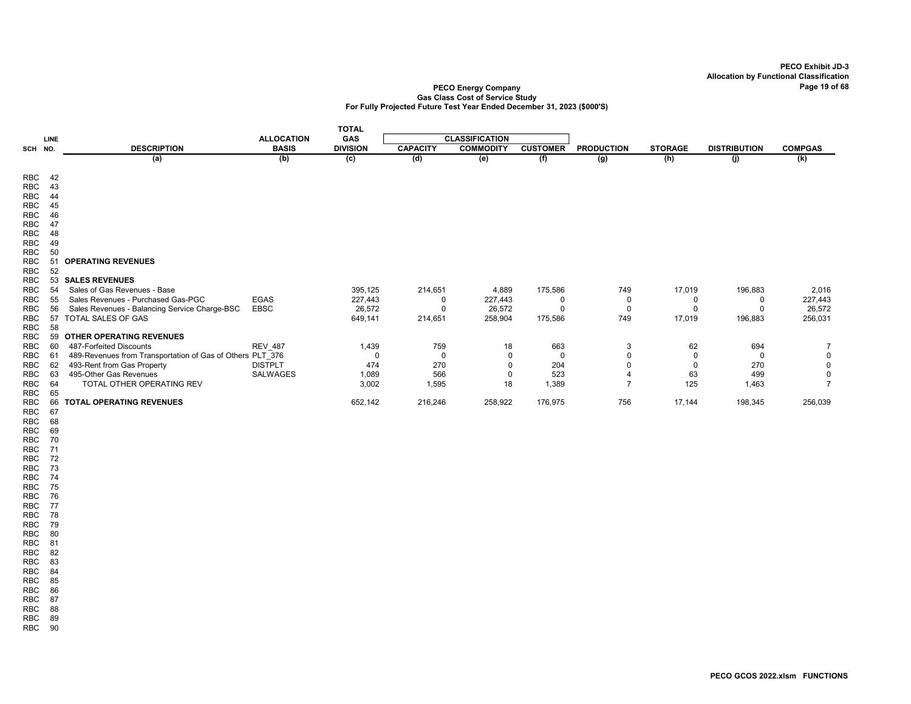PECO Exhibit JD-3
Allocation by Functional Classification

**PECO Energy Company**
**Gas Class Cost of Service Study**
**For Fully Projected Future Test Year Ended December 31, 2023 ($000'S)**

| SCH | LINE NO. | DESCRIPTION | ALLOCATION BASIS | TOTAL GAS DIVISION | CLASSIFICATION | | | PRODUCTION | STORAGE | DISTRIBUTION | COMPGAS |
|---|---|---|---|---|---|---|---|---|---|---|---|
| | | | | | CAPACITY | COMMODITY | CUSTOMER | | | | |
| | | (a) | (b) | (c) | (d) | (e) | (f) | (g) | (h) | (j) | (k) |
| RBC | 42 | | | | | | | | | | |
| RBC | 43 | | | | | | | | | | |
| RBC | 44 | | | | | | | | | | |
| RBC | 45 | | | | | | | | | | |
| RBC | 46 | | | | | | | | | | |
| RBC | 47 | | | | | | | | | | |
| RBC | 48 | | | | | | | | | | |
| RBC | 49 | | | | | | | | | | |
| RBC | 50 | | | | | | | | | | |
| RBC | 51 | **OPERATING REVENUES** | | | | | | | | | |
| RBC | 52 | | | | | | | | | | |
| RBC | 53 | **SALES REVENUES** | | | | | | | | | |
| RBC | 54 | Sales of Gas Revenues - Base | | 395,125 | 214,651 | 4,889 | 175,586 | 749 | 17,019 | 196,883 | 2,016 |
| RBC | 55 | Sales Revenues - Purchased Gas-PGC | EGAS | 227,443 | 0 | 227,443 | 0 | 0 | 0 | 0 | 227,443 |
| RBC | 56 | Sales Revenues - Balancing Service Charge-BSC | EBSC | 26,572 | 0 | 26,572 | 0 | 0 | 0 | 0 | 26,572 |
| RBC | 57 | TOTAL SALES OF GAS | | 649,141 | 214,651 | 258,904 | 175,586 | 749 | 17,019 | 196,883 | 256,031 |
| RBC | 58 | | | | | | | | | | |
| RBC | 59 | **OTHER OPERATING REVENUES** | | | | | | | | | |
| RBC | 60 | 487-Forfeited Discounts | REV_487 | 1,439 | 759 | 18 | 663 | 3 | 62 | 694 | 7 |
| RBC | 61 | 489-Revenues from Transportation of Gas of Others | PLT_376 | 0 | 0 | 0 | 0 | 0 | 0 | 0 | 0 |
| RBC | 62 | 493-Rent from Gas Property | DISTPLT | 474 | 270 | 0 | 204 | 0 | 0 | 270 | 0 |
| RBC | 63 | 495-Other Gas Revenues | SALWAGES | 1,089 | 566 | 0 | 523 | 4 | 63 | 499 | 0 |
| RBC | 64 | TOTAL OTHER OPERATING REV | | 3,002 | 1,595 | 18 | 1,389 | 7 | 125 | 1,463 | 7 |
| RBC | 65 | | | | | | | | | | |
| RBC | 66 | **TOTAL OPERATING REVENUES** | | 652,142 | 216,246 | 258,922 | 176,975 | 756 | 17,144 | 198,345 | 256,039 |
| RBC | 67 | | | | | | | | | | |
| RBC | 68 | | | | | | | | | | |
| RBC | 69 | | | | | | | | | | |
| RBC | 70 | | | | | | | | | | |
| RBC | 71 | | | | | | | | | | |
| RBC | 72 | | | | | | | | | | |
| RBC | 73 | | | | | | | | | | |
| RBC | 74 | | | | | | | | | | |
| RBC | 75 | | | | | | | | | | |
| RBC | 76 | | | | | | | | | | |
| RBC | 77 | | | | | | | | | | |
| RBC | 78 | | | | | | | | | | |
| RBC | 79 | | | | | | | | | | |
| RBC | 80 | | | | | | | | | | |
| RBC | 81 | | | | | | | | | | |
| RBC | 82 | | | | | | | | | | |
| RBC | 83 | | | | | | | | | | |
| RBC | 84 | | | | | | | | | | |
| RBC | 85 | | | | | | | | | | |
| RBC | 86 | | | | | | | | | | |
| RBC | 87 | | | | | | | | | | |
| RBC | 88 | | | | | | | | | | |
| RBC | 89 | | | | | | | | | | |
| RBC | 90 | | | | | | | | | | |

PECO GCOS 2022.xlsm FUNCTIONS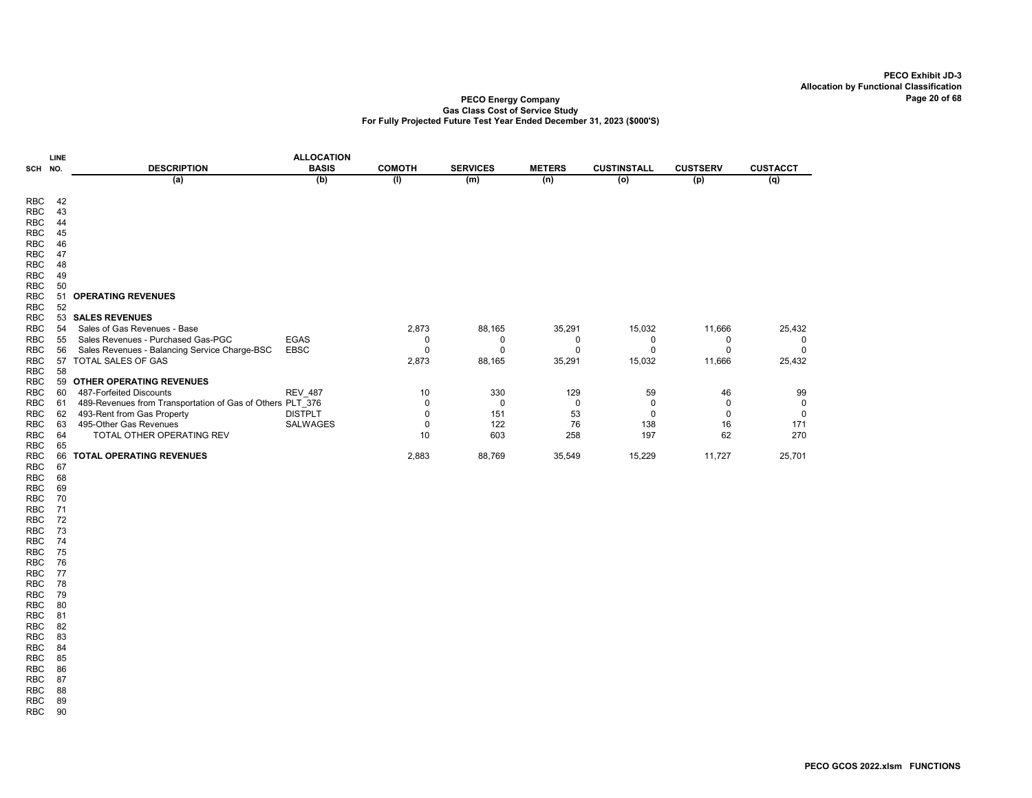PECO Exhibit JD-3
Allocation by Functional Classification

**PECO Energy Company**
**Gas Class Cost of Service Study**
**For Fully Projected Future Test Year Ended December 31, 2023 ($000'S)**

| SCH | LINE NO. | DESCRIPTION | ALLOCATION BASIS | COMOTH | SERVICES | METERS | CUSTINSTALL | CUSTSERV | CUSTACCT |
|---|---|---|---|---|---|---|---|---|---|
| | | (a) | (b) | (l) | (m) | (n) | (o) | (p) | (q) |
| RBC | 42 | | | | | | | | |
| RBC | 43 | | | | | | | | |
| RBC | 44 | | | | | | | | |
| RBC | 45 | | | | | | | | |
| RBC | 46 | | | | | | | | |
| RBC | 47 | | | | | | | | |
| RBC | 48 | | | | | | | | |
| RBC | 49 | | | | | | | | |
| RBC | 50 | | | | | | | | |
| RBC | 51 | **OPERATING REVENUES** | | | | | | | |
| RBC | 52 | | | | | | | | |
| RBC | 53 | **SALES REVENUES** | | | | | | | |
| RBC | 54 | Sales of Gas Revenues - Base | | 2,873 | 88,165 | 35,291 | 15,032 | 11,666 | 25,432 |
| RBC | 55 | Sales Revenues - Purchased Gas-PGC | EGAS | 0 | 0 | 0 | 0 | 0 | 0 |
| RBC | 56 | Sales Revenues - Balancing Service Charge-BSC | EBSC | 0 | 0 | 0 | 0 | 0 | 0 |
| RBC | 57 | TOTAL SALES OF GAS | | 2,873 | 88,165 | 35,291 | 15,032 | 11,666 | 25,432 |
| RBC | 58 | | | | | | | | |
| RBC | 59 | **OTHER OPERATING REVENUES** | | | | | | | |
| RBC | 60 | 487-Forfeited Discounts | REV_487 | 10 | 330 | 129 | 59 | 46 | 99 |
| RBC | 61 | 489-Revenues from Transportation of Gas of Others | PLT_376 | 0 | 0 | 0 | 0 | 0 | 0 |
| RBC | 62 | 493-Rent from Gas Property | DISTPLT | 0 | 151 | 53 | 0 | 0 | 0 |
| RBC | 63 | 495-Other Gas Revenues | SALWAGES | 0 | 122 | 76 | 138 | 16 | 171 |
| RBC | 64 | TOTAL OTHER OPERATING REV | | 10 | 603 | 258 | 197 | 62 | 270 |
| RBC | 65 | | | | | | | | |
| RBC | 66 | **TOTAL OPERATING REVENUES** | | 2,883 | 88,769 | 35,549 | 15,229 | 11,727 | 25,701 |
| RBC | 67 | | | | | | | | |
| RBC | 68 | | | | | | | | |
| RBC | 69 | | | | | | | | |
| RBC | 70 | | | | | | | | |
| RBC | 71 | | | | | | | | |
| RBC | 72 | | | | | | | | |
| RBC | 73 | | | | | | | | |
| RBC | 74 | | | | | | | | |
| RBC | 75 | | | | | | | | |
| RBC | 76 | | | | | | | | |
| RBC | 77 | | | | | | | | |
| RBC | 78 | | | | | | | | |
| RBC | 79 | | | | | | | | |
| RBC | 80 | | | | | | | | |
| RBC | 81 | | | | | | | | |
| RBC | 82 | | | | | | | | |
| RBC | 83 | | | | | | | | |
| RBC | 84 | | | | | | | | |
| RBC | 85 | | | | | | | | |
| RBC | 86 | | | | | | | | |
| RBC | 87 | | | | | | | | |
| RBC | 88 | | | | | | | | |
| RBC | 89 | | | | | | | | |
| RBC | 90 | | | | | | | | |

PECO GCOS 2022.xlsm FUNCTIONS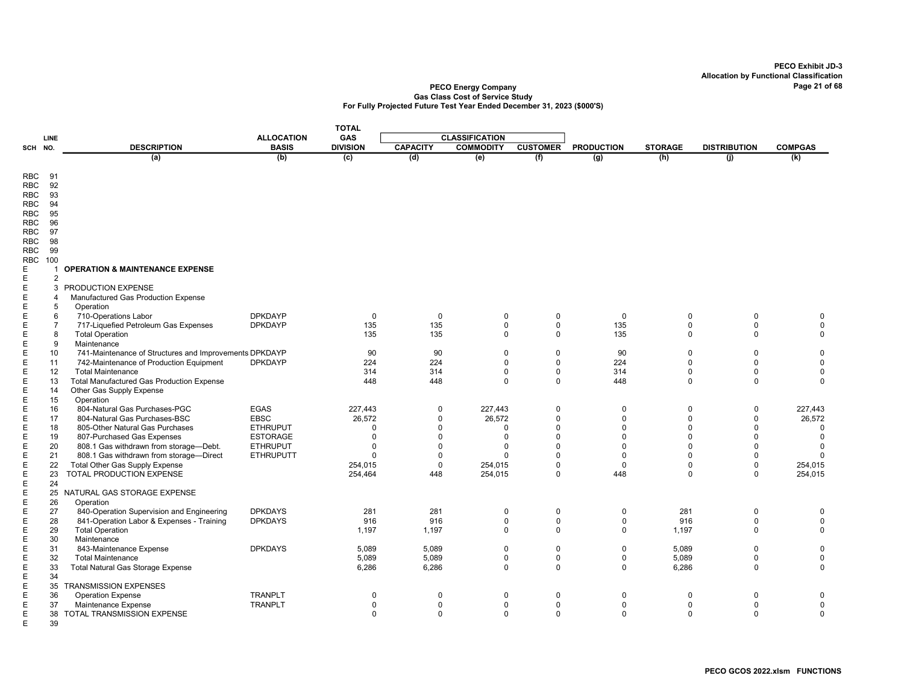**PECO Exhibit JD-3**
**Allocation by Functional Classification**

**PECO Energy Company**
**Gas Class Cost of Service Study**
**For Fully Projected Future Test Year Ended December 31, 2023 ($000'S)**

| SCH | LINE NO. | DESCRIPTION | ALLOCATION BASIS | TOTAL GAS DIVISION | CLASSIFICATION | | | PRODUCTION | STORAGE | DISTRIBUTION | COMPGAS |
|---|---|---|---|---|---|---|---|---|---|---|---|
| | | | | | CAPACITY | COMMODITY | CUSTOMER | | | | |
| | | (a) | (b) | (c) | (d) | (e) | (f) | (g) | (h) | (j) | (k) |
| RBC | 91 | | | | | | | | | | |
| RBC | 92 | | | | | | | | | | |
| RBC | 93 | | | | | | | | | | |
| RBC | 94 | | | | | | | | | | |
| RBC | 95 | | | | | | | | | | |
| RBC | 96 | | | | | | | | | | |
| RBC | 97 | | | | | | | | | | |
| RBC | 98 | | | | | | | | | | |
| RBC | 99 | | | | | | | | | | |
| RBC | 100 | | | | | | | | | | |
| E | 1 | **OPERATION & MAINTENANCE EXPENSE** | | | | | | | | | |
| E | 2 | | | | | | | | | | |
| E | 3 | PRODUCTION EXPENSE | | | | | | | | | |
| E | 4 | Manufactured Gas Production Expense | | | | | | | | | |
| E | 5 | Operation | | | | | | | | | |
| E | 6 | 710-Operations Labor | DPKDAYP | 0 | 0 | 0 | 0 | 0 | 0 | 0 | 0 |
| E | 7 | 717-Liquefied Petroleum Gas Expenses | DPKDAYP | 135 | 135 | 0 | 0 | 135 | 0 | 0 | 0 |
| E | 8 | Total Operation | | 135 | 135 | 0 | 0 | 135 | 0 | 0 | 0 |
| E | 9 | Maintenance | | | | | | | | | |
| E | 10 | 741-Maintenance of Structures and Improvements | DPKDAYP | 90 | 90 | 0 | 0 | 90 | 0 | 0 | 0 |
| E | 11 | 742-Maintenance of Production Equipment | DPKDAYP | 224 | 224 | 0 | 0 | 224 | 0 | 0 | 0 |
| E | 12 | Total Maintenance | | 314 | 314 | 0 | 0 | 314 | 0 | 0 | 0 |
| E | 13 | Total Manufactured Gas Production Expense | | 448 | 448 | 0 | 0 | 448 | 0 | 0 | 0 |
| E | 14 | Other Gas Supply Expense | | | | | | | | | |
| E | 15 | Operation | | | | | | | | | |
| E | 16 | 804-Natural Gas Purchases-PGC | EGAS | 227,443 | 0 | 227,443 | 0 | 0 | 0 | 0 | 227,443 |
| E | 17 | 804-Natural Gas Purchases-BSC | EBSC | 26,572 | 0 | 26,572 | 0 | 0 | 0 | 0 | 26,572 |
| E | 18 | 805-Other Natural Gas Purchases | ETHRUPUT | 0 | 0 | 0 | 0 | 0 | 0 | 0 | 0 |
| E | 19 | 807-Purchased Gas Expenses | ESTORAGE | 0 | 0 | 0 | 0 | 0 | 0 | 0 | 0 |
| E | 20 | 808.1 Gas withdrawn from storage—Debt. | ETHRUPUT | 0 | 0 | 0 | 0 | 0 | 0 | 0 | 0 |
| E | 21 | 808.1 Gas withdrawn from storage—Direct | ETHRUPUTT | 0 | 0 | 0 | 0 | 0 | 0 | 0 | 0 |
| E | 22 | Total Other Gas Supply Expense | | 254,015 | 0 | 254,015 | 0 | 0 | 0 | 0 | 254,015 |
| E | 23 | TOTAL PRODUCTION EXPENSE | | 254,464 | 448 | 254,015 | 0 | 448 | 0 | 0 | 254,015 |
| E | 24 | | | | | | | | | | |
| E | 25 | NATURAL GAS STORAGE EXPENSE | | | | | | | | | |
| E | 26 | Operation | | | | | | | | | |
| E | 27 | 840-Operation Supervision and Engineering | DPKDAYS | 281 | 281 | 0 | 0 | 0 | 281 | 0 | 0 |
| E | 28 | 841-Operation Labor & Expenses - Training | DPKDAYS | 916 | 916 | 0 | 0 | 0 | 916 | 0 | 0 |
| E | 29 | Total Operation | | 1,197 | 1,197 | 0 | 0 | 0 | 1,197 | 0 | 0 |
| E | 30 | Maintenance | | | | | | | | | |
| E | 31 | 843-Maintenance Expense | DPKDAYS | 5,089 | 5,089 | 0 | 0 | 0 | 5,089 | 0 | 0 |
| E | 32 | Total Maintenance | | 5,089 | 5,089 | 0 | 0 | 0 | 5,089 | 0 | 0 |
| E | 33 | Total Natural Gas Storage Expense | | 6,286 | 6,286 | 0 | 0 | 0 | 6,286 | 0 | 0 |
| E | 34 | | | | | | | | | | |
| E | 35 | TRANSMISSION EXPENSES | | | | | | | | | |
| E | 36 | Operation Expense | TRANPLT | 0 | 0 | 0 | 0 | 0 | 0 | 0 | 0 |
| E | 37 | Maintenance Expense | TRANPLT | 0 | 0 | 0 | 0 | 0 | 0 | 0 | 0 |
| E | 38 | TOTAL TRANSMISSION EXPENSE | | 0 | 0 | 0 | 0 | 0 | 0 | 0 | 0 |
| E | 39 | | | | | | | | | | |

PECO GCOS 2022.xlsm FUNCTIONS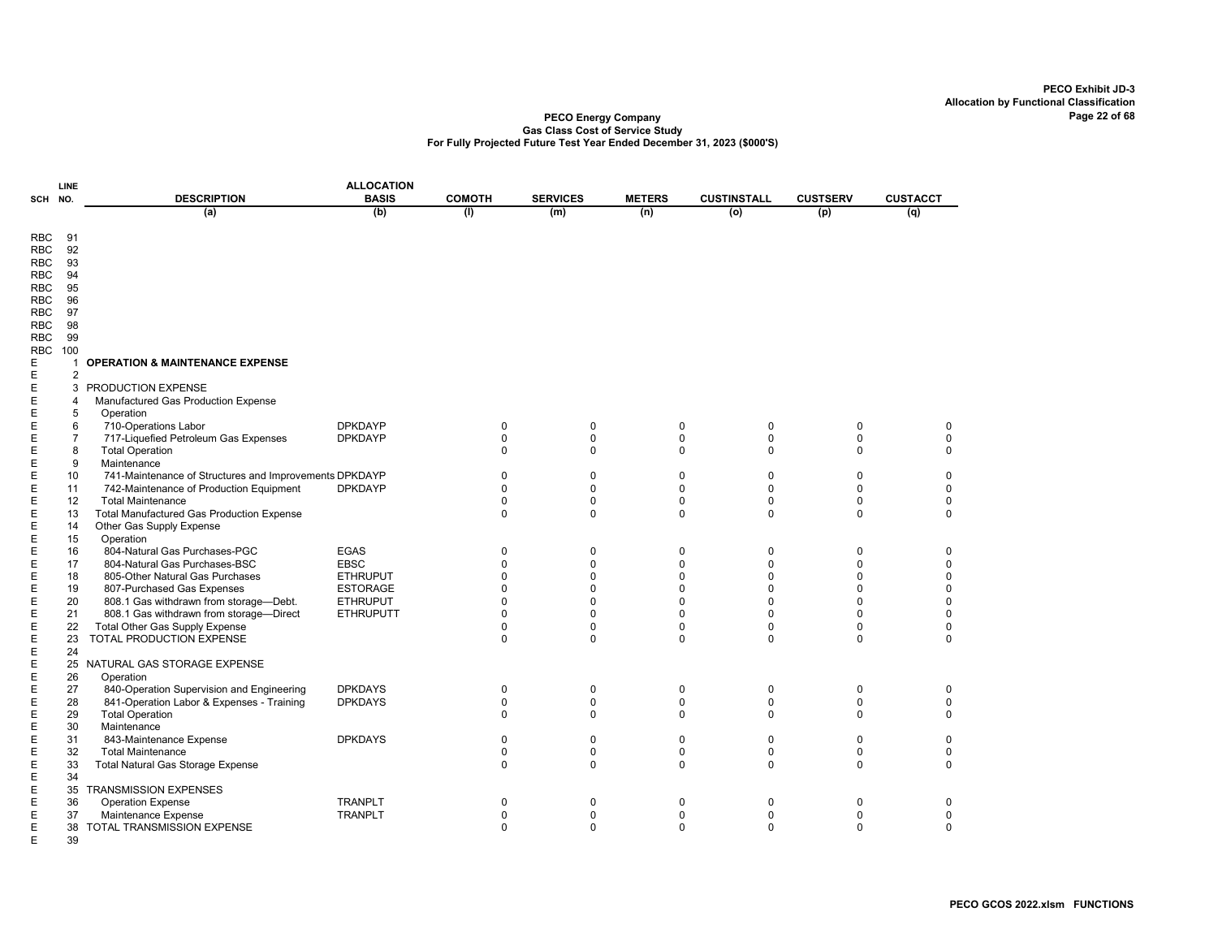**PECO Exhibit JD-3**
**Allocation by Functional Classification**

**PECO Energy Company**
**Gas Class Cost of Service Study**
**For Fully Projected Future Test Year Ended December 31, 2023 ($000'S)**

| SCH | LINE NO. | DESCRIPTION | ALLOCATION BASIS | COMOTH | SERVICES | METERS | CUSTINSTALL | CUSTSERV | CUSTACCT |
|---|---|---|---|---|---|---|---|---|---|
| | | (a) | (b) | (l) | (m) | (n) | (o) | (p) | (q) |
| RBC | 91 | | | | | | | | |
| RBC | 92 | | | | | | | | |
| RBC | 93 | | | | | | | | |
| RBC | 94 | | | | | | | | |
| RBC | 95 | | | | | | | | |
| RBC | 96 | | | | | | | | |
| RBC | 97 | | | | | | | | |
| RBC | 98 | | | | | | | | |
| RBC | 99 | | | | | | | | |
| RBC | 100 | | | | | | | | |
| E | 1 | **OPERATION & MAINTENANCE EXPENSE** | | | | | | | |
| E | 2 | | | | | | | | |
| E | 3 | PRODUCTION EXPENSE | | | | | | | |
| E | 4 | Manufactured Gas Production Expense | | | | | | | |
| E | 5 | Operation | | | | | | | |
| E | 6 | 710-Operations Labor | DPKDAYP | 0 | 0 | 0 | 0 | 0 | 0 |
| E | 7 | 717-Liquefied Petroleum Gas Expenses | DPKDAYP | 0 | 0 | 0 | 0 | 0 | 0 |
| E | 8 | Total Operation | | 0 | 0 | 0 | 0 | 0 | 0 |
| E | 9 | Maintenance | | | | | | | |
| E | 10 | 741-Maintenance of Structures and Improvements | DPKDAYP | 0 | 0 | 0 | 0 | 0 | 0 |
| E | 11 | 742-Maintenance of Production Equipment | DPKDAYP | 0 | 0 | 0 | 0 | 0 | 0 |
| E | 12 | Total Maintenance | | 0 | 0 | 0 | 0 | 0 | 0 |
| E | 13 | Total Manufactured Gas Production Expense | | 0 | 0 | 0 | 0 | 0 | 0 |
| E | 14 | Other Gas Supply Expense | | | | | | | |
| E | 15 | Operation | | | | | | | |
| E | 16 | 804-Natural Gas Purchases-PGC | EGAS | 0 | 0 | 0 | 0 | 0 | 0 |
| E | 17 | 804-Natural Gas Purchases-BSC | EBSC | 0 | 0 | 0 | 0 | 0 | 0 |
| E | 18 | 805-Other Natural Gas Purchases | ETHRUPUT | 0 | 0 | 0 | 0 | 0 | 0 |
| E | 19 | 807-Purchased Gas Expenses | ESTORAGE | 0 | 0 | 0 | 0 | 0 | 0 |
| E | 20 | 808.1 Gas withdrawn from storage—Debt. | ETHRUPUT | 0 | 0 | 0 | 0 | 0 | 0 |
| E | 21 | 808.1 Gas withdrawn from storage—Direct | ETHRUPUTT | 0 | 0 | 0 | 0 | 0 | 0 |
| E | 22 | Total Other Gas Supply Expense | | 0 | 0 | 0 | 0 | 0 | 0 |
| E | 23 | TOTAL PRODUCTION EXPENSE | | 0 | 0 | 0 | 0 | 0 | 0 |
| E | 24 | | | | | | | | |
| E | 25 | NATURAL GAS STORAGE EXPENSE | | | | | | | |
| E | 26 | Operation | | | | | | | |
| E | 27 | 840-Operation Supervision and Engineering | DPKDAYS | 0 | 0 | 0 | 0 | 0 | 0 |
| E | 28 | 841-Operation Labor & Expenses - Training | DPKDAYS | 0 | 0 | 0 | 0 | 0 | 0 |
| E | 29 | Total Operation | | 0 | 0 | 0 | 0 | 0 | 0 |
| E | 30 | Maintenance | | | | | | | |
| E | 31 | 843-Maintenance Expense | DPKDAYS | 0 | 0 | 0 | 0 | 0 | 0 |
| E | 32 | Total Maintenance | | 0 | 0 | 0 | 0 | 0 | 0 |
| E | 33 | Total Natural Gas Storage Expense | | 0 | 0 | 0 | 0 | 0 | 0 |
| E | 34 | | | | | | | | |
| E | 35 | TRANSMISSION EXPENSES | | | | | | | |
| E | 36 | Operation Expense | TRANPLT | 0 | 0 | 0 | 0 | 0 | 0 |
| E | 37 | Maintenance Expense | TRANPLT | 0 | 0 | 0 | 0 | 0 | 0 |
| E | 38 | TOTAL TRANSMISSION EXPENSE | | 0 | 0 | 0 | 0 | 0 | 0 |
| E | 39 | | | | | | | | |

PECO GCOS 2022.xlsm FUNCTIONS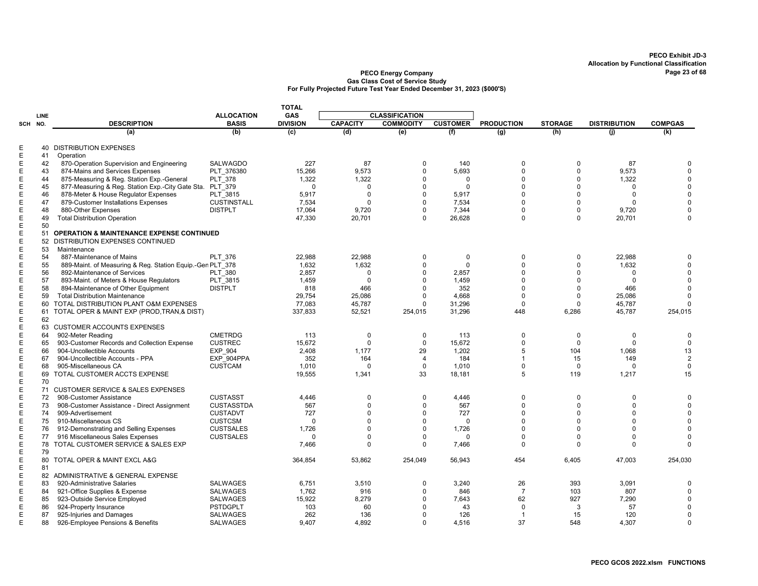PECO Exhibit JD-3
Allocation by Functional Classification

**PECO Energy Company**
**Gas Class Cost of Service Study**
**For Fully Projected Future Test Year Ended December 31, 2023 ($000'S)**

| SCH | LINE NO. | DESCRIPTION | ALLOCATION BASIS | TOTAL GAS DIVISION | CLASSIFICATION | | | PRODUCTION | STORAGE | DISTRIBUTION | COMPGAS |
|---|---|---|---|---|---|---|---|---|---|---|---|
| | | | | | CAPACITY | COMMODITY | CUSTOMER | | | | |
| | | (a) | (b) | (c) | (d) | (e) | (f) | (g) | (h) | (j) | (k) |
| E | 40 | DISTRIBUTION EXPENSES | | | | | | | | | |
| E | 41 | Operation | | | | | | | | | |
| E | 42 | 870-Operation Supervision and Engineering | SALWAGDO | 227 | 87 | 0 | 140 | 0 | 0 | 87 | 0 |
| E | 43 | 874-Mains and Services Expenses | PLT_376380 | 15,266 | 9,573 | 0 | 5,693 | 0 | 0 | 9,573 | 0 |
| E | 44 | 875-Measuring & Reg. Station Exp.-General | PLT_378 | 1,322 | 1,322 | 0 | 0 | 0 | 0 | 1,322 | 0 |
| E | 45 | 877-Measuring & Reg. Station Exp.-City Gate Sta. | PLT_379 | 0 | 0 | 0 | 0 | 0 | 0 | 0 | 0 |
| E | 46 | 878-Meter & House Regulator Expenses | PLT_3815 | 5,917 | 0 | 0 | 5,917 | 0 | 0 | 0 | 0 |
| E | 47 | 879-Customer Installations Expenses | CUSTINSTALL | 7,534 | 0 | 0 | 7,534 | 0 | 0 | 0 | 0 |
| E | 48 | 880-Other Expenses | DISTPLT | 17,064 | 9,720 | 0 | 7,344 | 0 | 0 | 9,720 | 0 |
| E | 49 | Total Distribution Operation | | 47,330 | 20,701 | 0 | 26,628 | 0 | 0 | 20,701 | 0 |
| E | 50 | | | | | | | | | | |
| E | 51 | **OPERATION & MAINTENANCE EXPENSE CONTINUED** | | | | | | | | | |
| E | 52 | DISTRIBUTION EXPENSES CONTINUED | | | | | | | | | |
| E | 53 | Maintenance | | | | | | | | | |
| E | 54 | 887-Maintenance of Mains | PLT_376 | 22,988 | 22,988 | 0 | 0 | 0 | 0 | 22,988 | 0 |
| E | 55 | 889-Maint. of Measuring & Reg. Station Equip.-Gen | PLT_378 | 1,632 | 1,632 | 0 | 0 | 0 | 0 | 1,632 | 0 |
| E | 56 | 892-Maintenance of Services | PLT_380 | 2,857 | 0 | 0 | 2,857 | 0 | 0 | 0 | 0 |
| E | 57 | 893-Maint. of Meters & House Regulators | PLT_3815 | 1,459 | 0 | 0 | 1,459 | 0 | 0 | 0 | 0 |
| E | 58 | 894-Maintenance of Other Equipment | DISTPLT | 818 | 466 | 0 | 352 | 0 | 0 | 466 | 0 |
| E | 59 | Total Distribution Maintenance | | 29,754 | 25,086 | 0 | 4,668 | 0 | 0 | 25,086 | 0 |
| E | 60 | TOTAL DISTRIBUTION PLANT O&M EXPENSES | | 77,083 | 45,787 | 0 | 31,296 | 0 | 0 | 45,787 | 0 |
| E | 61 | TOTAL OPER & MAINT EXP (PROD,TRAN,& DIST) | | 337,833 | 52,521 | 254,015 | 31,296 | 448 | 6,286 | 45,787 | 254,015 |
| E | 62 | | | | | | | | | | |
| E | 63 | CUSTOMER ACCOUNTS EXPENSES | | | | | | | | | |
| E | 64 | 902-Meter Reading | CMETRDG | 113 | 0 | 0 | 113 | 0 | 0 | 0 | 0 |
| E | 65 | 903-Customer Records and Collection Expense | CUSTREC | 15,672 | 0 | 0 | 15,672 | 0 | 0 | 0 | 0 |
| E | 66 | 904-Uncollectible Accounts | EXP_904 | 2,408 | 1,177 | 29 | 1,202 | 5 | 104 | 1,068 | 13 |
| E | 67 | 904-Uncollectible Accounts - PPA | EXP_904PPA | 352 | 164 | 4 | 184 | 1 | 15 | 149 | 2 |
| E | 68 | 905-Miscellaneous CA | CUSTCAM | 1,010 | 0 | 0 | 1,010 | 0 | 0 | 0 | 0 |
| E | 69 | TOTAL CUSTOMER ACCTS EXPENSE | | 19,555 | 1,341 | 33 | 18,181 | 5 | 119 | 1,217 | 15 |
| E | 70 | | | | | | | | | | |
| E | 71 | CUSTOMER SERVICE & SALES EXPENSES | | | | | | | | | |
| E | 72 | 908-Customer Assistance | CUSTASST | 4,446 | 0 | 0 | 4,446 | 0 | 0 | 0 | 0 |
| E | 73 | 908-Customer Assistance - Direct Assignment | CUSTASSTDA | 567 | 0 | 0 | 567 | 0 | 0 | 0 | 0 |
| E | 74 | 909-Advertisement | CUSTADVT | 727 | 0 | 0 | 727 | 0 | 0 | 0 | 0 |
| E | 75 | 910-Miscellaneous CS | CUSTCSM | 0 | 0 | 0 | 0 | 0 | 0 | 0 | 0 |
| E | 76 | 912-Demonstrating and Selling Expenses | CUSTSALES | 1,726 | 0 | 0 | 1,726 | 0 | 0 | 0 | 0 |
| E | 77 | 916 Miscellaneous Sales Expenses | CUSTSALES | 0 | 0 | 0 | 0 | 0 | 0 | 0 | 0 |
| E | 78 | TOTAL CUSTOMER SERVICE & SALES EXP | | 7,466 | 0 | 0 | 7,466 | 0 | 0 | 0 | 0 |
| E | 79 | | | | | | | | | | |
| E | 80 | TOTAL OPER & MAINT EXCL A&G | | 364,854 | 53,862 | 254,049 | 56,943 | 454 | 6,405 | 47,003 | 254,030 |
| E | 81 | | | | | | | | | | |
| E | 82 | ADMINISTRATIVE & GENERAL EXPENSE | | | | | | | | | |
| E | 83 | 920-Administrative Salaries | SALWAGES | 6,751 | 3,510 | 0 | 3,240 | 26 | 393 | 3,091 | 0 |
| E | 84 | 921-Office Supplies & Expense | SALWAGES | 1,762 | 916 | 0 | 846 | 7 | 103 | 807 | 0 |
| E | 85 | 923-Outside Service Employed | SALWAGES | 15,922 | 8,279 | 0 | 7,643 | 62 | 927 | 7,290 | 0 |
| E | 86 | 924-Property Insurance | PSTDGPLT | 103 | 60 | 0 | 43 | 0 | 3 | 57 | 0 |
| E | 87 | 925-Injuries and Damages | SALWAGES | 262 | 136 | 0 | 126 | 1 | 15 | 120 | 0 |
| E | 88 | 926-Employee Pensions & Benefits | SALWAGES | 9,407 | 4,892 | 0 | 4,516 | 37 | 548 | 4,307 | 0 |

PECO GCOS 2022.xlsm FUNCTIONS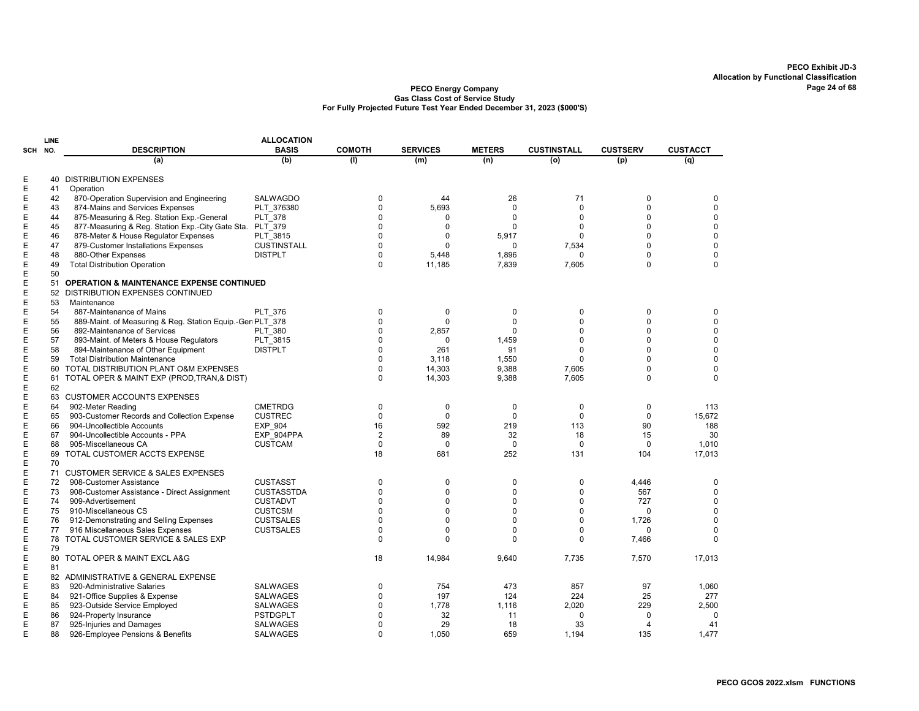PECO Exhibit JD-3
Allocation by Functional Classification

**PECO Energy Company**
**Gas Class Cost of Service Study**
**For Fully Projected Future Test Year Ended December 31, 2023 ($000'S)**

| SCH | LINE NO. | DESCRIPTION | ALLOCATION BASIS | COMOTH | SERVICES | METERS | CUSTINSTALL | CUSTSERV | CUSTACCT |
|---|---|---|---|---|---|---|---|---|---|
| | | (a) | (b) | (l) | (m) | (n) | (o) | (p) | (q) |
| E | 40 | DISTRIBUTION EXPENSES | | | | | | | |
| E | 41 | Operation | | | | | | | |
| E | 42 | 870-Operation Supervision and Engineering | SALWAGDO | 0 | 44 | 26 | 71 | 0 | 0 |
| E | 43 | 874-Mains and Services Expenses | PLT_376380 | 0 | 5,693 | 0 | 0 | 0 | 0 |
| E | 44 | 875-Measuring & Reg. Station Exp.-General | PLT_378 | 0 | 0 | 0 | 0 | 0 | 0 |
| E | 45 | 877-Measuring & Reg. Station Exp.-City Gate Sta. | PLT_379 | 0 | 0 | 0 | 0 | 0 | 0 |
| E | 46 | 878-Meter & House Regulator Expenses | PLT_3815 | 0 | 0 | 5,917 | 0 | 0 | 0 |
| E | 47 | 879-Customer Installations Expenses | CUSTINSTALL | 0 | 0 | 0 | 7,534 | 0 | 0 |
| E | 48 | 880-Other Expenses | DISTPLT | 0 | 5,448 | 1,896 | 0 | 0 | 0 |
| E | 49 | Total Distribution Operation | | 0 | 11,185 | 7,839 | 7,605 | 0 | 0 |
| E | 50 | | | | | | | | |
| E | 51 | **OPERATION & MAINTENANCE EXPENSE CONTINUED** | | | | | | | |
| E | 52 | DISTRIBUTION EXPENSES CONTINUED | | | | | | | |
| E | 53 | Maintenance | | | | | | | |
| E | 54 | 887-Maintenance of Mains | PLT_376 | 0 | 0 | 0 | 0 | 0 | 0 |
| E | 55 | 889-Maint. of Measuring & Reg. Station Equip.-Gen | PLT_378 | 0 | 0 | 0 | 0 | 0 | 0 |
| E | 56 | 892-Maintenance of Services | PLT_380 | 0 | 2,857 | 0 | 0 | 0 | 0 |
| E | 57 | 893-Maint. of Meters & House Regulators | PLT_3815 | 0 | 0 | 1,459 | 0 | 0 | 0 |
| E | 58 | 894-Maintenance of Other Equipment | DISTPLT | 0 | 261 | 91 | 0 | 0 | 0 |
| E | 59 | Total Distribution Maintenance | | 0 | 3,118 | 1,550 | 0 | 0 | 0 |
| E | 60 | TOTAL DISTRIBUTION PLANT O&M EXPENSES | | 0 | 14,303 | 9,388 | 7,605 | 0 | 0 |
| E | 61 | TOTAL OPER & MAINT EXP (PROD,TRAN,& DIST) | | 0 | 14,303 | 9,388 | 7,605 | 0 | 0 |
| E | 62 | | | | | | | | |
| E | 63 | CUSTOMER ACCOUNTS EXPENSES | | | | | | | |
| E | 64 | 902-Meter Reading | CMETRDG | 0 | 0 | 0 | 0 | 0 | 113 |
| E | 65 | 903-Customer Records and Collection Expense | CUSTREC | 0 | 0 | 0 | 0 | 0 | 15,672 |
| E | 66 | 904-Uncollectible Accounts | EXP_904 | 16 | 592 | 219 | 113 | 90 | 188 |
| E | 67 | 904-Uncollectible Accounts - PPA | EXP_904PPA | 2 | 89 | 32 | 18 | 15 | 30 |
| E | 68 | 905-Miscellaneous CA | CUSTCAM | 0 | 0 | 0 | 0 | 0 | 1,010 |
| E | 69 | TOTAL CUSTOMER ACCTS EXPENSE | | 18 | 681 | 252 | 131 | 104 | 17,013 |
| E | 70 | | | | | | | | |
| E | 71 | CUSTOMER SERVICE & SALES EXPENSES | | | | | | | |
| E | 72 | 908-Customer Assistance | CUSTASST | 0 | 0 | 0 | 0 | 4,446 | 0 |
| E | 73 | 908-Customer Assistance - Direct Assignment | CUSTASSTDA | 0 | 0 | 0 | 0 | 567 | 0 |
| E | 74 | 909-Advertisement | CUSTADVT | 0 | 0 | 0 | 0 | 727 | 0 |
| E | 75 | 910-Miscellaneous CS | CUSTCSM | 0 | 0 | 0 | 0 | 0 | 0 |
| E | 76 | 912-Demonstrating and Selling Expenses | CUSTSALES | 0 | 0 | 0 | 0 | 1,726 | 0 |
| E | 77 | 916 Miscellaneous Sales Expenses | CUSTSALES | 0 | 0 | 0 | 0 | 0 | 0 |
| E | 78 | TOTAL CUSTOMER SERVICE & SALES EXP | | 0 | 0 | 0 | 0 | 7,466 | 0 |
| E | 79 | | | | | | | | |
| E | 80 | TOTAL OPER & MAINT EXCL A&G | | 18 | 14,984 | 9,640 | 7,735 | 7,570 | 17,013 |
| E | 81 | | | | | | | | |
| E | 82 | ADMINISTRATIVE & GENERAL EXPENSE | | | | | | | |
| E | 83 | 920-Administrative Salaries | SALWAGES | 0 | 754 | 473 | 857 | 97 | 1,060 |
| E | 84 | 921-Office Supplies & Expense | SALWAGES | 0 | 197 | 124 | 224 | 25 | 277 |
| E | 85 | 923-Outside Service Employed | SALWAGES | 0 | 1,778 | 1,116 | 2,020 | 229 | 2,500 |
| E | 86 | 924-Property Insurance | PSTDGPLT | 0 | 32 | 11 | 0 | 0 | 0 |
| E | 87 | 925-Injuries and Damages | SALWAGES | 0 | 29 | 18 | 33 | 4 | 41 |
| E | 88 | 926-Employee Pensions & Benefits | SALWAGES | 0 | 1,050 | 659 | 1,194 | 135 | 1,477 |

PECO GCOS 2022.xlsm FUNCTIONS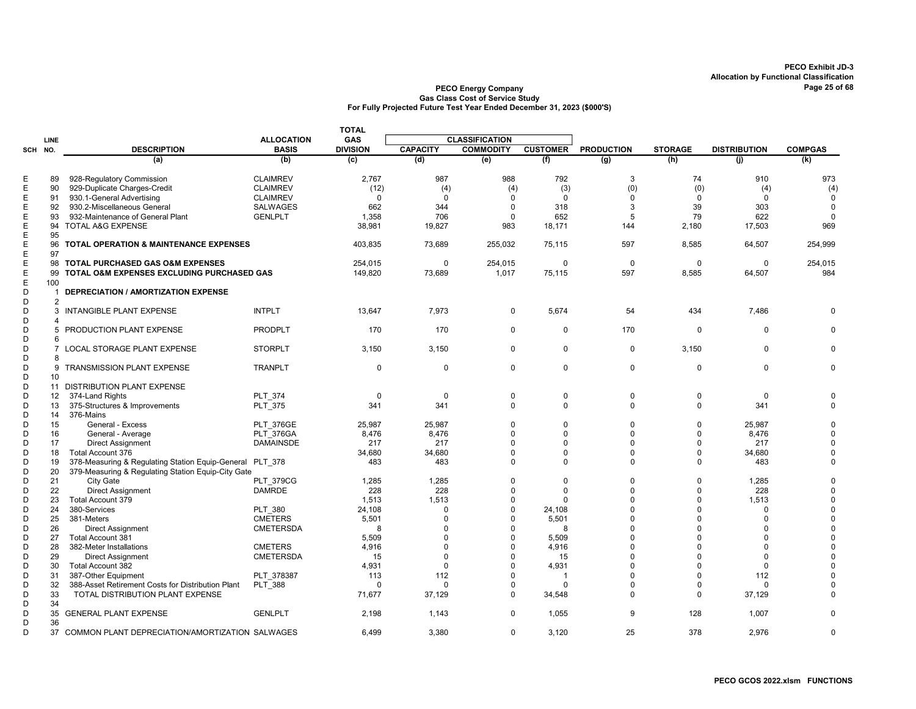PECO Exhibit JD-3
Allocation by Functional Classification

**PECO Energy Company**
**Gas Class Cost of Service Study**
**For Fully Projected Future Test Year Ended December 31, 2023 ($000'S)**

| SCH | LINE NO. | DESCRIPTION | ALLOCATION BASIS | TOTAL GAS DIVISION | CLASSIFICATION CAPACITY | CLASSIFICATION COMMODITY | CLASSIFICATION CUSTOMER | PRODUCTION | STORAGE | DISTRIBUTION | COMPGAS |
|---|---|---|---|---|---|---|---|---|---|---|---|
| | | (a) | (b) | (c) | (d) | (e) | (f) | (g) | (h) | (j) | (k) |
| E | 89 | 928-Regulatory Commission | CLAIMREV | 2,767 | 987 | 988 | 792 | 3 | 74 | 910 | 973 |
| E | 90 | 929-Duplicate Charges-Credit | CLAIMREV | (12) | (4) | (4) | (3) | (0) | (0) | (4) | (4) |
| E | 91 | 930.1-General Advertising | CLAIMREV | 0 | 0 | 0 | 0 | 0 | 0 | 0 | 0 |
| E | 92 | 930.2-Miscellaneous General | SALWAGES | 662 | 344 | 0 | 318 | 3 | 39 | 303 | 0 |
| E | 93 | 932-Maintenance of General Plant | GENLPLT | 1,358 | 706 | 0 | 652 | 5 | 79 | 622 | 0 |
| E | 94 | TOTAL A&G EXPENSE | | 38,981 | 19,827 | 983 | 18,171 | 144 | 2,180 | 17,503 | 969 |
| E | 95 | | | | | | | | | | |
| E | 96 | **TOTAL OPERATION & MAINTENANCE EXPENSES** | | 403,835 | 73,689 | 255,032 | 75,115 | 597 | 8,585 | 64,507 | 254,999 |
| E | 97 | | | | | | | | | | |
| E | 98 | **TOTAL PURCHASED GAS O&M EXPENSES** | | 254,015 | 0 | 254,015 | 0 | 0 | 0 | 0 | 254,015 |
| E | 99 | **TOTAL O&M EXPENSES EXCLUDING PURCHASED GAS** | | 149,820 | 73,689 | 1,017 | 75,115 | 597 | 8,585 | 64,507 | 984 |
| E | 100 | | | | | | | | | | |
| D | 1 | **DEPRECIATION / AMORTIZATION EXPENSE** | | | | | | | | | |
| D | 2 | | | | | | | | | | |
| D | 3 | INTANGIBLE PLANT EXPENSE | INTPLT | 13,647 | 7,973 | 0 | 5,674 | 54 | 434 | 7,486 | 0 |
| D | 4 | | | | | | | | | | |
| D | 5 | PRODUCTION PLANT EXPENSE | PRODPLT | 170 | 170 | 0 | 0 | 170 | 0 | 0 | 0 |
| D | 6 | | | | | | | | | | |
| D | 7 | LOCAL STORAGE PLANT EXPENSE | STORPLT | 3,150 | 3,150 | 0 | 0 | 0 | 3,150 | 0 | 0 |
| D | 8 | | | | | | | | | | |
| D | 9 | TRANSMISSION PLANT EXPENSE | TRANPLT | 0 | 0 | 0 | 0 | 0 | 0 | 0 | 0 |
| D | 10 | | | | | | | | | | |
| D | 11 | DISTRIBUTION PLANT EXPENSE | | | | | | | | | |
| D | 12 | 374-Land Rights | PLT_374 | 0 | 0 | 0 | 0 | 0 | 0 | 0 | 0 |
| D | 13 | 375-Structures & Improvements | PLT_375 | 341 | 341 | 0 | 0 | 0 | 0 | 341 | 0 |
| D | 14 | 376-Mains | | | | | | | | | |
| D | 15 | General - Excess | PLT_376GE | 25,987 | 25,987 | 0 | 0 | 0 | 0 | 25,987 | 0 |
| D | 16 | General - Average | PLT_376GA | 8,476 | 8,476 | 0 | 0 | 0 | 0 | 8,476 | 0 |
| D | 17 | Direct Assignment | DAMAINSDE | 217 | 217 | 0 | 0 | 0 | 0 | 217 | 0 |
| D | 18 | Total Account 376 | | 34,680 | 34,680 | 0 | 0 | 0 | 0 | 34,680 | 0 |
| D | 19 | 378-Measuring & Regulating Station Equip-General | PLT_378 | 483 | 483 | 0 | 0 | 0 | 0 | 483 | 0 |
| D | 20 | 379-Measuring & Regulating Station Equip-City Gate | | | | | | | | | |
| D | 21 | City Gate | PLT_379CG | 1,285 | 1,285 | 0 | 0 | 0 | 0 | 1,285 | 0 |
| D | 22 | Direct Assignment | DAMRDE | 228 | 228 | 0 | 0 | 0 | 0 | 228 | 0 |
| D | 23 | Total Account 379 | | 1,513 | 1,513 | 0 | 0 | 0 | 0 | 1,513 | 0 |
| D | 24 | 380-Services | PLT_380 | 24,108 | 0 | 0 | 24,108 | 0 | 0 | 0 | 0 |
| D | 25 | 381-Meters | CMETERS | 5,501 | 0 | 0 | 5,501 | 0 | 0 | 0 | 0 |
| D | 26 | Direct Assignment | CMETERSDA | 8 | 0 | 0 | 8 | 0 | 0 | 0 | 0 |
| D | 27 | Total Account 381 | | 5,509 | 0 | 0 | 5,509 | 0 | 0 | 0 | 0 |
| D | 28 | 382-Meter Installations | CMETERS | 4,916 | 0 | 0 | 4,916 | 0 | 0 | 0 | 0 |
| D | 29 | Direct Assignment | CMETERSDA | 15 | 0 | 0 | 15 | 0 | 0 | 0 | 0 |
| D | 30 | Total Account 382 | | 4,931 | 0 | 0 | 4,931 | 0 | 0 | 0 | 0 |
| D | 31 | 387-Other Equipment | PLT_378387 | 113 | 112 | 0 | 1 | 0 | 0 | 112 | 0 |
| D | 32 | 388-Asset Retirement Costs for Distribution Plant | PLT_388 | 0 | 0 | 0 | 0 | 0 | 0 | 0 | 0 |
| D | 33 | TOTAL DISTRIBUTION PLANT EXPENSE | | 71,677 | 37,129 | 0 | 34,548 | 0 | 0 | 37,129 | 0 |
| D | 34 | | | | | | | | | | |
| D | 35 | GENERAL PLANT EXPENSE | GENLPLT | 2,198 | 1,143 | 0 | 1,055 | 9 | 128 | 1,007 | 0 |
| D | 36 | | | | | | | | | | |
| D | 37 | COMMON PLANT DEPRECIATION/AMORTIZATION | SALWAGES | 6,499 | 3,380 | 0 | 3,120 | 25 | 378 | 2,976 | 0 |

PECO GCOS 2022.xlsm FUNCTIONS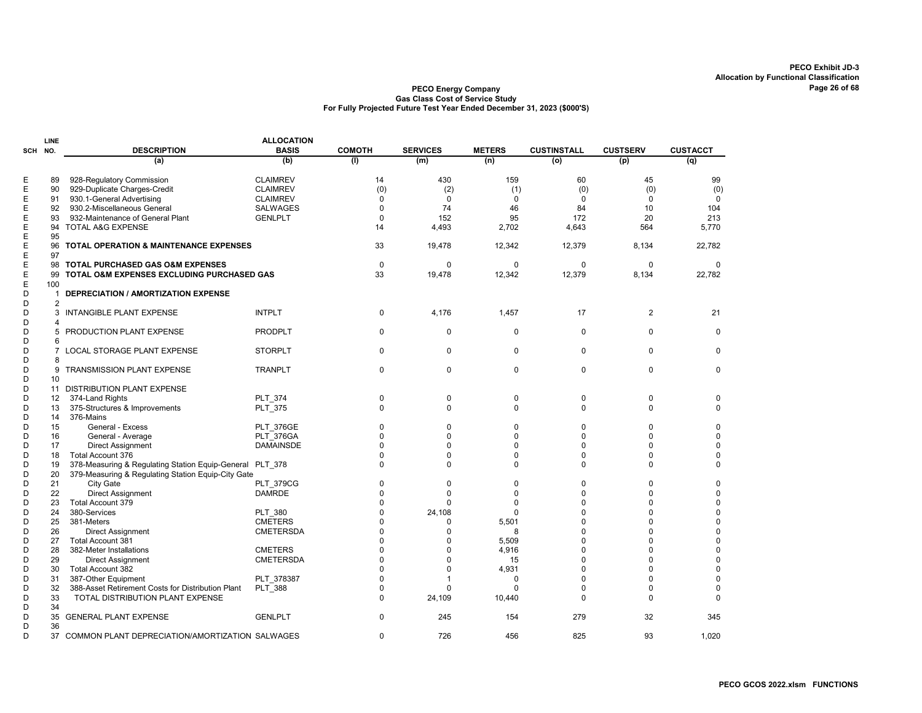**PECO Exhibit JD-3**
**Allocation by Functional Classification**

**PECO Energy Company**
**Gas Class Cost of Service Study**
**For Fully Projected Future Test Year Ended December 31, 2023 ($000'S)**

| SCH | LINE NO. | DESCRIPTION | ALLOCATION BASIS | COMOTH | SERVICES | METERS | CUSTINSTALL | CUSTSERV | CUSTACCT |
|---|---|---|---|---|---|---|---|---|---|
| | | (a) | (b) | (l) | (m) | (n) | (o) | (p) | (q) |
| E | 89 | 928-Regulatory Commission | CLAIMREV | 14 | 430 | 159 | 60 | 45 | 99 |
| E | 90 | 929-Duplicate Charges-Credit | CLAIMREV | (0) | (2) | (1) | (0) | (0) | (0) |
| E | 91 | 930.1-General Advertising | CLAIMREV | 0 | 0 | 0 | 0 | 0 | 0 |
| E | 92 | 930.2-Miscellaneous General | SALWAGES | 0 | 74 | 46 | 84 | 10 | 104 |
| E | 93 | 932-Maintenance of General Plant | GENLPLT | 0 | 152 | 95 | 172 | 20 | 213 |
| E | 94 | TOTAL A&G EXPENSE | | 14 | 4,493 | 2,702 | 4,643 | 564 | 5,770 |
| E | 95 | | | | | | | | |
| E | 96 | **TOTAL OPERATION & MAINTENANCE EXPENSES** | | 33 | 19,478 | 12,342 | 12,379 | 8,134 | 22,782 |
| E | 97 | | | | | | | | |
| E | 98 | **TOTAL PURCHASED GAS O&M EXPENSES** | | 0 | 0 | 0 | 0 | 0 | 0 |
| E | 99 | **TOTAL O&M EXPENSES EXCLUDING PURCHASED GAS** | | 33 | 19,478 | 12,342 | 12,379 | 8,134 | 22,782 |
| E | 100 | | | | | | | | |
| D | 1 | **DEPRECIATION / AMORTIZATION EXPENSE** | | | | | | | |
| D | 2 | | | | | | | | |
| D | 3 | INTANGIBLE PLANT EXPENSE | INTPLT | 0 | 4,176 | 1,457 | 17 | 2 | 21 |
| D | 4 | | | | | | | | |
| D | 5 | PRODUCTION PLANT EXPENSE | PRODPLT | 0 | 0 | 0 | 0 | 0 | 0 |
| D | 6 | | | | | | | | |
| D | 7 | LOCAL STORAGE PLANT EXPENSE | STORPLT | 0 | 0 | 0 | 0 | 0 | 0 |
| D | 8 | | | | | | | | |
| D | 9 | TRANSMISSION PLANT EXPENSE | TRANPLT | 0 | 0 | 0 | 0 | 0 | 0 |
| D | 10 | | | | | | | | |
| D | 11 | DISTRIBUTION PLANT EXPENSE | | | | | | | |
| D | 12 | 374-Land Rights | PLT_374 | 0 | 0 | 0 | 0 | 0 | 0 |
| D | 13 | 375-Structures & Improvements | PLT_375 | 0 | 0 | 0 | 0 | 0 | 0 |
| D | 14 | 376-Mains | | | | | | | |
| D | 15 | General - Excess | PLT_376GE | 0 | 0 | 0 | 0 | 0 | 0 |
| D | 16 | General - Average | PLT_376GA | 0 | 0 | 0 | 0 | 0 | 0 |
| D | 17 | Direct Assignment | DAMAINSDE | 0 | 0 | 0 | 0 | 0 | 0 |
| D | 18 | Total Account 376 | | 0 | 0 | 0 | 0 | 0 | 0 |
| D | 19 | 378-Measuring & Regulating Station Equip-General | PLT_378 | 0 | 0 | 0 | 0 | 0 | 0 |
| D | 20 | 379-Measuring & Regulating Station Equip-City Gate | | | | | | | |
| D | 21 | City Gate | PLT_379CG | 0 | 0 | 0 | 0 | 0 | 0 |
| D | 22 | Direct Assignment | DAMRDE | 0 | 0 | 0 | 0 | 0 | 0 |
| D | 23 | Total Account 379 | | 0 | 0 | 0 | 0 | 0 | 0 |
| D | 24 | 380-Services | PLT_380 | 0 | 24,108 | 0 | 0 | 0 | 0 |
| D | 25 | 381-Meters | CMETERS | 0 | 0 | 5,501 | 0 | 0 | 0 |
| D | 26 | Direct Assignment | CMETERSDA | 0 | 0 | 8 | 0 | 0 | 0 |
| D | 27 | Total Account 381 | | 0 | 0 | 5,509 | 0 | 0 | 0 |
| D | 28 | 382-Meter Installations | CMETERS | 0 | 0 | 4,916 | 0 | 0 | 0 |
| D | 29 | Direct Assignment | CMETERSDA | 0 | 0 | 15 | 0 | 0 | 0 |
| D | 30 | Total Account 382 | | 0 | 0 | 4,931 | 0 | 0 | 0 |
| D | 31 | 387-Other Equipment | PLT_378387 | 0 | 1 | 0 | 0 | 0 | 0 |
| D | 32 | 388-Asset Retirement Costs for Distribution Plant | PLT_388 | 0 | 0 | 0 | 0 | 0 | 0 |
| D | 33 | TOTAL DISTRIBUTION PLANT EXPENSE | | 0 | 24,109 | 10,440 | 0 | 0 | 0 |
| D | 34 | | | | | | | | |
| D | 35 | GENERAL PLANT EXPENSE | GENLPLT | 0 | 245 | 154 | 279 | 32 | 345 |
| D | 36 | | | | | | | | |
| D | 37 | COMMON PLANT DEPRECIATION/AMORTIZATION | SALWAGES | 0 | 726 | 456 | 825 | 93 | 1,020 |

PECO GCOS 2022.xlsm FUNCTIONS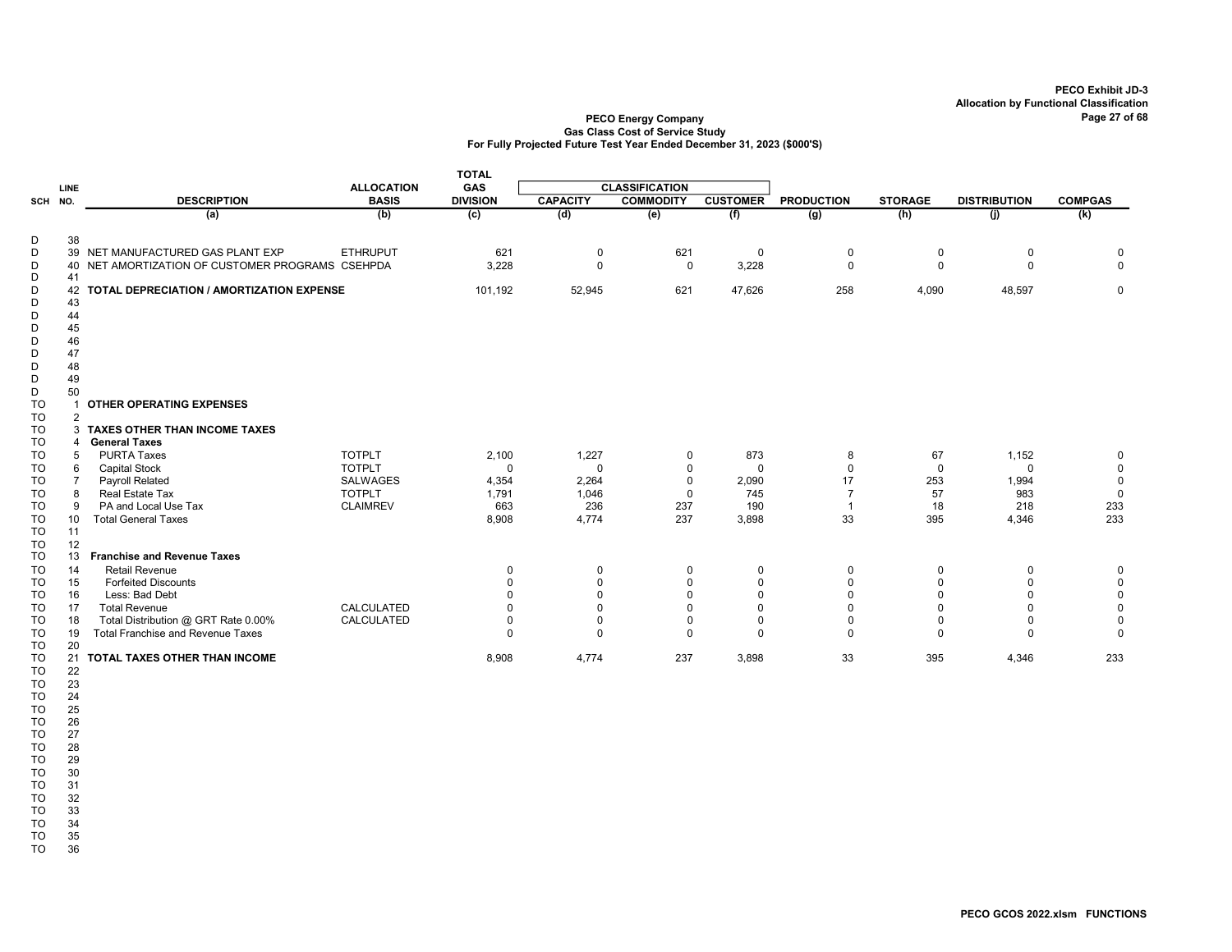PECO Exhibit JD-3
Allocation by Functional Classification

**PECO Energy Company**
**Gas Class Cost of Service Study**
**For Fully Projected Future Test Year Ended December 31, 2023 ($000'S)**

| SCH | LINE NO. | DESCRIPTION | ALLOCATION BASIS | TOTAL GAS DIVISION | CLASSIFICATION CAPACITY | COMMODITY | CUSTOMER | PRODUCTION | STORAGE | DISTRIBUTION | COMPGAS |
|---|---|---|---|---|---|---|---|---|---|---|---|
| | | (a) | (b) | (c) | (d) | (e) | (f) | (g) | (h) | (j) | (k) |
| D | 38 | | | | | | | | | | |
| D | 39 | NET MANUFACTURED GAS PLANT EXP | ETHRUPUT | 621 | 0 | 621 | 0 | 0 | 0 | 0 | 0 |
| D | 40 | NET AMORTIZATION OF CUSTOMER PROGRAMS | CSEHPDA | 3,228 | 0 | 0 | 3,228 | 0 | 0 | 0 | 0 |
| D | 41 | | | | | | | | | | |
| D | 42 | **TOTAL DEPRECIATION / AMORTIZATION EXPENSE** | | 101,192 | 52,945 | 621 | 47,626 | 258 | 4,090 | 48,597 | 0 |
| D | 43 | | | | | | | | | | |
| D | 44 | | | | | | | | | | |
| D | 45 | | | | | | | | | | |
| D | 46 | | | | | | | | | | |
| D | 47 | | | | | | | | | | |
| D | 48 | | | | | | | | | | |
| D | 49 | | | | | | | | | | |
| D | 50 | | | | | | | | | | |
| TO | 1 | **OTHER OPERATING EXPENSES** | | | | | | | | | |
| TO | 2 | | | | | | | | | | |
| TO | 3 | **TAXES OTHER THAN INCOME TAXES** | | | | | | | | | |
| TO | 4 | **General Taxes** | | | | | | | | | |
| TO | 5 | PURTA Taxes | TOTPLT | 2,100 | 1,227 | 0 | 873 | 8 | 67 | 1,152 | 0 |
| TO | 6 | Capital Stock | TOTPLT | 0 | 0 | 0 | 0 | 0 | 0 | 0 | 0 |
| TO | 7 | Payroll Related | SALWAGES | 4,354 | 2,264 | 0 | 2,090 | 17 | 253 | 1,994 | 0 |
| TO | 8 | Real Estate Tax | TOTPLT | 1,791 | 1,046 | 0 | 745 | 7 | 57 | 983 | 0 |
| TO | 9 | PA and Local Use Tax | CLAIMREV | 663 | 236 | 237 | 190 | 1 | 18 | 218 | 233 |
| TO | 10 | Total General Taxes | | 8,908 | 4,774 | 237 | 3,898 | 33 | 395 | 4,346 | 233 |
| TO | 11 | | | | | | | | | | |
| TO | 12 | | | | | | | | | | |
| TO | 13 | **Franchise and Revenue Taxes** | | | | | | | | | |
| TO | 14 | Retail Revenue | | 0 | 0 | 0 | 0 | 0 | 0 | 0 | 0 |
| TO | 15 | Forfeited Discounts | | 0 | 0 | 0 | 0 | 0 | 0 | 0 | 0 |
| TO | 16 | Less: Bad Debt | | 0 | 0 | 0 | 0 | 0 | 0 | 0 | 0 |
| TO | 17 | Total Revenue | CALCULATED | 0 | 0 | 0 | 0 | 0 | 0 | 0 | 0 |
| TO | 18 | Total Distribution @ GRT Rate 0.00% | CALCULATED | 0 | 0 | 0 | 0 | 0 | 0 | 0 | 0 |
| TO | 19 | Total Franchise and Revenue Taxes | | 0 | 0 | 0 | 0 | 0 | 0 | 0 | 0 |
| TO | 20 | | | | | | | | | | |
| TO | 21 | **TOTAL TAXES OTHER THAN INCOME** | | 8,908 | 4,774 | 237 | 3,898 | 33 | 395 | 4,346 | 233 |
| TO | 22 | | | | | | | | | | |
| TO | 23 | | | | | | | | | | |
| TO | 24 | | | | | | | | | | |
| TO | 25 | | | | | | | | | | |
| TO | 26 | | | | | | | | | | |
| TO | 27 | | | | | | | | | | |
| TO | 28 | | | | | | | | | | |
| TO | 29 | | | | | | | | | | |
| TO | 30 | | | | | | | | | | |
| TO | 31 | | | | | | | | | | |
| TO | 32 | | | | | | | | | | |
| TO | 33 | | | | | | | | | | |
| TO | 34 | | | | | | | | | | |
| TO | 35 | | | | | | | | | | |
| TO | 36 | | | | | | | | | | |

PECO GCOS 2022.xlsm FUNCTIONS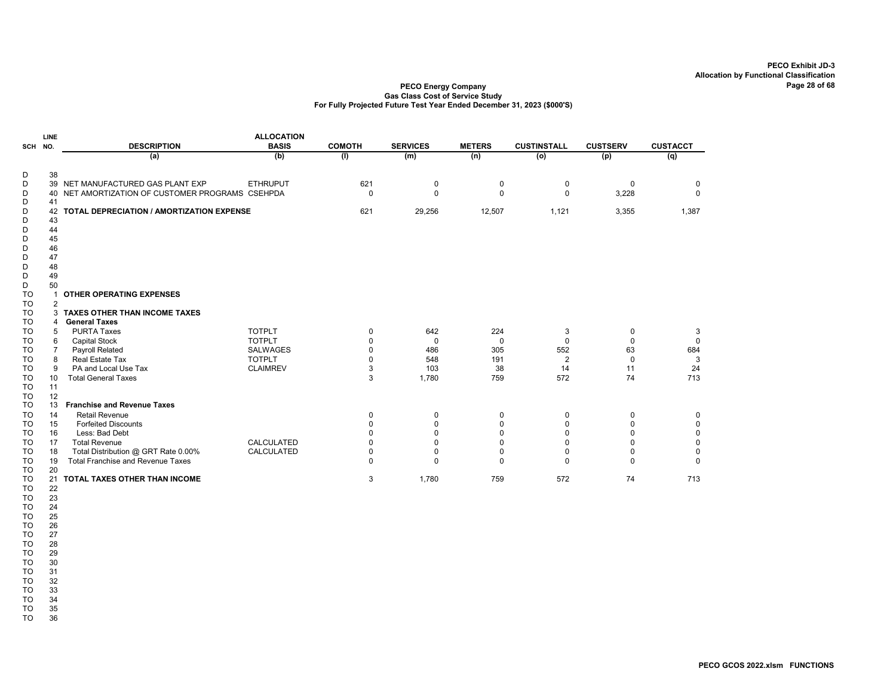PECO Exhibit JD-3
Allocation by Functional Classification

**PECO Energy Company**
**Gas Class Cost of Service Study**
**For Fully Projected Future Test Year Ended December 31, 2023 ($000'S)**

| SCH | LINE NO. | DESCRIPTION | ALLOCATION BASIS | COMOTH | SERVICES | METERS | CUSTINSTALL | CUSTSERV | CUSTACCT |
|---|---|---|---|---|---|---|---|---|---|
| | | (a) | (b) | (l) | (m) | (n) | (o) | (p) | (q) |
| D | 38 | | | | | | | | |
| D | 39 | NET MANUFACTURED GAS PLANT EXP | ETHRUPUT | 621 | 0 | 0 | 0 | 0 | 0 |
| D | 40 | NET AMORTIZATION OF CUSTOMER PROGRAMS | CSEHPDA | 0 | 0 | 0 | 0 | 3,228 | 0 |
| D | 41 | | | | | | | | |
| D | 42 | **TOTAL DEPRECIATION / AMORTIZATION EXPENSE** | | 621 | 29,256 | 12,507 | 1,121 | 3,355 | 1,387 |
| D | 43 | | | | | | | | |
| D | 44 | | | | | | | | |
| D | 45 | | | | | | | | |
| D | 46 | | | | | | | | |
| D | 47 | | | | | | | | |
| D | 48 | | | | | | | | |
| D | 49 | | | | | | | | |
| D | 50 | | | | | | | | |
| TO | 1 | **OTHER OPERATING EXPENSES** | | | | | | | |
| TO | 2 | | | | | | | | |
| TO | 3 | **TAXES OTHER THAN INCOME TAXES** | | | | | | | |
| TO | 4 | **General Taxes** | | | | | | | |
| TO | 5 | PURTA Taxes | TOTPLT | 0 | 642 | 224 | 3 | 0 | 3 |
| TO | 6 | Capital Stock | TOTPLT | 0 | 0 | 0 | 0 | 0 | 0 |
| TO | 7 | Payroll Related | SALWAGES | 0 | 486 | 305 | 552 | 63 | 684 |
| TO | 8 | Real Estate Tax | TOTPLT | 0 | 548 | 191 | 2 | 0 | 3 |
| TO | 9 | PA and Local Use Tax | CLAIMREV | 3 | 103 | 38 | 14 | 11 | 24 |
| TO | 10 | Total General Taxes | | 3 | 1,780 | 759 | 572 | 74 | 713 |
| TO | 11 | | | | | | | | |
| TO | 12 | | | | | | | | |
| TO | 13 | **Franchise and Revenue Taxes** | | | | | | | |
| TO | 14 | Retail Revenue | | 0 | 0 | 0 | 0 | 0 | 0 |
| TO | 15 | Forfeited Discounts | | 0 | 0 | 0 | 0 | 0 | 0 |
| TO | 16 | Less: Bad Debt | | 0 | 0 | 0 | 0 | 0 | 0 |
| TO | 17 | Total Revenue | CALCULATED | 0 | 0 | 0 | 0 | 0 | 0 |
| TO | 18 | Total Distribution @ GRT Rate 0.00% | CALCULATED | 0 | 0 | 0 | 0 | 0 | 0 |
| TO | 19 | Total Franchise and Revenue Taxes | | 0 | 0 | 0 | 0 | 0 | 0 |
| TO | 20 | | | | | | | | |
| TO | 21 | **TOTAL TAXES OTHER THAN INCOME** | | 3 | 1,780 | 759 | 572 | 74 | 713 |
| TO | 22 | | | | | | | | |
| TO | 23 | | | | | | | | |
| TO | 24 | | | | | | | | |
| TO | 25 | | | | | | | | |
| TO | 26 | | | | | | | | |
| TO | 27 | | | | | | | | |
| TO | 28 | | | | | | | | |
| TO | 29 | | | | | | | | |
| TO | 30 | | | | | | | | |
| TO | 31 | | | | | | | | |
| TO | 32 | | | | | | | | |
| TO | 33 | | | | | | | | |
| TO | 34 | | | | | | | | |
| TO | 35 | | | | | | | | |
| TO | 36 | | | | | | | | |

PECO GCOS 2022.xlsm FUNCTIONS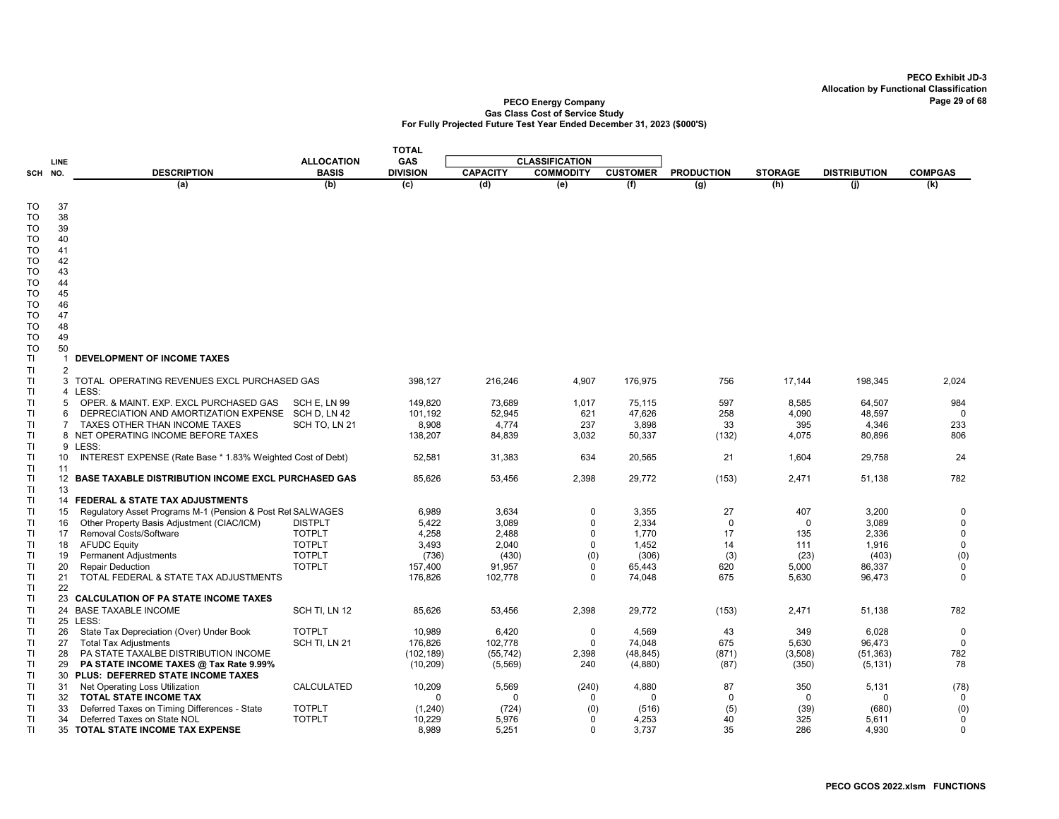PECO Exhibit JD-3
Allocation by Functional Classification

**PECO Energy Company**
**Gas Class Cost of Service Study**
**For Fully Projected Future Test Year Ended December 31, 2023 ($000'S)**

| SCH | LINE NO. | DESCRIPTION | ALLOCATION BASIS | TOTAL GAS DIVISION | CLASSIFICATION | | | PRODUCTION | STORAGE | DISTRIBUTION | COMPGAS |
|---|---|---|---|---|---|---|---|---|---|---|---|
| | | | | | CAPACITY | COMMODITY | CUSTOMER | | | | |
| | | (a) | (b) | (c) | (d) | (e) | (f) | (g) | (h) | (j) | (k) |
| TO | 37 | | | | | | | | | | |
| TO | 38 | | | | | | | | | | |
| TO | 39 | | | | | | | | | | |
| TO | 40 | | | | | | | | | | |
| TO | 41 | | | | | | | | | | |
| TO | 42 | | | | | | | | | | |
| TO | 43 | | | | | | | | | | |
| TO | 44 | | | | | | | | | | |
| TO | 45 | | | | | | | | | | |
| TO | 46 | | | | | | | | | | |
| TO | 47 | | | | | | | | | | |
| TO | 48 | | | | | | | | | | |
| TO | 49 | | | | | | | | | | |
| TO | 50 | | | | | | | | | | |
| TI | 1 | **DEVELOPMENT OF INCOME TAXES** | | | | | | | | | |
| TI | 2 | | | | | | | | | | |
| TI | 3 | TOTAL OPERATING REVENUES EXCL PURCHASED GAS | | 398,127 | 216,246 | 4,907 | 176,975 | 756 | 17,144 | 198,345 | 2,024 |
| TI | 4 | LESS: | | | | | | | | | |
| TI | 5 | OPER. & MAINT. EXP. EXCL PURCHASED GAS | SCH E, LN 99 | 149,820 | 73,689 | 1,017 | 75,115 | 597 | 8,585 | 64,507 | 984 |
| TI | 6 | DEPRECIATION AND AMORTIZATION EXPENSE | SCH D, LN 42 | 101,192 | 52,945 | 621 | 47,626 | 258 | 4,090 | 48,597 | 0 |
| TI | 7 | TAXES OTHER THAN INCOME TAXES | SCH TO, LN 21 | 8,908 | 4,774 | 237 | 3,898 | 33 | 395 | 4,346 | 233 |
| TI | 8 | NET OPERATING INCOME BEFORE TAXES | | 138,207 | 84,839 | 3,032 | 50,337 | (132) | 4,075 | 80,896 | 806 |
| TI | 9 | LESS: | | | | | | | | | |
| TI | 10 | INTEREST EXPENSE (Rate Base * 1.83% Weighted Cost of Debt) | | 52,581 | 31,383 | 634 | 20,565 | 21 | 1,604 | 29,758 | 24 |
| TI | 11 | | | | | | | | | | |
| TI | 12 | **BASE TAXABLE DISTRIBUTION INCOME EXCL PURCHASED GAS** | | 85,626 | 53,456 | 2,398 | 29,772 | (153) | 2,471 | 51,138 | 782 |
| TI | 13 | | | | | | | | | | |
| TI | 14 | **FEDERAL & STATE TAX ADJUSTMENTS** | | | | | | | | | |
| TI | 15 | Regulatory Asset Programs M-1 (Pension & Post Ret | SALWAGES | 6,989 | 3,634 | 0 | 3,355 | 27 | 407 | 3,200 | 0 |
| TI | 16 | Other Property Basis Adjustment (CIAC/ICM) | DISTPLT | 5,422 | 3,089 | 0 | 2,334 | 0 | 0 | 3,089 | 0 |
| TI | 17 | Removal Costs/Software | TOTPLT | 4,258 | 2,488 | 0 | 1,770 | 17 | 135 | 2,336 | 0 |
| TI | 18 | AFUDC Equity | TOTPLT | 3,493 | 2,040 | 0 | 1,452 | 14 | 111 | 1,916 | 0 |
| TI | 19 | Permanent Adjustments | TOTPLT | (736) | (430) | (0) | (306) | (3) | (23) | (403) | (0) |
| TI | 20 | Repair Deduction | TOTPLT | 157,400 | 91,957 | 0 | 65,443 | 620 | 5,000 | 86,337 | 0 |
| TI | 21 | TOTAL FEDERAL & STATE TAX ADJUSTMENTS | | 176,826 | 102,778 | 0 | 74,048 | 675 | 5,630 | 96,473 | 0 |
| TI | 22 | | | | | | | | | | |
| TI | 23 | **CALCULATION OF PA STATE INCOME TAXES** | | | | | | | | | |
| TI | 24 | BASE TAXABLE INCOME | SCH TI, LN 12 | 85,626 | 53,456 | 2,398 | 29,772 | (153) | 2,471 | 51,138 | 782 |
| TI | 25 | LESS: | | | | | | | | | |
| TI | 26 | State Tax Depreciation (Over) Under Book | TOTPLT | 10,989 | 6,420 | 0 | 4,569 | 43 | 349 | 6,028 | 0 |
| TI | 27 | Total Tax Adjustments | SCH TI, LN 21 | 176,826 | 102,778 | 0 | 74,048 | 675 | 5,630 | 96,473 | 0 |
| TI | 28 | PA STATE TAXALBE DISTRIBUTION INCOME | | (102,189) | (55,742) | 2,398 | (48,845) | (871) | (3,508) | (51,363) | 782 |
| TI | 29 | **PA STATE INCOME TAXES @ Tax Rate 9.99%** | | (10,209) | (5,569) | 240 | (4,880) | (87) | (350) | (5,131) | 78 |
| TI | 30 | **PLUS: DEFERRED STATE INCOME TAXES** | | | | | | | | | |
| TI | 31 | Net Operating Loss Utilization | CALCULATED | 10,209 | 5,569 | (240) | 4,880 | 87 | 350 | 5,131 | (78) |
| TI | 32 | **TOTAL STATE INCOME TAX** | | 0 | 0 | 0 | 0 | 0 | 0 | 0 | 0 |
| TI | 33 | Deferred Taxes on Timing Differences - State | TOTPLT | (1,240) | (724) | (0) | (516) | (5) | (39) | (680) | (0) |
| TI | 34 | Deferred Taxes on State NOL | TOTPLT | 10,229 | 5,976 | 0 | 4,253 | 40 | 325 | 5,611 | 0 |
| TI | 35 | **TOTAL STATE INCOME TAX EXPENSE** | | 8,989 | 5,251 | 0 | 3,737 | 35 | 286 | 4,930 | 0 |

PECO GCOS 2022.xlsm FUNCTIONS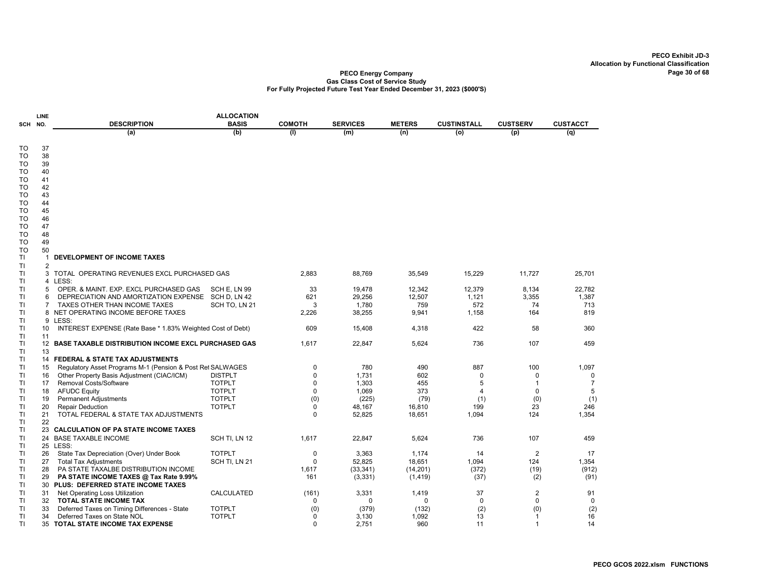PECO Exhibit JD-3
Allocation by Functional Classification

**PECO Energy Company**
**Gas Class Cost of Service Study**
**For Fully Projected Future Test Year Ended December 31, 2023 ($000'S)**

| SCH | LINE NO. | DESCRIPTION | ALLOCATION BASIS | COMOTH | SERVICES | METERS | CUSTINSTALL | CUSTSERV | CUSTACCT |
|---|---|---|---|---|---|---|---|---|---|
| | | (a) | (b) | (l) | (m) | (n) | (o) | (p) | (q) |
| TO | 37 | | | | | | | | |
| TO | 38 | | | | | | | | |
| TO | 39 | | | | | | | | |
| TO | 40 | | | | | | | | |
| TO | 41 | | | | | | | | |
| TO | 42 | | | | | | | | |
| TO | 43 | | | | | | | | |
| TO | 44 | | | | | | | | |
| TO | 45 | | | | | | | | |
| TO | 46 | | | | | | | | |
| TO | 47 | | | | | | | | |
| TO | 48 | | | | | | | | |
| TO | 49 | | | | | | | | |
| TO | 50 | | | | | | | | |
| TI | 1 | **DEVELOPMENT OF INCOME TAXES** | | | | | | | |
| TI | 2 | | | | | | | | |
| TI | 3 | TOTAL OPERATING REVENUES EXCL PURCHASED GAS | | 2,883 | 88,769 | 35,549 | 15,229 | 11,727 | 25,701 |
| TI | 4 | LESS: | | | | | | | |
| TI | 5 | OPER. & MAINT. EXP. EXCL PURCHASED GAS | SCH E, LN 99 | 33 | 19,478 | 12,342 | 12,379 | 8,134 | 22,782 |
| TI | 6 | DEPRECIATION AND AMORTIZATION EXPENSE | SCH D, LN 42 | 621 | 29,256 | 12,507 | 1,121 | 3,355 | 1,387 |
| TI | 7 | TAXES OTHER THAN INCOME TAXES | SCH TO, LN 21 | 3 | 1,780 | 759 | 572 | 74 | 713 |
| TI | 8 | NET OPERATING INCOME BEFORE TAXES | | 2,226 | 38,255 | 9,941 | 1,158 | 164 | 819 |
| TI | 9 | LESS: | | | | | | | |
| TI | 10 | INTEREST EXPENSE (Rate Base * 1.83% Weighted Cost of Debt) | | 609 | 15,408 | 4,318 | 422 | 58 | 360 |
| TI | 11 | | | | | | | | |
| TI | 12 | **BASE TAXABLE DISTRIBUTION INCOME EXCL PURCHASED GAS** | | 1,617 | 22,847 | 5,624 | 736 | 107 | 459 |
| TI | 13 | | | | | | | | |
| TI | 14 | **FEDERAL & STATE TAX ADJUSTMENTS** | | | | | | | |
| TI | 15 | Regulatory Asset Programs M-1 (Pension & Post Ret | SALWAGES | 0 | 780 | 490 | 887 | 100 | 1,097 |
| TI | 16 | Other Property Basis Adjustment (CIAC/ICM) | DISTPLT | 0 | 1,731 | 602 | 0 | 0 | 0 |
| TI | 17 | Removal Costs/Software | TOTPLT | 0 | 1,303 | 455 | 5 | 1 | 7 |
| TI | 18 | AFUDC Equity | TOTPLT | 0 | 1,069 | 373 | 4 | 0 | 5 |
| TI | 19 | Permanent Adjustments | TOTPLT | (0) | (225) | (79) | (1) | (0) | (1) |
| TI | 20 | Repair Deduction | TOTPLT | 0 | 48,167 | 16,810 | 199 | 23 | 246 |
| TI | 21 | TOTAL FEDERAL & STATE TAX ADJUSTMENTS | | 0 | 52,825 | 18,651 | 1,094 | 124 | 1,354 |
| TI | 22 | | | | | | | | |
| TI | 23 | **CALCULATION OF PA STATE INCOME TAXES** | | | | | | | |
| TI | 24 | BASE TAXABLE INCOME | SCH TI, LN 12 | 1,617 | 22,847 | 5,624 | 736 | 107 | 459 |
| TI | 25 | LESS: | | | | | | | |
| TI | 26 | State Tax Depreciation (Over) Under Book | TOTPLT | 0 | 3,363 | 1,174 | 14 | 2 | 17 |
| TI | 27 | Total Tax Adjustments | SCH TI, LN 21 | 0 | 52,825 | 18,651 | 1,094 | 124 | 1,354 |
| TI | 28 | PA STATE TAXALBE DISTRIBUTION INCOME | | 1,617 | (33,341) | (14,201) | (372) | (19) | (912) |
| TI | 29 | **PA STATE INCOME TAXES @ Tax Rate 9.99%** | | 161 | (3,331) | (1,419) | (37) | (2) | (91) |
| TI | 30 | **PLUS: DEFERRED STATE INCOME TAXES** | | | | | | | |
| TI | 31 | Net Operating Loss Utilization | CALCULATED | (161) | 3,331 | 1,419 | 37 | 2 | 91 |
| TI | 32 | **TOTAL STATE INCOME TAX** | | 0 | 0 | 0 | 0 | 0 | 0 |
| TI | 33 | Deferred Taxes on Timing Differences - State | TOTPLT | (0) | (379) | (132) | (2) | (0) | (2) |
| TI | 34 | Deferred Taxes on State NOL | TOTPLT | 0 | 3,130 | 1,092 | 13 | 1 | 16 |
| TI | 35 | **TOTAL STATE INCOME TAX EXPENSE** | | 0 | 2,751 | 960 | 11 | 1 | 14 |

PECO GCOS 2022.xlsm FUNCTIONS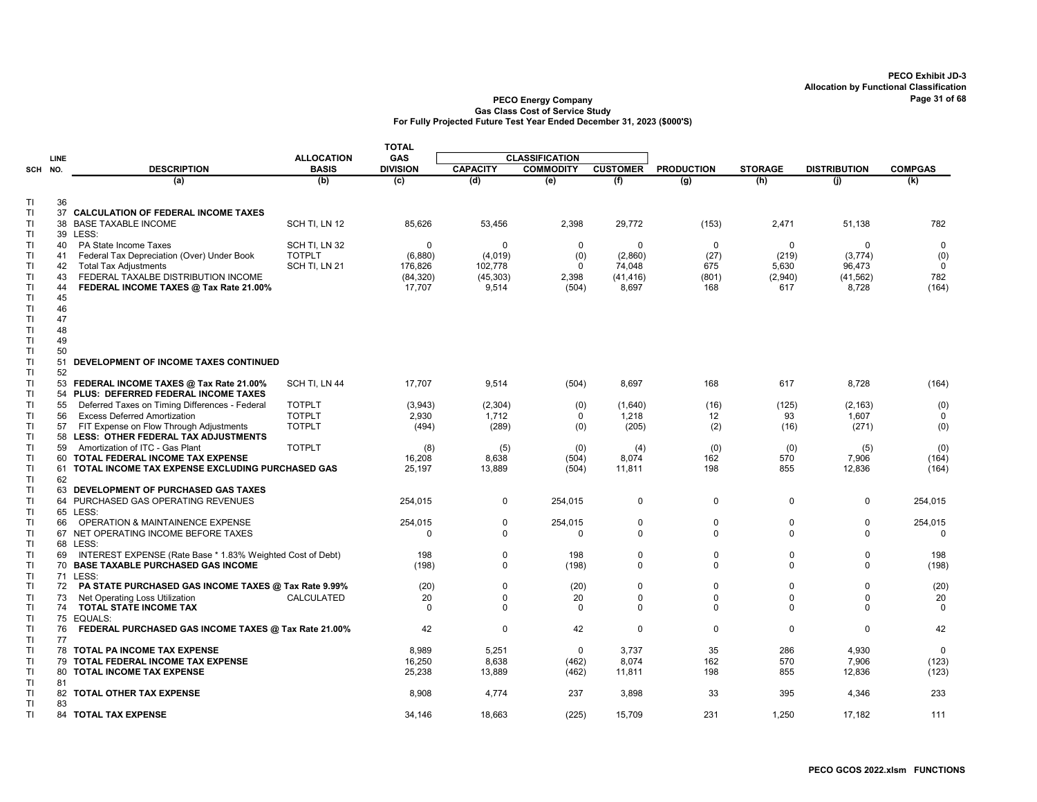PECO Exhibit JD-3
Allocation by Functional Classification

**PECO Energy Company**
**Gas Class Cost of Service Study**
**For Fully Projected Future Test Year Ended December 31, 2023 ($000'S)**

| SCH | LINE NO. | DESCRIPTION | ALLOCATION BASIS | TOTAL GAS DIVISION | CLASSIFICATION CAPACITY | CLASSIFICATION COMMODITY | CLASSIFICATION CUSTOMER | PRODUCTION | STORAGE | DISTRIBUTION | COMPGAS |
|---|---|---|---|---|---|---|---|---|---|---|---|
| | | (a) | (b) | (c) | (d) | (e) | (f) | (g) | (h) | (j) | (k) |
| TI | 36 | | | | | | | | | | |
| TI | 37 | **CALCULATION OF FEDERAL INCOME TAXES** | | | | | | | | | |
| TI | 38 | BASE TAXABLE INCOME | SCH TI, LN 12 | 85,626 | 53,456 | 2,398 | 29,772 | (153) | 2,471 | 51,138 | 782 |
| TI | 39 | LESS: | | | | | | | | | |
| TI | 40 | PA State Income Taxes | SCH TI, LN 32 | 0 | 0 | 0 | 0 | 0 | 0 | 0 | 0 |
| TI | 41 | Federal Tax Depreciation (Over) Under Book | TOTPLT | (6,880) | (4,019) | (0) | (2,860) | (27) | (219) | (3,774) | (0) |
| TI | 42 | Total Tax Adjustments | SCH TI, LN 21 | 176,826 | 102,778 | 0 | 74,048 | 675 | 5,630 | 96,473 | 0 |
| TI | 43 | FEDERAL TAXALBE DISTRIBUTION INCOME | | (84,320) | (45,303) | 2,398 | (41,416) | (801) | (2,940) | (41,562) | 782 |
| TI | 44 | **FEDERAL INCOME TAXES @ Tax Rate 21.00%** | | 17,707 | 9,514 | (504) | 8,697 | 168 | 617 | 8,728 | (164) |
| TI | 45 | | | | | | | | | | |
| TI | 46 | | | | | | | | | | |
| TI | 47 | | | | | | | | | | |
| TI | 48 | | | | | | | | | | |
| TI | 49 | | | | | | | | | | |
| TI | 50 | | | | | | | | | | |
| TI | 51 | **DEVELOPMENT OF INCOME TAXES CONTINUED** | | | | | | | | | |
| TI | 52 | | | | | | | | | | |
| TI | 53 | **FEDERAL INCOME TAXES @ Tax Rate 21.00%** | SCH TI, LN 44 | 17,707 | 9,514 | (504) | 8,697 | 168 | 617 | 8,728 | (164) |
| TI | 54 | **PLUS: DEFERRED FEDERAL INCOME TAXES** | | | | | | | | | |
| TI | 55 | Deferred Taxes on Timing Differences - Federal | TOTPLT | (3,943) | (2,304) | (0) | (1,640) | (16) | (125) | (2,163) | (0) |
| TI | 56 | Excess Deferred Amortization | TOTPLT | 2,930 | 1,712 | 0 | 1,218 | 12 | 93 | 1,607 | 0 |
| TI | 57 | FIT Expense on Flow Through Adjustments | TOTPLT | (494) | (289) | (0) | (205) | (2) | (16) | (271) | (0) |
| TI | 58 | **LESS: OTHER FEDERAL TAX ADJUSTMENTS** | | | | | | | | | |
| TI | 59 | Amortization of ITC - Gas Plant | TOTPLT | (8) | (5) | (0) | (4) | (0) | (0) | (5) | (0) |
| TI | 60 | **TOTAL FEDERAL INCOME TAX EXPENSE** | | 16,208 | 8,638 | (504) | 8,074 | 162 | 570 | 7,906 | (164) |
| TI | 61 | **TOTAL INCOME TAX EXPENSE EXCLUDING PURCHASED GAS** | | 25,197 | 13,889 | (504) | 11,811 | 198 | 855 | 12,836 | (164) |
| TI | 62 | | | | | | | | | | |
| TI | 63 | **DEVELOPMENT OF PURCHASED GAS TAXES** | | | | | | | | | |
| TI | 64 | PURCHASED GAS OPERATING REVENUES | | 254,015 | 0 | 254,015 | 0 | 0 | 0 | 0 | 254,015 |
| TI | 65 | LESS: | | | | | | | | | |
| TI | 66 | OPERATION & MAINTAINENCE EXPENSE | | 254,015 | 0 | 254,015 | 0 | 0 | 0 | 0 | 254,015 |
| TI | 67 | NET OPERATING INCOME BEFORE TAXES | | 0 | 0 | 0 | 0 | 0 | 0 | 0 | 0 |
| TI | 68 | LESS: | | | | | | | | | |
| TI | 69 | INTEREST EXPENSE (Rate Base * 1.83% Weighted Cost of Debt) | | 198 | 0 | 198 | 0 | 0 | 0 | 0 | 198 |
| TI | 70 | **BASE TAXABLE PURCHASED GAS INCOME** | | (198) | 0 | (198) | 0 | 0 | 0 | 0 | (198) |
| TI | 71 | LESS: | | | | | | | | | |
| TI | 72 | **PA STATE PURCHASED GAS INCOME TAXES @ Tax Rate 9.99%** | | (20) | 0 | (20) | 0 | 0 | 0 | 0 | (20) |
| TI | 73 | Net Operating Loss Utilization | CALCULATED | 20 | 0 | 20 | 0 | 0 | 0 | 0 | 20 |
| TI | 74 | **TOTAL STATE INCOME TAX** | | 0 | 0 | 0 | 0 | 0 | 0 | 0 | 0 |
| TI | 75 | EQUALS: | | | | | | | | | |
| TI | 76 | **FEDERAL PURCHASED GAS INCOME TAXES @ Tax Rate 21.00%** | | 42 | 0 | 42 | 0 | 0 | 0 | 0 | 42 |
| TI | 77 | | | | | | | | | | |
| TI | 78 | **TOTAL PA INCOME TAX EXPENSE** | | 8,989 | 5,251 | 0 | 3,737 | 35 | 286 | 4,930 | 0 |
| TI | 79 | **TOTAL FEDERAL INCOME TAX EXPENSE** | | 16,250 | 8,638 | (462) | 8,074 | 162 | 570 | 7,906 | (123) |
| TI | 80 | **TOTAL INCOME TAX EXPENSE** | | 25,238 | 13,889 | (462) | 11,811 | 198 | 855 | 12,836 | (123) |
| TI | 81 | | | | | | | | | | |
| TI | 82 | **TOTAL OTHER TAX EXPENSE** | | 8,908 | 4,774 | 237 | 3,898 | 33 | 395 | 4,346 | 233 |
| TI | 83 | | | | | | | | | | |
| TI | 84 | **TOTAL TAX EXPENSE** | | 34,146 | 18,663 | (225) | 15,709 | 231 | 1,250 | 17,182 | 111 |

PECO GCOS 2022.xlsm FUNCTIONS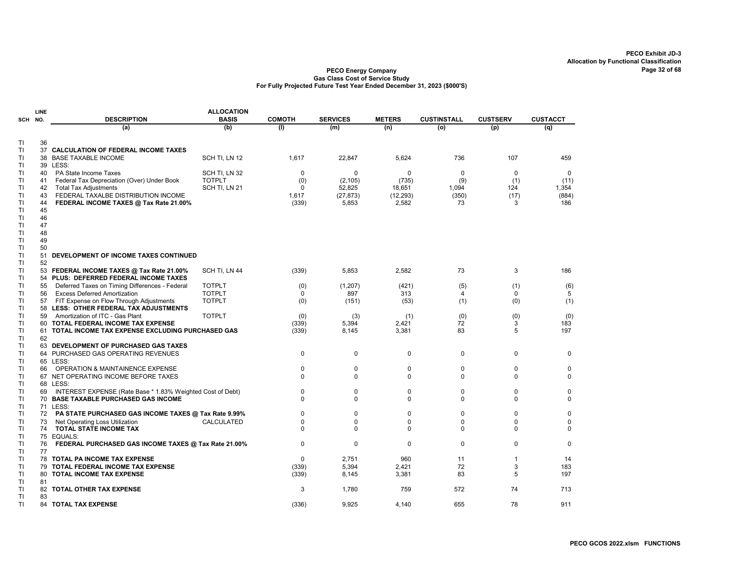PECO Exhibit JD-3
Allocation by Functional Classification

**PECO Energy Company**
**Gas Class Cost of Service Study**
**For Fully Projected Future Test Year Ended December 31, 2023 ($000'S)**

| SCH | LINE NO. | DESCRIPTION | ALLOCATION BASIS | COMOTH | SERVICES | METERS | CUSTINSTALL | CUSTSERV | CUSTACCT |
|---|---|---|---|---|---|---|---|---|---|
| | | (a) | (b) | (l) | (m) | (n) | (o) | (p) | (q) |
| TI | 36 | | | | | | | | |
| TI | 37 | **CALCULATION OF FEDERAL INCOME TAXES** | | | | | | | |
| TI | 38 | BASE TAXABLE INCOME | SCH TI, LN 12 | 1,617 | 22,847 | 5,624 | 736 | 107 | 459 |
| TI | 39 | LESS: | | | | | | | |
| TI | 40 | PA State Income Taxes | SCH TI, LN 32 | 0 | 0 | 0 | 0 | 0 | 0 |
| TI | 41 | Federal Tax Depreciation (Over) Under Book | TOTPLT | (0) | (2,105) | (735) | (9) | (1) | (11) |
| TI | 42 | Total Tax Adjustments | SCH TI, LN 21 | 0 | 52,825 | 18,651 | 1,094 | 124 | 1,354 |
| TI | 43 | FEDERAL TAXALBE DISTRIBUTION INCOME | | 1,617 | (27,873) | (12,293) | (350) | (17) | (884) |
| TI | 44 | **FEDERAL INCOME TAXES @ Tax Rate 21.00%** | | (339) | 5,853 | 2,582 | 73 | 3 | 186 |
| TI | 45 | | | | | | | | |
| TI | 46 | | | | | | | | |
| TI | 47 | | | | | | | | |
| TI | 48 | | | | | | | | |
| TI | 49 | | | | | | | | |
| TI | 50 | | | | | | | | |
| TI | 51 | **DEVELOPMENT OF INCOME TAXES CONTINUED** | | | | | | | |
| TI | 52 | | | | | | | | |
| TI | 53 | **FEDERAL INCOME TAXES @ Tax Rate 21.00%** | SCH TI, LN 44 | (339) | 5,853 | 2,582 | 73 | 3 | 186 |
| TI | 54 | **PLUS: DEFERRED FEDERAL INCOME TAXES** | | | | | | | |
| TI | 55 | Deferred Taxes on Timing Differences - Federal | TOTPLT | (0) | (1,207) | (421) | (5) | (1) | (6) |
| TI | 56 | Excess Deferred Amortization | TOTPLT | 0 | 897 | 313 | 4 | 0 | 5 |
| TI | 57 | FIT Expense on Flow Through Adjustments | TOTPLT | (0) | (151) | (53) | (1) | (0) | (1) |
| TI | 58 | **LESS: OTHER FEDERAL TAX ADJUSTMENTS** | | | | | | | |
| TI | 59 | Amortization of ITC - Gas Plant | TOTPLT | (0) | (3) | (1) | (0) | (0) | (0) |
| TI | 60 | **TOTAL FEDERAL INCOME TAX EXPENSE** | | (339) | 5,394 | 2,421 | 72 | 3 | 183 |
| TI | 61 | **TOTAL INCOME TAX EXPENSE EXCLUDING PURCHASED GAS** | | (339) | 8,145 | 3,381 | 83 | 5 | 197 |
| TI | 62 | | | | | | | | |
| TI | 63 | **DEVELOPMENT OF PURCHASED GAS TAXES** | | | | | | | |
| TI | 64 | PURCHASED GAS OPERATING REVENUES | | 0 | 0 | 0 | 0 | 0 | 0 |
| TI | 65 | LESS: | | | | | | | |
| TI | 66 | OPERATION & MAINTAINENCE EXPENSE | | 0 | 0 | 0 | 0 | 0 | 0 |
| TI | 67 | NET OPERATING INCOME BEFORE TAXES | | 0 | 0 | 0 | 0 | 0 | 0 |
| TI | 68 | LESS: | | | | | | | |
| TI | 69 | INTEREST EXPENSE (Rate Base * 1.83% Weighted Cost of Debt) | | 0 | 0 | 0 | 0 | 0 | 0 |
| TI | 70 | **BASE TAXABLE PURCHASED GAS INCOME** | | 0 | 0 | 0 | 0 | 0 | 0 |
| TI | 71 | LESS: | | | | | | | |
| TI | 72 | **PA STATE PURCHASED GAS INCOME TAXES @ Tax Rate 9.99%** | | 0 | 0 | 0 | 0 | 0 | 0 |
| TI | 73 | Net Operating Loss Utilization | CALCULATED | 0 | 0 | 0 | 0 | 0 | 0 |
| TI | 74 | **TOTAL STATE INCOME TAX** | | 0 | 0 | 0 | 0 | 0 | 0 |
| TI | 75 | EQUALS: | | | | | | | |
| TI | 76 | **FEDERAL PURCHASED GAS INCOME TAXES @ Tax Rate 21.00%** | | 0 | 0 | 0 | 0 | 0 | 0 |
| TI | 77 | | | | | | | | |
| TI | 78 | **TOTAL PA INCOME TAX EXPENSE** | | 0 | 2,751 | 960 | 11 | 1 | 14 |
| TI | 79 | **TOTAL FEDERAL INCOME TAX EXPENSE** | | (339) | 5,394 | 2,421 | 72 | 3 | 183 |
| TI | 80 | **TOTAL INCOME TAX EXPENSE** | | (339) | 8,145 | 3,381 | 83 | 5 | 197 |
| TI | 81 | | | | | | | | |
| TI | 82 | **TOTAL OTHER TAX EXPENSE** | | 3 | 1,780 | 759 | 572 | 74 | 713 |
| TI | 83 | | | | | | | | |
| TI | 84 | **TOTAL TAX EXPENSE** | | (336) | 9,925 | 4,140 | 655 | 78 | 911 |

PECO GCOS 2022.xlsm FUNCTIONS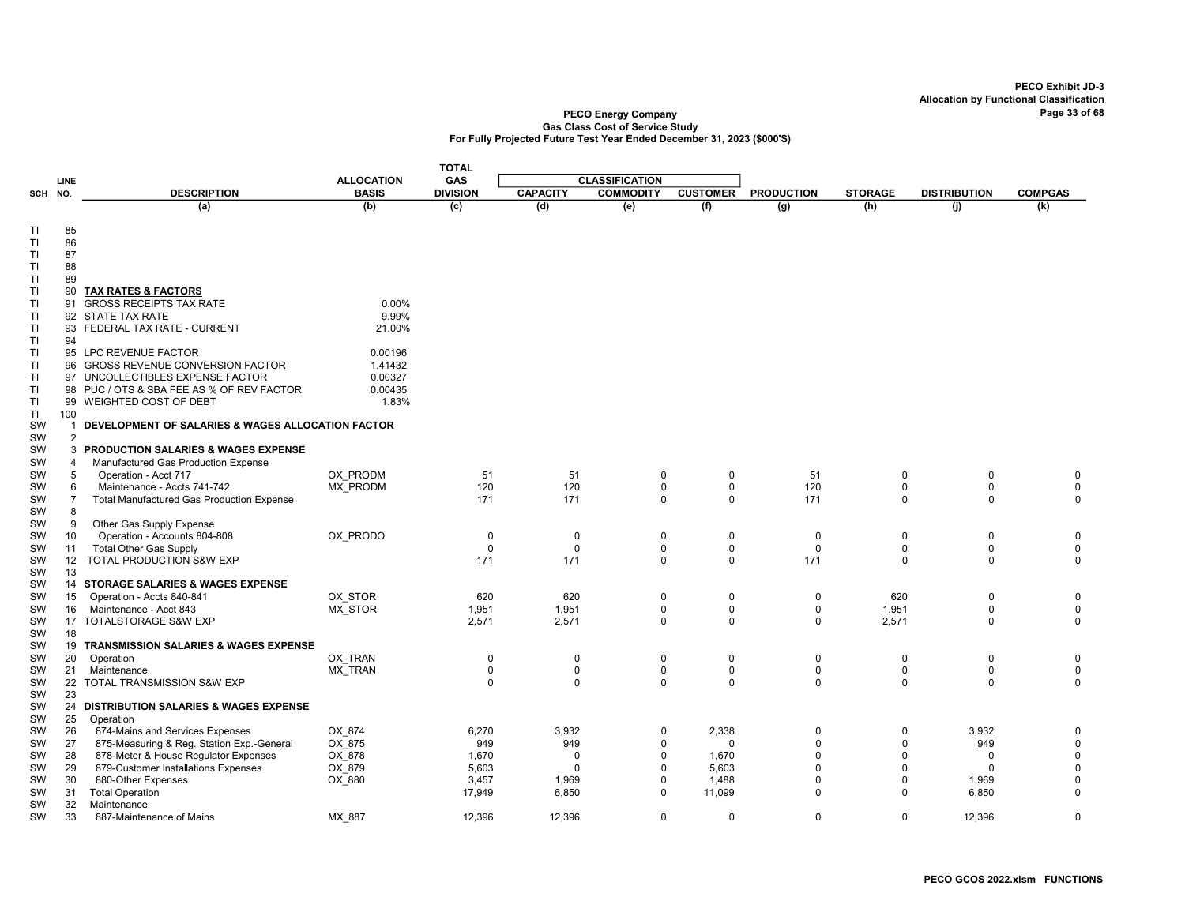PECO Exhibit JD-3
Allocation by Functional Classification

**PECO Energy Company**
**Gas Class Cost of Service Study**
**For Fully Projected Future Test Year Ended December 31, 2023 ($000'S)**

| SCH | LINE NO. | DESCRIPTION | ALLOCATION BASIS | TOTAL GAS DIVISION | CLASSIFICATION | | | PRODUCTION | STORAGE | DISTRIBUTION | COMPGAS |
|---|---|---|---|---|---|---|---|---|---|---|---|
| | | | | | CAPACITY | COMMODITY | CUSTOMER | | | | |
| | | (a) | (b) | (c) | (d) | (e) | (f) | (g) | (h) | (j) | (k) |
| TI | 85 | | | | | | | | | | |
| TI | 86 | | | | | | | | | | |
| TI | 87 | | | | | | | | | | |
| TI | 88 | | | | | | | | | | |
| TI | 89 | | | | | | | | | | |
| TI | 90 | **TAX RATES & FACTORS** | | | | | | | | | |
| TI | 91 | GROSS RECEIPTS TAX RATE | 0.00% | | | | | | | | |
| TI | 92 | STATE TAX RATE | 9.99% | | | | | | | | |
| TI | 93 | FEDERAL TAX RATE - CURRENT | 21.00% | | | | | | | | |
| TI | 94 | | | | | | | | | | |
| TI | 95 | LPC REVENUE FACTOR | 0.00196 | | | | | | | | |
| TI | 96 | GROSS REVENUE CONVERSION FACTOR | 1.41432 | | | | | | | | |
| TI | 97 | UNCOLLECTIBLES EXPENSE FACTOR | 0.00327 | | | | | | | | |
| TI | 98 | PUC / OTS & SBA FEE AS % OF REV FACTOR | 0.00435 | | | | | | | | |
| TI | 99 | WEIGHTED COST OF DEBT | 1.83% | | | | | | | | |
| TI | 100 | | | | | | | | | | |
| SW | 1 | **DEVELOPMENT OF SALARIES & WAGES ALLOCATION FACTOR** | | | | | | | | | |
| SW | 2 | | | | | | | | | | |
| SW | 3 | **PRODUCTION SALARIES & WAGES EXPENSE** | | | | | | | | | |
| SW | 4 | Manufactured Gas Production Expense | | | | | | | | | |
| SW | 5 | Operation - Acct 717 | OX_PRODM | 51 | 51 | 0 | 0 | 51 | 0 | 0 | 0 |
| SW | 6 | Maintenance - Accts 741-742 | MX_PRODM | 120 | 120 | 0 | 0 | 120 | 0 | 0 | 0 |
| SW | 7 | Total Manufactured Gas Production Expense | | 171 | 171 | 0 | 0 | 171 | 0 | 0 | 0 |
| SW | 8 | | | | | | | | | | |
| SW | 9 | Other Gas Supply Expense | | | | | | | | | |
| SW | 10 | Operation - Accounts 804-808 | OX_PRODO | 0 | 0 | 0 | 0 | 0 | 0 | 0 | 0 |
| SW | 11 | Total Other Gas Supply | | 0 | 0 | 0 | 0 | 0 | 0 | 0 | 0 |
| SW | 12 | TOTAL PRODUCTION S&W EXP | | 171 | 171 | 0 | 0 | 171 | 0 | 0 | 0 |
| SW | 13 | | | | | | | | | | |
| SW | 14 | **STORAGE SALARIES & WAGES EXPENSE** | | | | | | | | | |
| SW | 15 | Operation - Accts 840-841 | OX_STOR | 620 | 620 | 0 | 0 | 0 | 620 | 0 | 0 |
| SW | 16 | Maintenance - Acct 843 | MX_STOR | 1,951 | 1,951 | 0 | 0 | 0 | 1,951 | 0 | 0 |
| SW | 17 | TOTALSTORAGE S&W EXP | | 2,571 | 2,571 | 0 | 0 | 0 | 2,571 | 0 | 0 |
| SW | 18 | | | | | | | | | | |
| SW | 19 | **TRANSMISSION SALARIES & WAGES EXPENSE** | | | | | | | | | |
| SW | 20 | Operation | OX_TRAN | 0 | 0 | 0 | 0 | 0 | 0 | 0 | 0 |
| SW | 21 | Maintenance | MX_TRAN | 0 | 0 | 0 | 0 | 0 | 0 | 0 | 0 |
| SW | 22 | TOTAL TRANSMISSION S&W EXP | | 0 | 0 | 0 | 0 | 0 | 0 | 0 | 0 |
| SW | 23 | | | | | | | | | | |
| SW | 24 | **DISTRIBUTION SALARIES & WAGES EXPENSE** | | | | | | | | | |
| SW | 25 | Operation | | | | | | | | | |
| SW | 26 | 874-Mains and Services Expenses | OX_874 | 6,270 | 3,932 | 0 | 2,338 | 0 | 0 | 3,932 | 0 |
| SW | 27 | 875-Measuring & Reg. Station Exp.-General | OX_875 | 949 | 949 | 0 | 0 | 0 | 0 | 949 | 0 |
| SW | 28 | 878-Meter & House Regulator Expenses | OX_878 | 1,670 | 0 | 0 | 1,670 | 0 | 0 | 0 | 0 |
| SW | 29 | 879-Customer Installations Expenses | OX_879 | 5,603 | 0 | 0 | 5,603 | 0 | 0 | 0 | 0 |
| SW | 30 | 880-Other Expenses | OX_880 | 3,457 | 1,969 | 0 | 1,488 | 0 | 0 | 1,969 | 0 |
| SW | 31 | Total Operation | | 17,949 | 6,850 | 0 | 11,099 | 0 | 0 | 6,850 | 0 |
| SW | 32 | Maintenance | | | | | | | | | |
| SW | 33 | 887-Maintenance of Mains | MX_887 | 12,396 | 12,396 | 0 | 0 | 0 | 0 | 12,396 | 0 |

PECO GCOS 2022.xlsm FUNCTIONS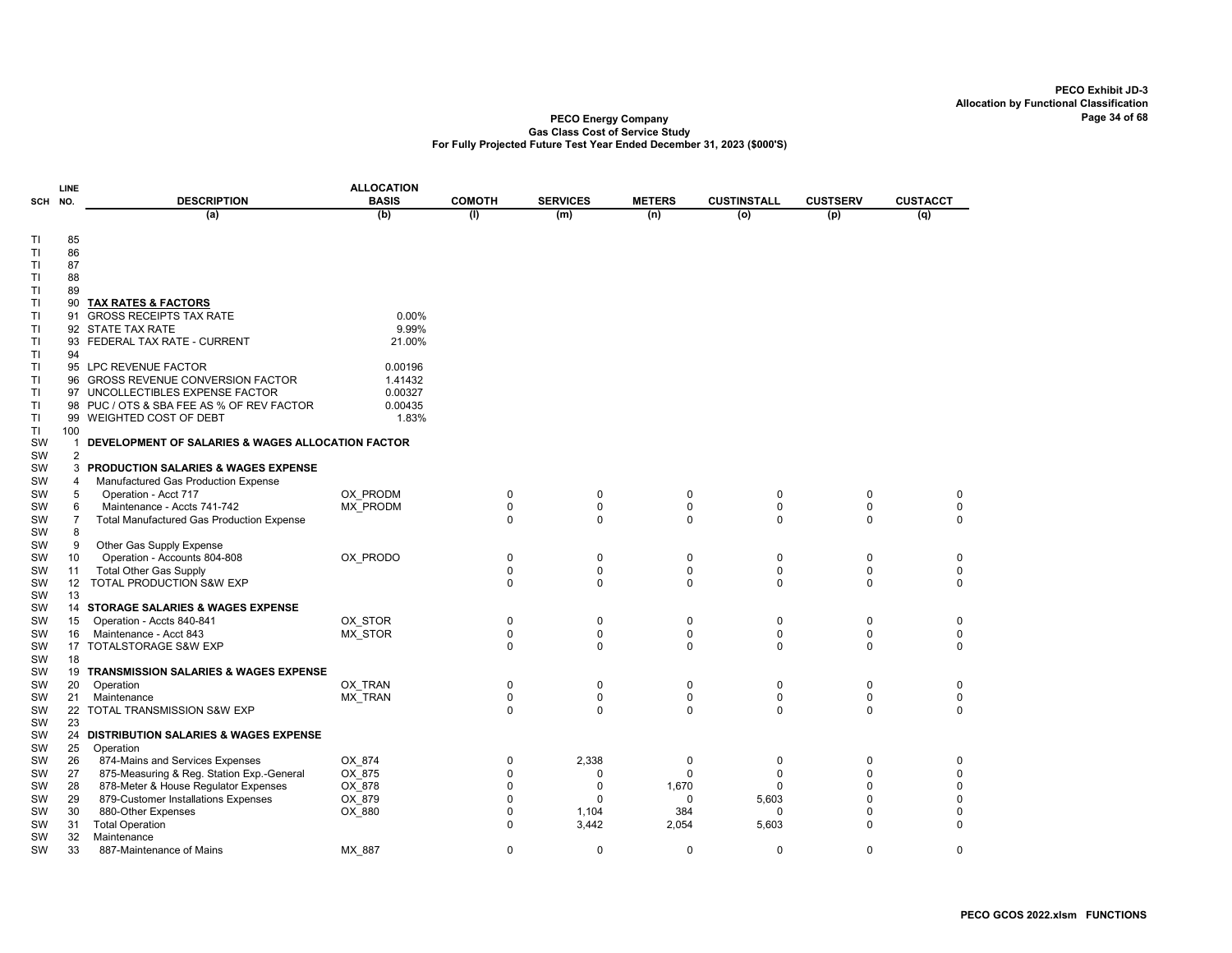**PECO Exhibit JD-3**
**Allocation by Functional Classification**

**PECO Energy Company**
**Gas Class Cost of Service Study**
**For Fully Projected Future Test Year Ended December 31, 2023 ($000'S)**

| SCH | LINE NO. | DESCRIPTION | ALLOCATION BASIS | COMOTH | SERVICES | METERS | CUSTINSTALL | CUSTSERV | CUSTACCT |
|---|---|---|---|---|---|---|---|---|---|
| | | (a) | (b) | (l) | (m) | (n) | (o) | (p) | (q) |
| TI | 85 | | | | | | | | |
| TI | 86 | | | | | | | | |
| TI | 87 | | | | | | | | |
| TI | 88 | | | | | | | | |
| TI | 89 | | | | | | | | |
| TI | 90 | **TAX RATES & FACTORS** | | | | | | | |
| TI | 91 | GROSS RECEIPTS TAX RATE | 0.00% | | | | | | |
| TI | 92 | STATE TAX RATE | 9.99% | | | | | | |
| TI | 93 | FEDERAL TAX RATE - CURRENT | 21.00% | | | | | | |
| TI | 94 | | | | | | | | |
| TI | 95 | LPC REVENUE FACTOR | 0.00196 | | | | | | |
| TI | 96 | GROSS REVENUE CONVERSION FACTOR | 1.41432 | | | | | | |
| TI | 97 | UNCOLLECTIBLES EXPENSE FACTOR | 0.00327 | | | | | | |
| TI | 98 | PUC / OTS & SBA FEE AS % OF REV FACTOR | 0.00435 | | | | | | |
| TI | 99 | WEIGHTED COST OF DEBT | 1.83% | | | | | | |
| TI | 100 | | | | | | | | |
| SW | 1 | **DEVELOPMENT OF SALARIES & WAGES ALLOCATION FACTOR** | | | | | | | |
| SW | 2 | | | | | | | | |
| SW | 3 | **PRODUCTION SALARIES & WAGES EXPENSE** | | | | | | | |
| SW | 4 | Manufactured Gas Production Expense | | | | | | | |
| SW | 5 | Operation - Acct 717 | OX_PRODM | 0 | 0 | 0 | 0 | 0 | 0 |
| SW | 6 | Maintenance - Accts 741-742 | MX_PRODM | 0 | 0 | 0 | 0 | 0 | 0 |
| SW | 7 | Total Manufactured Gas Production Expense | | 0 | 0 | 0 | 0 | 0 | 0 |
| SW | 8 | | | | | | | | |
| SW | 9 | Other Gas Supply Expense | | | | | | | |
| SW | 10 | Operation - Accounts 804-808 | OX_PRODO | 0 | 0 | 0 | 0 | 0 | 0 |
| SW | 11 | Total Other Gas Supply | | 0 | 0 | 0 | 0 | 0 | 0 |
| SW | 12 | TOTAL PRODUCTION S&W EXP | | 0 | 0 | 0 | 0 | 0 | 0 |
| SW | 13 | | | | | | | | |
| SW | 14 | **STORAGE SALARIES & WAGES EXPENSE** | | | | | | | |
| SW | 15 | Operation - Accts 840-841 | OX_STOR | 0 | 0 | 0 | 0 | 0 | 0 |
| SW | 16 | Maintenance - Acct 843 | MX_STOR | 0 | 0 | 0 | 0 | 0 | 0 |
| SW | 17 | TOTALSTORAGE S&W EXP | | 0 | 0 | 0 | 0 | 0 | 0 |
| SW | 18 | | | | | | | | |
| SW | 19 | **TRANSMISSION SALARIES & WAGES EXPENSE** | | | | | | | |
| SW | 20 | Operation | OX_TRAN | 0 | 0 | 0 | 0 | 0 | 0 |
| SW | 21 | Maintenance | MX_TRAN | 0 | 0 | 0 | 0 | 0 | 0 |
| SW | 22 | TOTAL TRANSMISSION S&W EXP | | 0 | 0 | 0 | 0 | 0 | 0 |
| SW | 23 | | | | | | | | |
| SW | 24 | **DISTRIBUTION SALARIES & WAGES EXPENSE** | | | | | | | |
| SW | 25 | Operation | | | | | | | |
| SW | 26 | 874-Mains and Services Expenses | OX_874 | 0 | 2,338 | 0 | 0 | 0 | 0 |
| SW | 27 | 875-Measuring & Reg. Station Exp.-General | OX_875 | 0 | 0 | 0 | 0 | 0 | 0 |
| SW | 28 | 878-Meter & House Regulator Expenses | OX_878 | 0 | 0 | 1,670 | 0 | 0 | 0 |
| SW | 29 | 879-Customer Installations Expenses | OX_879 | 0 | 0 | 0 | 5,603 | 0 | 0 |
| SW | 30 | 880-Other Expenses | OX_880 | 0 | 1,104 | 384 | 0 | 0 | 0 |
| SW | 31 | Total Operation | | 0 | 3,442 | 2,054 | 5,603 | 0 | 0 |
| SW | 32 | Maintenance | | | | | | | |
| SW | 33 | 887-Maintenance of Mains | MX_887 | 0 | 0 | 0 | 0 | 0 | 0 |

PECO GCOS 2022.xlsm FUNCTIONS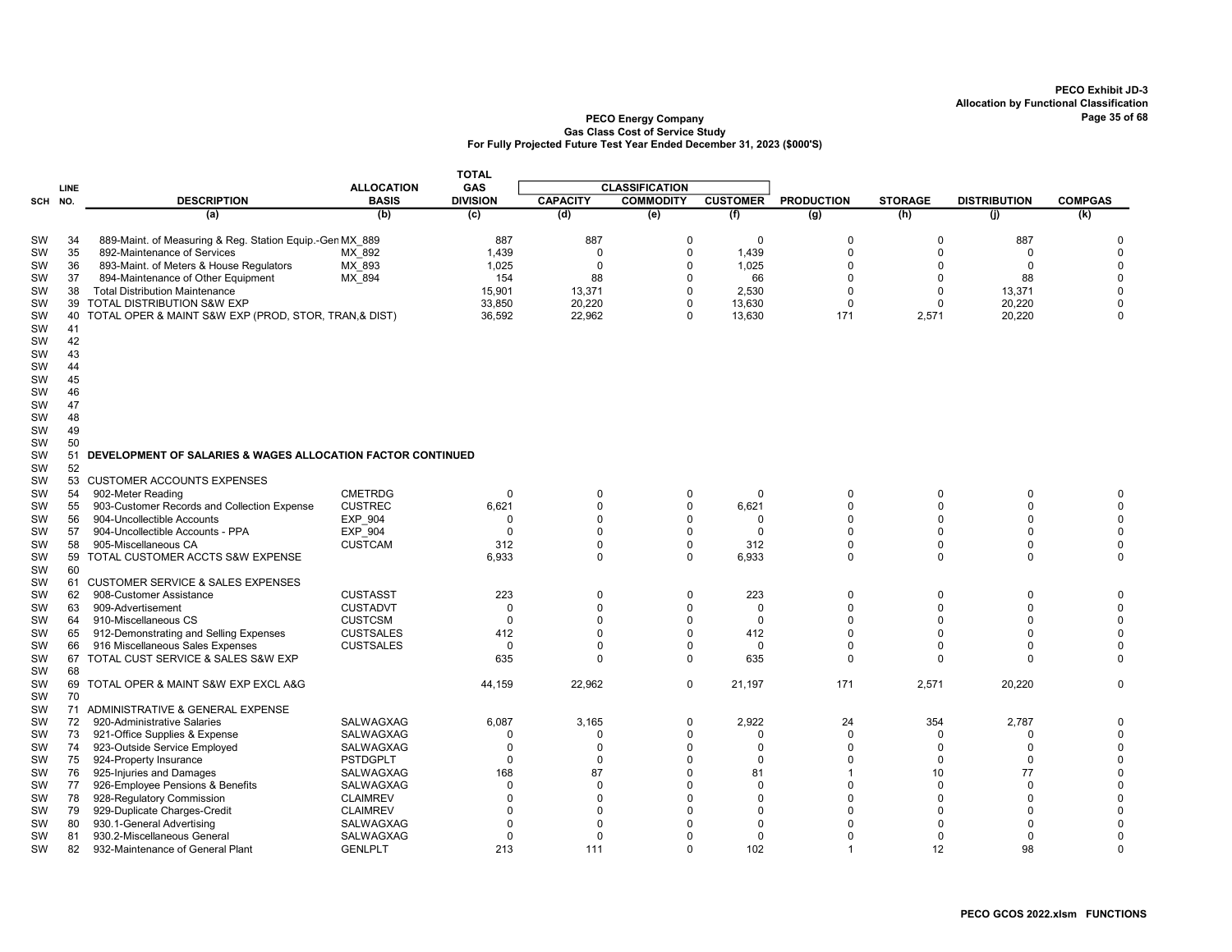PECO Exhibit JD-3
Allocation by Functional Classification

PECO Energy Company
Gas Class Cost of Service Study
For Fully Projected Future Test Year Ended December 31, 2023 ($000'S)

| SCH | LINE NO. | DESCRIPTION | ALLOCATION BASIS | TOTAL GAS DIVISION | CLASSIFICATION CAPACITY | COMMODITY | CUSTOMER | PRODUCTION | STORAGE | DISTRIBUTION | COMPGAS |
|---|---|---|---|---|---|---|---|---|---|---|---|
| | | (a) | (b) | (c) | (d) | (e) | (f) | (g) | (h) | (j) | (k) |
| SW | 34 | 889-Maint. of Measuring & Reg. Station Equip.-Gen | MX_889 | 887 | 887 | 0 | 0 | 0 | 0 | 887 | 0 |
| SW | 35 | 892-Maintenance of Services | MX_892 | 1,439 | 0 | 0 | 1,439 | 0 | 0 | 0 | 0 |
| SW | 36 | 893-Maint. of Meters & House Regulators | MX_893 | 1,025 | 0 | 0 | 1,025 | 0 | 0 | 0 | 0 |
| SW | 37 | 894-Maintenance of Other Equipment | MX_894 | 154 | 88 | 0 | 66 | 0 | 0 | 88 | 0 |
| SW | 38 | Total Distribution Maintenance | | 15,901 | 13,371 | 0 | 2,530 | 0 | 0 | 13,371 | 0 |
| SW | 39 | TOTAL DISTRIBUTION S&W EXP | | 33,850 | 20,220 | 0 | 13,630 | 0 | 0 | 20,220 | 0 |
| SW | 40 | TOTAL OPER & MAINT S&W EXP (PROD, STOR, TRAN,& DIST) | | 36,592 | 22,962 | 0 | 13,630 | 171 | 2,571 | 20,220 | 0 |
| SW | 41 | | | | | | | | | | |
| SW | 42 | | | | | | | | | | |
| SW | 43 | | | | | | | | | | |
| SW | 44 | | | | | | | | | | |
| SW | 45 | | | | | | | | | | |
| SW | 46 | | | | | | | | | | |
| SW | 47 | | | | | | | | | | |
| SW | 48 | | | | | | | | | | |
| SW | 49 | | | | | | | | | | |
| SW | 50 | | | | | | | | | | |
| SW | 51 | **DEVELOPMENT OF SALARIES & WAGES ALLOCATION FACTOR CONTINUED** | | | | | | | | | |
| SW | 52 | | | | | | | | | | |
| SW | 53 | CUSTOMER ACCOUNTS EXPENSES | | | | | | | | | |
| SW | 54 | 902-Meter Reading | CMETRDG | 0 | 0 | 0 | 0 | 0 | 0 | 0 | 0 |
| SW | 55 | 903-Customer Records and Collection Expense | CUSTREC | 6,621 | 0 | 0 | 6,621 | 0 | 0 | 0 | 0 |
| SW | 56 | 904-Uncollectible Accounts | EXP_904 | 0 | 0 | 0 | 0 | 0 | 0 | 0 | 0 |
| SW | 57 | 904-Uncollectible Accounts - PPA | EXP_904 | 0 | 0 | 0 | 0 | 0 | 0 | 0 | 0 |
| SW | 58 | 905-Miscellaneous CA | CUSTCAM | 312 | 0 | 0 | 312 | 0 | 0 | 0 | 0 |
| SW | 59 | TOTAL CUSTOMER ACCTS S&W EXPENSE | | 6,933 | 0 | 0 | 6,933 | 0 | 0 | 0 | 0 |
| SW | 60 | | | | | | | | | | |
| SW | 61 | CUSTOMER SERVICE & SALES EXPENSES | | | | | | | | | |
| SW | 62 | 908-Customer Assistance | CUSTASST | 223 | 0 | 0 | 223 | 0 | 0 | 0 | 0 |
| SW | 63 | 909-Advertisement | CUSTADVT | 0 | 0 | 0 | 0 | 0 | 0 | 0 | 0 |
| SW | 64 | 910-Miscellaneous CS | CUSTCSM | 0 | 0 | 0 | 0 | 0 | 0 | 0 | 0 |
| SW | 65 | 912-Demonstrating and Selling Expenses | CUSTSALES | 412 | 0 | 0 | 412 | 0 | 0 | 0 | 0 |
| SW | 66 | 916 Miscellaneous Sales Expenses | CUSTSALES | 0 | 0 | 0 | 0 | 0 | 0 | 0 | 0 |
| SW | 67 | TOTAL CUST SERVICE & SALES S&W EXP | | 635 | 0 | 0 | 635 | 0 | 0 | 0 | 0 |
| SW | 68 | | | | | | | | | | |
| SW | 69 | TOTAL OPER & MAINT S&W EXP EXCL A&G | | 44,159 | 22,962 | 0 | 21,197 | 171 | 2,571 | 20,220 | 0 |
| SW | 70 | | | | | | | | | | |
| SW | 71 | ADMINISTRATIVE & GENERAL EXPENSE | | | | | | | | | |
| SW | 72 | 920-Administrative Salaries | SALWAGXAG | 6,087 | 3,165 | 0 | 2,922 | 24 | 354 | 2,787 | 0 |
| SW | 73 | 921-Office Supplies & Expense | SALWAGXAG | 0 | 0 | 0 | 0 | 0 | 0 | 0 | 0 |
| SW | 74 | 923-Outside Service Employed | SALWAGXAG | 0 | 0 | 0 | 0 | 0 | 0 | 0 | 0 |
| SW | 75 | 924-Property Insurance | PSTDGPLT | 0 | 0 | 0 | 0 | 0 | 0 | 0 | 0 |
| SW | 76 | 925-Injuries and Damages | SALWAGXAG | 168 | 87 | 0 | 81 | 1 | 10 | 77 | 0 |
| SW | 77 | 926-Employee Pensions & Benefits | SALWAGXAG | 0 | 0 | 0 | 0 | 0 | 0 | 0 | 0 |
| SW | 78 | 928-Regulatory Commission | CLAIMREV | 0 | 0 | 0 | 0 | 0 | 0 | 0 | 0 |
| SW | 79 | 929-Duplicate Charges-Credit | CLAIMREV | 0 | 0 | 0 | 0 | 0 | 0 | 0 | 0 |
| SW | 80 | 930.1-General Advertising | SALWAGXAG | 0 | 0 | 0 | 0 | 0 | 0 | 0 | 0 |
| SW | 81 | 930.2-Miscellaneous General | SALWAGXAG | 0 | 0 | 0 | 0 | 0 | 0 | 0 | 0 |
| SW | 82 | 932-Maintenance of General Plant | GENLPLT | 213 | 111 | 0 | 102 | 1 | 12 | 98 | 0 |

PECO GCOS 2022.xlsm FUNCTIONS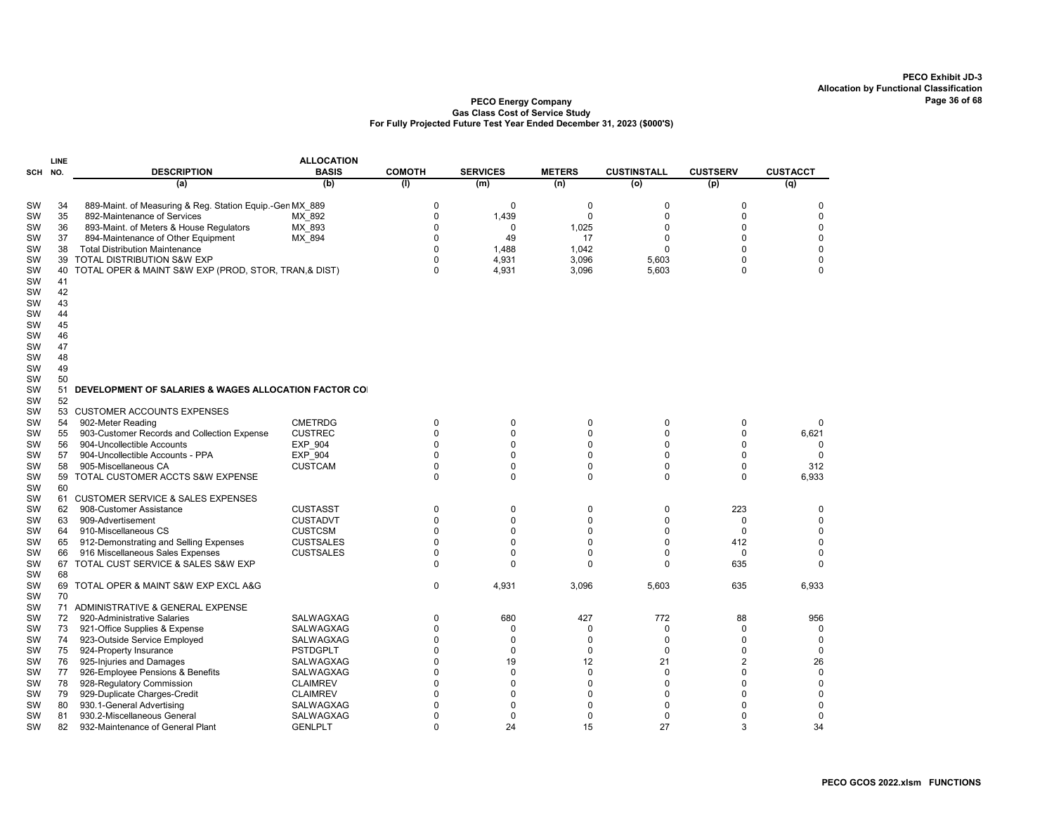**PECO Exhibit JD-3**
**Allocation by Functional Classification**

**PECO Energy Company**
**Gas Class Cost of Service Study**
**For Fully Projected Future Test Year Ended December 31, 2023 ($000'S)**

| SCH | LINE NO. | DESCRIPTION | ALLOCATION BASIS | COMOTH | SERVICES | METERS | CUSTINSTALL | CUSTSERV | CUSTACCT |
|---|---|---|---|---|---|---|---|---|---|
| | | (a) | (b) | (l) | (m) | (n) | (o) | (p) | (q) |
| SW | 34 | 889-Maint. of Measuring & Reg. Station Equip.-Gen | MX_889 | 0 | 0 | 0 | 0 | 0 | 0 |
| SW | 35 | 892-Maintenance of Services | MX_892 | 0 | 1,439 | 0 | 0 | 0 | 0 |
| SW | 36 | 893-Maint. of Meters & House Regulators | MX_893 | 0 | 0 | 1,025 | 0 | 0 | 0 |
| SW | 37 | 894-Maintenance of Other Equipment | MX_894 | 0 | 49 | 17 | 0 | 0 | 0 |
| SW | 38 | Total Distribution Maintenance | | 0 | 1,488 | 1,042 | 0 | 0 | 0 |
| SW | 39 | TOTAL DISTRIBUTION S&W EXP | | 0 | 4,931 | 3,096 | 5,603 | 0 | 0 |
| SW | 40 | TOTAL OPER & MAINT S&W EXP (PROD, STOR, TRAN,& DIST) | | 0 | 4,931 | 3,096 | 5,603 | 0 | 0 |
| SW | 41 | | | | | | | | |
| SW | 42 | | | | | | | | |
| SW | 43 | | | | | | | | |
| SW | 44 | | | | | | | | |
| SW | 45 | | | | | | | | |
| SW | 46 | | | | | | | | |
| SW | 47 | | | | | | | | |
| SW | 48 | | | | | | | | |
| SW | 49 | | | | | | | | |
| SW | 50 | | | | | | | | |
| SW | 51 | **DEVELOPMENT OF SALARIES & WAGES ALLOCATION FACTOR CO** | | | | | | | |
| SW | 52 | | | | | | | | |
| SW | 53 | CUSTOMER ACCOUNTS EXPENSES | | | | | | | |
| SW | 54 | 902-Meter Reading | CMETRDG | 0 | 0 | 0 | 0 | 0 | 0 |
| SW | 55 | 903-Customer Records and Collection Expense | CUSTREC | 0 | 0 | 0 | 0 | 0 | 6,621 |
| SW | 56 | 904-Uncollectible Accounts | EXP_904 | 0 | 0 | 0 | 0 | 0 | 0 |
| SW | 57 | 904-Uncollectible Accounts - PPA | EXP_904 | 0 | 0 | 0 | 0 | 0 | 0 |
| SW | 58 | 905-Miscellaneous CA | CUSTCAM | 0 | 0 | 0 | 0 | 0 | 312 |
| SW | 59 | TOTAL CUSTOMER ACCTS S&W EXPENSE | | 0 | 0 | 0 | 0 | 0 | 6,933 |
| SW | 60 | | | | | | | | |
| SW | 61 | CUSTOMER SERVICE & SALES EXPENSES | | | | | | | |
| SW | 62 | 908-Customer Assistance | CUSTASST | 0 | 0 | 0 | 0 | 223 | 0 |
| SW | 63 | 909-Advertisement | CUSTADVT | 0 | 0 | 0 | 0 | 0 | 0 |
| SW | 64 | 910-Miscellaneous CS | CUSTCSM | 0 | 0 | 0 | 0 | 0 | 0 |
| SW | 65 | 912-Demonstrating and Selling Expenses | CUSTSALES | 0 | 0 | 0 | 0 | 412 | 0 |
| SW | 66 | 916 Miscellaneous Sales Expenses | CUSTSALES | 0 | 0 | 0 | 0 | 0 | 0 |
| SW | 67 | TOTAL CUST SERVICE & SALES S&W EXP | | 0 | 0 | 0 | 0 | 635 | 0 |
| SW | 68 | | | | | | | | |
| SW | 69 | TOTAL OPER & MAINT S&W EXP EXCL A&G | | 0 | 4,931 | 3,096 | 5,603 | 635 | 6,933 |
| SW | 70 | | | | | | | | |
| SW | 71 | ADMINISTRATIVE & GENERAL EXPENSE | | | | | | | |
| SW | 72 | 920-Administrative Salaries | SALWAGXAG | 0 | 680 | 427 | 772 | 88 | 956 |
| SW | 73 | 921-Office Supplies & Expense | SALWAGXAG | 0 | 0 | 0 | 0 | 0 | 0 |
| SW | 74 | 923-Outside Service Employed | SALWAGXAG | 0 | 0 | 0 | 0 | 0 | 0 |
| SW | 75 | 924-Property Insurance | PSTDGPLT | 0 | 0 | 0 | 0 | 0 | 0 |
| SW | 76 | 925-Injuries and Damages | SALWAGXAG | 0 | 19 | 12 | 21 | 2 | 26 |
| SW | 77 | 926-Employee Pensions & Benefits | SALWAGXAG | 0 | 0 | 0 | 0 | 0 | 0 |
| SW | 78 | 928-Regulatory Commission | CLAIMREV | 0 | 0 | 0 | 0 | 0 | 0 |
| SW | 79 | 929-Duplicate Charges-Credit | CLAIMREV | 0 | 0 | 0 | 0 | 0 | 0 |
| SW | 80 | 930.1-General Advertising | SALWAGXAG | 0 | 0 | 0 | 0 | 0 | 0 |
| SW | 81 | 930.2-Miscellaneous General | SALWAGXAG | 0 | 0 | 0 | 0 | 0 | 0 |
| SW | 82 | 932-Maintenance of General Plant | GENLPLT | 0 | 24 | 15 | 27 | 3 | 34 |

PECO GCOS 2022.xlsm FUNCTIONS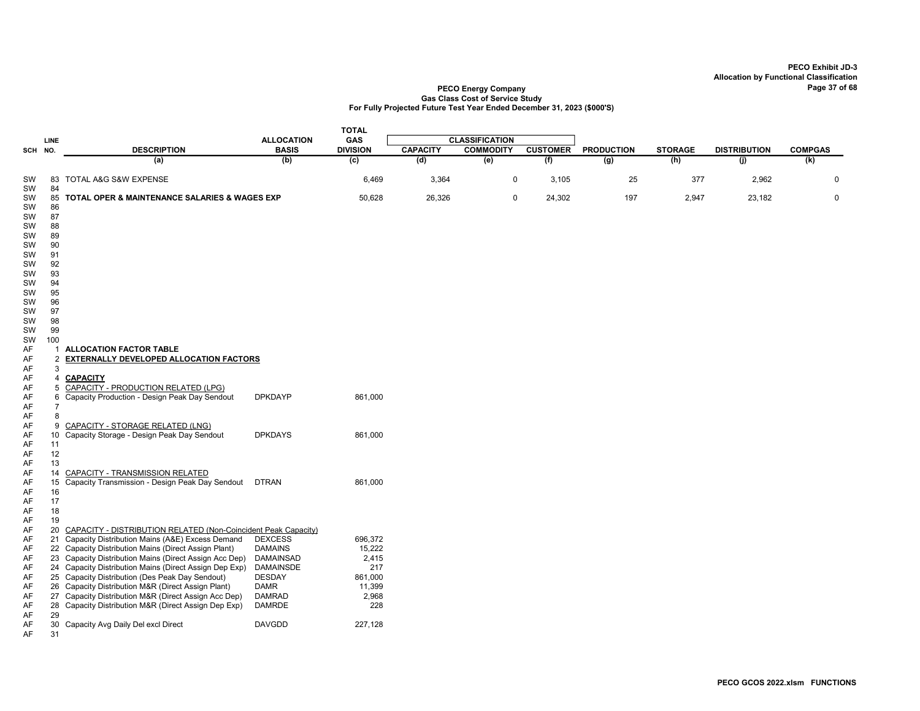PECO Exhibit JD-3
Allocation by Functional Classification

**PECO Energy Company**
**Gas Class Cost of Service Study**
**For Fully Projected Future Test Year Ended December 31, 2023 ($000'S)**

| SCH | LINE NO. | DESCRIPTION | ALLOCATION BASIS | TOTAL GAS DIVISION | CLASSIFICATION | | | PRODUCTION | STORAGE | DISTRIBUTION | COMPGAS |
|---|---|---|---|---|---|---|---|---|---|---|---|
| | | | | | CAPACITY | COMMODITY | CUSTOMER | | | | |
| | | (a) | (b) | (c) | (d) | (e) | (f) | (g) | (h) | (j) | (k) |
| SW | 83 | TOTAL A&G S&W EXPENSE | | 6,469 | 3,364 | 0 | 3,105 | 25 | 377 | 2,962 | 0 |
| SW | 84 | | | | | | | | | | |
| SW | 85 | **TOTAL OPER & MAINTENANCE SALARIES & WAGES EXP** | | 50,628 | 26,326 | 0 | 24,302 | 197 | 2,947 | 23,182 | 0 |
| SW | 86 | | | | | | | | | | |
| SW | 87 | | | | | | | | | | |
| SW | 88 | | | | | | | | | | |
| SW | 89 | | | | | | | | | | |
| SW | 90 | | | | | | | | | | |
| SW | 91 | | | | | | | | | | |
| SW | 92 | | | | | | | | | | |
| SW | 93 | | | | | | | | | | |
| SW | 94 | | | | | | | | | | |
| SW | 95 | | | | | | | | | | |
| SW | 96 | | | | | | | | | | |
| SW | 97 | | | | | | | | | | |
| SW | 98 | | | | | | | | | | |
| SW | 99 | | | | | | | | | | |
| SW | 100 | | | | | | | | | | |
| AF | 1 | **ALLOCATION FACTOR TABLE** | | | | | | | | | |
| AF | 2 | **EXTERNALLY DEVELOPED ALLOCATION FACTORS** | | | | | | | | | |
| AF | 3 | | | | | | | | | | |
| AF | 4 | **CAPACITY** | | | | | | | | | |
| AF | 5 | CAPACITY - PRODUCTION RELATED (LPG) | | | | | | | | | |
| AF | 6 | Capacity Production - Design Peak Day Sendout | DPKDAYP | 861,000 | | | | | | | |
| AF | 7 | | | | | | | | | | |
| AF | 8 | | | | | | | | | | |
| AF | 9 | CAPACITY - STORAGE RELATED (LNG) | | | | | | | | | |
| AF | 10 | Capacity Storage - Design Peak Day Sendout | DPKDAYS | 861,000 | | | | | | | |
| AF | 11 | | | | | | | | | | |
| AF | 12 | | | | | | | | | | |
| AF | 13 | | | | | | | | | | |
| AF | 14 | CAPACITY - TRANSMISSION RELATED | | | | | | | | | |
| AF | 15 | Capacity Transmission - Design Peak Day Sendout | DTRAN | 861,000 | | | | | | | |
| AF | 16 | | | | | | | | | | |
| AF | 17 | | | | | | | | | | |
| AF | 18 | | | | | | | | | | |
| AF | 19 | | | | | | | | | | |
| AF | 20 | CAPACITY - DISTRIBUTION RELATED (Non-Coincident Peak Capacity) | | | | | | | | | |
| AF | 21 | Capacity Distribution Mains (A&E) Excess Demand | DEXCESS | 696,372 | | | | | | | |
| AF | 22 | Capacity Distribution Mains (Direct Assign Plant) | DAMAINS | 15,222 | | | | | | | |
| AF | 23 | Capacity Distribution Mains (Direct Assign Acc Dep) | DAMAINSAD | 2,415 | | | | | | | |
| AF | 24 | Capacity Distribution Mains (Direct Assign Dep Exp) | DAMAINSDE | 217 | | | | | | | |
| AF | 25 | Capacity Distribution (Des Peak Day Sendout) | DESDAY | 861,000 | | | | | | | |
| AF | 26 | Capacity Distribution M&R (Direct Assign Plant) | DAMR | 11,399 | | | | | | | |
| AF | 27 | Capacity Distribution M&R (Direct Assign Acc Dep) | DAMRAD | 2,968 | | | | | | | |
| AF | 28 | Capacity Distribution M&R (Direct Assign Dep Exp) | DAMRDE | 228 | | | | | | | |
| AF | 29 | | | | | | | | | | |
| AF | 30 | Capacity Avg Daily Del excl Direct | DAVGDD | 227,128 | | | | | | | |
| AF | 31 | | | | | | | | | | |

PECO GCOS 2022.xlsm FUNCTIONS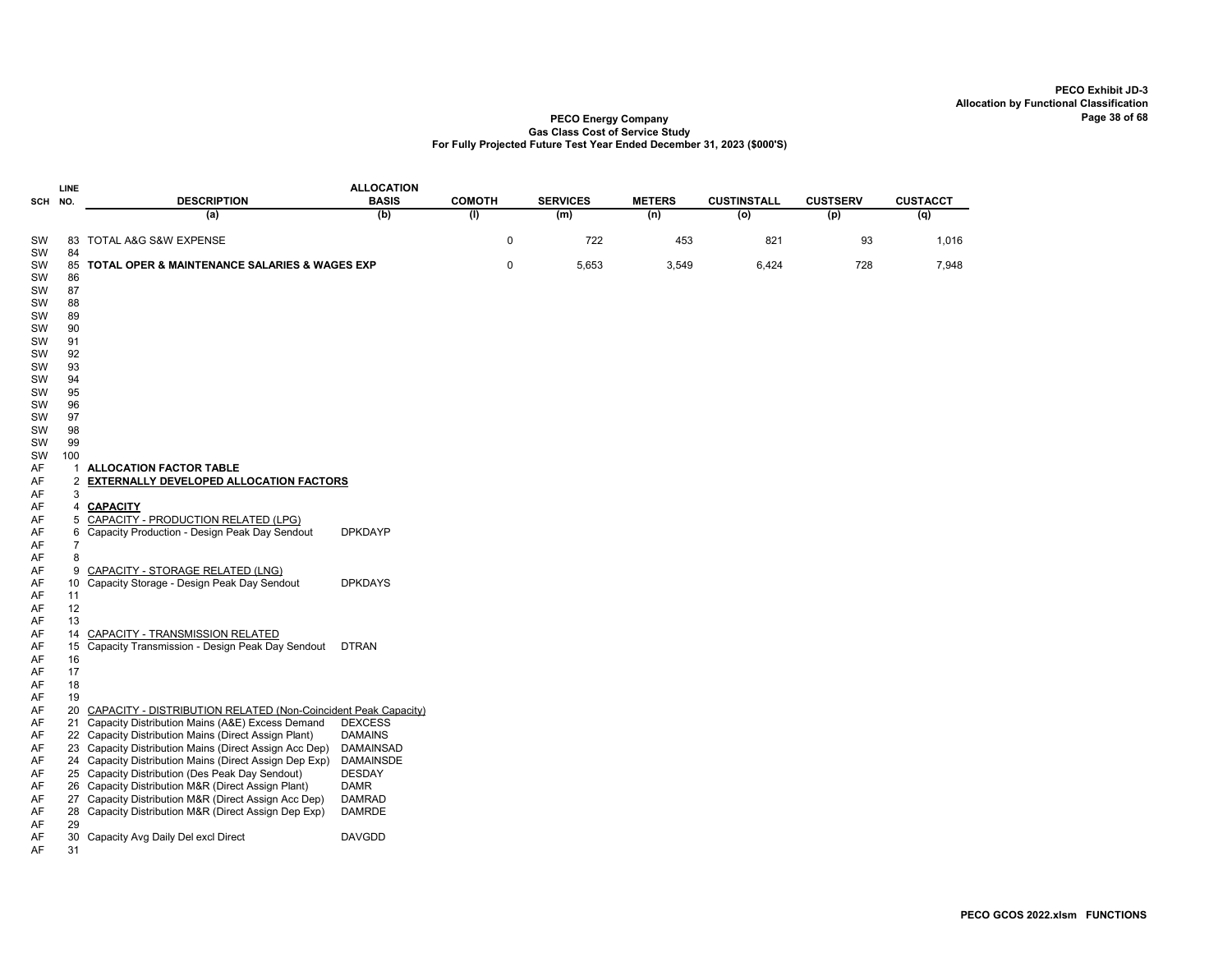# PECO Exhibit JD-3
## Allocation by Functional Classification

**PECO Energy Company**
**Gas Class Cost of Service Study**
**For Fully Projected Future Test Year Ended December 31, 2023 ($000'S)**

| SCH | LINE NO. | DESCRIPTION | ALLOCATION BASIS | COMOTH | SERVICES | METERS | CUSTINSTALL | CUSTSERV | CUSTACCT |
|---|---|---|---|---|---|---|---|---|---|
| | | (a) | (b) | (l) | (m) | (n) | (o) | (p) | (q) |
| SW | 83 | TOTAL A&G S&W EXPENSE | | 0 | 722 | 453 | 821 | 93 | 1,016 |
| SW | 84 | | | | | | | | |
| SW | 85 | **TOTAL OPER & MAINTENANCE SALARIES & WAGES EXP** | | 0 | 5,653 | 3,549 | 6,424 | 728 | 7,948 |
| SW | 86 | | | | | | | | |
| SW | 87 | | | | | | | | |
| SW | 88 | | | | | | | | |
| SW | 89 | | | | | | | | |
| SW | 90 | | | | | | | | |
| SW | 91 | | | | | | | | |
| SW | 92 | | | | | | | | |
| SW | 93 | | | | | | | | |
| SW | 94 | | | | | | | | |
| SW | 95 | | | | | | | | |
| SW | 96 | | | | | | | | |
| SW | 97 | | | | | | | | |
| SW | 98 | | | | | | | | |
| SW | 99 | | | | | | | | |
| SW | 100 | | | | | | | | |
| AF | 1 | **ALLOCATION FACTOR TABLE** | | | | | | | |
| AF | 2 | **EXTERNALLY DEVELOPED ALLOCATION FACTORS** | | | | | | | |
| AF | 3 | | | | | | | | |
| AF | 4 | **CAPACITY** | | | | | | | |
| AF | 5 | CAPACITY - PRODUCTION RELATED (LPG) | | | | | | | |
| AF | 6 | Capacity Production - Design Peak Day Sendout | DPKDAYP | | | | | | |
| AF | 7 | | | | | | | | |
| AF | 8 | | | | | | | | |
| AF | 9 | CAPACITY - STORAGE RELATED (LNG) | | | | | | | |
| AF | 10 | Capacity Storage - Design Peak Day Sendout | DPKDAYS | | | | | | |
| AF | 11 | | | | | | | | |
| AF | 12 | | | | | | | | |
| AF | 13 | | | | | | | | |
| AF | 14 | CAPACITY - TRANSMISSION RELATED | | | | | | | |
| AF | 15 | Capacity Transmission - Design Peak Day Sendout | DTRAN | | | | | | |
| AF | 16 | | | | | | | | |
| AF | 17 | | | | | | | | |
| AF | 18 | | | | | | | | |
| AF | 19 | | | | | | | | |
| AF | 20 | CAPACITY - DISTRIBUTION RELATED (Non-Coincident Peak Capacity) | | | | | | | |
| AF | 21 | Capacity Distribution Mains (A&E) Excess Demand | DEXCESS | | | | | | |
| AF | 22 | Capacity Distribution Mains (Direct Assign Plant) | DAMAINS | | | | | | |
| AF | 23 | Capacity Distribution Mains (Direct Assign Acc Dep) | DAMAINSAD | | | | | | |
| AF | 24 | Capacity Distribution Mains (Direct Assign Dep Exp) | DAMAINSDE | | | | | | |
| AF | 25 | Capacity Distribution (Des Peak Day Sendout) | DESDAY | | | | | | |
| AF | 26 | Capacity Distribution M&R (Direct Assign Plant) | DAMR | | | | | | |
| AF | 27 | Capacity Distribution M&R (Direct Assign Acc Dep) | DAMRAD | | | | | | |
| AF | 28 | Capacity Distribution M&R (Direct Assign Dep Exp) | DAMRDE | | | | | | |
| AF | 29 | | | | | | | | |
| AF | 30 | Capacity Avg Daily Del excl Direct | DAVGDD | | | | | | |
| AF | 31 | | | | | | | | |

PECO GCOS 2022.xlsm FUNCTIONS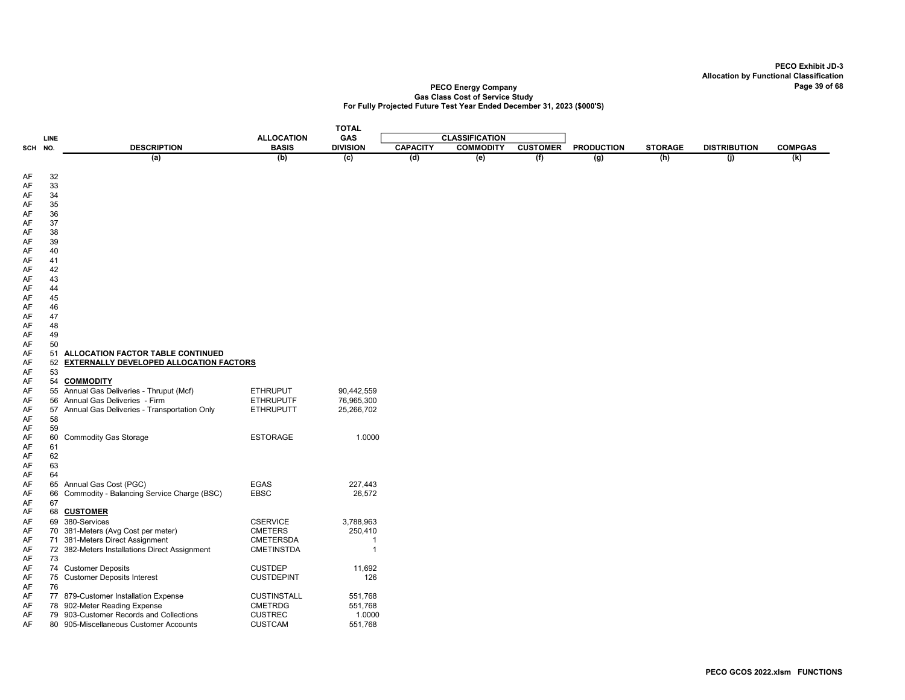PECO Exhibit JD-3
Allocation by Functional Classification

PECO Energy Company
Gas Class Cost of Service Study
For Fully Projected Future Test Year Ended December 31, 2023 ($000'S)

| SCH | LINE NO. | DESCRIPTION | ALLOCATION BASIS | TOTAL GAS DIVISION | CLASSIFICATION | | | PRODUCTION | STORAGE | DISTRIBUTION | COMPGAS |
|---|---|---|---|---|---|---|---|---|---|---|---|
| | | | | | CAPACITY | COMMODITY | CUSTOMER | | | | |
| | | (a) | (b) | (c) | (d) | (e) | (f) | (g) | (h) | (j) | (k) |
| AF | 32 | | | | | | | | | | |
| AF | 33 | | | | | | | | | | |
| AF | 34 | | | | | | | | | | |
| AF | 35 | | | | | | | | | | |
| AF | 36 | | | | | | | | | | |
| AF | 37 | | | | | | | | | | |
| AF | 38 | | | | | | | | | | |
| AF | 39 | | | | | | | | | | |
| AF | 40 | | | | | | | | | | |
| AF | 41 | | | | | | | | | | |
| AF | 42 | | | | | | | | | | |
| AF | 43 | | | | | | | | | | |
| AF | 44 | | | | | | | | | | |
| AF | 45 | | | | | | | | | | |
| AF | 46 | | | | | | | | | | |
| AF | 47 | | | | | | | | | | |
| AF | 48 | | | | | | | | | | |
| AF | 49 | | | | | | | | | | |
| AF | 50 | | | | | | | | | | |
| AF | 51 | **ALLOCATION FACTOR TABLE CONTINUED** | | | | | | | | | |
| AF | 52 | **EXTERNALLY DEVELOPED ALLOCATION FACTORS** | | | | | | | | | |
| AF | 53 | | | | | | | | | | |
| AF | 54 | **COMMODITY** | | | | | | | | | |
| AF | 55 | Annual Gas Deliveries - Thruput (Mcf) | ETHRUPUT | 90,442,559 | | | | | | | |
| AF | 56 | Annual Gas Deliveries - Firm | ETHRUPUTF | 76,965,300 | | | | | | | |
| AF | 57 | Annual Gas Deliveries - Transportation Only | ETHRUPUTT | 25,266,702 | | | | | | | |
| AF | 58 | | | | | | | | | | |
| AF | 59 | | | | | | | | | | |
| AF | 60 | Commodity Gas Storage | ESTORAGE | 1.0000 | | | | | | | |
| AF | 61 | | | | | | | | | | |
| AF | 62 | | | | | | | | | | |
| AF | 63 | | | | | | | | | | |
| AF | 64 | | | | | | | | | | |
| AF | 65 | Annual Gas Cost (PGC) | EGAS | 227,443 | | | | | | | |
| AF | 66 | Commodity - Balancing Service Charge (BSC) | EBSC | 26,572 | | | | | | | |
| AF | 67 | | | | | | | | | | |
| AF | 68 | **CUSTOMER** | | | | | | | | | |
| AF | 69 | 380-Services | CSERVICE | 3,788,963 | | | | | | | |
| AF | 70 | 381-Meters (Avg Cost per meter) | CMETERS | 250,410 | | | | | | | |
| AF | 71 | 381-Meters Direct Assignment | CMETERSDA | 1 | | | | | | | |
| AF | 72 | 382-Meters Installations Direct Assignment | CMETINSTDA | 1 | | | | | | | |
| AF | 73 | | | | | | | | | | |
| AF | 74 | Customer Deposits | CUSTDEP | 11,692 | | | | | | | |
| AF | 75 | Customer Deposits Interest | CUSTDEPINT | 126 | | | | | | | |
| AF | 76 | | | | | | | | | | |
| AF | 77 | 879-Customer Installation Expense | CUSTINSTALL | 551,768 | | | | | | | |
| AF | 78 | 902-Meter Reading Expense | CMETRDG | 551,768 | | | | | | | |
| AF | 79 | 903-Customer Records and Collections | CUSTREC | 1.0000 | | | | | | | |
| AF | 80 | 905-Miscellaneous Customer Accounts | CUSTCAM | 551,768 | | | | | | | |

PECO GCOS 2022.xlsm FUNCTIONS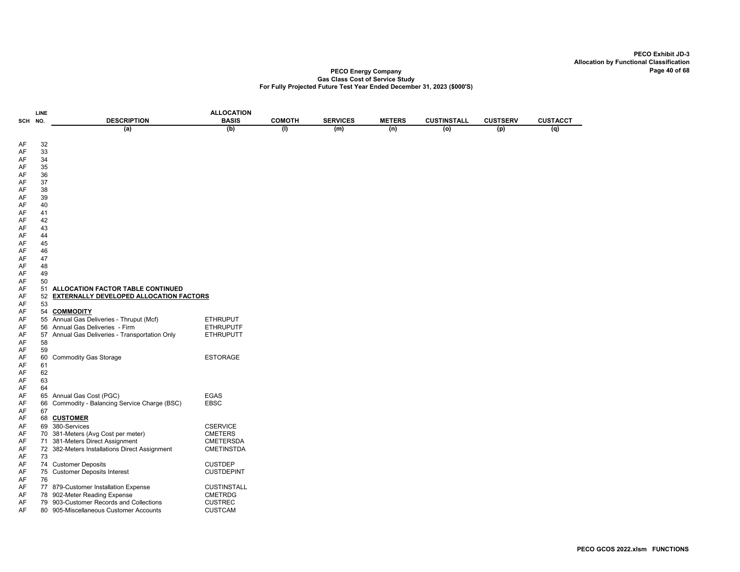PECO Exhibit JD-3
Allocation by Functional Classification

**PECO Energy Company**
**Gas Class Cost of Service Study**
**For Fully Projected Future Test Year Ended December 31, 2023 ($000'S)**

| SCH | LINE NO. | DESCRIPTION | ALLOCATION BASIS | COMOTH | SERVICES | METERS | CUSTINSTALL | CUSTSERV | CUSTACCT |
|---|---|---|---|---|---|---|---|---|---|
| | | (a) | (b) | (l) | (m) | (n) | (o) | (p) | (q) |
| AF | 32 | | | | | | | | |
| AF | 33 | | | | | | | | |
| AF | 34 | | | | | | | | |
| AF | 35 | | | | | | | | |
| AF | 36 | | | | | | | | |
| AF | 37 | | | | | | | | |
| AF | 38 | | | | | | | | |
| AF | 39 | | | | | | | | |
| AF | 40 | | | | | | | | |
| AF | 41 | | | | | | | | |
| AF | 42 | | | | | | | | |
| AF | 43 | | | | | | | | |
| AF | 44 | | | | | | | | |
| AF | 45 | | | | | | | | |
| AF | 46 | | | | | | | | |
| AF | 47 | | | | | | | | |
| AF | 48 | | | | | | | | |
| AF | 49 | | | | | | | | |
| AF | 50 | | | | | | | | |
| AF | 51 | **ALLOCATION FACTOR TABLE CONTINUED** | | | | | | | |
| AF | 52 | **EXTERNALLY DEVELOPED ALLOCATION FACTORS** | | | | | | | |
| AF | 53 | | | | | | | | |
| AF | 54 | **COMMODITY** | | | | | | | |
| AF | 55 | Annual Gas Deliveries - Thruput (Mcf) | ETHRUPUT | | | | | | |
| AF | 56 | Annual Gas Deliveries - Firm | ETHRUPUTF | | | | | | |
| AF | 57 | Annual Gas Deliveries - Transportation Only | ETHRUPUTT | | | | | | |
| AF | 58 | | | | | | | | |
| AF | 59 | | | | | | | | |
| AF | 60 | Commodity Gas Storage | ESTORAGE | | | | | | |
| AF | 61 | | | | | | | | |
| AF | 62 | | | | | | | | |
| AF | 63 | | | | | | | | |
| AF | 64 | | | | | | | | |
| AF | 65 | Annual Gas Cost (PGC) | EGAS | | | | | | |
| AF | 66 | Commodity - Balancing Service Charge (BSC) | EBSC | | | | | | |
| AF | 67 | | | | | | | | |
| AF | 68 | **CUSTOMER** | | | | | | | |
| AF | 69 | 380-Services | CSERVICE | | | | | | |
| AF | 70 | 381-Meters (Avg Cost per meter) | CMETERS | | | | | | |
| AF | 71 | 381-Meters Direct Assignment | CMETERSDA | | | | | | |
| AF | 72 | 382-Meters Installations Direct Assignment | CMETINSTDA | | | | | | |
| AF | 73 | | | | | | | | |
| AF | 74 | Customer Deposits | CUSTDEP | | | | | | |
| AF | 75 | Customer Deposits Interest | CUSTDEPINT | | | | | | |
| AF | 76 | | | | | | | | |
| AF | 77 | 879-Customer Installation Expense | CUSTINSTALL | | | | | | |
| AF | 78 | 902-Meter Reading Expense | CMETRDG | | | | | | |
| AF | 79 | 903-Customer Records and Collections | CUSTREC | | | | | | |
| AF | 80 | 905-Miscellaneous Customer Accounts | CUSTCAM | | | | | | |

PECO GCOS 2022.xlsm FUNCTIONS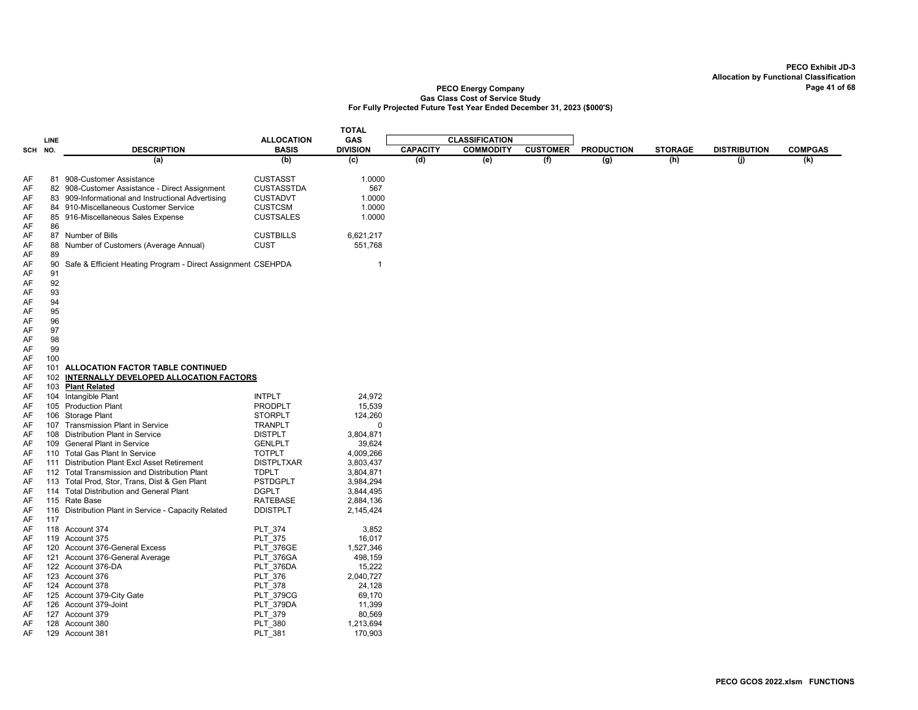PECO Exhibit JD-3
Allocation by Functional Classification

**PECO Energy Company**
**Gas Class Cost of Service Study**
**For Fully Projected Future Test Year Ended December 31, 2023 ($000'S)**

| SCH | LINE NO. | DESCRIPTION | ALLOCATION BASIS | TOTAL GAS DIVISION | CLASSIFICATION CAPACITY | CLASSIFICATION COMMODITY | CLASSIFICATION CUSTOMER | PRODUCTION | STORAGE | DISTRIBUTION | COMPGAS |
|---|---|---|---|---|---|---|---|---|---|---|---|
| | | (a) | (b) | (c) | (d) | (e) | (f) | (g) | (h) | (j) | (k) |
| AF | 81 | 908-Customer Assistance | CUSTASST | 1.0000 | | | | | | | |
| AF | 82 | 908-Customer Assistance - Direct Assignment | CUSTASSTDA | 567 | | | | | | | |
| AF | 83 | 909-Informational and Instructional Advertising | CUSTADVT | 1.0000 | | | | | | | |
| AF | 84 | 910-Miscellaneous Customer Service | CUSTCSM | 1.0000 | | | | | | | |
| AF | 85 | 916-Miscellaneous Sales Expense | CUSTSALES | 1.0000 | | | | | | | |
| AF | 86 | | | | | | | | | | |
| AF | 87 | Number of Bills | CUSTBILLS | 6,621,217 | | | | | | | |
| AF | 88 | Number of Customers (Average Annual) | CUST | 551,768 | | | | | | | |
| AF | 89 | | | | | | | | | | |
| AF | 90 | Safe & Efficient Heating Program - Direct Assignment | CSEHPDA | 1 | | | | | | | |
| AF | 91 | | | | | | | | | | |
| AF | 92 | | | | | | | | | | |
| AF | 93 | | | | | | | | | | |
| AF | 94 | | | | | | | | | | |
| AF | 95 | | | | | | | | | | |
| AF | 96 | | | | | | | | | | |
| AF | 97 | | | | | | | | | | |
| AF | 98 | | | | | | | | | | |
| AF | 99 | | | | | | | | | | |
| AF | 100 | | | | | | | | | | |
| AF | 101 | **ALLOCATION FACTOR TABLE CONTINUED** | | | | | | | | | |
| AF | 102 | **INTERNALLY DEVELOPED ALLOCATION FACTORS** | | | | | | | | | |
| AF | 103 | **Plant Related** | | | | | | | | | |
| AF | 104 | Intangible Plant | INTPLT | 24,972 | | | | | | | |
| AF | 105 | Production Plant | PRODPLT | 15,539 | | | | | | | |
| AF | 106 | Storage Plant | STORPLT | 124,260 | | | | | | | |
| AF | 107 | Transmission Plant in Service | TRANPLT | 0 | | | | | | | |
| AF | 108 | Distribution Plant in Service | DISTPLT | 3,804,871 | | | | | | | |
| AF | 109 | General Plant in Service | GENLPLT | 39,624 | | | | | | | |
| AF | 110 | Total Gas Plant In Service | TOTPLT | 4,009,266 | | | | | | | |
| AF | 111 | Distribution Plant Excl Asset Retirement | DISTPLTXAR | 3,803,437 | | | | | | | |
| AF | 112 | Total Transmission and Distribution Plant | TDPLT | 3,804,871 | | | | | | | |
| AF | 113 | Total Prod, Stor, Trans, Dist & Gen Plant | PSTDGPLT | 3,984,294 | | | | | | | |
| AF | 114 | Total Distribution and General Plant | DGPLT | 3,844,495 | | | | | | | |
| AF | 115 | Rate Base | RATEBASE | 2,884,136 | | | | | | | |
| AF | 116 | Distribution Plant in Service - Capacity Related | DDISTPLT | 2,145,424 | | | | | | | |
| AF | 117 | | | | | | | | | | |
| AF | 118 | Account 374 | PLT_374 | 3,852 | | | | | | | |
| AF | 119 | Account 375 | PLT_375 | 16,017 | | | | | | | |
| AF | 120 | Account 376-General Excess | PLT_376GE | 1,527,346 | | | | | | | |
| AF | 121 | Account 376-General Average | PLT_376GA | 498,159 | | | | | | | |
| AF | 122 | Account 376-DA | PLT_376DA | 15,222 | | | | | | | |
| AF | 123 | Account 376 | PLT_376 | 2,040,727 | | | | | | | |
| AF | 124 | Account 378 | PLT_378 | 24,128 | | | | | | | |
| AF | 125 | Account 379-City Gate | PLT_379CG | 69,170 | | | | | | | |
| AF | 126 | Account 379-Joint | PLT_379DA | 11,399 | | | | | | | |
| AF | 127 | Account 379 | PLT_379 | 80,569 | | | | | | | |
| AF | 128 | Account 380 | PLT_380 | 1,213,694 | | | | | | | |
| AF | 129 | Account 381 | PLT_381 | 170,903 | | | | | | | |

PECO GCOS 2022.xlsm FUNCTIONS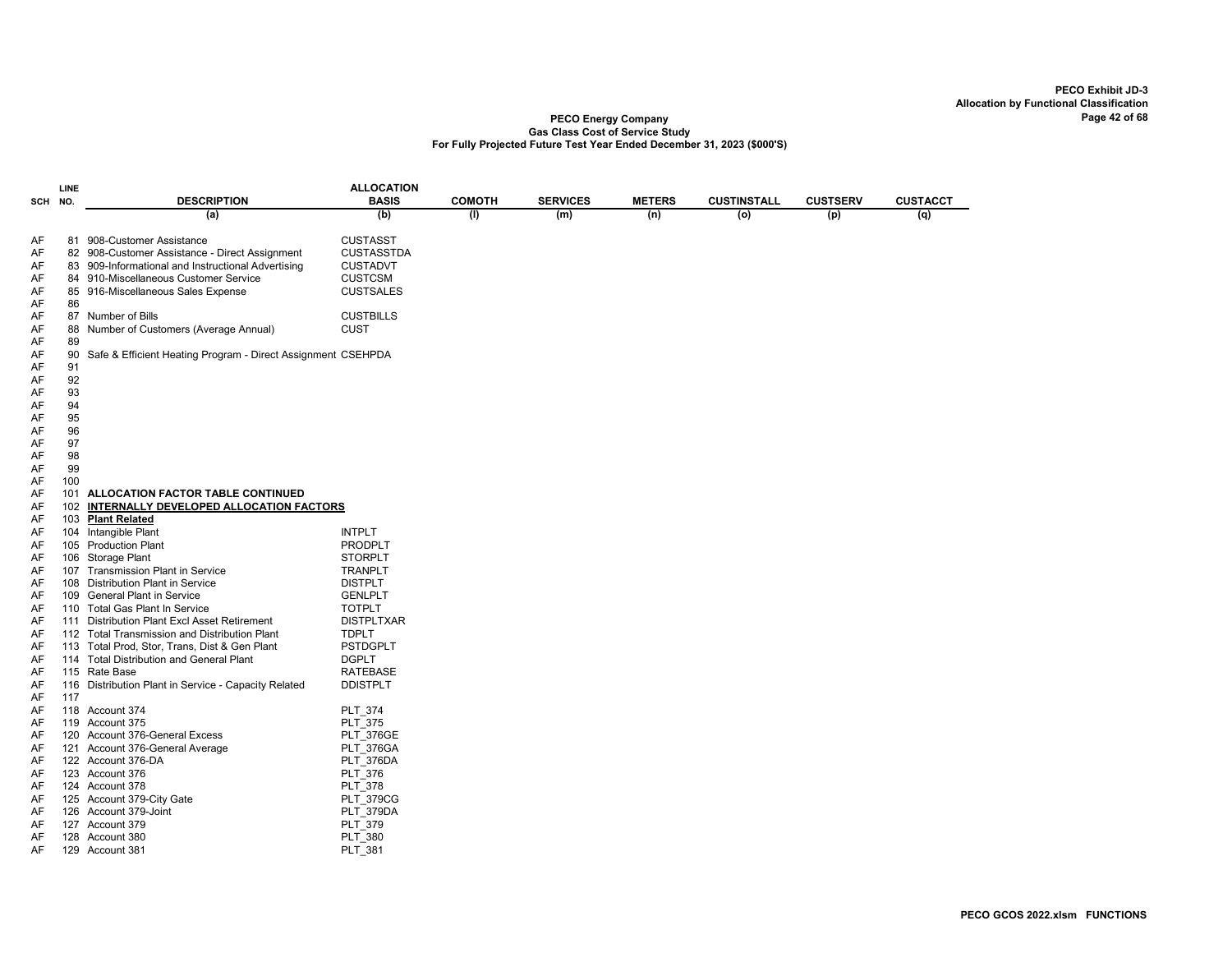PECO Exhibit JD-3
Allocation by Functional Classification

**PECO Energy Company**
**Gas Class Cost of Service Study**
**For Fully Projected Future Test Year Ended December 31, 2023 ($000'S)**

| SCH | LINE NO. | DESCRIPTION | ALLOCATION BASIS | COMOTH | SERVICES | METERS | CUSTINSTALL | CUSTSERV | CUSTACCT |
|---|---|---|---|---|---|---|---|---|---|
| | | (a) | (b) | (l) | (m) | (n) | (o) | (p) | (q) |
| AF | 81 | 908-Customer Assistance | CUSTASST | | | | | | |
| AF | 82 | 908-Customer Assistance - Direct Assignment | CUSTASSTDA | | | | | | |
| AF | 83 | 909-Informational and Instructional Advertising | CUSTADVT | | | | | | |
| AF | 84 | 910-Miscellaneous Customer Service | CUSTCSM | | | | | | |
| AF | 85 | 916-Miscellaneous Sales Expense | CUSTSALES | | | | | | |
| AF | 86 | | | | | | | | |
| AF | 87 | Number of Bills | CUSTBILLS | | | | | | |
| AF | 88 | Number of Customers (Average Annual) | CUST | | | | | | |
| AF | 89 | | | | | | | | |
| AF | 90 | Safe & Efficient Heating Program - Direct Assignment | CSEHPDA | | | | | | |
| AF | 91 | | | | | | | | |
| AF | 92 | | | | | | | | |
| AF | 93 | | | | | | | | |
| AF | 94 | | | | | | | | |
| AF | 95 | | | | | | | | |
| AF | 96 | | | | | | | | |
| AF | 97 | | | | | | | | |
| AF | 98 | | | | | | | | |
| AF | 99 | | | | | | | | |
| AF | 100 | | | | | | | | |
| AF | 101 | **ALLOCATION FACTOR TABLE CONTINUED** | | | | | | | |
| AF | 102 | **INTERNALLY DEVELOPED ALLOCATION FACTORS** | | | | | | | |
| AF | 103 | **Plant Related** | | | | | | | |
| AF | 104 | Intangible Plant | INTPLT | | | | | | |
| AF | 105 | Production Plant | PRODPLT | | | | | | |
| AF | 106 | Storage Plant | STORPLT | | | | | | |
| AF | 107 | Transmission Plant in Service | TRANPLT | | | | | | |
| AF | 108 | Distribution Plant in Service | DISTPLT | | | | | | |
| AF | 109 | General Plant in Service | GENLPLT | | | | | | |
| AF | 110 | Total Gas Plant In Service | TOTPLT | | | | | | |
| AF | 111 | Distribution Plant Excl Asset Retirement | DISTPLTXAR | | | | | | |
| AF | 112 | Total Transmission and Distribution Plant | TDPLT | | | | | | |
| AF | 113 | Total Prod, Stor, Trans, Dist & Gen Plant | PSTDGPLT | | | | | | |
| AF | 114 | Total Distribution and General Plant | DGPLT | | | | | | |
| AF | 115 | Rate Base | RATEBASE | | | | | | |
| AF | 116 | Distribution Plant in Service - Capacity Related | DDISTPLT | | | | | | |
| AF | 117 | | | | | | | | |
| AF | 118 | Account 374 | PLT_374 | | | | | | |
| AF | 119 | Account 375 | PLT_375 | | | | | | |
| AF | 120 | Account 376-General Excess | PLT_376GE | | | | | | |
| AF | 121 | Account 376-General Average | PLT_376GA | | | | | | |
| AF | 122 | Account 376-DA | PLT_376DA | | | | | | |
| AF | 123 | Account 376 | PLT_376 | | | | | | |
| AF | 124 | Account 378 | PLT_378 | | | | | | |
| AF | 125 | Account 379-City Gate | PLT_379CG | | | | | | |
| AF | 126 | Account 379-Joint | PLT_379DA | | | | | | |
| AF | 127 | Account 379 | PLT_379 | | | | | | |
| AF | 128 | Account 380 | PLT_380 | | | | | | |
| AF | 129 | Account 381 | PLT_381 | | | | | | |

PECO GCOS 2022.xlsm FUNCTIONS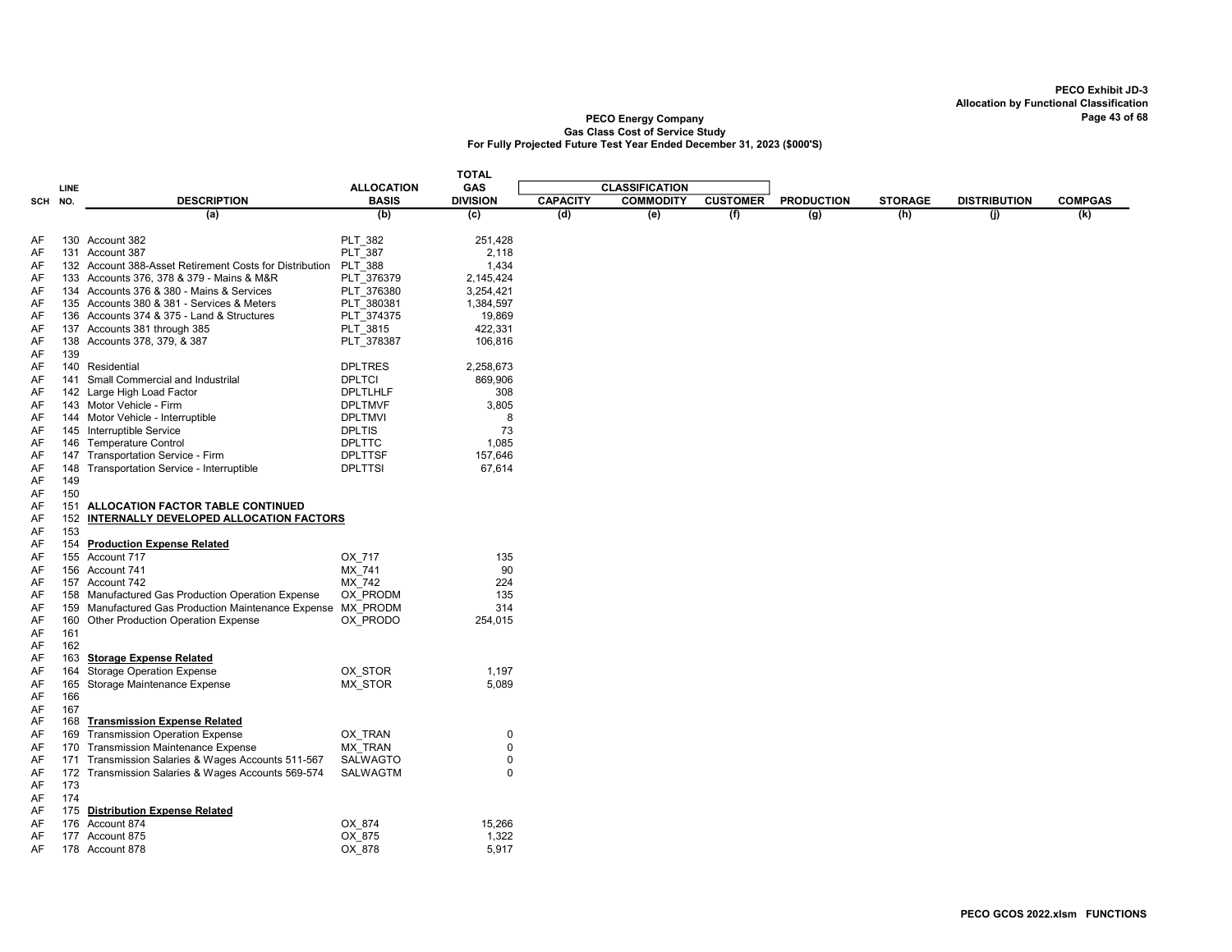PECO Exhibit JD-3
Allocation by Functional Classification

PECO Energy Company
Gas Class Cost of Service Study
For Fully Projected Future Test Year Ended December 31, 2023 ($000'S)

| SCH | LINE NO. | DESCRIPTION | ALLOCATION BASIS | TOTAL GAS DIVISION | CLASSIFICATION | | | PRODUCTION | STORAGE | DISTRIBUTION | COMPGAS |
|---|---|---|---|---|---|---|---|---|---|---|---|
| | | | | | CAPACITY | COMMODITY | CUSTOMER | | | | |
| | | (a) | (b) | (c) | (d) | (e) | (f) | (g) | (h) | (j) | (k) |
| AF | 130 | Account 382 | PLT_382 | 251,428 | | | | | | | |
| AF | 131 | Account 387 | PLT_387 | 2,118 | | | | | | | |
| AF | 132 | Account 388-Asset Retirement Costs for Distribution | PLT_388 | 1,434 | | | | | | | |
| AF | 133 | Accounts 376, 378 & 379 - Mains & M&R | PLT_376379 | 2,145,424 | | | | | | | |
| AF | 134 | Accounts 376 & 380 - Mains & Services | PLT_376380 | 3,254,421 | | | | | | | |
| AF | 135 | Accounts 380 & 381 - Services & Meters | PLT_380381 | 1,384,597 | | | | | | | |
| AF | 136 | Accounts 374 & 375 - Land & Structures | PLT_374375 | 19,869 | | | | | | | |
| AF | 137 | Accounts 381 through 385 | PLT_3815 | 422,331 | | | | | | | |
| AF | 138 | Accounts 378, 379, & 387 | PLT_378387 | 106,816 | | | | | | | |
| AF | 139 | | | | | | | | | | |
| AF | 140 | Residential | DPLTRES | 2,258,673 | | | | | | | |
| AF | 141 | Small Commercial and Industrilal | DPLTCI | 869,906 | | | | | | | |
| AF | 142 | Large High Load Factor | DPLTLHLF | 308 | | | | | | | |
| AF | 143 | Motor Vehicle - Firm | DPLTMVF | 3,805 | | | | | | | |
| AF | 144 | Motor Vehicle - Interruptible | DPLTMVI | 8 | | | | | | | |
| AF | 145 | Interruptible Service | DPLTIS | 73 | | | | | | | |
| AF | 146 | Temperature Control | DPLTTC | 1,085 | | | | | | | |
| AF | 147 | Transportation Service - Firm | DPLTTSF | 157,646 | | | | | | | |
| AF | 148 | Transportation Service - Interruptible | DPLTTSI | 67,614 | | | | | | | |
| AF | 149 | | | | | | | | | | |
| AF | 150 | | | | | | | | | | |
| AF | 151 | **ALLOCATION FACTOR TABLE CONTINUED** | | | | | | | | | |
| AF | 152 | **INTERNALLY DEVELOPED ALLOCATION FACTORS** | | | | | | | | | |
| AF | 153 | | | | | | | | | | |
| AF | 154 | **Production Expense Related** | | | | | | | | | |
| AF | 155 | Account 717 | OX_717 | 135 | | | | | | | |
| AF | 156 | Account 741 | MX_741 | 90 | | | | | | | |
| AF | 157 | Account 742 | MX_742 | 224 | | | | | | | |
| AF | 158 | Manufactured Gas Production Operation Expense | OX_PRODM | 135 | | | | | | | |
| AF | 159 | Manufactured Gas Production Maintenance Expense | MX_PRODM | 314 | | | | | | | |
| AF | 160 | Other Production Operation Expense | OX_PRODO | 254,015 | | | | | | | |
| AF | 161 | | | | | | | | | | |
| AF | 162 | | | | | | | | | | |
| AF | 163 | **Storage Expense Related** | | | | | | | | | |
| AF | 164 | Storage Operation Expense | OX_STOR | 1,197 | | | | | | | |
| AF | 165 | Storage Maintenance Expense | MX_STOR | 5,089 | | | | | | | |
| AF | 166 | | | | | | | | | | |
| AF | 167 | | | | | | | | | | |
| AF | 168 | **Transmission Expense Related** | | | | | | | | | |
| AF | 169 | Transmission Operation Expense | OX_TRAN | 0 | | | | | | | |
| AF | 170 | Transmission Maintenance Expense | MX_TRAN | 0 | | | | | | | |
| AF | 171 | Transmission Salaries & Wages Accounts 511-567 | SALWAGTO | 0 | | | | | | | |
| AF | 172 | Transmission Salaries & Wages Accounts 569-574 | SALWAGTM | 0 | | | | | | | |
| AF | 173 | | | | | | | | | | |
| AF | 174 | | | | | | | | | | |
| AF | 175 | **Distribution Expense Related** | | | | | | | | | |
| AF | 176 | Account 874 | OX_874 | 15,266 | | | | | | | |
| AF | 177 | Account 875 | OX_875 | 1,322 | | | | | | | |
| AF | 178 | Account 878 | OX_878 | 5,917 | | | | | | | |

PECO GCOS 2022.xlsm FUNCTIONS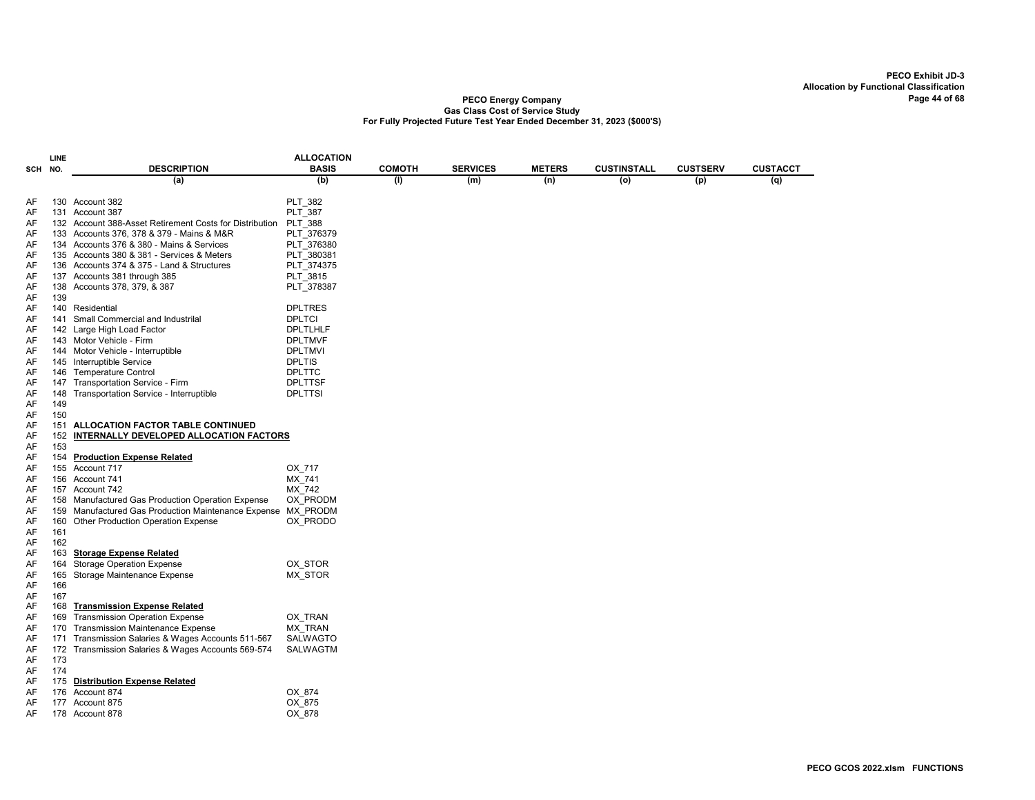**PECO Exhibit JD-3**
**Allocation by Functional Classification**

**PECO Energy Company**
**Gas Class Cost of Service Study**
**For Fully Projected Future Test Year Ended December 31, 2023 ($000'S)**

| SCH | LINE NO. | DESCRIPTION | ALLOCATION BASIS | COMOTH | SERVICES | METERS | CUSTINSTALL | CUSTSERV | CUSTACCT |
|---|---|---|---|---|---|---|---|---|---|
| | | (a) | (b) | (l) | (m) | (n) | (o) | (p) | (q) |
| AF | 130 | Account 382 | PLT_382 | | | | | | |
| AF | 131 | Account 387 | PLT_387 | | | | | | |
| AF | 132 | Account 388-Asset Retirement Costs for Distribution | PLT_388 | | | | | | |
| AF | 133 | Accounts 376, 378 & 379 - Mains & M&R | PLT_376379 | | | | | | |
| AF | 134 | Accounts 376 & 380 - Mains & Services | PLT_376380 | | | | | | |
| AF | 135 | Accounts 380 & 381 - Services & Meters | PLT_380381 | | | | | | |
| AF | 136 | Accounts 374 & 375 - Land & Structures | PLT_374375 | | | | | | |
| AF | 137 | Accounts 381 through 385 | PLT_3815 | | | | | | |
| AF | 138 | Accounts 378, 379, & 387 | PLT_378387 | | | | | | |
| AF | 139 | | | | | | | | |
| AF | 140 | Residential | DPLTRES | | | | | | |
| AF | 141 | Small Commercial and Industrilal | DPLTCI | | | | | | |
| AF | 142 | Large High Load Factor | DPLTLHLF | | | | | | |
| AF | 143 | Motor Vehicle - Firm | DPLTMVF | | | | | | |
| AF | 144 | Motor Vehicle - Interruptible | DPLTMVI | | | | | | |
| AF | 145 | Interruptible Service | DPLTIS | | | | | | |
| AF | 146 | Temperature Control | DPLTTC | | | | | | |
| AF | 147 | Transportation Service - Firm | DPLTTSF | | | | | | |
| AF | 148 | Transportation Service - Interruptible | DPLTTSI | | | | | | |
| AF | 149 | | | | | | | | |
| AF | 150 | | | | | | | | |
| AF | 151 | **ALLOCATION FACTOR TABLE CONTINUED** | | | | | | | |
| AF | 152 | **INTERNALLY DEVELOPED ALLOCATION FACTORS** | | | | | | | |
| AF | 153 | | | | | | | | |
| AF | 154 | **Production Expense Related** | | | | | | | |
| AF | 155 | Account 717 | OX_717 | | | | | | |
| AF | 156 | Account 741 | MX_741 | | | | | | |
| AF | 157 | Account 742 | MX_742 | | | | | | |
| AF | 158 | Manufactured Gas Production Operation Expense | OX_PRODM | | | | | | |
| AF | 159 | Manufactured Gas Production Maintenance Expense | MX_PRODM | | | | | | |
| AF | 160 | Other Production Operation Expense | OX_PRODO | | | | | | |
| AF | 161 | | | | | | | | |
| AF | 162 | | | | | | | | |
| AF | 163 | **Storage Expense Related** | | | | | | | |
| AF | 164 | Storage Operation Expense | OX_STOR | | | | | | |
| AF | 165 | Storage Maintenance Expense | MX_STOR | | | | | | |
| AF | 166 | | | | | | | | |
| AF | 167 | | | | | | | | |
| AF | 168 | **Transmission Expense Related** | | | | | | | |
| AF | 169 | Transmission Operation Expense | OX_TRAN | | | | | | |
| AF | 170 | Transmission Maintenance Expense | MX_TRAN | | | | | | |
| AF | 171 | Transmission Salaries & Wages Accounts 511-567 | SALWAGTO | | | | | | |
| AF | 172 | Transmission Salaries & Wages Accounts 569-574 | SALWAGTM | | | | | | |
| AF | 173 | | | | | | | | |
| AF | 174 | | | | | | | | |
| AF | 175 | **Distribution Expense Related** | | | | | | | |
| AF | 176 | Account 874 | OX_874 | | | | | | |
| AF | 177 | Account 875 | OX_875 | | | | | | |
| AF | 178 | Account 878 | OX_878 | | | | | | |

PECO GCOS 2022.xlsm FUNCTIONS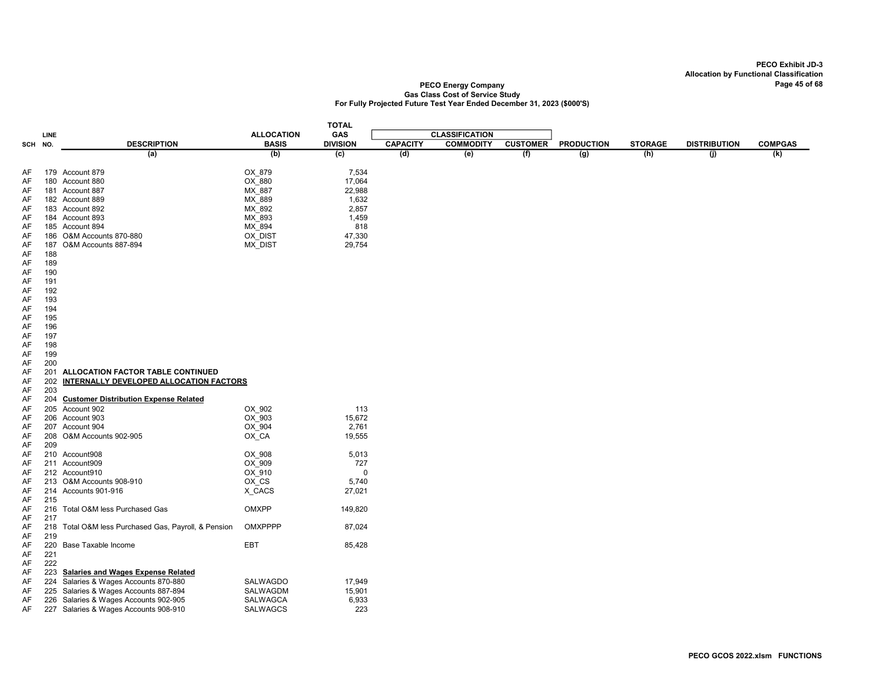PECO Exhibit JD-3
Allocation by Functional Classification

PECO Energy Company
Gas Class Cost of Service Study
For Fully Projected Future Test Year Ended December 31, 2023 ($000'S)

| SCH | LINE NO. | DESCRIPTION | ALLOCATION BASIS | TOTAL GAS DIVISION | CLASSIFICATION CAPACITY | COMMODITY | CUSTOMER | PRODUCTION | STORAGE | DISTRIBUTION | COMPGAS |
|---|---|---|---|---|---|---|---|---|---|---|---|
| | | (a) | (b) | (c) | (d) | (e) | (f) | (g) | (h) | (j) | (k) |
| AF | 179 | Account 879 | OX_879 | 7,534 | | | | | | | |
| AF | 180 | Account 880 | OX_880 | 17,064 | | | | | | | |
| AF | 181 | Account 887 | MX_887 | 22,988 | | | | | | | |
| AF | 182 | Account 889 | MX_889 | 1,632 | | | | | | | |
| AF | 183 | Account 892 | MX_892 | 2,857 | | | | | | | |
| AF | 184 | Account 893 | MX_893 | 1,459 | | | | | | | |
| AF | 185 | Account 894 | MX_894 | 818 | | | | | | | |
| AF | 186 | O&M Accounts 870-880 | OX_DIST | 47,330 | | | | | | | |
| AF | 187 | O&M Accounts 887-894 | MX_DIST | 29,754 | | | | | | | |
| AF | 188 | | | | | | | | | | |
| AF | 189 | | | | | | | | | | |
| AF | 190 | | | | | | | | | | |
| AF | 191 | | | | | | | | | | |
| AF | 192 | | | | | | | | | | |
| AF | 193 | | | | | | | | | | |
| AF | 194 | | | | | | | | | | |
| AF | 195 | | | | | | | | | | |
| AF | 196 | | | | | | | | | | |
| AF | 197 | | | | | | | | | | |
| AF | 198 | | | | | | | | | | |
| AF | 199 | | | | | | | | | | |
| AF | 200 | | | | | | | | | | |
| AF | 201 | **ALLOCATION FACTOR TABLE CONTINUED** | | | | | | | | | |
| AF | 202 | **INTERNALLY DEVELOPED ALLOCATION FACTORS** | | | | | | | | | |
| AF | 203 | | | | | | | | | | |
| AF | 204 | **Customer Distribution Expense Related** | | | | | | | | | |
| AF | 205 | Account 902 | OX_902 | 113 | | | | | | | |
| AF | 206 | Account 903 | OX_903 | 15,672 | | | | | | | |
| AF | 207 | Account 904 | OX_904 | 2,761 | | | | | | | |
| AF | 208 | O&M Accounts 902-905 | OX_CA | 19,555 | | | | | | | |
| AF | 209 | | | | | | | | | | |
| AF | 210 | Account908 | OX_908 | 5,013 | | | | | | | |
| AF | 211 | Account909 | OX_909 | 727 | | | | | | | |
| AF | 212 | Account910 | OX_910 | 0 | | | | | | | |
| AF | 213 | O&M Accounts 908-910 | OX_CS | 5,740 | | | | | | | |
| AF | 214 | Accounts 901-916 | X_CACS | 27,021 | | | | | | | |
| AF | 215 | | | | | | | | | | |
| AF | 216 | Total O&M less Purchased Gas | OMXPP | 149,820 | | | | | | | |
| AF | 217 | | | | | | | | | | |
| AF | 218 | Total O&M less Purchased Gas, Payroll, & Pension | OMXPPPP | 87,024 | | | | | | | |
| AF | 219 | | | | | | | | | | |
| AF | 220 | Base Taxable Income | EBT | 85,428 | | | | | | | |
| AF | 221 | | | | | | | | | | |
| AF | 222 | | | | | | | | | | |
| AF | 223 | **Salaries and Wages Expense Related** | | | | | | | | | |
| AF | 224 | Salaries & Wages Accounts 870-880 | SALWAGDO | 17,949 | | | | | | | |
| AF | 225 | Salaries & Wages Accounts 887-894 | SALWAGDM | 15,901 | | | | | | | |
| AF | 226 | Salaries & Wages Accounts 902-905 | SALWAGCA | 6,933 | | | | | | | |
| AF | 227 | Salaries & Wages Accounts 908-910 | SALWAGCS | 223 | | | | | | | |

PECO GCOS 2022.xlsm FUNCTIONS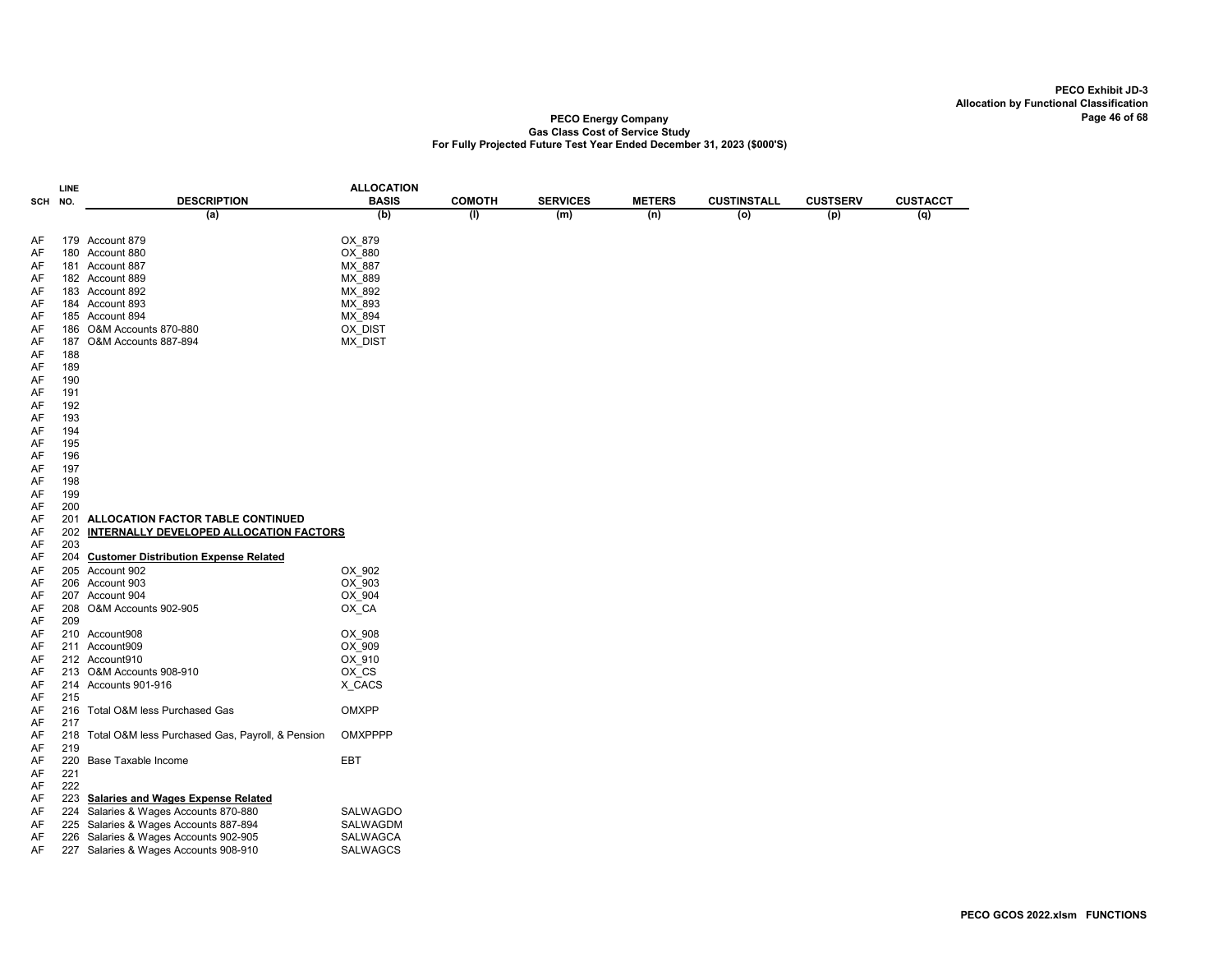**PECO Exhibit JD-3**
**Allocation by Functional Classification**

**PECO Energy Company**
**Gas Class Cost of Service Study**
**For Fully Projected Future Test Year Ended December 31, 2023 ($000'S)**

| SCH | LINE NO. | DESCRIPTION | ALLOCATION BASIS | COMOTH | SERVICES | METERS | CUSTINSTALL | CUSTSERV | CUSTACCT |
|---|---|---|---|---|---|---|---|---|---|
| | | (a) | (b) | (l) | (m) | (n) | (o) | (p) | (q) |
| AF | 179 | Account 879 | OX_879 | | | | | | |
| AF | 180 | Account 880 | OX_880 | | | | | | |
| AF | 181 | Account 887 | MX_887 | | | | | | |
| AF | 182 | Account 889 | MX_889 | | | | | | |
| AF | 183 | Account 892 | MX_892 | | | | | | |
| AF | 184 | Account 893 | MX_893 | | | | | | |
| AF | 185 | Account 894 | MX_894 | | | | | | |
| AF | 186 | O&M Accounts 870-880 | OX_DIST | | | | | | |
| AF | 187 | O&M Accounts 887-894 | MX_DIST | | | | | | |
| AF | 188 | | | | | | | | |
| AF | 189 | | | | | | | | |
| AF | 190 | | | | | | | | |
| AF | 191 | | | | | | | | |
| AF | 192 | | | | | | | | |
| AF | 193 | | | | | | | | |
| AF | 194 | | | | | | | | |
| AF | 195 | | | | | | | | |
| AF | 196 | | | | | | | | |
| AF | 197 | | | | | | | | |
| AF | 198 | | | | | | | | |
| AF | 199 | | | | | | | | |
| AF | 200 | | | | | | | | |
| AF | 201 | **ALLOCATION FACTOR TABLE CONTINUED** | | | | | | | |
| AF | 202 | **INTERNALLY DEVELOPED ALLOCATION FACTORS** | | | | | | | |
| AF | 203 | | | | | | | | |
| AF | 204 | **Customer Distribution Expense Related** | | | | | | | |
| AF | 205 | Account 902 | OX_902 | | | | | | |
| AF | 206 | Account 903 | OX_903 | | | | | | |
| AF | 207 | Account 904 | OX_904 | | | | | | |
| AF | 208 | O&M Accounts 902-905 | OX_CA | | | | | | |
| AF | 209 | | | | | | | | |
| AF | 210 | Account908 | OX_908 | | | | | | |
| AF | 211 | Account909 | OX_909 | | | | | | |
| AF | 212 | Account910 | OX_910 | | | | | | |
| AF | 213 | O&M Accounts 908-910 | OX_CS | | | | | | |
| AF | 214 | Accounts 901-916 | X_CACS | | | | | | |
| AF | 215 | | | | | | | | |
| AF | 216 | Total O&M less Purchased Gas | OMXPP | | | | | | |
| AF | 217 | | | | | | | | |
| AF | 218 | Total O&M less Purchased Gas, Payroll, & Pension | OMXPPPP | | | | | | |
| AF | 219 | | | | | | | | |
| AF | 220 | Base Taxable Income | EBT | | | | | | |
| AF | 221 | | | | | | | | |
| AF | 222 | | | | | | | | |
| AF | 223 | **Salaries and Wages Expense Related** | | | | | | | |
| AF | 224 | Salaries & Wages Accounts 870-880 | SALWAGDO | | | | | | |
| AF | 225 | Salaries & Wages Accounts 887-894 | SALWAGDM | | | | | | |
| AF | 226 | Salaries & Wages Accounts 902-905 | SALWAGCA | | | | | | |
| AF | 227 | Salaries & Wages Accounts 908-910 | SALWAGCS | | | | | | |

PECO GCOS 2022.xlsm FUNCTIONS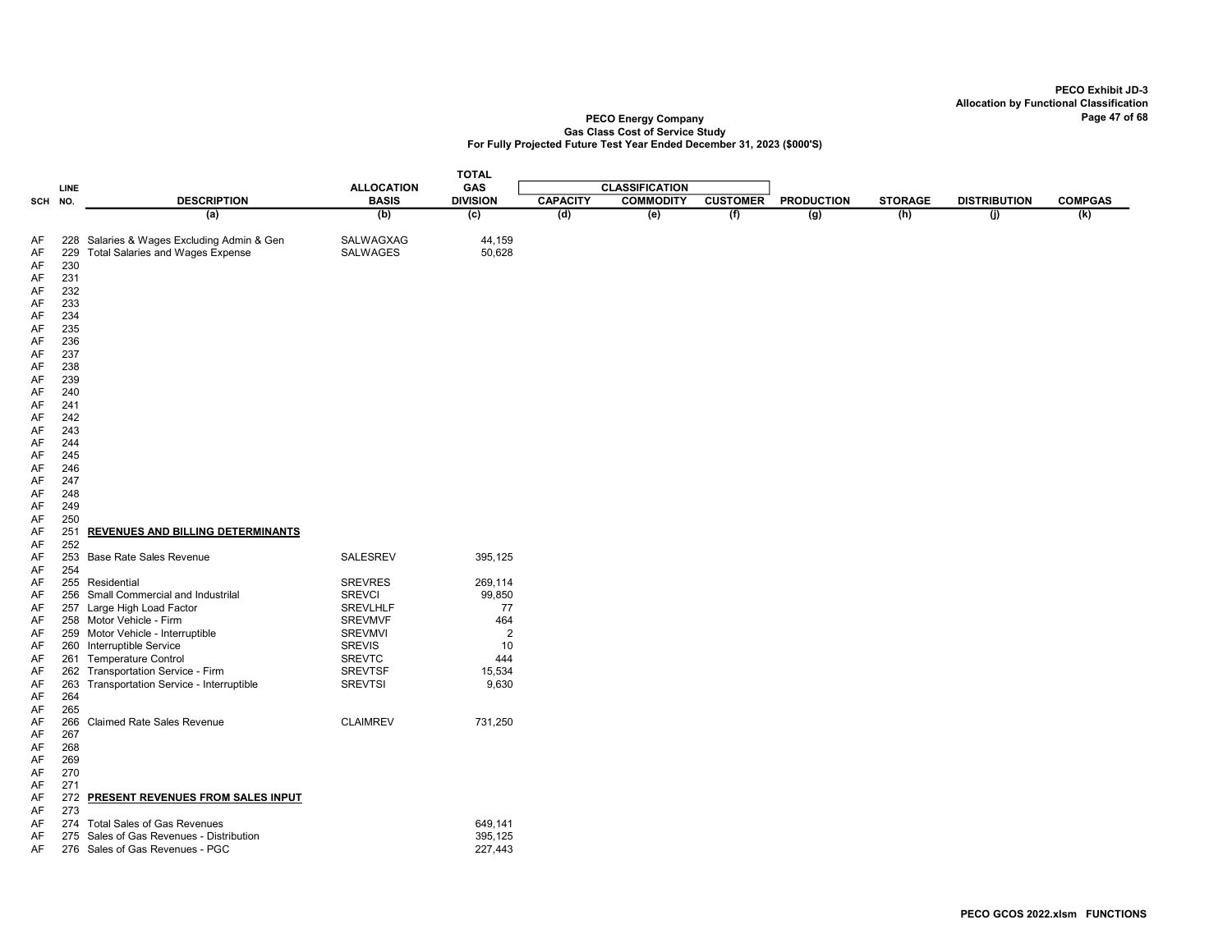**PECO Exhibit JD-3**
**Allocation by Functional Classification**

**PECO Energy Company**
**Gas Class Cost of Service Study**
**For Fully Projected Future Test Year Ended December 31, 2023 ($000'S)**

| SCH | LINE NO. | DESCRIPTION | ALLOCATION BASIS | TOTAL GAS DIVISION | CLASSIFICATION | | | PRODUCTION | STORAGE | DISTRIBUTION | COMPGAS |
|---|---|---|---|---|---|---|---|---|---|---|---|
| | | | | | CAPACITY | COMMODITY | CUSTOMER | | | | |
| | | (a) | (b) | (c) | (d) | (e) | (f) | (g) | (h) | (j) | (k) |
| AF | 228 | Salaries & Wages Excluding Admin & Gen | SALWAGXAG | 44,159 | | | | | | | |
| AF | 229 | Total Salaries and Wages Expense | SALWAGES | 50,628 | | | | | | | |
| AF | 230 | | | | | | | | | | |
| AF | 231 | | | | | | | | | | |
| AF | 232 | | | | | | | | | | |
| AF | 233 | | | | | | | | | | |
| AF | 234 | | | | | | | | | | |
| AF | 235 | | | | | | | | | | |
| AF | 236 | | | | | | | | | | |
| AF | 237 | | | | | | | | | | |
| AF | 238 | | | | | | | | | | |
| AF | 239 | | | | | | | | | | |
| AF | 240 | | | | | | | | | | |
| AF | 241 | | | | | | | | | | |
| AF | 242 | | | | | | | | | | |
| AF | 243 | | | | | | | | | | |
| AF | 244 | | | | | | | | | | |
| AF | 245 | | | | | | | | | | |
| AF | 246 | | | | | | | | | | |
| AF | 247 | | | | | | | | | | |
| AF | 248 | | | | | | | | | | |
| AF | 249 | | | | | | | | | | |
| AF | 250 | | | | | | | | | | |
| AF | 251 | **REVENUES AND BILLING DETERMINANTS** | | | | | | | | | |
| AF | 252 | | | | | | | | | | |
| AF | 253 | Base Rate Sales Revenue | SALESREV | 395,125 | | | | | | | |
| AF | 254 | | | | | | | | | | |
| AF | 255 | Residential | SREVRES | 269,114 | | | | | | | |
| AF | 256 | Small Commercial and Industrilal | SREVCI | 99,850 | | | | | | | |
| AF | 257 | Large High Load Factor | SREVLHLF | 77 | | | | | | | |
| AF | 258 | Motor Vehicle - Firm | SREVMVF | 464 | | | | | | | |
| AF | 259 | Motor Vehicle - Interruptible | SREVMVI | 2 | | | | | | | |
| AF | 260 | Interruptible Service | SREVIS | 10 | | | | | | | |
| AF | 261 | Temperature Control | SREVTC | 444 | | | | | | | |
| AF | 262 | Transportation Service - Firm | SREVTSF | 15,534 | | | | | | | |
| AF | 263 | Transportation Service - Interruptible | SREVTSI | 9,630 | | | | | | | |
| AF | 264 | | | | | | | | | | |
| AF | 265 | | | | | | | | | | |
| AF | 266 | Claimed Rate Sales Revenue | CLAIMREV | 731,250 | | | | | | | |
| AF | 267 | | | | | | | | | | |
| AF | 268 | | | | | | | | | | |
| AF | 269 | | | | | | | | | | |
| AF | 270 | | | | | | | | | | |
| AF | 271 | | | | | | | | | | |
| AF | 272 | **PRESENT REVENUES FROM SALES INPUT** | | | | | | | | | |
| AF | 273 | | | | | | | | | | |
| AF | 274 | Total Sales of Gas Revenues | | 649,141 | | | | | | | |
| AF | 275 | Sales of Gas Revenues - Distribution | | 395,125 | | | | | | | |
| AF | 276 | Sales of Gas Revenues - PGC | | 227,443 | | | | | | | |

PECO GCOS 2022.xlsm FUNCTIONS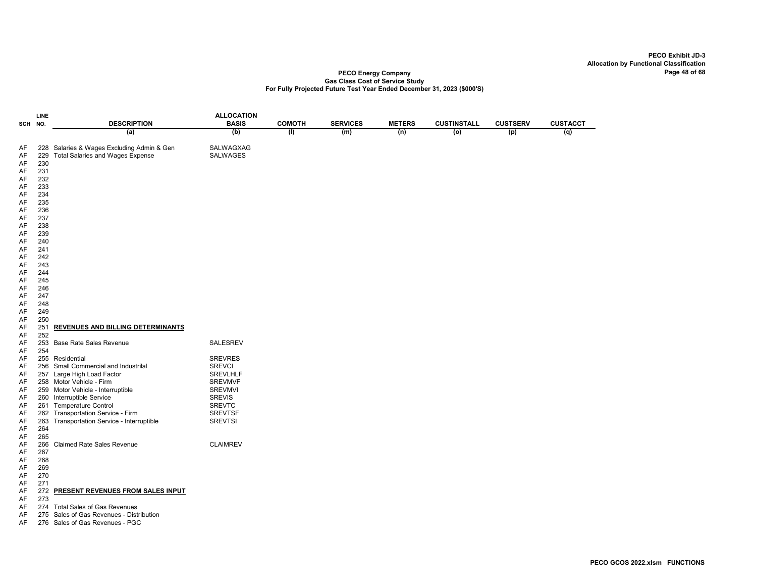**PECO Exhibit JD-3**
**Allocation by Functional Classification**

**PECO Energy Company**
**Gas Class Cost of Service Study**
**For Fully Projected Future Test Year Ended December 31, 2023 ($000'S)**

| SCH | LINE NO. | DESCRIPTION | ALLOCATION BASIS | COMOTH | SERVICES | METERS | CUSTINSTALL | CUSTSERV | CUSTACCT |
|---|---|---|---|---|---|---|---|---|---|
| | | (a) | (b) | (l) | (m) | (n) | (o) | (p) | (q) |
| AF | 228 | Salaries & Wages Excluding Admin & Gen | SALWAGXAG | | | | | | |
| AF | 229 | Total Salaries and Wages Expense | SALWAGES | | | | | | |
| AF | 230 | | | | | | | | |
| AF | 231 | | | | | | | | |
| AF | 232 | | | | | | | | |
| AF | 233 | | | | | | | | |
| AF | 234 | | | | | | | | |
| AF | 235 | | | | | | | | |
| AF | 236 | | | | | | | | |
| AF | 237 | | | | | | | | |
| AF | 238 | | | | | | | | |
| AF | 239 | | | | | | | | |
| AF | 240 | | | | | | | | |
| AF | 241 | | | | | | | | |
| AF | 242 | | | | | | | | |
| AF | 243 | | | | | | | | |
| AF | 244 | | | | | | | | |
| AF | 245 | | | | | | | | |
| AF | 246 | | | | | | | | |
| AF | 247 | | | | | | | | |
| AF | 248 | | | | | | | | |
| AF | 249 | | | | | | | | |
| AF | 250 | | | | | | | | |
| AF | 251 | **REVENUES AND BILLING DETERMINANTS** | | | | | | | |
| AF | 252 | | | | | | | | |
| AF | 253 | Base Rate Sales Revenue | SALESREV | | | | | | |
| AF | 254 | | | | | | | | |
| AF | 255 | Residential | SREVRES | | | | | | |
| AF | 256 | Small Commercial and Industrilal | SREVCI | | | | | | |
| AF | 257 | Large High Load Factor | SREVLHLF | | | | | | |
| AF | 258 | Motor Vehicle - Firm | SREVMVF | | | | | | |
| AF | 259 | Motor Vehicle - Interruptible | SREVMVI | | | | | | |
| AF | 260 | Interruptible Service | SREVIS | | | | | | |
| AF | 261 | Temperature Control | SREVTC | | | | | | |
| AF | 262 | Transportation Service - Firm | SREVTSF | | | | | | |
| AF | 263 | Transportation Service - Interruptible | SREVTSI | | | | | | |
| AF | 264 | | | | | | | | |
| AF | 265 | | | | | | | | |
| AF | 266 | Claimed Rate Sales Revenue | CLAIMREV | | | | | | |
| AF | 267 | | | | | | | | |
| AF | 268 | | | | | | | | |
| AF | 269 | | | | | | | | |
| AF | 270 | | | | | | | | |
| AF | 271 | | | | | | | | |
| AF | 272 | **PRESENT REVENUES FROM SALES INPUT** | | | | | | | |
| AF | 273 | | | | | | | | |
| AF | 274 | Total Sales of Gas Revenues | | | | | | | |
| AF | 275 | Sales of Gas Revenues - Distribution | | | | | | | |
| AF | 276 | Sales of Gas Revenues - PGC | | | | | | | |

PECO GCOS 2022.xlsm FUNCTIONS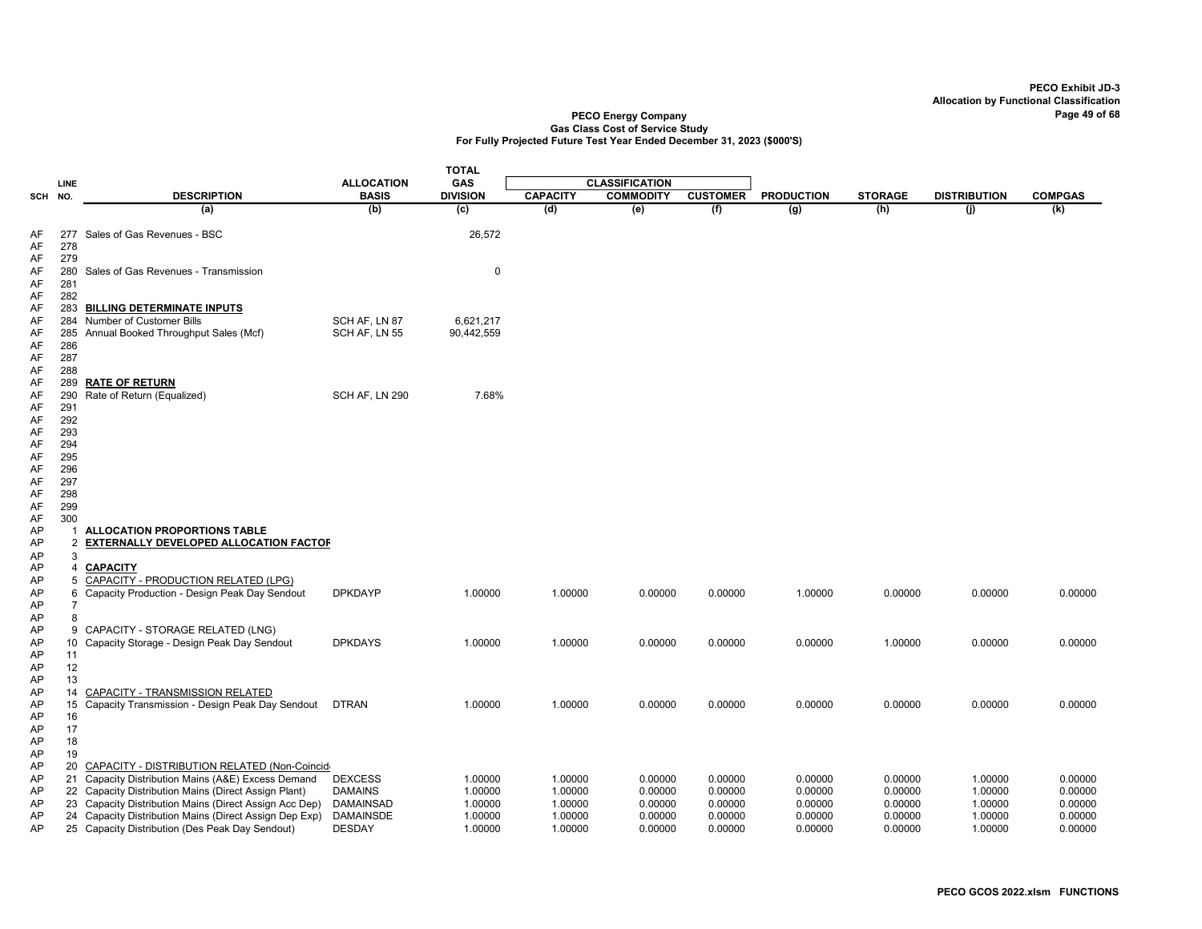PECO Exhibit JD-3
Allocation by Functional Classification

PECO Energy Company
Gas Class Cost of Service Study
For Fully Projected Future Test Year Ended December 31, 2023 ($000'S)

| SCH | LINE NO. | DESCRIPTION | ALLOCATION BASIS | TOTAL GAS DIVISION | CLASSIFICATION CAPACITY | COMMODITY | CUSTOMER | PRODUCTION | STORAGE | DISTRIBUTION | COMPGAS |
|---|---|---|---|---|---|---|---|---|---|---|---|
| | | (a) | (b) | (c) | (d) | (e) | (f) | (g) | (h) | (j) | (k) |
| AF | 277 | Sales of Gas Revenues - BSC | | 26,572 | | | | | | | |
| AF | 278 | | | | | | | | | | |
| AF | 279 | | | | | | | | | | |
| AF | 280 | Sales of Gas Revenues - Transmission | | 0 | | | | | | | |
| AF | 281 | | | | | | | | | | |
| AF | 282 | | | | | | | | | | |
| AF | 283 | **BILLING DETERMINATE INPUTS** | | | | | | | | | |
| AF | 284 | Number of Customer Bills | SCH AF, LN 87 | 6,621,217 | | | | | | | |
| AF | 285 | Annual Booked Throughput Sales (Mcf) | SCH AF, LN 55 | 90,442,559 | | | | | | | |
| AF | 286 | | | | | | | | | | |
| AF | 287 | | | | | | | | | | |
| AF | 288 | | | | | | | | | | |
| AF | 289 | **RATE OF RETURN** | | | | | | | | | |
| AF | 290 | Rate of Return (Equalized) | SCH AF, LN 290 | 7.68% | | | | | | | |
| AF | 291 | | | | | | | | | | |
| AF | 292 | | | | | | | | | | |
| AF | 293 | | | | | | | | | | |
| AF | 294 | | | | | | | | | | |
| AF | 295 | | | | | | | | | | |
| AF | 296 | | | | | | | | | | |
| AF | 297 | | | | | | | | | | |
| AF | 298 | | | | | | | | | | |
| AF | 299 | | | | | | | | | | |
| AF | 300 | | | | | | | | | | |
| AP | 1 | **ALLOCATION PROPORTIONS TABLE** | | | | | | | | | |
| AP | 2 | **EXTERNALLY DEVELOPED ALLOCATION FACTOR** | | | | | | | | | |
| AP | 3 | | | | | | | | | | |
| AP | 4 | **CAPACITY** | | | | | | | | | |
| AP | 5 | CAPACITY - PRODUCTION RELATED (LPG) | | | | | | | | | |
| AP | 6 | Capacity Production - Design Peak Day Sendout | DPKDAYP | 1.00000 | 1.00000 | 0.00000 | 0.00000 | 1.00000 | 0.00000 | 0.00000 | 0.00000 |
| AP | 7 | | | | | | | | | | |
| AP | 8 | | | | | | | | | | |
| AP | 9 | CAPACITY - STORAGE RELATED (LNG) | | | | | | | | | |
| AP | 10 | Capacity Storage - Design Peak Day Sendout | DPKDAYS | 1.00000 | 1.00000 | 0.00000 | 0.00000 | 0.00000 | 1.00000 | 0.00000 | 0.00000 |
| AP | 11 | | | | | | | | | | |
| AP | 12 | | | | | | | | | | |
| AP | 13 | | | | | | | | | | |
| AP | 14 | CAPACITY - TRANSMISSION RELATED | | | | | | | | | |
| AP | 15 | Capacity Transmission - Design Peak Day Sendout | DTRAN | 1.00000 | 1.00000 | 0.00000 | 0.00000 | 0.00000 | 0.00000 | 0.00000 | 0.00000 |
| AP | 16 | | | | | | | | | | |
| AP | 17 | | | | | | | | | | |
| AP | 18 | | | | | | | | | | |
| AP | 19 | | | | | | | | | | |
| AP | 20 | CAPACITY - DISTRIBUTION RELATED (Non-Coincid | | | | | | | | | |
| AP | 21 | Capacity Distribution Mains (A&E) Excess Demand | DEXCESS | 1.00000 | 1.00000 | 0.00000 | 0.00000 | 0.00000 | 0.00000 | 1.00000 | 0.00000 |
| AP | 22 | Capacity Distribution Mains (Direct Assign Plant) | DAMAINS | 1.00000 | 1.00000 | 0.00000 | 0.00000 | 0.00000 | 0.00000 | 1.00000 | 0.00000 |
| AP | 23 | Capacity Distribution Mains (Direct Assign Acc Dep) | DAMAINSAD | 1.00000 | 1.00000 | 0.00000 | 0.00000 | 0.00000 | 0.00000 | 1.00000 | 0.00000 |
| AP | 24 | Capacity Distribution Mains (Direct Assign Dep Exp) | DAMAINSDE | 1.00000 | 1.00000 | 0.00000 | 0.00000 | 0.00000 | 0.00000 | 1.00000 | 0.00000 |
| AP | 25 | Capacity Distribution (Des Peak Day Sendout) | DESDAY | 1.00000 | 1.00000 | 0.00000 | 0.00000 | 0.00000 | 0.00000 | 1.00000 | 0.00000 |

PECO GCOS 2022.xlsm FUNCTIONS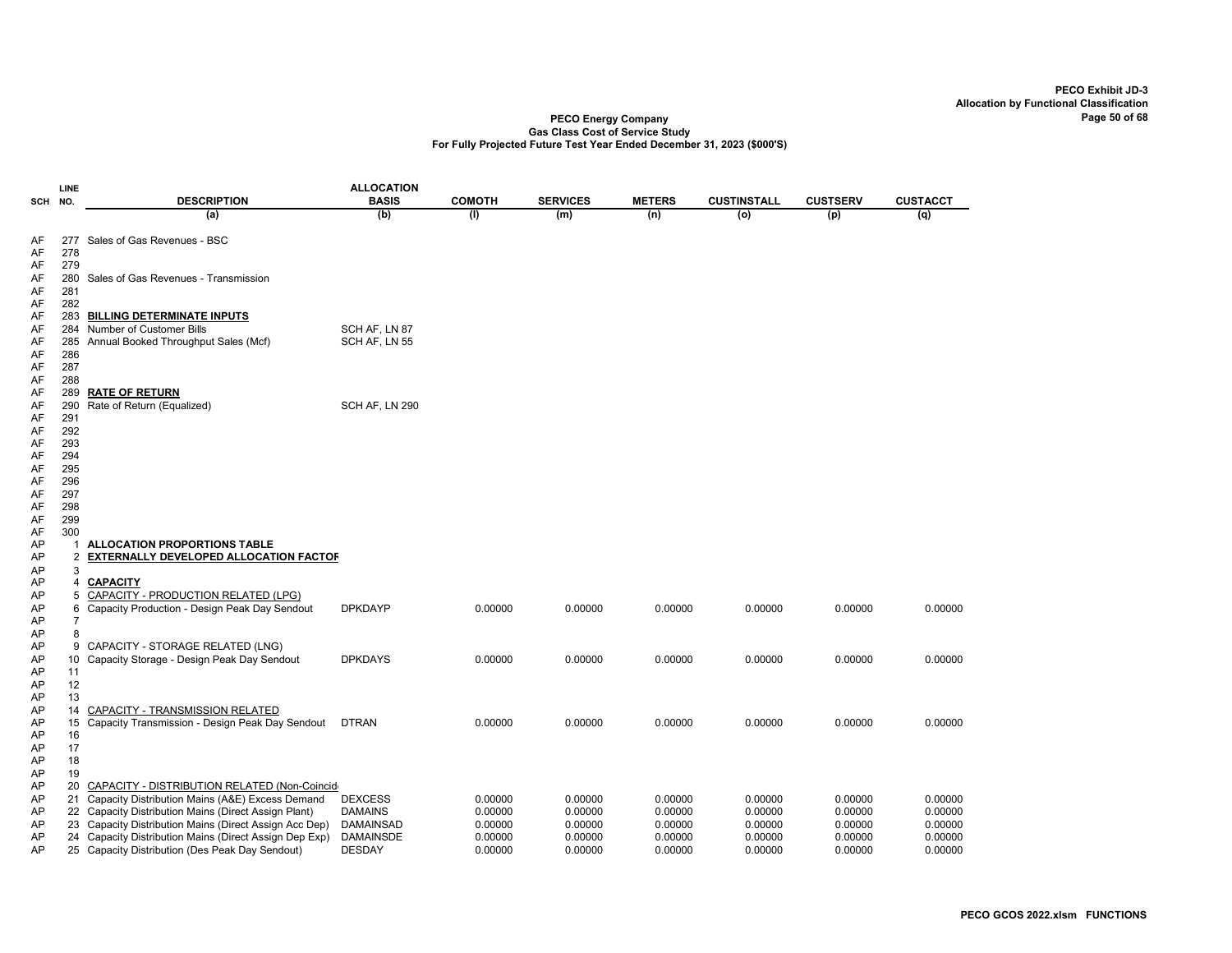**PECO Exhibit JD-3**
**Allocation by Functional Classification**

**PECO Energy Company**
**Gas Class Cost of Service Study**
**For Fully Projected Future Test Year Ended December 31, 2023 ($000'S)**

| SCH | LINE NO. | DESCRIPTION | ALLOCATION BASIS | COMOTH | SERVICES | METERS | CUSTINSTALL | CUSTSERV | CUSTACCT |
|---|---|---|---|---|---|---|---|---|---|
| | | (a) | (b) | (l) | (m) | (n) | (o) | (p) | (q) |
| AF | 277 | Sales of Gas Revenues - BSC | | | | | | | |
| AF | 278 | | | | | | | | |
| AF | 279 | | | | | | | | |
| AF | 280 | Sales of Gas Revenues - Transmission | | | | | | | |
| AF | 281 | | | | | | | | |
| AF | 282 | | | | | | | | |
| AF | 283 | **BILLING DETERMINATE INPUTS** | | | | | | | |
| AF | 284 | Number of Customer Bills | SCH AF, LN 87 | | | | | | |
| AF | 285 | Annual Booked Throughput Sales (Mcf) | SCH AF, LN 55 | | | | | | |
| AF | 286 | | | | | | | | |
| AF | 287 | | | | | | | | |
| AF | 288 | | | | | | | | |
| AF | 289 | **RATE OF RETURN** | | | | | | | |
| AF | 290 | Rate of Return (Equalized) | SCH AF, LN 290 | | | | | | |
| AF | 291 | | | | | | | | |
| AF | 292 | | | | | | | | |
| AF | 293 | | | | | | | | |
| AF | 294 | | | | | | | | |
| AF | 295 | | | | | | | | |
| AF | 296 | | | | | | | | |
| AF | 297 | | | | | | | | |
| AF | 298 | | | | | | | | |
| AF | 299 | | | | | | | | |
| AF | 300 | | | | | | | | |
| AP | 1 | **ALLOCATION PROPORTIONS TABLE** | | | | | | | |
| AP | 2 | **EXTERNALLY DEVELOPED ALLOCATION FACTOR** | | | | | | | |
| AP | 3 | | | | | | | | |
| AP | 4 | **CAPACITY** | | | | | | | |
| AP | 5 | CAPACITY - PRODUCTION RELATED (LPG) | | | | | | | |
| AP | 6 | Capacity Production - Design Peak Day Sendout | DPKDAYP | 0.00000 | 0.00000 | 0.00000 | 0.00000 | 0.00000 | 0.00000 |
| AP | 7 | | | | | | | | |
| AP | 8 | | | | | | | | |
| AP | 9 | CAPACITY - STORAGE RELATED (LNG) | | | | | | | |
| AP | 10 | Capacity Storage - Design Peak Day Sendout | DPKDAYS | 0.00000 | 0.00000 | 0.00000 | 0.00000 | 0.00000 | 0.00000 |
| AP | 11 | | | | | | | | |
| AP | 12 | | | | | | | | |
| AP | 13 | | | | | | | | |
| AP | 14 | CAPACITY - TRANSMISSION RELATED | | | | | | | |
| AP | 15 | Capacity Transmission - Design Peak Day Sendout | DTRAN | 0.00000 | 0.00000 | 0.00000 | 0.00000 | 0.00000 | 0.00000 |
| AP | 16 | | | | | | | | |
| AP | 17 | | | | | | | | |
| AP | 18 | | | | | | | | |
| AP | 19 | | | | | | | | |
| AP | 20 | CAPACITY - DISTRIBUTION RELATED (Non-Coincid | | | | | | | |
| AP | 21 | Capacity Distribution Mains (A&E) Excess Demand | DEXCESS | 0.00000 | 0.00000 | 0.00000 | 0.00000 | 0.00000 | 0.00000 |
| AP | 22 | Capacity Distribution Mains (Direct Assign Plant) | DAMAINS | 0.00000 | 0.00000 | 0.00000 | 0.00000 | 0.00000 | 0.00000 |
| AP | 23 | Capacity Distribution Mains (Direct Assign Acc Dep) | DAMAINSAD | 0.00000 | 0.00000 | 0.00000 | 0.00000 | 0.00000 | 0.00000 |
| AP | 24 | Capacity Distribution Mains (Direct Assign Dep Exp) | DAMAINSDE | 0.00000 | 0.00000 | 0.00000 | 0.00000 | 0.00000 | 0.00000 |
| AP | 25 | Capacity Distribution (Des Peak Day Sendout) | DESDAY | 0.00000 | 0.00000 | 0.00000 | 0.00000 | 0.00000 | 0.00000 |

PECO GCOS 2022.xlsm FUNCTIONS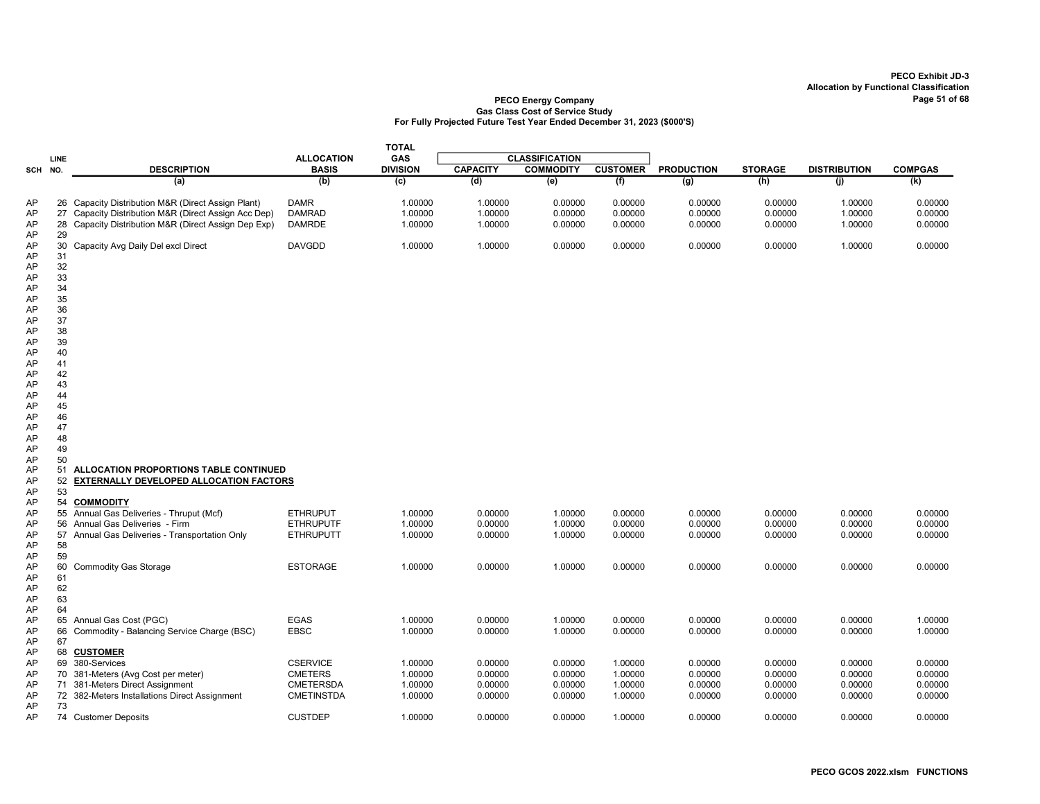PECO Exhibit JD-3
Allocation by Functional Classification

**PECO Energy Company**
**Gas Class Cost of Service Study**
**For Fully Projected Future Test Year Ended December 31, 2023 ($000'S)**

| SCH | LINE NO. | DESCRIPTION | ALLOCATION BASIS | TOTAL GAS DIVISION | CLASSIFICATION CAPACITY | COMMODITY | CUSTOMER | PRODUCTION | STORAGE | DISTRIBUTION | COMPGAS |
|---|---|---|---|---|---|---|---|---|---|---|---|
| | | (a) | (b) | (c) | (d) | (e) | (f) | (g) | (h) | (j) | (k) |
| AP | 26 | Capacity Distribution M&R (Direct Assign Plant) | DAMR | 1.00000 | 1.00000 | 0.00000 | 0.00000 | 0.00000 | 0.00000 | 1.00000 | 0.00000 |
| AP | 27 | Capacity Distribution M&R (Direct Assign Acc Dep) | DAMRAD | 1.00000 | 1.00000 | 0.00000 | 0.00000 | 0.00000 | 0.00000 | 1.00000 | 0.00000 |
| AP | 28 | Capacity Distribution M&R (Direct Assign Dep Exp) | DAMRDE | 1.00000 | 1.00000 | 0.00000 | 0.00000 | 0.00000 | 0.00000 | 1.00000 | 0.00000 |
| AP | 29 | | | | | | | | | | |
| AP | 30 | Capacity Avg Daily Del excl Direct | DAVGDD | 1.00000 | 1.00000 | 0.00000 | 0.00000 | 0.00000 | 0.00000 | 1.00000 | 0.00000 |
| AP | 31 | | | | | | | | | | |
| AP | 32 | | | | | | | | | | |
| AP | 33 | | | | | | | | | | |
| AP | 34 | | | | | | | | | | |
| AP | 35 | | | | | | | | | | |
| AP | 36 | | | | | | | | | | |
| AP | 37 | | | | | | | | | | |
| AP | 38 | | | | | | | | | | |
| AP | 39 | | | | | | | | | | |
| AP | 40 | | | | | | | | | | |
| AP | 41 | | | | | | | | | | |
| AP | 42 | | | | | | | | | | |
| AP | 43 | | | | | | | | | | |
| AP | 44 | | | | | | | | | | |
| AP | 45 | | | | | | | | | | |
| AP | 46 | | | | | | | | | | |
| AP | 47 | | | | | | | | | | |
| AP | 48 | | | | | | | | | | |
| AP | 49 | | | | | | | | | | |
| AP | 50 | | | | | | | | | | |
| AP | 51 | **ALLOCATION PROPORTIONS TABLE CONTINUED** | | | | | | | | | |
| AP | 52 | **EXTERNALLY DEVELOPED ALLOCATION FACTORS** | | | | | | | | | |
| AP | 53 | | | | | | | | | | |
| AP | 54 | **COMMODITY** | | | | | | | | | |
| AP | 55 | Annual Gas Deliveries - Thruput (Mcf) | ETHRUPUT | 1.00000 | 0.00000 | 1.00000 | 0.00000 | 0.00000 | 0.00000 | 0.00000 | 0.00000 |
| AP | 56 | Annual Gas Deliveries - Firm | ETHRUPUTF | 1.00000 | 0.00000 | 1.00000 | 0.00000 | 0.00000 | 0.00000 | 0.00000 | 0.00000 |
| AP | 57 | Annual Gas Deliveries - Transportation Only | ETHRUPUTT | 1.00000 | 0.00000 | 1.00000 | 0.00000 | 0.00000 | 0.00000 | 0.00000 | 0.00000 |
| AP | 58 | | | | | | | | | | |
| AP | 59 | | | | | | | | | | |
| AP | 60 | Commodity Gas Storage | ESTORAGE | 1.00000 | 0.00000 | 1.00000 | 0.00000 | 0.00000 | 0.00000 | 0.00000 | 0.00000 |
| AP | 61 | | | | | | | | | | |
| AP | 62 | | | | | | | | | | |
| AP | 63 | | | | | | | | | | |
| AP | 64 | | | | | | | | | | |
| AP | 65 | Annual Gas Cost (PGC) | EGAS | 1.00000 | 0.00000 | 1.00000 | 0.00000 | 0.00000 | 0.00000 | 0.00000 | 1.00000 |
| AP | 66 | Commodity - Balancing Service Charge (BSC) | EBSC | 1.00000 | 0.00000 | 1.00000 | 0.00000 | 0.00000 | 0.00000 | 0.00000 | 1.00000 |
| AP | 67 | | | | | | | | | | |
| AP | 68 | **CUSTOMER** | | | | | | | | | |
| AP | 69 | 380-Services | CSERVICE | 1.00000 | 0.00000 | 0.00000 | 1.00000 | 0.00000 | 0.00000 | 0.00000 | 0.00000 |
| AP | 70 | 381-Meters (Avg Cost per meter) | CMETERS | 1.00000 | 0.00000 | 0.00000 | 1.00000 | 0.00000 | 0.00000 | 0.00000 | 0.00000 |
| AP | 71 | 381-Meters Direct Assignment | CMETERSDA | 1.00000 | 0.00000 | 0.00000 | 1.00000 | 0.00000 | 0.00000 | 0.00000 | 0.00000 |
| AP | 72 | 382-Meters Installations Direct Assignment | CMETINSTDA | 1.00000 | 0.00000 | 0.00000 | 1.00000 | 0.00000 | 0.00000 | 0.00000 | 0.00000 |
| AP | 73 | | | | | | | | | | |
| AP | 74 | Customer Deposits | CUSTDEP | 1.00000 | 0.00000 | 0.00000 | 1.00000 | 0.00000 | 0.00000 | 0.00000 | 0.00000 |

PECO GCOS 2022.xlsm FUNCTIONS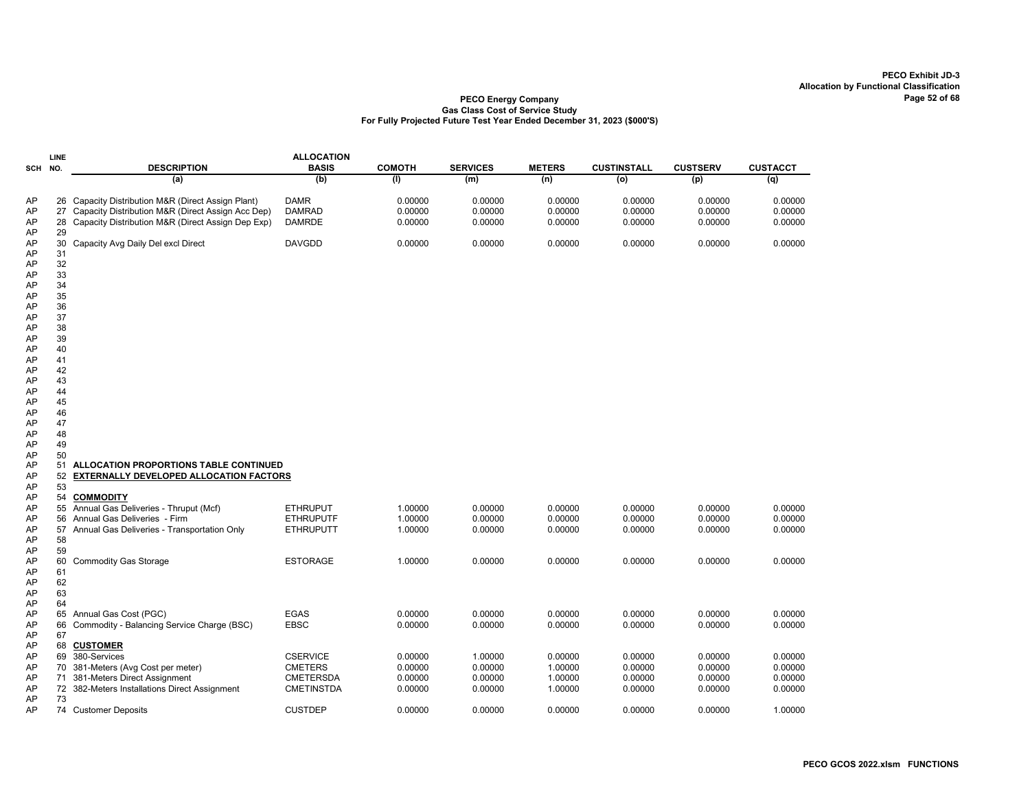**PECO Exhibit JD-3**
**Allocation by Functional Classification**

**PECO Energy Company**
**Gas Class Cost of Service Study**
**For Fully Projected Future Test Year Ended December 31, 2023 ($000'S)**

| SCH | LINE NO. | DESCRIPTION | ALLOCATION BASIS | COMOTH | SERVICES | METERS | CUSTINSTALL | CUSTSERV | CUSTACCT |
|---|---|---|---|---|---|---|---|---|---|
| | | (a) | (b) | (l) | (m) | (n) | (o) | (p) | (q) |
| AP | 26 | Capacity Distribution M&R (Direct Assign Plant) | DAMR | 0.00000 | 0.00000 | 0.00000 | 0.00000 | 0.00000 | 0.00000 |
| AP | 27 | Capacity Distribution M&R (Direct Assign Acc Dep) | DAMRAD | 0.00000 | 0.00000 | 0.00000 | 0.00000 | 0.00000 | 0.00000 |
| AP | 28 | Capacity Distribution M&R (Direct Assign Dep Exp) | DAMRDE | 0.00000 | 0.00000 | 0.00000 | 0.00000 | 0.00000 | 0.00000 |
| AP | 29 | | | | | | | | |
| AP | 30 | Capacity Avg Daily Del excl Direct | DAVGDD | 0.00000 | 0.00000 | 0.00000 | 0.00000 | 0.00000 | 0.00000 |
| AP | 31 | | | | | | | | |
| AP | 32 | | | | | | | | |
| AP | 33 | | | | | | | | |
| AP | 34 | | | | | | | | |
| AP | 35 | | | | | | | | |
| AP | 36 | | | | | | | | |
| AP | 37 | | | | | | | | |
| AP | 38 | | | | | | | | |
| AP | 39 | | | | | | | | |
| AP | 40 | | | | | | | | |
| AP | 41 | | | | | | | | |
| AP | 42 | | | | | | | | |
| AP | 43 | | | | | | | | |
| AP | 44 | | | | | | | | |
| AP | 45 | | | | | | | | |
| AP | 46 | | | | | | | | |
| AP | 47 | | | | | | | | |
| AP | 48 | | | | | | | | |
| AP | 49 | | | | | | | | |
| AP | 50 | | | | | | | | |
| AP | 51 | **ALLOCATION PROPORTIONS TABLE CONTINUED** | | | | | | | |
| AP | 52 | **EXTERNALLY DEVELOPED ALLOCATION FACTORS** | | | | | | | |
| AP | 53 | | | | | | | | |
| AP | 54 | **COMMODITY** | | | | | | | |
| AP | 55 | Annual Gas Deliveries - Thruput (Mcf) | ETHRUPUT | 1.00000 | 0.00000 | 0.00000 | 0.00000 | 0.00000 | 0.00000 |
| AP | 56 | Annual Gas Deliveries - Firm | ETHRUPUTF | 1.00000 | 0.00000 | 0.00000 | 0.00000 | 0.00000 | 0.00000 |
| AP | 57 | Annual Gas Deliveries - Transportation Only | ETHRUPUTT | 1.00000 | 0.00000 | 0.00000 | 0.00000 | 0.00000 | 0.00000 |
| AP | 58 | | | | | | | | |
| AP | 59 | | | | | | | | |
| AP | 60 | Commodity Gas Storage | ESTORAGE | 1.00000 | 0.00000 | 0.00000 | 0.00000 | 0.00000 | 0.00000 |
| AP | 61 | | | | | | | | |
| AP | 62 | | | | | | | | |
| AP | 63 | | | | | | | | |
| AP | 64 | | | | | | | | |
| AP | 65 | Annual Gas Cost (PGC) | EGAS | 0.00000 | 0.00000 | 0.00000 | 0.00000 | 0.00000 | 0.00000 |
| AP | 66 | Commodity - Balancing Service Charge (BSC) | EBSC | 0.00000 | 0.00000 | 0.00000 | 0.00000 | 0.00000 | 0.00000 |
| AP | 67 | | | | | | | | |
| AP | 68 | **CUSTOMER** | | | | | | | |
| AP | 69 | 380-Services | CSERVICE | 0.00000 | 1.00000 | 0.00000 | 0.00000 | 0.00000 | 0.00000 |
| AP | 70 | 381-Meters (Avg Cost per meter) | CMETERS | 0.00000 | 0.00000 | 1.00000 | 0.00000 | 0.00000 | 0.00000 |
| AP | 71 | 381-Meters Direct Assignment | CMETERSDA | 0.00000 | 0.00000 | 1.00000 | 0.00000 | 0.00000 | 0.00000 |
| AP | 72 | 382-Meters Installations Direct Assignment | CMETINSTDA | 0.00000 | 0.00000 | 1.00000 | 0.00000 | 0.00000 | 0.00000 |
| AP | 73 | | | | | | | | |
| AP | 74 | Customer Deposits | CUSTDEP | 0.00000 | 0.00000 | 0.00000 | 0.00000 | 0.00000 | 1.00000 |

**PECO GCOS 2022.xlsm FUNCTIONS**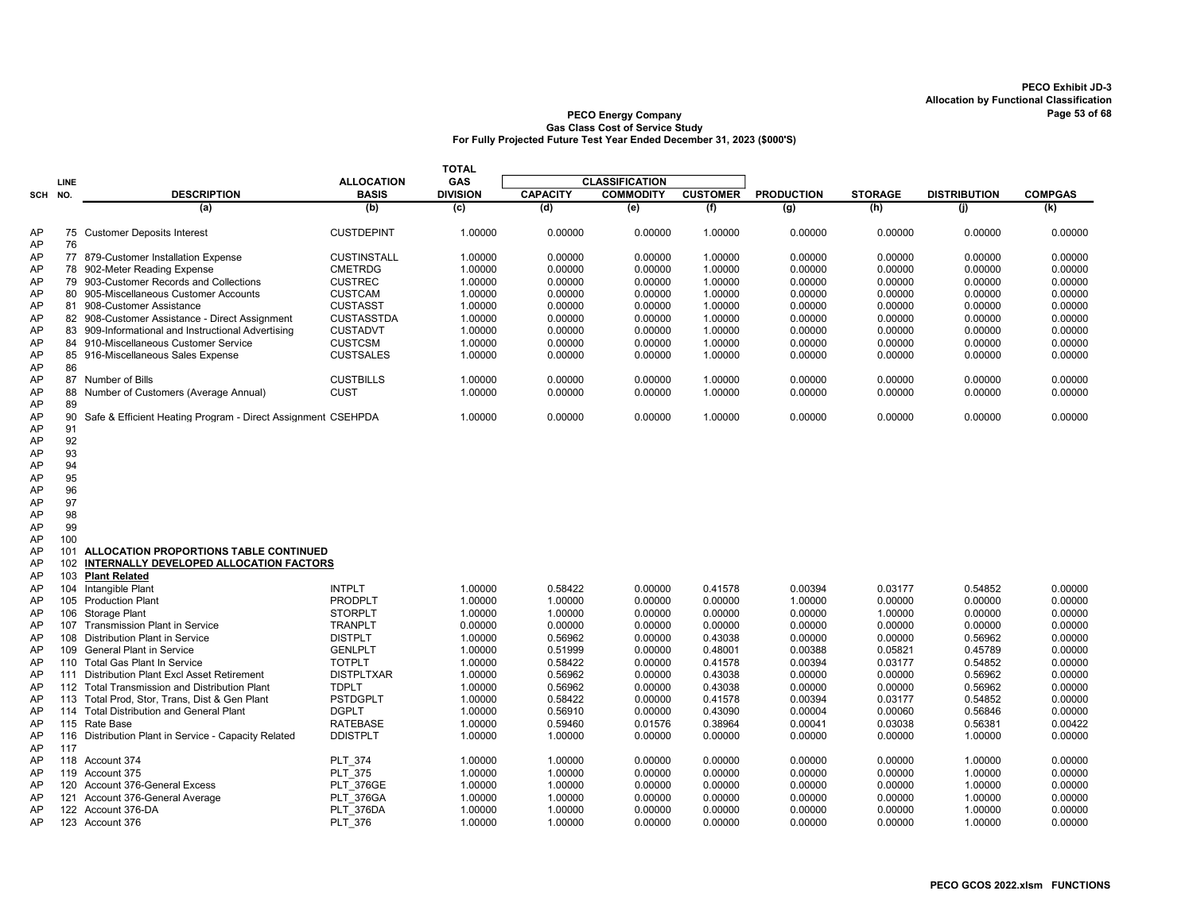PECO Exhibit JD-3
Allocation by Functional Classification

**PECO Energy Company**
**Gas Class Cost of Service Study**
**For Fully Projected Future Test Year Ended December 31, 2023 ($000'S)**

| SCH | LINE NO. | DESCRIPTION | ALLOCATION BASIS | TOTAL GAS DIVISION | CLASSIFICATION CAPACITY | CLASSIFICATION COMMODITY | CLASSIFICATION CUSTOMER | PRODUCTION | STORAGE | DISTRIBUTION | COMPGAS |
|---|---|---|---|---|---|---|---|---|---|---|---|
| | | (a) | (b) | (c) | (d) | (e) | (f) | (g) | (h) | (j) | (k) |
| AP | 75 | Customer Deposits Interest | CUSTDEPINT | 1.00000 | 0.00000 | 0.00000 | 1.00000 | 0.00000 | 0.00000 | 0.00000 | 0.00000 |
| AP | 76 | | | | | | | | | | |
| AP | 77 | 879-Customer Installation Expense | CUSTINSTALL | 1.00000 | 0.00000 | 0.00000 | 1.00000 | 0.00000 | 0.00000 | 0.00000 | 0.00000 |
| AP | 78 | 902-Meter Reading Expense | CMETRDG | 1.00000 | 0.00000 | 0.00000 | 1.00000 | 0.00000 | 0.00000 | 0.00000 | 0.00000 |
| AP | 79 | 903-Customer Records and Collections | CUSTREC | 1.00000 | 0.00000 | 0.00000 | 1.00000 | 0.00000 | 0.00000 | 0.00000 | 0.00000 |
| AP | 80 | 905-Miscellaneous Customer Accounts | CUSTCAM | 1.00000 | 0.00000 | 0.00000 | 1.00000 | 0.00000 | 0.00000 | 0.00000 | 0.00000 |
| AP | 81 | 908-Customer Assistance | CUSTASST | 1.00000 | 0.00000 | 0.00000 | 1.00000 | 0.00000 | 0.00000 | 0.00000 | 0.00000 |
| AP | 82 | 908-Customer Assistance - Direct Assignment | CUSTASSTDA | 1.00000 | 0.00000 | 0.00000 | 1.00000 | 0.00000 | 0.00000 | 0.00000 | 0.00000 |
| AP | 83 | 909-Informational and Instructional Advertising | CUSTADVT | 1.00000 | 0.00000 | 0.00000 | 1.00000 | 0.00000 | 0.00000 | 0.00000 | 0.00000 |
| AP | 84 | 910-Miscellaneous Customer Service | CUSTCSM | 1.00000 | 0.00000 | 0.00000 | 1.00000 | 0.00000 | 0.00000 | 0.00000 | 0.00000 |
| AP | 85 | 916-Miscellaneous Sales Expense | CUSTSALES | 1.00000 | 0.00000 | 0.00000 | 1.00000 | 0.00000 | 0.00000 | 0.00000 | 0.00000 |
| AP | 86 | | | | | | | | | | |
| AP | 87 | Number of Bills | CUSTBILLS | 1.00000 | 0.00000 | 0.00000 | 1.00000 | 0.00000 | 0.00000 | 0.00000 | 0.00000 |
| AP | 88 | Number of Customers (Average Annual) | CUST | 1.00000 | 0.00000 | 0.00000 | 1.00000 | 0.00000 | 0.00000 | 0.00000 | 0.00000 |
| AP | 89 | | | | | | | | | | |
| AP | 90 | Safe & Efficient Heating Program - Direct Assignment | CSEHPDA | 1.00000 | 0.00000 | 0.00000 | 1.00000 | 0.00000 | 0.00000 | 0.00000 | 0.00000 |
| AP | 91 | | | | | | | | | | |
| AP | 92 | | | | | | | | | | |
| AP | 93 | | | | | | | | | | |
| AP | 94 | | | | | | | | | | |
| AP | 95 | | | | | | | | | | |
| AP | 96 | | | | | | | | | | |
| AP | 97 | | | | | | | | | | |
| AP | 98 | | | | | | | | | | |
| AP | 99 | | | | | | | | | | |
| AP | 100 | | | | | | | | | | |
| AP | 101 | **ALLOCATION PROPORTIONS TABLE CONTINUED** | | | | | | | | | |
| AP | 102 | **INTERNALLY DEVELOPED ALLOCATION FACTORS** | | | | | | | | | |
| AP | 103 | **Plant Related** | | | | | | | | | |
| AP | 104 | Intangible Plant | INTPLT | 1.00000 | 0.58422 | 0.00000 | 0.41578 | 0.00394 | 0.03177 | 0.54852 | 0.00000 |
| AP | 105 | Production Plant | PRODPLT | 1.00000 | 1.00000 | 0.00000 | 0.00000 | 1.00000 | 0.00000 | 0.00000 | 0.00000 |
| AP | 106 | Storage Plant | STORPLT | 1.00000 | 1.00000 | 0.00000 | 0.00000 | 0.00000 | 1.00000 | 0.00000 | 0.00000 |
| AP | 107 | Transmission Plant in Service | TRANPLT | 0.00000 | 0.00000 | 0.00000 | 0.00000 | 0.00000 | 0.00000 | 0.00000 | 0.00000 |
| AP | 108 | Distribution Plant in Service | DISTPLT | 1.00000 | 0.56962 | 0.00000 | 0.43038 | 0.00000 | 0.00000 | 0.56962 | 0.00000 |
| AP | 109 | General Plant in Service | GENLPLT | 1.00000 | 0.51999 | 0.00000 | 0.48001 | 0.00388 | 0.05821 | 0.45789 | 0.00000 |
| AP | 110 | Total Gas Plant In Service | TOTPLT | 1.00000 | 0.58422 | 0.00000 | 0.41578 | 0.00394 | 0.03177 | 0.54852 | 0.00000 |
| AP | 111 | Distribution Plant Excl Asset Retirement | DISTPLTXAR | 1.00000 | 0.56962 | 0.00000 | 0.43038 | 0.00000 | 0.00000 | 0.56962 | 0.00000 |
| AP | 112 | Total Transmission and Distribution Plant | TDPLT | 1.00000 | 0.56962 | 0.00000 | 0.43038 | 0.00000 | 0.00000 | 0.56962 | 0.00000 |
| AP | 113 | Total Prod, Stor, Trans, Dist & Gen Plant | PSTDGPLT | 1.00000 | 0.58422 | 0.00000 | 0.41578 | 0.00394 | 0.03177 | 0.54852 | 0.00000 |
| AP | 114 | Total Distribution and General Plant | DGPLT | 1.00000 | 0.56910 | 0.00000 | 0.43090 | 0.00004 | 0.00060 | 0.56846 | 0.00000 |
| AP | 115 | Rate Base | RATEBASE | 1.00000 | 0.59460 | 0.01576 | 0.38964 | 0.00041 | 0.03038 | 0.56381 | 0.00422 |
| AP | 116 | Distribution Plant in Service - Capacity Related | DDISTPLT | 1.00000 | 1.00000 | 0.00000 | 0.00000 | 0.00000 | 0.00000 | 1.00000 | 0.00000 |
| AP | 117 | | | | | | | | | | |
| AP | 118 | Account 374 | PLT_374 | 1.00000 | 1.00000 | 0.00000 | 0.00000 | 0.00000 | 0.00000 | 1.00000 | 0.00000 |
| AP | 119 | Account 375 | PLT_375 | 1.00000 | 1.00000 | 0.00000 | 0.00000 | 0.00000 | 0.00000 | 1.00000 | 0.00000 |
| AP | 120 | Account 376-General Excess | PLT_376GE | 1.00000 | 1.00000 | 0.00000 | 0.00000 | 0.00000 | 0.00000 | 1.00000 | 0.00000 |
| AP | 121 | Account 376-General Average | PLT_376GA | 1.00000 | 1.00000 | 0.00000 | 0.00000 | 0.00000 | 0.00000 | 1.00000 | 0.00000 |
| AP | 122 | Account 376-DA | PLT_376DA | 1.00000 | 1.00000 | 0.00000 | 0.00000 | 0.00000 | 0.00000 | 1.00000 | 0.00000 |
| AP | 123 | Account 376 | PLT_376 | 1.00000 | 1.00000 | 0.00000 | 0.00000 | 0.00000 | 0.00000 | 1.00000 | 0.00000 |

PECO GCOS 2022.xlsm FUNCTIONS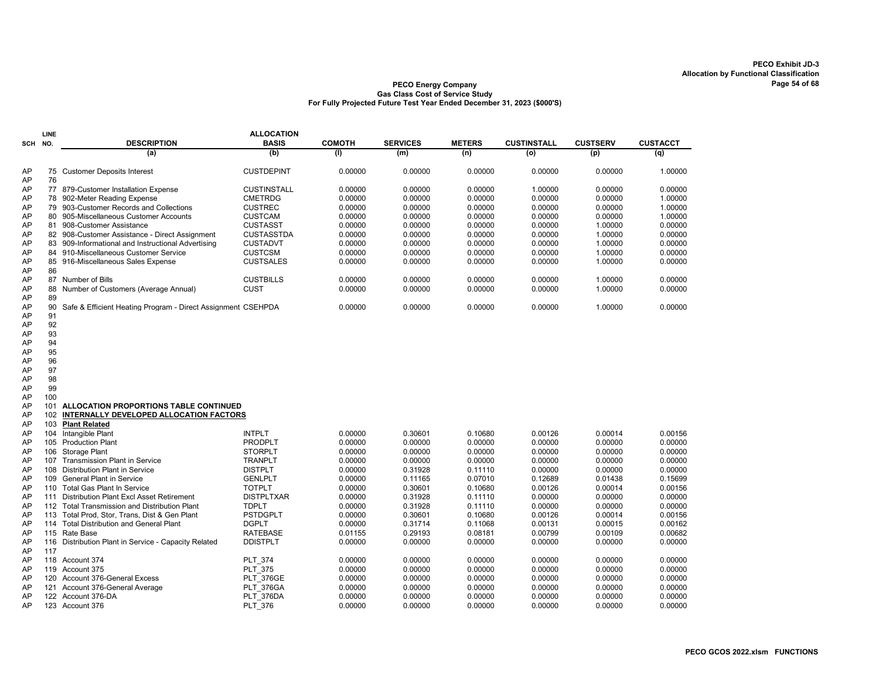**PECO Exhibit JD-3**
**Allocation by Functional Classification**

**PECO Energy Company**
**Gas Class Cost of Service Study**
**For Fully Projected Future Test Year Ended December 31, 2023 ($000'S)**

| SCH | LINE NO. | DESCRIPTION | ALLOCATION BASIS | COMOTH | SERVICES | METERS | CUSTINSTALL | CUSTSERV | CUSTACCT |
|---|---|---|---|---|---|---|---|---|---|
| | | (a) | (b) | (l) | (m) | (n) | (o) | (p) | (q) |
| AP | 75 | Customer Deposits Interest | CUSTDEPINT | 0.00000 | 0.00000 | 0.00000 | 0.00000 | 0.00000 | 1.00000 |
| AP | 76 | | | | | | | | |
| AP | 77 | 879-Customer Installation Expense | CUSTINSTALL | 0.00000 | 0.00000 | 0.00000 | 1.00000 | 0.00000 | 0.00000 |
| AP | 78 | 902-Meter Reading Expense | CMETRDG | 0.00000 | 0.00000 | 0.00000 | 0.00000 | 0.00000 | 1.00000 |
| AP | 79 | 903-Customer Records and Collections | CUSTREC | 0.00000 | 0.00000 | 0.00000 | 0.00000 | 0.00000 | 1.00000 |
| AP | 80 | 905-Miscellaneous Customer Accounts | CUSTCAM | 0.00000 | 0.00000 | 0.00000 | 0.00000 | 0.00000 | 1.00000 |
| AP | 81 | 908-Customer Assistance | CUSTASST | 0.00000 | 0.00000 | 0.00000 | 0.00000 | 1.00000 | 0.00000 |
| AP | 82 | 908-Customer Assistance - Direct Assignment | CUSTASSTDA | 0.00000 | 0.00000 | 0.00000 | 0.00000 | 1.00000 | 0.00000 |
| AP | 83 | 909-Informational and Instructional Advertising | CUSTADVT | 0.00000 | 0.00000 | 0.00000 | 0.00000 | 1.00000 | 0.00000 |
| AP | 84 | 910-Miscellaneous Customer Service | CUSTCSM | 0.00000 | 0.00000 | 0.00000 | 0.00000 | 1.00000 | 0.00000 |
| AP | 85 | 916-Miscellaneous Sales Expense | CUSTSALES | 0.00000 | 0.00000 | 0.00000 | 0.00000 | 1.00000 | 0.00000 |
| AP | 86 | | | | | | | | |
| AP | 87 | Number of Bills | CUSTBILLS | 0.00000 | 0.00000 | 0.00000 | 0.00000 | 1.00000 | 0.00000 |
| AP | 88 | Number of Customers (Average Annual) | CUST | 0.00000 | 0.00000 | 0.00000 | 0.00000 | 1.00000 | 0.00000 |
| AP | 89 | | | | | | | | |
| AP | 90 | Safe & Efficient Heating Program - Direct Assignment | CSEHPDA | 0.00000 | 0.00000 | 0.00000 | 0.00000 | 1.00000 | 0.00000 |
| AP | 91 | | | | | | | | |
| AP | 92 | | | | | | | | |
| AP | 93 | | | | | | | | |
| AP | 94 | | | | | | | | |
| AP | 95 | | | | | | | | |
| AP | 96 | | | | | | | | |
| AP | 97 | | | | | | | | |
| AP | 98 | | | | | | | | |
| AP | 99 | | | | | | | | |
| AP | 100 | | | | | | | | |
| AP | 101 | **ALLOCATION PROPORTIONS TABLE CONTINUED** | | | | | | | |
| AP | 102 | **INTERNALLY DEVELOPED ALLOCATION FACTORS** | | | | | | | |
| AP | 103 | **Plant Related** | | | | | | | |
| AP | 104 | Intangible Plant | INTPLT | 0.00000 | 0.30601 | 0.10680 | 0.00126 | 0.00014 | 0.00156 |
| AP | 105 | Production Plant | PRODPLT | 0.00000 | 0.00000 | 0.00000 | 0.00000 | 0.00000 | 0.00000 |
| AP | 106 | Storage Plant | STORPLT | 0.00000 | 0.00000 | 0.00000 | 0.00000 | 0.00000 | 0.00000 |
| AP | 107 | Transmission Plant in Service | TRANPLT | 0.00000 | 0.00000 | 0.00000 | 0.00000 | 0.00000 | 0.00000 |
| AP | 108 | Distribution Plant in Service | DISTPLT | 0.00000 | 0.31928 | 0.11110 | 0.00000 | 0.00000 | 0.00000 |
| AP | 109 | General Plant in Service | GENLPLT | 0.00000 | 0.11165 | 0.07010 | 0.12689 | 0.01438 | 0.15699 |
| AP | 110 | Total Gas Plant In Service | TOTPLT | 0.00000 | 0.30601 | 0.10680 | 0.00126 | 0.00014 | 0.00156 |
| AP | 111 | Distribution Plant Excl Asset Retirement | DISTPLTXAR | 0.00000 | 0.31928 | 0.11110 | 0.00000 | 0.00000 | 0.00000 |
| AP | 112 | Total Transmission and Distribution Plant | TDPLT | 0.00000 | 0.31928 | 0.11110 | 0.00000 | 0.00000 | 0.00000 |
| AP | 113 | Total Prod, Stor, Trans, Dist & Gen Plant | PSTDGPLT | 0.00000 | 0.30601 | 0.10680 | 0.00126 | 0.00014 | 0.00156 |
| AP | 114 | Total Distribution and General Plant | DGPLT | 0.00000 | 0.31714 | 0.11068 | 0.00131 | 0.00015 | 0.00162 |
| AP | 115 | Rate Base | RATEBASE | 0.01155 | 0.29193 | 0.08181 | 0.00799 | 0.00109 | 0.00682 |
| AP | 116 | Distribution Plant in Service - Capacity Related | DDISTPLT | 0.00000 | 0.00000 | 0.00000 | 0.00000 | 0.00000 | 0.00000 |
| AP | 117 | | | | | | | | |
| AP | 118 | Account 374 | PLT_374 | 0.00000 | 0.00000 | 0.00000 | 0.00000 | 0.00000 | 0.00000 |
| AP | 119 | Account 375 | PLT_375 | 0.00000 | 0.00000 | 0.00000 | 0.00000 | 0.00000 | 0.00000 |
| AP | 120 | Account 376-General Excess | PLT_376GE | 0.00000 | 0.00000 | 0.00000 | 0.00000 | 0.00000 | 0.00000 |
| AP | 121 | Account 376-General Average | PLT_376GA | 0.00000 | 0.00000 | 0.00000 | 0.00000 | 0.00000 | 0.00000 |
| AP | 122 | Account 376-DA | PLT_376DA | 0.00000 | 0.00000 | 0.00000 | 0.00000 | 0.00000 | 0.00000 |
| AP | 123 | Account 376 | PLT_376 | 0.00000 | 0.00000 | 0.00000 | 0.00000 | 0.00000 | 0.00000 |

PECO GCOS 2022.xlsm FUNCTIONS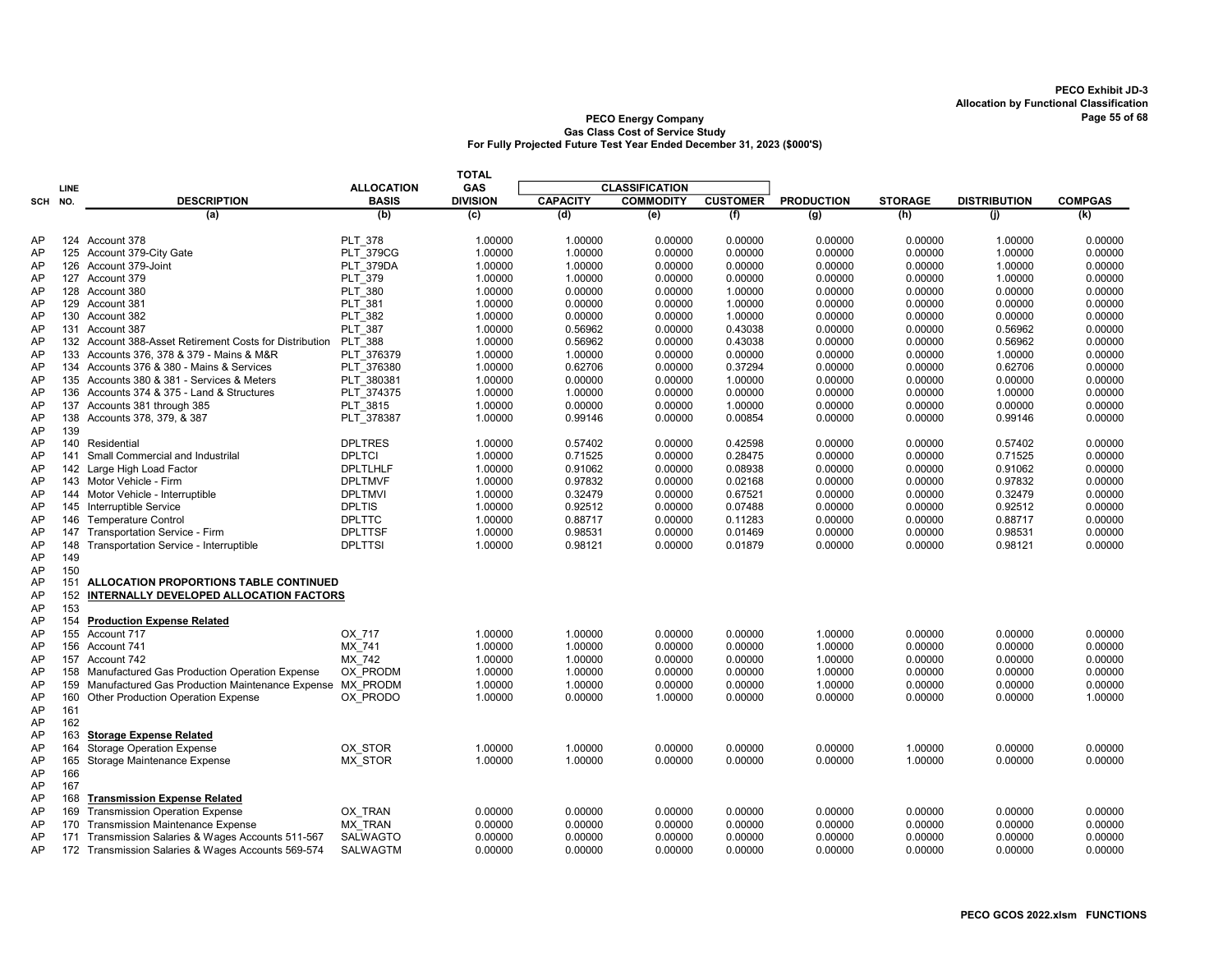**PECO Exhibit JD-3**
**Allocation by Functional Classification**

**PECO Energy Company**
**Gas Class Cost of Service Study**
**For Fully Projected Future Test Year Ended December 31, 2023 ($000'S)**

| SCH | LINE NO. | DESCRIPTION | ALLOCATION BASIS | TOTAL GAS DIVISION | CLASSIFICATION CAPACITY | CLASSIFICATION COMMODITY | CLASSIFICATION CUSTOMER | PRODUCTION | STORAGE | DISTRIBUTION | COMPGAS |
|---|---|---|---|---|---|---|---|---|---|---|---|
| | | (a) | (b) | (c) | (d) | (e) | (f) | (g) | (h) | (j) | (k) |
| AP | 124 | Account 378 | PLT_378 | 1.00000 | 1.00000 | 0.00000 | 0.00000 | 0.00000 | 0.00000 | 1.00000 | 0.00000 |
| AP | 125 | Account 379-City Gate | PLT_379CG | 1.00000 | 1.00000 | 0.00000 | 0.00000 | 0.00000 | 0.00000 | 1.00000 | 0.00000 |
| AP | 126 | Account 379-Joint | PLT_379DA | 1.00000 | 1.00000 | 0.00000 | 0.00000 | 0.00000 | 0.00000 | 1.00000 | 0.00000 |
| AP | 127 | Account 379 | PLT_379 | 1.00000 | 1.00000 | 0.00000 | 0.00000 | 0.00000 | 0.00000 | 1.00000 | 0.00000 |
| AP | 128 | Account 380 | PLT_380 | 1.00000 | 0.00000 | 0.00000 | 1.00000 | 0.00000 | 0.00000 | 0.00000 | 0.00000 |
| AP | 129 | Account 381 | PLT_381 | 1.00000 | 0.00000 | 0.00000 | 1.00000 | 0.00000 | 0.00000 | 0.00000 | 0.00000 |
| AP | 130 | Account 382 | PLT_382 | 1.00000 | 0.00000 | 0.00000 | 1.00000 | 0.00000 | 0.00000 | 0.00000 | 0.00000 |
| AP | 131 | Account 387 | PLT_387 | 1.00000 | 0.56962 | 0.00000 | 0.43038 | 0.00000 | 0.00000 | 0.56962 | 0.00000 |
| AP | 132 | Account 388-Asset Retirement Costs for Distribution | PLT_388 | 1.00000 | 0.56962 | 0.00000 | 0.43038 | 0.00000 | 0.00000 | 0.56962 | 0.00000 |
| AP | 133 | Accounts 376, 378 & 379 - Mains & M&R | PLT_376379 | 1.00000 | 1.00000 | 0.00000 | 0.00000 | 0.00000 | 0.00000 | 1.00000 | 0.00000 |
| AP | 134 | Accounts 376 & 380 - Mains & Services | PLT_376380 | 1.00000 | 0.62706 | 0.00000 | 0.37294 | 0.00000 | 0.00000 | 0.62706 | 0.00000 |
| AP | 135 | Accounts 380 & 381 - Services & Meters | PLT_380381 | 1.00000 | 0.00000 | 0.00000 | 1.00000 | 0.00000 | 0.00000 | 0.00000 | 0.00000 |
| AP | 136 | Accounts 374 & 375 - Land & Structures | PLT_374375 | 1.00000 | 1.00000 | 0.00000 | 0.00000 | 0.00000 | 0.00000 | 1.00000 | 0.00000 |
| AP | 137 | Accounts 381 through 385 | PLT_3815 | 1.00000 | 0.00000 | 0.00000 | 1.00000 | 0.00000 | 0.00000 | 0.00000 | 0.00000 |
| AP | 138 | Accounts 378, 379, & 387 | PLT_378387 | 1.00000 | 0.99146 | 0.00000 | 0.00854 | 0.00000 | 0.00000 | 0.99146 | 0.00000 |
| AP | 139 | | | | | | | | | | |
| AP | 140 | Residential | DPLTRES | 1.00000 | 0.57402 | 0.00000 | 0.42598 | 0.00000 | 0.00000 | 0.57402 | 0.00000 |
| AP | 141 | Small Commercial and Industrilal | DPLTCI | 1.00000 | 0.71525 | 0.00000 | 0.28475 | 0.00000 | 0.00000 | 0.71525 | 0.00000 |
| AP | 142 | Large High Load Factor | DPLTLHLF | 1.00000 | 0.91062 | 0.00000 | 0.08938 | 0.00000 | 0.00000 | 0.91062 | 0.00000 |
| AP | 143 | Motor Vehicle - Firm | DPLTMVF | 1.00000 | 0.97832 | 0.00000 | 0.02168 | 0.00000 | 0.00000 | 0.97832 | 0.00000 |
| AP | 144 | Motor Vehicle - Interruptible | DPLTMVI | 1.00000 | 0.32479 | 0.00000 | 0.67521 | 0.00000 | 0.00000 | 0.32479 | 0.00000 |
| AP | 145 | Interruptible Service | DPLTIS | 1.00000 | 0.92512 | 0.00000 | 0.07488 | 0.00000 | 0.00000 | 0.92512 | 0.00000 |
| AP | 146 | Temperature Control | DPLTTC | 1.00000 | 0.88717 | 0.00000 | 0.11283 | 0.00000 | 0.00000 | 0.88717 | 0.00000 |
| AP | 147 | Transportation Service - Firm | DPLTTSF | 1.00000 | 0.98531 | 0.00000 | 0.01469 | 0.00000 | 0.00000 | 0.98531 | 0.00000 |
| AP | 148 | Transportation Service - Interruptible | DPLTTSI | 1.00000 | 0.98121 | 0.00000 | 0.01879 | 0.00000 | 0.00000 | 0.98121 | 0.00000 |
| AP | 149 | | | | | | | | | | |
| AP | 150 | | | | | | | | | | |
| AP | 151 | **ALLOCATION PROPORTIONS TABLE CONTINUED** | | | | | | | | | |
| AP | 152 | **INTERNALLY DEVELOPED ALLOCATION FACTORS** | | | | | | | | | |
| AP | 153 | | | | | | | | | | |
| AP | 154 | **Production Expense Related** | | | | | | | | | |
| AP | 155 | Account 717 | OX_717 | 1.00000 | 1.00000 | 0.00000 | 0.00000 | 1.00000 | 0.00000 | 0.00000 | 0.00000 |
| AP | 156 | Account 741 | MX_741 | 1.00000 | 1.00000 | 0.00000 | 0.00000 | 1.00000 | 0.00000 | 0.00000 | 0.00000 |
| AP | 157 | Account 742 | MX_742 | 1.00000 | 1.00000 | 0.00000 | 0.00000 | 1.00000 | 0.00000 | 0.00000 | 0.00000 |
| AP | 158 | Manufactured Gas Production Operation Expense | OX_PRODM | 1.00000 | 1.00000 | 0.00000 | 0.00000 | 1.00000 | 0.00000 | 0.00000 | 0.00000 |
| AP | 159 | Manufactured Gas Production Maintenance Expense | MX_PRODM | 1.00000 | 1.00000 | 0.00000 | 0.00000 | 1.00000 | 0.00000 | 0.00000 | 0.00000 |
| AP | 160 | Other Production Operation Expense | OX_PRODO | 1.00000 | 0.00000 | 1.00000 | 0.00000 | 0.00000 | 0.00000 | 0.00000 | 1.00000 |
| AP | 161 | | | | | | | | | | |
| AP | 162 | | | | | | | | | | |
| AP | 163 | **Storage Expense Related** | | | | | | | | | |
| AP | 164 | Storage Operation Expense | OX_STOR | 1.00000 | 1.00000 | 0.00000 | 0.00000 | 0.00000 | 1.00000 | 0.00000 | 0.00000 |
| AP | 165 | Storage Maintenance Expense | MX_STOR | 1.00000 | 1.00000 | 0.00000 | 0.00000 | 0.00000 | 1.00000 | 0.00000 | 0.00000 |
| AP | 166 | | | | | | | | | | |
| AP | 167 | | | | | | | | | | |
| AP | 168 | **Transmission Expense Related** | | | | | | | | | |
| AP | 169 | Transmission Operation Expense | OX_TRAN | 0.00000 | 0.00000 | 0.00000 | 0.00000 | 0.00000 | 0.00000 | 0.00000 | 0.00000 |
| AP | 170 | Transmission Maintenance Expense | MX_TRAN | 0.00000 | 0.00000 | 0.00000 | 0.00000 | 0.00000 | 0.00000 | 0.00000 | 0.00000 |
| AP | 171 | Transmission Salaries & Wages Accounts 511-567 | SALWAGTO | 0.00000 | 0.00000 | 0.00000 | 0.00000 | 0.00000 | 0.00000 | 0.00000 | 0.00000 |
| AP | 172 | Transmission Salaries & Wages Accounts 569-574 | SALWAGTM | 0.00000 | 0.00000 | 0.00000 | 0.00000 | 0.00000 | 0.00000 | 0.00000 | 0.00000 |

PECO GCOS 2022.xlsm FUNCTIONS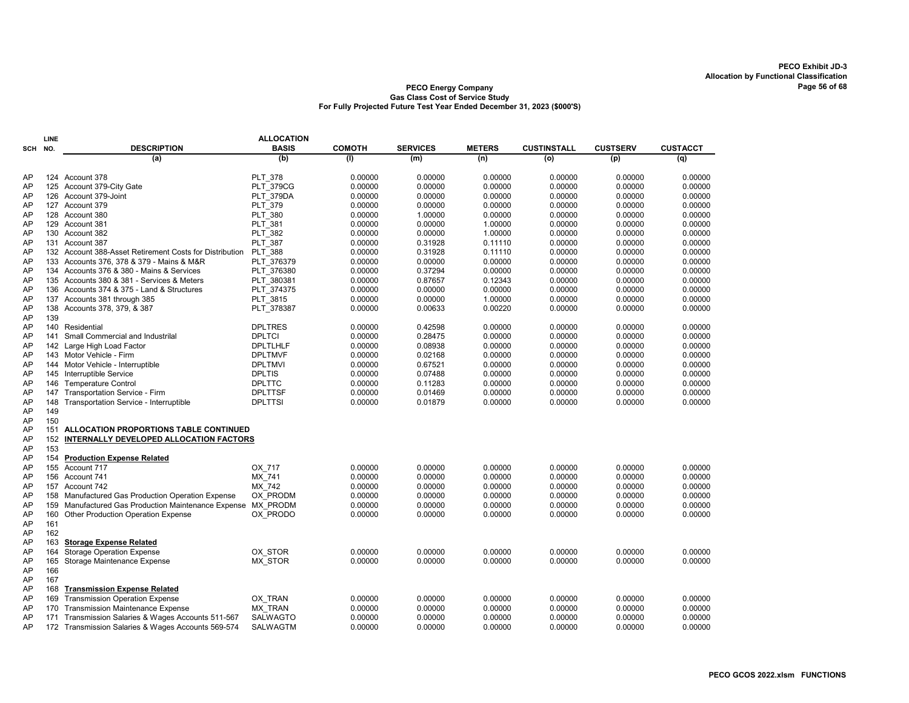PECO Exhibit JD-3
Allocation by Functional Classification

**PECO Energy Company**
**Gas Class Cost of Service Study**
**For Fully Projected Future Test Year Ended December 31, 2023 ($000'S)**

| SCH | LINE NO. | DESCRIPTION | ALLOCATION BASIS | COMOTH | SERVICES | METERS | CUSTINSTALL | CUSTSERV | CUSTACCT |
|---|---|---|---|---|---|---|---|---|---|
| | | (a) | (b) | (l) | (m) | (n) | (o) | (p) | (q) |
| AP | 124 | Account 378 | PLT_378 | 0.00000 | 0.00000 | 0.00000 | 0.00000 | 0.00000 | 0.00000 |
| AP | 125 | Account 379-City Gate | PLT_379CG | 0.00000 | 0.00000 | 0.00000 | 0.00000 | 0.00000 | 0.00000 |
| AP | 126 | Account 379-Joint | PLT_379DA | 0.00000 | 0.00000 | 0.00000 | 0.00000 | 0.00000 | 0.00000 |
| AP | 127 | Account 379 | PLT_379 | 0.00000 | 0.00000 | 0.00000 | 0.00000 | 0.00000 | 0.00000 |
| AP | 128 | Account 380 | PLT_380 | 0.00000 | 1.00000 | 0.00000 | 0.00000 | 0.00000 | 0.00000 |
| AP | 129 | Account 381 | PLT_381 | 0.00000 | 0.00000 | 1.00000 | 0.00000 | 0.00000 | 0.00000 |
| AP | 130 | Account 382 | PLT_382 | 0.00000 | 0.00000 | 1.00000 | 0.00000 | 0.00000 | 0.00000 |
| AP | 131 | Account 387 | PLT_387 | 0.00000 | 0.31928 | 0.11110 | 0.00000 | 0.00000 | 0.00000 |
| AP | 132 | Account 388-Asset Retirement Costs for Distribution | PLT_388 | 0.00000 | 0.31928 | 0.11110 | 0.00000 | 0.00000 | 0.00000 |
| AP | 133 | Accounts 376, 378 & 379 - Mains & M&R | PLT_376379 | 0.00000 | 0.00000 | 0.00000 | 0.00000 | 0.00000 | 0.00000 |
| AP | 134 | Accounts 376 & 380 - Mains & Services | PLT_376380 | 0.00000 | 0.37294 | 0.00000 | 0.00000 | 0.00000 | 0.00000 |
| AP | 135 | Accounts 380 & 381 - Services & Meters | PLT_380381 | 0.00000 | 0.87657 | 0.12343 | 0.00000 | 0.00000 | 0.00000 |
| AP | 136 | Accounts 374 & 375 - Land & Structures | PLT_374375 | 0.00000 | 0.00000 | 0.00000 | 0.00000 | 0.00000 | 0.00000 |
| AP | 137 | Accounts 381 through 385 | PLT_3815 | 0.00000 | 0.00000 | 1.00000 | 0.00000 | 0.00000 | 0.00000 |
| AP | 138 | Accounts 378, 379, & 387 | PLT_378387 | 0.00000 | 0.00633 | 0.00220 | 0.00000 | 0.00000 | 0.00000 |
| AP | 139 | | | | | | | | |
| AP | 140 | Residential | DPLTRES | 0.00000 | 0.42598 | 0.00000 | 0.00000 | 0.00000 | 0.00000 |
| AP | 141 | Small Commercial and Industrilal | DPLTCI | 0.00000 | 0.28475 | 0.00000 | 0.00000 | 0.00000 | 0.00000 |
| AP | 142 | Large High Load Factor | DPLTLHLF | 0.00000 | 0.08938 | 0.00000 | 0.00000 | 0.00000 | 0.00000 |
| AP | 143 | Motor Vehicle - Firm | DPLTMVF | 0.00000 | 0.02168 | 0.00000 | 0.00000 | 0.00000 | 0.00000 |
| AP | 144 | Motor Vehicle - Interruptible | DPLTMVI | 0.00000 | 0.67521 | 0.00000 | 0.00000 | 0.00000 | 0.00000 |
| AP | 145 | Interruptible Service | DPLTIS | 0.00000 | 0.07488 | 0.00000 | 0.00000 | 0.00000 | 0.00000 |
| AP | 146 | Temperature Control | DPLTTC | 0.00000 | 0.11283 | 0.00000 | 0.00000 | 0.00000 | 0.00000 |
| AP | 147 | Transportation Service - Firm | DPLTTSF | 0.00000 | 0.01469 | 0.00000 | 0.00000 | 0.00000 | 0.00000 |
| AP | 148 | Transportation Service - Interruptible | DPLTTSI | 0.00000 | 0.01879 | 0.00000 | 0.00000 | 0.00000 | 0.00000 |
| AP | 149 | | | | | | | | |
| AP | 150 | | | | | | | | |
| AP | 151 | **ALLOCATION PROPORTIONS TABLE CONTINUED** | | | | | | | |
| AP | 152 | **INTERNALLY DEVELOPED ALLOCATION FACTORS** | | | | | | | |
| AP | 153 | | | | | | | | |
| AP | 154 | **Production Expense Related** | | | | | | | |
| AP | 155 | Account 717 | OX_717 | 0.00000 | 0.00000 | 0.00000 | 0.00000 | 0.00000 | 0.00000 |
| AP | 156 | Account 741 | MX_741 | 0.00000 | 0.00000 | 0.00000 | 0.00000 | 0.00000 | 0.00000 |
| AP | 157 | Account 742 | MX_742 | 0.00000 | 0.00000 | 0.00000 | 0.00000 | 0.00000 | 0.00000 |
| AP | 158 | Manufactured Gas Production Operation Expense | OX_PRODM | 0.00000 | 0.00000 | 0.00000 | 0.00000 | 0.00000 | 0.00000 |
| AP | 159 | Manufactured Gas Production Maintenance Expense | MX_PRODM | 0.00000 | 0.00000 | 0.00000 | 0.00000 | 0.00000 | 0.00000 |
| AP | 160 | Other Production Operation Expense | OX_PRODO | 0.00000 | 0.00000 | 0.00000 | 0.00000 | 0.00000 | 0.00000 |
| AP | 161 | | | | | | | | |
| AP | 162 | | | | | | | | |
| AP | 163 | **Storage Expense Related** | | | | | | | |
| AP | 164 | Storage Operation Expense | OX_STOR | 0.00000 | 0.00000 | 0.00000 | 0.00000 | 0.00000 | 0.00000 |
| AP | 165 | Storage Maintenance Expense | MX_STOR | 0.00000 | 0.00000 | 0.00000 | 0.00000 | 0.00000 | 0.00000 |
| AP | 166 | | | | | | | | |
| AP | 167 | | | | | | | | |
| AP | 168 | **Transmission Expense Related** | | | | | | | |
| AP | 169 | Transmission Operation Expense | OX_TRAN | 0.00000 | 0.00000 | 0.00000 | 0.00000 | 0.00000 | 0.00000 |
| AP | 170 | Transmission Maintenance Expense | MX_TRAN | 0.00000 | 0.00000 | 0.00000 | 0.00000 | 0.00000 | 0.00000 |
| AP | 171 | Transmission Salaries & Wages Accounts 511-567 | SALWAGTO | 0.00000 | 0.00000 | 0.00000 | 0.00000 | 0.00000 | 0.00000 |
| AP | 172 | Transmission Salaries & Wages Accounts 569-574 | SALWAGTM | 0.00000 | 0.00000 | 0.00000 | 0.00000 | 0.00000 | 0.00000 |

PECO GCOS 2022.xlsm FUNCTIONS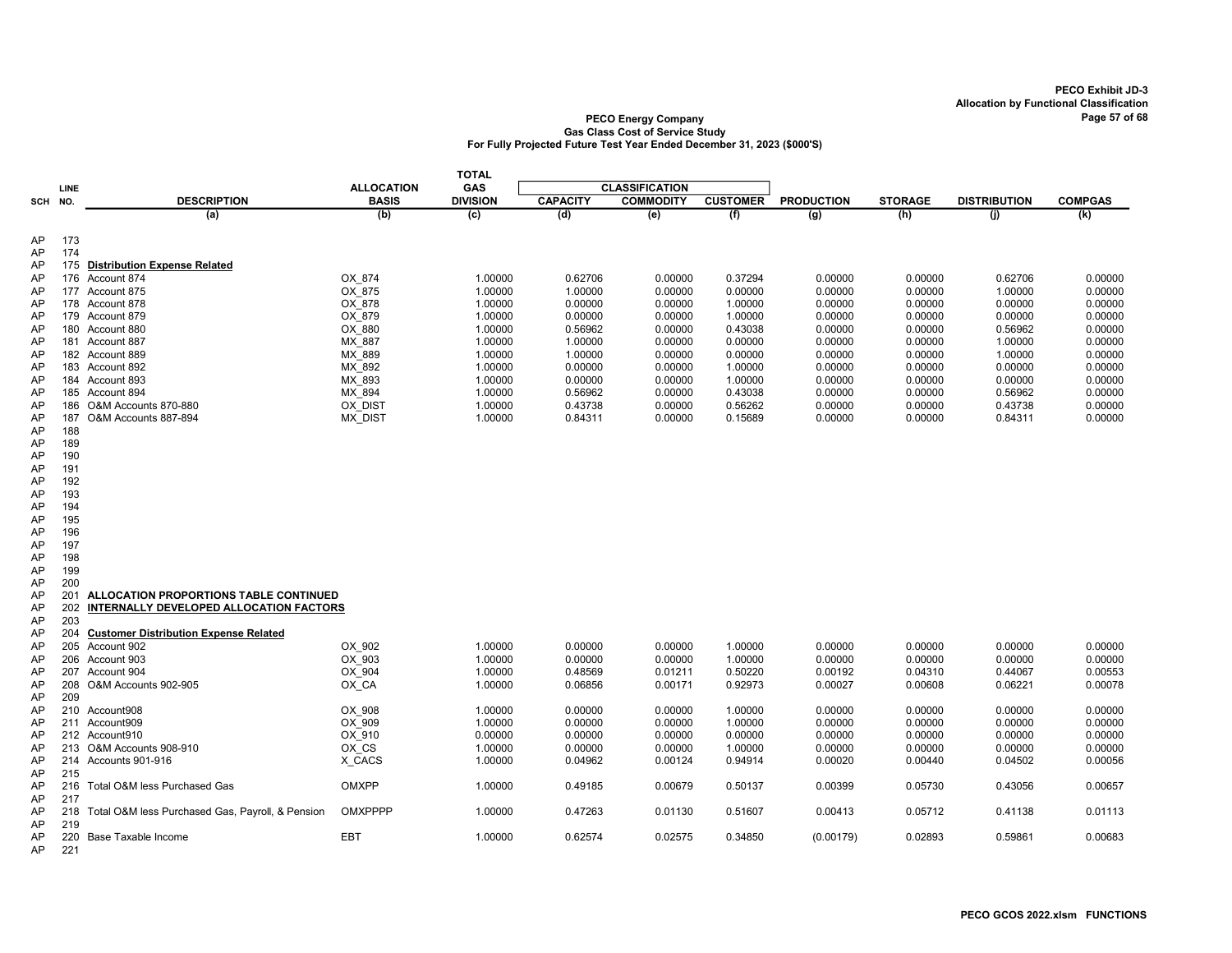**PECO Exhibit JD-3**
**Allocation by Functional Classification**

**PECO Energy Company**
**Gas Class Cost of Service Study**
**For Fully Projected Future Test Year Ended December 31, 2023 ($000'S)**

| SCH | LINE NO. | DESCRIPTION | ALLOCATION BASIS | TOTAL GAS DIVISION | CLASSIFICATION CAPACITY | CLASSIFICATION COMMODITY | CLASSIFICATION CUSTOMER | PRODUCTION | STORAGE | DISTRIBUTION | COMPGAS |
|---|---|---|---|---|---|---|---|---|---|---|---|
| | | (a) | (b) | (c) | (d) | (e) | (f) | (g) | (h) | (j) | (k) |
| AP | 173 | | | | | | | | | | |
| AP | 174 | | | | | | | | | | |
| AP | 175 | **Distribution Expense Related** | | | | | | | | | |
| AP | 176 | Account 874 | OX_874 | 1.00000 | 0.62706 | 0.00000 | 0.37294 | 0.00000 | 0.00000 | 0.62706 | 0.00000 |
| AP | 177 | Account 875 | OX_875 | 1.00000 | 1.00000 | 0.00000 | 0.00000 | 0.00000 | 0.00000 | 1.00000 | 0.00000 |
| AP | 178 | Account 878 | OX_878 | 1.00000 | 0.00000 | 0.00000 | 1.00000 | 0.00000 | 0.00000 | 0.00000 | 0.00000 |
| AP | 179 | Account 879 | OX_879 | 1.00000 | 0.00000 | 0.00000 | 1.00000 | 0.00000 | 0.00000 | 0.00000 | 0.00000 |
| AP | 180 | Account 880 | OX_880 | 1.00000 | 0.56962 | 0.00000 | 0.43038 | 0.00000 | 0.00000 | 0.56962 | 0.00000 |
| AP | 181 | Account 887 | MX_887 | 1.00000 | 1.00000 | 0.00000 | 0.00000 | 0.00000 | 0.00000 | 1.00000 | 0.00000 |
| AP | 182 | Account 889 | MX_889 | 1.00000 | 1.00000 | 0.00000 | 0.00000 | 0.00000 | 0.00000 | 1.00000 | 0.00000 |
| AP | 183 | Account 892 | MX_892 | 1.00000 | 0.00000 | 0.00000 | 1.00000 | 0.00000 | 0.00000 | 0.00000 | 0.00000 |
| AP | 184 | Account 893 | MX_893 | 1.00000 | 0.00000 | 0.00000 | 1.00000 | 0.00000 | 0.00000 | 0.00000 | 0.00000 |
| AP | 185 | Account 894 | MX_894 | 1.00000 | 0.56962 | 0.00000 | 0.43038 | 0.00000 | 0.00000 | 0.56962 | 0.00000 |
| AP | 186 | O&M Accounts 870-880 | OX_DIST | 1.00000 | 0.43738 | 0.00000 | 0.56262 | 0.00000 | 0.00000 | 0.43738 | 0.00000 |
| AP | 187 | O&M Accounts 887-894 | MX_DIST | 1.00000 | 0.84311 | 0.00000 | 0.15689 | 0.00000 | 0.00000 | 0.84311 | 0.00000 |
| AP | 188 | | | | | | | | | | |
| AP | 189 | | | | | | | | | | |
| AP | 190 | | | | | | | | | | |
| AP | 191 | | | | | | | | | | |
| AP | 192 | | | | | | | | | | |
| AP | 193 | | | | | | | | | | |
| AP | 194 | | | | | | | | | | |
| AP | 195 | | | | | | | | | | |
| AP | 196 | | | | | | | | | | |
| AP | 197 | | | | | | | | | | |
| AP | 198 | | | | | | | | | | |
| AP | 199 | | | | | | | | | | |
| AP | 200 | | | | | | | | | | |
| AP | 201 | **ALLOCATION PROPORTIONS TABLE CONTINUED** | | | | | | | | | |
| AP | 202 | **INTERNALLY DEVELOPED ALLOCATION FACTORS** | | | | | | | | | |
| AP | 203 | | | | | | | | | | |
| AP | 204 | **Customer Distribution Expense Related** | | | | | | | | | |
| AP | 205 | Account 902 | OX_902 | 1.00000 | 0.00000 | 0.00000 | 1.00000 | 0.00000 | 0.00000 | 0.00000 | 0.00000 |
| AP | 206 | Account 903 | OX_903 | 1.00000 | 0.00000 | 0.00000 | 1.00000 | 0.00000 | 0.00000 | 0.00000 | 0.00000 |
| AP | 207 | Account 904 | OX_904 | 1.00000 | 0.48569 | 0.01211 | 0.50220 | 0.00192 | 0.04310 | 0.44067 | 0.00553 |
| AP | 208 | O&M Accounts 902-905 | OX_CA | 1.00000 | 0.06856 | 0.00171 | 0.92973 | 0.00027 | 0.00608 | 0.06221 | 0.00078 |
| AP | 209 | | | | | | | | | | |
| AP | 210 | Account908 | OX_908 | 1.00000 | 0.00000 | 0.00000 | 1.00000 | 0.00000 | 0.00000 | 0.00000 | 0.00000 |
| AP | 211 | Account909 | OX_909 | 1.00000 | 0.00000 | 0.00000 | 1.00000 | 0.00000 | 0.00000 | 0.00000 | 0.00000 |
| AP | 212 | Account910 | OX_910 | 0.00000 | 0.00000 | 0.00000 | 0.00000 | 0.00000 | 0.00000 | 0.00000 | 0.00000 |
| AP | 213 | O&M Accounts 908-910 | OX_CS | 1.00000 | 0.00000 | 0.00000 | 1.00000 | 0.00000 | 0.00000 | 0.00000 | 0.00000 |
| AP | 214 | Accounts 901-916 | X_CACS | 1.00000 | 0.04962 | 0.00124 | 0.94914 | 0.00020 | 0.00440 | 0.04502 | 0.00056 |
| AP | 215 | | | | | | | | | | |
| AP | 216 | Total O&M less Purchased Gas | OMXPP | 1.00000 | 0.49185 | 0.00679 | 0.50137 | 0.00399 | 0.05730 | 0.43056 | 0.00657 |
| AP | 217 | | | | | | | | | | |
| AP | 218 | Total O&M less Purchased Gas, Payroll, & Pension | OMXPPPP | 1.00000 | 0.47263 | 0.01130 | 0.51607 | 0.00413 | 0.05712 | 0.41138 | 0.01113 |
| AP | 219 | | | | | | | | | | |
| AP | 220 | Base Taxable Income | EBT | 1.00000 | 0.62574 | 0.02575 | 0.34850 | (0.00179) | 0.02893 | 0.59861 | 0.00683 |
| AP | 221 | | | | | | | | | | |

PECO GCOS 2022.xlsm FUNCTIONS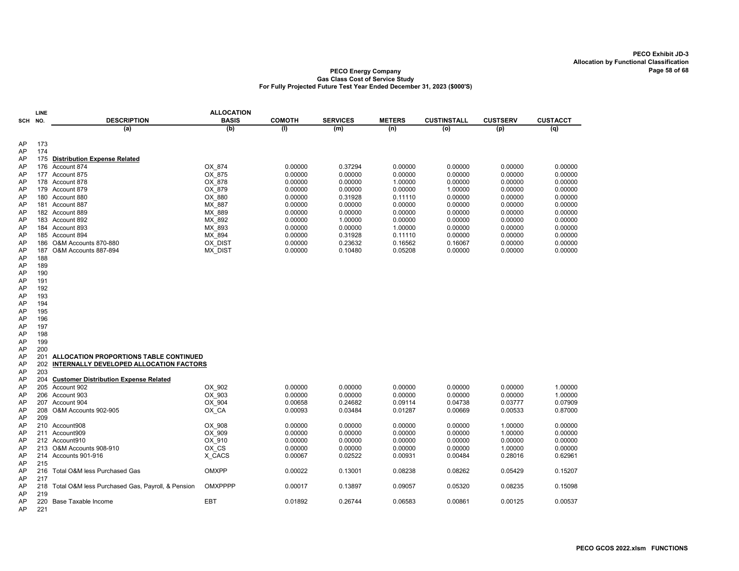PECO Exhibit JD-3
Allocation by Functional Classification

**PECO Energy Company**
**Gas Class Cost of Service Study**
**For Fully Projected Future Test Year Ended December 31, 2023 ($000'S)**

| SCH | LINE NO. | DESCRIPTION | ALLOCATION BASIS | COMOTH | SERVICES | METERS | CUSTINSTALL | CUSTSERV | CUSTACCT |
|---|---|---|---|---|---|---|---|---|---|
| | | (a) | (b) | (l) | (m) | (n) | (o) | (p) | (q) |
| AP | 173 | | | | | | | | |
| AP | 174 | | | | | | | | |
| AP | 175 | **Distribution Expense Related** | | | | | | | |
| AP | 176 | Account 874 | OX_874 | 0.00000 | 0.37294 | 0.00000 | 0.00000 | 0.00000 | 0.00000 |
| AP | 177 | Account 875 | OX_875 | 0.00000 | 0.00000 | 0.00000 | 0.00000 | 0.00000 | 0.00000 |
| AP | 178 | Account 878 | OX_878 | 0.00000 | 0.00000 | 1.00000 | 0.00000 | 0.00000 | 0.00000 |
| AP | 179 | Account 879 | OX_879 | 0.00000 | 0.00000 | 0.00000 | 1.00000 | 0.00000 | 0.00000 |
| AP | 180 | Account 880 | OX_880 | 0.00000 | 0.31928 | 0.11110 | 0.00000 | 0.00000 | 0.00000 |
| AP | 181 | Account 887 | MX_887 | 0.00000 | 0.00000 | 0.00000 | 0.00000 | 0.00000 | 0.00000 |
| AP | 182 | Account 889 | MX_889 | 0.00000 | 0.00000 | 0.00000 | 0.00000 | 0.00000 | 0.00000 |
| AP | 183 | Account 892 | MX_892 | 0.00000 | 1.00000 | 0.00000 | 0.00000 | 0.00000 | 0.00000 |
| AP | 184 | Account 893 | MX_893 | 0.00000 | 0.00000 | 1.00000 | 0.00000 | 0.00000 | 0.00000 |
| AP | 185 | Account 894 | MX_894 | 0.00000 | 0.31928 | 0.11110 | 0.00000 | 0.00000 | 0.00000 |
| AP | 186 | O&M Accounts 870-880 | OX_DIST | 0.00000 | 0.23632 | 0.16562 | 0.16067 | 0.00000 | 0.00000 |
| AP | 187 | O&M Accounts 887-894 | MX_DIST | 0.00000 | 0.10480 | 0.05208 | 0.00000 | 0.00000 | 0.00000 |
| AP | 188 | | | | | | | | |
| AP | 189 | | | | | | | | |
| AP | 190 | | | | | | | | |
| AP | 191 | | | | | | | | |
| AP | 192 | | | | | | | | |
| AP | 193 | | | | | | | | |
| AP | 194 | | | | | | | | |
| AP | 195 | | | | | | | | |
| AP | 196 | | | | | | | | |
| AP | 197 | | | | | | | | |
| AP | 198 | | | | | | | | |
| AP | 199 | | | | | | | | |
| AP | 200 | | | | | | | | |
| AP | 201 | **ALLOCATION PROPORTIONS TABLE CONTINUED** | | | | | | | |
| AP | 202 | **INTERNALLY DEVELOPED ALLOCATION FACTORS** | | | | | | | |
| AP | 203 | | | | | | | | |
| AP | 204 | **Customer Distribution Expense Related** | | | | | | | |
| AP | 205 | Account 902 | OX_902 | 0.00000 | 0.00000 | 0.00000 | 0.00000 | 0.00000 | 1.00000 |
| AP | 206 | Account 903 | OX_903 | 0.00000 | 0.00000 | 0.00000 | 0.00000 | 0.00000 | 1.00000 |
| AP | 207 | Account 904 | OX_904 | 0.00658 | 0.24682 | 0.09114 | 0.04738 | 0.03777 | 0.07909 |
| AP | 208 | O&M Accounts 902-905 | OX_CA | 0.00093 | 0.03484 | 0.01287 | 0.00669 | 0.00533 | 0.87000 |
| AP | 209 | | | | | | | | |
| AP | 210 | Account908 | OX_908 | 0.00000 | 0.00000 | 0.00000 | 0.00000 | 1.00000 | 0.00000 |
| AP | 211 | Account909 | OX_909 | 0.00000 | 0.00000 | 0.00000 | 0.00000 | 1.00000 | 0.00000 |
| AP | 212 | Account910 | OX_910 | 0.00000 | 0.00000 | 0.00000 | 0.00000 | 0.00000 | 0.00000 |
| AP | 213 | O&M Accounts 908-910 | OX_CS | 0.00000 | 0.00000 | 0.00000 | 0.00000 | 1.00000 | 0.00000 |
| AP | 214 | Accounts 901-916 | X_CACS | 0.00067 | 0.02522 | 0.00931 | 0.00484 | 0.28016 | 0.62961 |
| AP | 215 | | | | | | | | |
| AP | 216 | Total O&M less Purchased Gas | OMXPP | 0.00022 | 0.13001 | 0.08238 | 0.08262 | 0.05429 | 0.15207 |
| AP | 217 | | | | | | | | |
| AP | 218 | Total O&M less Purchased Gas, Payroll, & Pension | OMXPPPP | 0.00017 | 0.13897 | 0.09057 | 0.05320 | 0.08235 | 0.15098 |
| AP | 219 | | | | | | | | |
| AP | 220 | Base Taxable Income | EBT | 0.01892 | 0.26744 | 0.06583 | 0.00861 | 0.00125 | 0.00537 |
| AP | 221 | | | | | | | | |

PECO GCOS 2022.xlsm FUNCTIONS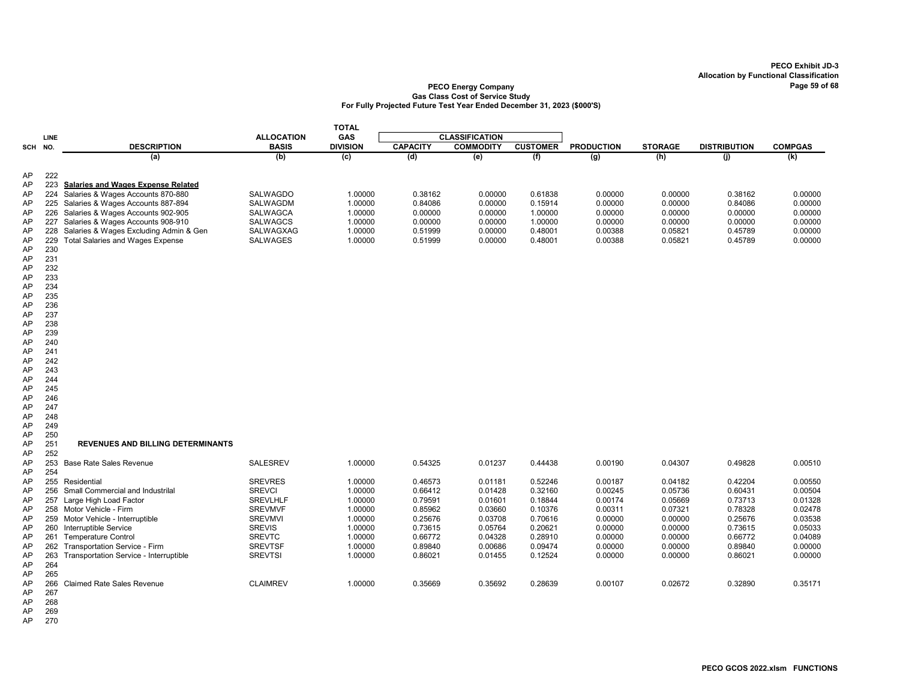PECO Exhibit JD-3
Allocation by Functional Classification

**PECO Energy Company**
**Gas Class Cost of Service Study**
**For Fully Projected Future Test Year Ended December 31, 2023 ($000'S)**

| SCH | LINE NO. | DESCRIPTION | ALLOCATION BASIS | TOTAL GAS DIVISION | CLASSIFICATION | | | PRODUCTION | STORAGE | DISTRIBUTION | COMPGAS |
|---|---|---|---|---|---|---|---|---|---|---|---|
| | | | | | CAPACITY | COMMODITY | CUSTOMER | | | | |
| | | (a) | (b) | (c) | (d) | (e) | (f) | (g) | (h) | (j) | (k) |
| AP | 222 | | | | | | | | | | |
| AP | 223 | **Salaries and Wages Expense Related** | | | | | | | | | |
| AP | 224 | Salaries & Wages Accounts 870-880 | SALWAGDO | 1.00000 | 0.38162 | 0.00000 | 0.61838 | 0.00000 | 0.00000 | 0.38162 | 0.00000 |
| AP | 225 | Salaries & Wages Accounts 887-894 | SALWAGDM | 1.00000 | 0.84086 | 0.00000 | 0.15914 | 0.00000 | 0.00000 | 0.84086 | 0.00000 |
| AP | 226 | Salaries & Wages Accounts 902-905 | SALWAGCA | 1.00000 | 0.00000 | 0.00000 | 1.00000 | 0.00000 | 0.00000 | 0.00000 | 0.00000 |
| AP | 227 | Salaries & Wages Accounts 908-910 | SALWAGCS | 1.00000 | 0.00000 | 0.00000 | 1.00000 | 0.00000 | 0.00000 | 0.00000 | 0.00000 |
| AP | 228 | Salaries & Wages Excluding Admin & Gen | SALWAGXAG | 1.00000 | 0.51999 | 0.00000 | 0.48001 | 0.00388 | 0.05821 | 0.45789 | 0.00000 |
| AP | 229 | Total Salaries and Wages Expense | SALWAGES | 1.00000 | 0.51999 | 0.00000 | 0.48001 | 0.00388 | 0.05821 | 0.45789 | 0.00000 |
| AP | 230 | | | | | | | | | | |
| AP | 231 | | | | | | | | | | |
| AP | 232 | | | | | | | | | | |
| AP | 233 | | | | | | | | | | |
| AP | 234 | | | | | | | | | | |
| AP | 235 | | | | | | | | | | |
| AP | 236 | | | | | | | | | | |
| AP | 237 | | | | | | | | | | |
| AP | 238 | | | | | | | | | | |
| AP | 239 | | | | | | | | | | |
| AP | 240 | | | | | | | | | | |
| AP | 241 | | | | | | | | | | |
| AP | 242 | | | | | | | | | | |
| AP | 243 | | | | | | | | | | |
| AP | 244 | | | | | | | | | | |
| AP | 245 | | | | | | | | | | |
| AP | 246 | | | | | | | | | | |
| AP | 247 | | | | | | | | | | |
| AP | 248 | | | | | | | | | | |
| AP | 249 | | | | | | | | | | |
| AP | 250 | | | | | | | | | | |
| AP | 251 | **REVENUES AND BILLING DETERMINANTS** | | | | | | | | | |
| AP | 252 | | | | | | | | | | |
| AP | 253 | Base Rate Sales Revenue | SALESREV | 1.00000 | 0.54325 | 0.01237 | 0.44438 | 0.00190 | 0.04307 | 0.49828 | 0.00510 |
| AP | 254 | | | | | | | | | | |
| AP | 255 | Residential | SREVRES | 1.00000 | 0.46573 | 0.01181 | 0.52246 | 0.00187 | 0.04182 | 0.42204 | 0.00550 |
| AP | 256 | Small Commercial and Industrilal | SREVCI | 1.00000 | 0.66412 | 0.01428 | 0.32160 | 0.00245 | 0.05736 | 0.60431 | 0.00504 |
| AP | 257 | Large High Load Factor | SREVLHLF | 1.00000 | 0.79591 | 0.01601 | 0.18844 | 0.00174 | 0.05669 | 0.73713 | 0.01328 |
| AP | 258 | Motor Vehicle - Firm | SREVMVF | 1.00000 | 0.85962 | 0.03660 | 0.10376 | 0.00311 | 0.07321 | 0.78328 | 0.02478 |
| AP | 259 | Motor Vehicle - Interruptible | SREVMVI | 1.00000 | 0.25676 | 0.03708 | 0.70616 | 0.00000 | 0.00000 | 0.25676 | 0.03538 |
| AP | 260 | Interruptible Service | SREVIS | 1.00000 | 0.73615 | 0.05764 | 0.20621 | 0.00000 | 0.00000 | 0.73615 | 0.05033 |
| AP | 261 | Temperature Control | SREVTC | 1.00000 | 0.66772 | 0.04328 | 0.28910 | 0.00000 | 0.00000 | 0.66772 | 0.04089 |
| AP | 262 | Transportation Service - Firm | SREVTSF | 1.00000 | 0.89840 | 0.00686 | 0.09474 | 0.00000 | 0.00000 | 0.89840 | 0.00000 |
| AP | 263 | Transportation Service - Interruptible | SREVTSI | 1.00000 | 0.86021 | 0.01455 | 0.12524 | 0.00000 | 0.00000 | 0.86021 | 0.00000 |
| AP | 264 | | | | | | | | | | |
| AP | 265 | | | | | | | | | | |
| AP | 266 | Claimed Rate Sales Revenue | CLAIMREV | 1.00000 | 0.35669 | 0.35692 | 0.28639 | 0.00107 | 0.02672 | 0.32890 | 0.35171 |
| AP | 267 | | | | | | | | | | |
| AP | 268 | | | | | | | | | | |
| AP | 269 | | | | | | | | | | |
| AP | 270 | | | | | | | | | | |

PECO GCOS 2022.xlsm FUNCTIONS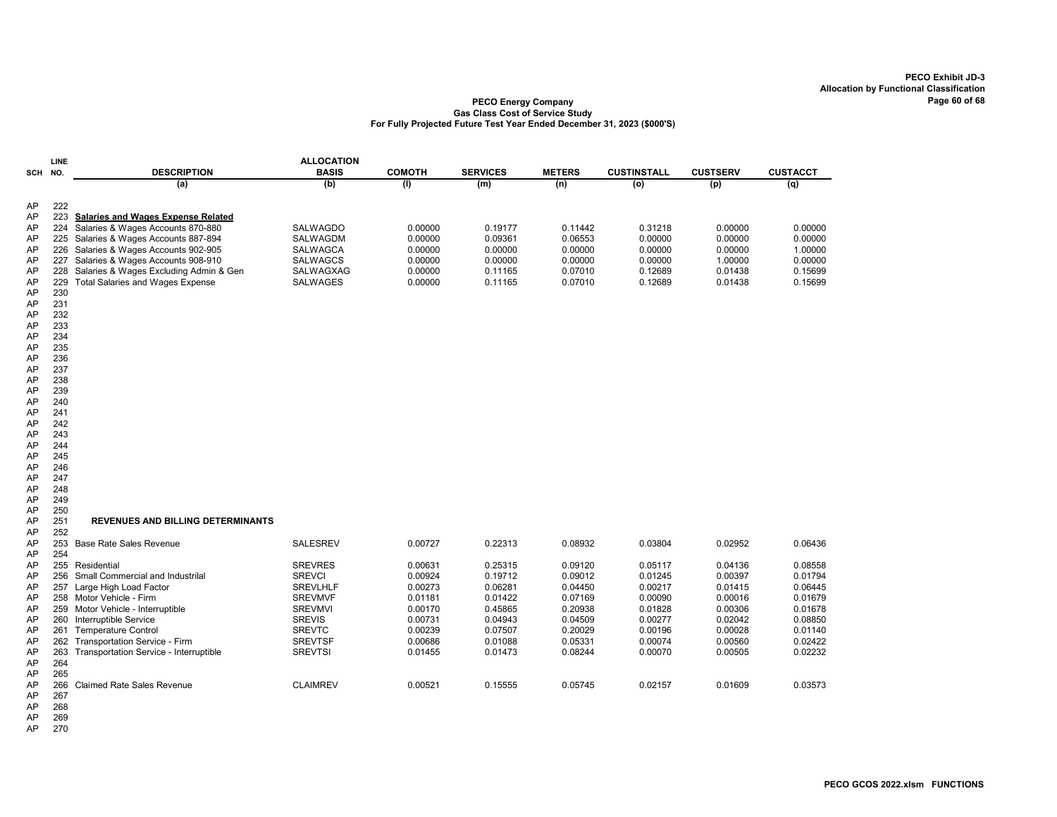PECO Exhibit JD-3
Allocation by Functional Classification

**PECO Energy Company**
**Gas Class Cost of Service Study**
**For Fully Projected Future Test Year Ended December 31, 2023 ($000'S)**

| SCH | LINE NO. | DESCRIPTION | ALLOCATION BASIS | COMOTH | SERVICES | METERS | CUSTINSTALL | CUSTSERV | CUSTACCT |
|---|---|---|---|---|---|---|---|---|---|
| | | (a) | (b) | (l) | (m) | (n) | (o) | (p) | (q) |
| AP | 222 | | | | | | | | |
| AP | 223 | **Salaries and Wages Expense Related** | | | | | | | |
| AP | 224 | Salaries & Wages Accounts 870-880 | SALWAGDO | 0.00000 | 0.19177 | 0.11442 | 0.31218 | 0.00000 | 0.00000 |
| AP | 225 | Salaries & Wages Accounts 887-894 | SALWAGDM | 0.00000 | 0.09361 | 0.06553 | 0.00000 | 0.00000 | 0.00000 |
| AP | 226 | Salaries & Wages Accounts 902-905 | SALWAGCA | 0.00000 | 0.00000 | 0.00000 | 0.00000 | 0.00000 | 1.00000 |
| AP | 227 | Salaries & Wages Accounts 908-910 | SALWAGCS | 0.00000 | 0.00000 | 0.00000 | 0.00000 | 1.00000 | 0.00000 |
| AP | 228 | Salaries & Wages Excluding Admin & Gen | SALWAGXAG | 0.00000 | 0.11165 | 0.07010 | 0.12689 | 0.01438 | 0.15699 |
| AP | 229 | Total Salaries and Wages Expense | SALWAGES | 0.00000 | 0.11165 | 0.07010 | 0.12689 | 0.01438 | 0.15699 |
| AP | 230 | | | | | | | | |
| AP | 231 | | | | | | | | |
| AP | 232 | | | | | | | | |
| AP | 233 | | | | | | | | |
| AP | 234 | | | | | | | | |
| AP | 235 | | | | | | | | |
| AP | 236 | | | | | | | | |
| AP | 237 | | | | | | | | |
| AP | 238 | | | | | | | | |
| AP | 239 | | | | | | | | |
| AP | 240 | | | | | | | | |
| AP | 241 | | | | | | | | |
| AP | 242 | | | | | | | | |
| AP | 243 | | | | | | | | |
| AP | 244 | | | | | | | | |
| AP | 245 | | | | | | | | |
| AP | 246 | | | | | | | | |
| AP | 247 | | | | | | | | |
| AP | 248 | | | | | | | | |
| AP | 249 | | | | | | | | |
| AP | 250 | | | | | | | | |
| AP | 251 | **REVENUES AND BILLING DETERMINANTS** | | | | | | | |
| AP | 252 | | | | | | | | |
| AP | 253 | Base Rate Sales Revenue | SALESREV | 0.00727 | 0.22313 | 0.08932 | 0.03804 | 0.02952 | 0.06436 |
| AP | 254 | | | | | | | | |
| AP | 255 | Residential | SREVRES | 0.00631 | 0.25315 | 0.09120 | 0.05117 | 0.04136 | 0.08558 |
| AP | 256 | Small Commercial and Industrilal | SREVCI | 0.00924 | 0.19712 | 0.09012 | 0.01245 | 0.00397 | 0.01794 |
| AP | 257 | Large High Load Factor | SREVLHLF | 0.00273 | 0.06281 | 0.04450 | 0.00217 | 0.01415 | 0.06445 |
| AP | 258 | Motor Vehicle - Firm | SREVMVF | 0.01181 | 0.01422 | 0.07169 | 0.00090 | 0.00016 | 0.01679 |
| AP | 259 | Motor Vehicle - Interruptible | SREVMVI | 0.00170 | 0.45865 | 0.20938 | 0.01828 | 0.00306 | 0.01678 |
| AP | 260 | Interruptible Service | SREVIS | 0.00731 | 0.04943 | 0.04509 | 0.00277 | 0.02042 | 0.08850 |
| AP | 261 | Temperature Control | SREVTC | 0.00239 | 0.07507 | 0.20029 | 0.00196 | 0.00028 | 0.01140 |
| AP | 262 | Transportation Service - Firm | SREVTSF | 0.00686 | 0.01088 | 0.05331 | 0.00074 | 0.00560 | 0.02422 |
| AP | 263 | Transportation Service - Interruptible | SREVTSI | 0.01455 | 0.01473 | 0.08244 | 0.00070 | 0.00505 | 0.02232 |
| AP | 264 | | | | | | | | |
| AP | 265 | | | | | | | | |
| AP | 266 | Claimed Rate Sales Revenue | CLAIMREV | 0.00521 | 0.15555 | 0.05745 | 0.02157 | 0.01609 | 0.03573 |
| AP | 267 | | | | | | | | |
| AP | 268 | | | | | | | | |
| AP | 269 | | | | | | | | |
| AP | 270 | | | | | | | | |

PECO GCOS 2022.xlsm FUNCTIONS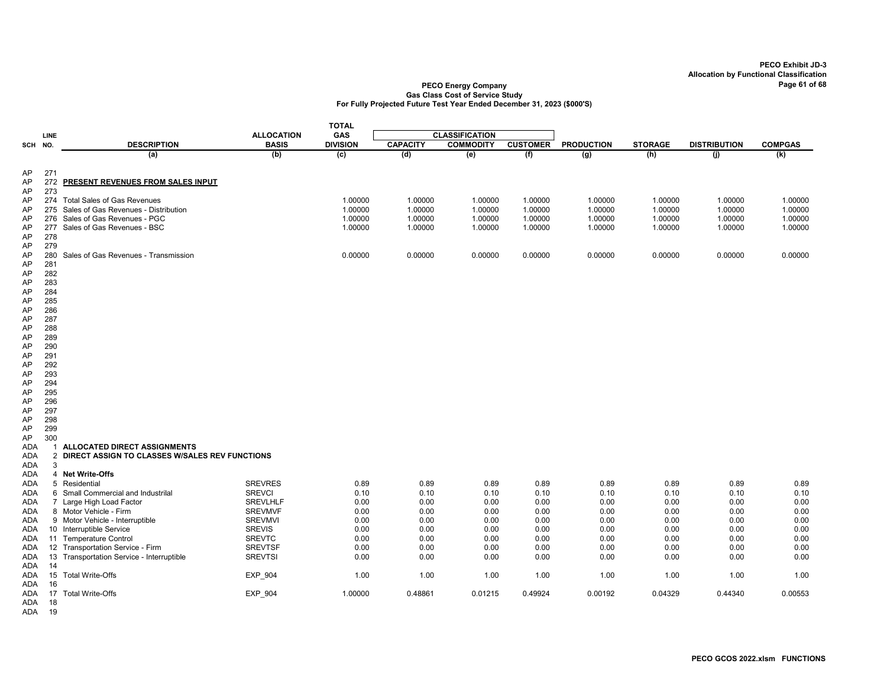**PECO Exhibit JD-3**
**Allocation by Functional Classification**

**PECO Energy Company**
**Gas Class Cost of Service Study**
**For Fully Projected Future Test Year Ended December 31, 2023 ($000'S)**

| SCH | LINE NO. | DESCRIPTION | ALLOCATION BASIS | TOTAL GAS DIVISION | CLASSIFICATION | | | PRODUCTION | STORAGE | DISTRIBUTION | COMPGAS |
|---|---|---|---|---|---|---|---|---|---|---|---|
| | | | | | CAPACITY | COMMODITY | CUSTOMER | | | | |
| | | (a) | (b) | (c) | (d) | (e) | (f) | (g) | (h) | (j) | (k) |
| AP | 271 | | | | | | | | | | |
| AP | 272 | **PRESENT REVENUES FROM SALES INPUT** | | | | | | | | | |
| AP | 273 | | | | | | | | | | |
| AP | 274 | Total Sales of Gas Revenues | | 1.00000 | 1.00000 | 1.00000 | 1.00000 | 1.00000 | 1.00000 | 1.00000 | 1.00000 |
| AP | 275 | Sales of Gas Revenues - Distribution | | 1.00000 | 1.00000 | 1.00000 | 1.00000 | 1.00000 | 1.00000 | 1.00000 | 1.00000 |
| AP | 276 | Sales of Gas Revenues - PGC | | 1.00000 | 1.00000 | 1.00000 | 1.00000 | 1.00000 | 1.00000 | 1.00000 | 1.00000 |
| AP | 277 | Sales of Gas Revenues - BSC | | 1.00000 | 1.00000 | 1.00000 | 1.00000 | 1.00000 | 1.00000 | 1.00000 | 1.00000 |
| AP | 278 | | | | | | | | | | |
| AP | 279 | | | | | | | | | | |
| AP | 280 | Sales of Gas Revenues - Transmission | | 0.00000 | 0.00000 | 0.00000 | 0.00000 | 0.00000 | 0.00000 | 0.00000 | 0.00000 |
| AP | 281 | | | | | | | | | | |
| AP | 282 | | | | | | | | | | |
| AP | 283 | | | | | | | | | | |
| AP | 284 | | | | | | | | | | |
| AP | 285 | | | | | | | | | | |
| AP | 286 | | | | | | | | | | |
| AP | 287 | | | | | | | | | | |
| AP | 288 | | | | | | | | | | |
| AP | 289 | | | | | | | | | | |
| AP | 290 | | | | | | | | | | |
| AP | 291 | | | | | | | | | | |
| AP | 292 | | | | | | | | | | |
| AP | 293 | | | | | | | | | | |
| AP | 294 | | | | | | | | | | |
| AP | 295 | | | | | | | | | | |
| AP | 296 | | | | | | | | | | |
| AP | 297 | | | | | | | | | | |
| AP | 298 | | | | | | | | | | |
| AP | 299 | | | | | | | | | | |
| AP | 300 | | | | | | | | | | |
| ADA | 1 | **ALLOCATED DIRECT ASSIGNMENTS** | | | | | | | | | |
| ADA | 2 | **DIRECT ASSIGN TO CLASSES W/SALES REV FUNCTIONS** | | | | | | | | | |
| ADA | 3 | | | | | | | | | | |
| ADA | 4 | **Net Write-Offs** | | | | | | | | | |
| ADA | 5 | Residential | SREVRES | 0.89 | 0.89 | 0.89 | 0.89 | 0.89 | 0.89 | 0.89 | 0.89 |
| ADA | 6 | Small Commercial and Industrial | SREVCI | 0.10 | 0.10 | 0.10 | 0.10 | 0.10 | 0.10 | 0.10 | 0.10 |
| ADA | 7 | Large High Load Factor | SREVLHLF | 0.00 | 0.00 | 0.00 | 0.00 | 0.00 | 0.00 | 0.00 | 0.00 |
| ADA | 8 | Motor Vehicle - Firm | SREVMVF | 0.00 | 0.00 | 0.00 | 0.00 | 0.00 | 0.00 | 0.00 | 0.00 |
| ADA | 9 | Motor Vehicle - Interruptible | SREVMVI | 0.00 | 0.00 | 0.00 | 0.00 | 0.00 | 0.00 | 0.00 | 0.00 |
| ADA | 10 | Interruptible Service | SREVIS | 0.00 | 0.00 | 0.00 | 0.00 | 0.00 | 0.00 | 0.00 | 0.00 |
| ADA | 11 | Temperature Control | SREVTC | 0.00 | 0.00 | 0.00 | 0.00 | 0.00 | 0.00 | 0.00 | 0.00 |
| ADA | 12 | Transportation Service - Firm | SREVTSF | 0.00 | 0.00 | 0.00 | 0.00 | 0.00 | 0.00 | 0.00 | 0.00 |
| ADA | 13 | Transportation Service - Interruptible | SREVTSI | 0.00 | 0.00 | 0.00 | 0.00 | 0.00 | 0.00 | 0.00 | 0.00 |
| ADA | 14 | | | | | | | | | | |
| ADA | 15 | Total Write-Offs | EXP_904 | 1.00 | 1.00 | 1.00 | 1.00 | 1.00 | 1.00 | 1.00 | 1.00 |
| ADA | 16 | | | | | | | | | | |
| ADA | 17 | Total Write-Offs | EXP_904 | 1.00000 | 0.48861 | 0.01215 | 0.49924 | 0.00192 | 0.04329 | 0.44340 | 0.00553 |
| ADA | 18 | | | | | | | | | | |
| ADA | 19 | | | | | | | | | | |

PECO GCOS 2022.xlsm FUNCTIONS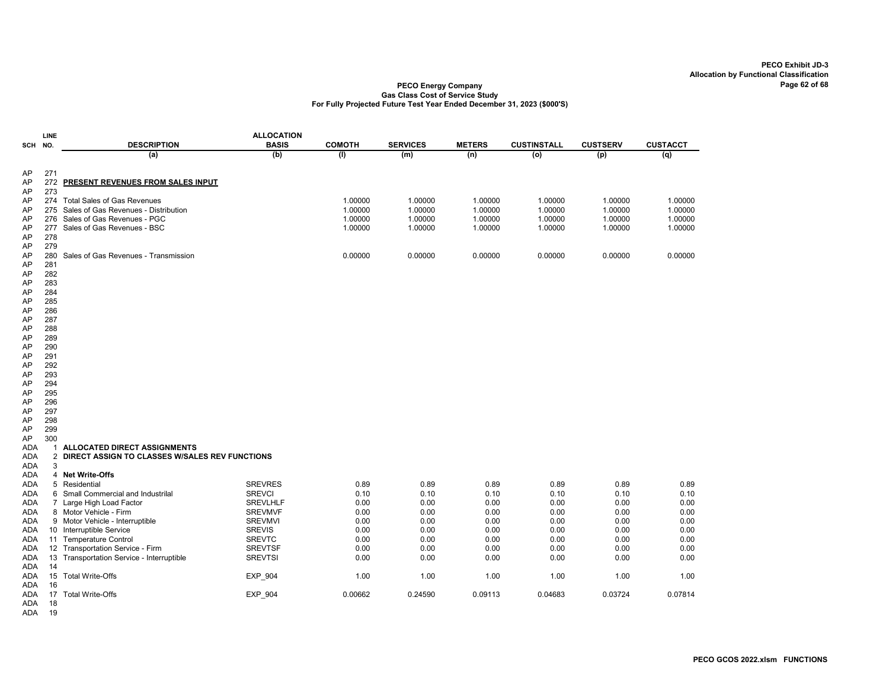**PECO Exhibit JD-3**
**Allocation by Functional Classification**

**PECO Energy Company**
**Gas Class Cost of Service Study**
**For Fully Projected Future Test Year Ended December 31, 2023 ($000'S)**

| SCH | LINE NO. | DESCRIPTION | ALLOCATION BASIS | COMOTH | SERVICES | METERS | CUSTINSTALL | CUSTSERV | CUSTACCT |
|---|---|---|---|---|---|---|---|---|---|
| | | (a) | (b) | (l) | (m) | (n) | (o) | (p) | (q) |
| AP | 271 | | | | | | | | |
| AP | 272 | **PRESENT REVENUES FROM SALES INPUT** | | | | | | | |
| AP | 273 | | | | | | | | |
| AP | 274 | Total Sales of Gas Revenues | | 1.00000 | 1.00000 | 1.00000 | 1.00000 | 1.00000 | 1.00000 |
| AP | 275 | Sales of Gas Revenues - Distribution | | 1.00000 | 1.00000 | 1.00000 | 1.00000 | 1.00000 | 1.00000 |
| AP | 276 | Sales of Gas Revenues - PGC | | 1.00000 | 1.00000 | 1.00000 | 1.00000 | 1.00000 | 1.00000 |
| AP | 277 | Sales of Gas Revenues - BSC | | 1.00000 | 1.00000 | 1.00000 | 1.00000 | 1.00000 | 1.00000 |
| AP | 278 | | | | | | | | |
| AP | 279 | | | | | | | | |
| AP | 280 | Sales of Gas Revenues - Transmission | | 0.00000 | 0.00000 | 0.00000 | 0.00000 | 0.00000 | 0.00000 |
| AP | 281 | | | | | | | | |
| AP | 282 | | | | | | | | |
| AP | 283 | | | | | | | | |
| AP | 284 | | | | | | | | |
| AP | 285 | | | | | | | | |
| AP | 286 | | | | | | | | |
| AP | 287 | | | | | | | | |
| AP | 288 | | | | | | | | |
| AP | 289 | | | | | | | | |
| AP | 290 | | | | | | | | |
| AP | 291 | | | | | | | | |
| AP | 292 | | | | | | | | |
| AP | 293 | | | | | | | | |
| AP | 294 | | | | | | | | |
| AP | 295 | | | | | | | | |
| AP | 296 | | | | | | | | |
| AP | 297 | | | | | | | | |
| AP | 298 | | | | | | | | |
| AP | 299 | | | | | | | | |
| AP | 300 | | | | | | | | |
| ADA | 1 | **ALLOCATED DIRECT ASSIGNMENTS** | | | | | | | |
| ADA | 2 | **DIRECT ASSIGN TO CLASSES W/SALES REV FUNCTIONS** | | | | | | | |
| ADA | 3 | | | | | | | | |
| ADA | 4 | **Net Write-Offs** | | | | | | | |
| ADA | 5 | Residential | SREVRES | 0.89 | 0.89 | 0.89 | 0.89 | 0.89 | 0.89 |
| ADA | 6 | Small Commercial and Industrilal | SREVCI | 0.10 | 0.10 | 0.10 | 0.10 | 0.10 | 0.10 |
| ADA | 7 | Large High Load Factor | SREVLHLF | 0.00 | 0.00 | 0.00 | 0.00 | 0.00 | 0.00 |
| ADA | 8 | Motor Vehicle - Firm | SREVMVF | 0.00 | 0.00 | 0.00 | 0.00 | 0.00 | 0.00 |
| ADA | 9 | Motor Vehicle - Interruptible | SREVMVI | 0.00 | 0.00 | 0.00 | 0.00 | 0.00 | 0.00 |
| ADA | 10 | Interruptible Service | SREVIS | 0.00 | 0.00 | 0.00 | 0.00 | 0.00 | 0.00 |
| ADA | 11 | Temperature Control | SREVTC | 0.00 | 0.00 | 0.00 | 0.00 | 0.00 | 0.00 |
| ADA | 12 | Transportation Service - Firm | SREVTSF | 0.00 | 0.00 | 0.00 | 0.00 | 0.00 | 0.00 |
| ADA | 13 | Transportation Service - Interruptible | SREVTSI | 0.00 | 0.00 | 0.00 | 0.00 | 0.00 | 0.00 |
| ADA | 14 | | | | | | | | |
| ADA | 15 | Total Write-Offs | EXP_904 | 1.00 | 1.00 | 1.00 | 1.00 | 1.00 | 1.00 |
| ADA | 16 | | | | | | | | |
| ADA | 17 | Total Write-Offs | EXP_904 | 0.00662 | 0.24590 | 0.09113 | 0.04683 | 0.03724 | 0.07814 |
| ADA | 18 | | | | | | | | |
| ADA | 19 | | | | | | | | |

PECO GCOS 2022.xlsm FUNCTIONS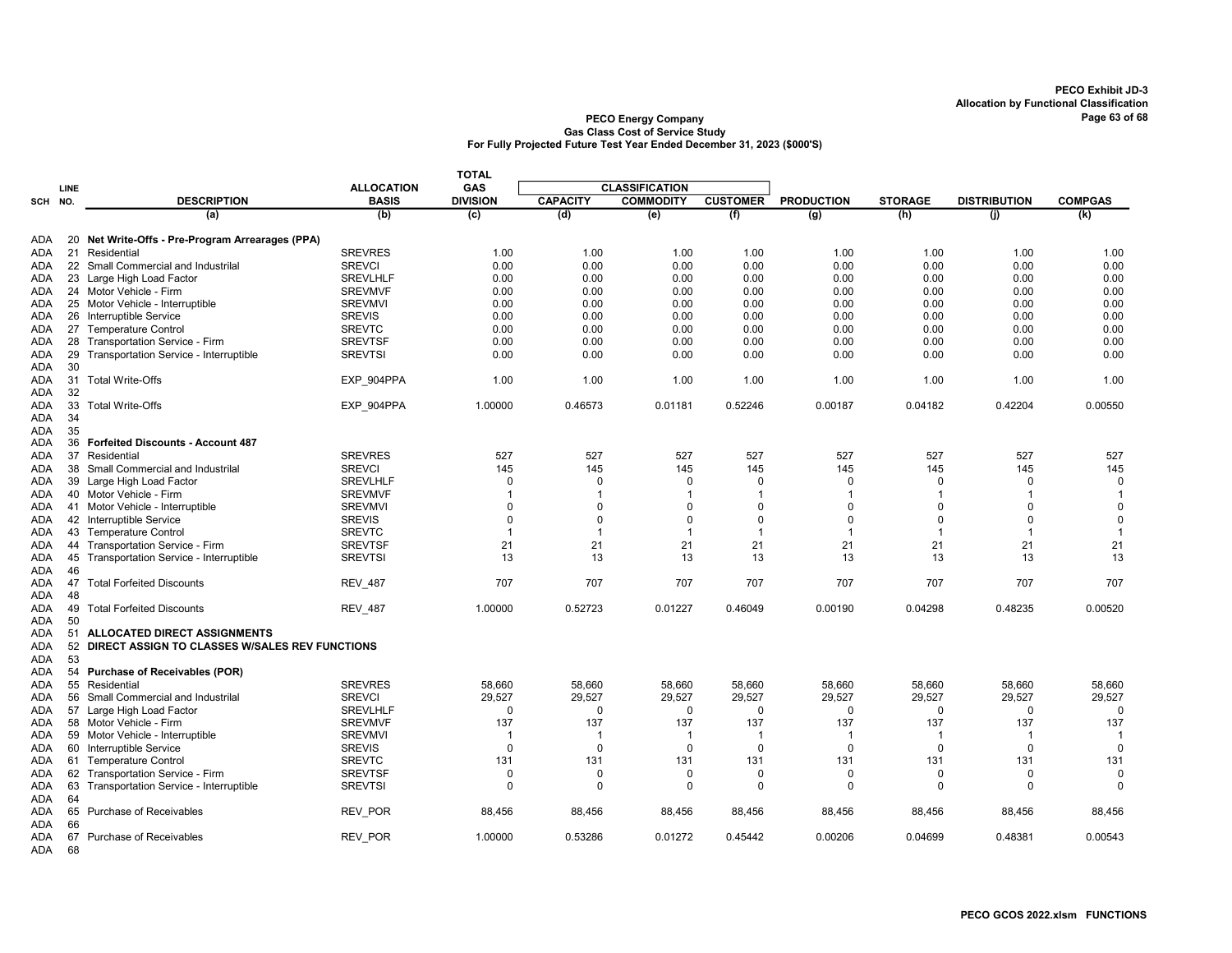PECO Exhibit JD-3
Allocation by Functional Classification

**PECO Energy Company**
**Gas Class Cost of Service Study**
**For Fully Projected Future Test Year Ended December 31, 2023 ($000'S)**

| SCH | LINE NO. | DESCRIPTION | ALLOCATION BASIS | TOTAL GAS DIVISION | CLASSIFICATION CAPACITY | COMMODITY | CUSTOMER | PRODUCTION | STORAGE | DISTRIBUTION | COMPGAS |
|---|---|---|---|---|---|---|---|---|---|---|---|
| | | (a) | (b) | (c) | (d) | (e) | (f) | (g) | (h) | (j) | (k) |
| ADA | 20 | **Net Write-Offs - Pre-Program Arrearages (PPA)** | | | | | | | | | |
| ADA | 21 | Residential | SREVRES | 1.00 | 1.00 | 1.00 | 1.00 | 1.00 | 1.00 | 1.00 | 1.00 |
| ADA | 22 | Small Commercial and Industrilal | SREVCI | 0.00 | 0.00 | 0.00 | 0.00 | 0.00 | 0.00 | 0.00 | 0.00 |
| ADA | 23 | Large High Load Factor | SREVLHLF | 0.00 | 0.00 | 0.00 | 0.00 | 0.00 | 0.00 | 0.00 | 0.00 |
| ADA | 24 | Motor Vehicle - Firm | SREVMVF | 0.00 | 0.00 | 0.00 | 0.00 | 0.00 | 0.00 | 0.00 | 0.00 |
| ADA | 25 | Motor Vehicle - Interruptible | SREVMVI | 0.00 | 0.00 | 0.00 | 0.00 | 0.00 | 0.00 | 0.00 | 0.00 |
| ADA | 26 | Interruptible Service | SREVIS | 0.00 | 0.00 | 0.00 | 0.00 | 0.00 | 0.00 | 0.00 | 0.00 |
| ADA | 27 | Temperature Control | SREVTC | 0.00 | 0.00 | 0.00 | 0.00 | 0.00 | 0.00 | 0.00 | 0.00 |
| ADA | 28 | Transportation Service - Firm | SREVTSF | 0.00 | 0.00 | 0.00 | 0.00 | 0.00 | 0.00 | 0.00 | 0.00 |
| ADA | 29 | Transportation Service - Interruptible | SREVTSI | 0.00 | 0.00 | 0.00 | 0.00 | 0.00 | 0.00 | 0.00 | 0.00 |
| ADA | 30 | | | | | | | | | | |
| ADA | 31 | Total Write-Offs | EXP_904PPA | 1.00 | 1.00 | 1.00 | 1.00 | 1.00 | 1.00 | 1.00 | 1.00 |
| ADA | 32 | | | | | | | | | | |
| ADA | 33 | Total Write-Offs | EXP_904PPA | 1.00000 | 0.46573 | 0.01181 | 0.52246 | 0.00187 | 0.04182 | 0.42204 | 0.00550 |
| ADA | 34 | | | | | | | | | | |
| ADA | 35 | | | | | | | | | | |
| ADA | 36 | **Forfeited Discounts - Account 487** | | | | | | | | | |
| ADA | 37 | Residential | SREVRES | 527 | 527 | 527 | 527 | 527 | 527 | 527 | 527 |
| ADA | 38 | Small Commercial and Industrilal | SREVCI | 145 | 145 | 145 | 145 | 145 | 145 | 145 | 145 |
| ADA | 39 | Large High Load Factor | SREVLHLF | 0 | 0 | 0 | 0 | 0 | 0 | 0 | 0 |
| ADA | 40 | Motor Vehicle - Firm | SREVMVF | 1 | 1 | 1 | 1 | 1 | 1 | 1 | 1 |
| ADA | 41 | Motor Vehicle - Interruptible | SREVMVI | 0 | 0 | 0 | 0 | 0 | 0 | 0 | 0 |
| ADA | 42 | Interruptible Service | SREVIS | 0 | 0 | 0 | 0 | 0 | 0 | 0 | 0 |
| ADA | 43 | Temperature Control | SREVTC | 1 | 1 | 1 | 1 | 1 | 1 | 1 | 1 |
| ADA | 44 | Transportation Service - Firm | SREVTSF | 21 | 21 | 21 | 21 | 21 | 21 | 21 | 21 |
| ADA | 45 | Transportation Service - Interruptible | SREVTSI | 13 | 13 | 13 | 13 | 13 | 13 | 13 | 13 |
| ADA | 46 | | | | | | | | | | |
| ADA | 47 | Total Forfeited Discounts | REV_487 | 707 | 707 | 707 | 707 | 707 | 707 | 707 | 707 |
| ADA | 48 | | | | | | | | | | |
| ADA | 49 | Total Forfeited Discounts | REV_487 | 1.00000 | 0.52723 | 0.01227 | 0.46049 | 0.00190 | 0.04298 | 0.48235 | 0.00520 |
| ADA | 50 | | | | | | | | | | |
| ADA | 51 | **ALLOCATED DIRECT ASSIGNMENTS** | | | | | | | | | |
| ADA | 52 | **DIRECT ASSIGN TO CLASSES W/SALES REV FUNCTIONS** | | | | | | | | | |
| ADA | 53 | | | | | | | | | | |
| ADA | 54 | **Purchase of Receivables (POR)** | | | | | | | | | |
| ADA | 55 | Residential | SREVRES | 58,660 | 58,660 | 58,660 | 58,660 | 58,660 | 58,660 | 58,660 | 58,660 |
| ADA | 56 | Small Commercial and Industrilal | SREVCI | 29,527 | 29,527 | 29,527 | 29,527 | 29,527 | 29,527 | 29,527 | 29,527 |
| ADA | 57 | Large High Load Factor | SREVLHLF | 0 | 0 | 0 | 0 | 0 | 0 | 0 | 0 |
| ADA | 58 | Motor Vehicle - Firm | SREVMVF | 137 | 137 | 137 | 137 | 137 | 137 | 137 | 137 |
| ADA | 59 | Motor Vehicle - Interruptible | SREVMVI | 1 | 1 | 1 | 1 | 1 | 1 | 1 | 1 |
| ADA | 60 | Interruptible Service | SREVIS | 0 | 0 | 0 | 0 | 0 | 0 | 0 | 0 |
| ADA | 61 | Temperature Control | SREVTC | 131 | 131 | 131 | 131 | 131 | 131 | 131 | 131 |
| ADA | 62 | Transportation Service - Firm | SREVTSF | 0 | 0 | 0 | 0 | 0 | 0 | 0 | 0 |
| ADA | 63 | Transportation Service - Interruptible | SREVTSI | 0 | 0 | 0 | 0 | 0 | 0 | 0 | 0 |
| ADA | 64 | | | | | | | | | | |
| ADA | 65 | Purchase of Receivables | REV_POR | 88,456 | 88,456 | 88,456 | 88,456 | 88,456 | 88,456 | 88,456 | 88,456 |
| ADA | 66 | | | | | | | | | | |
| ADA | 67 | Purchase of Receivables | REV_POR | 1.00000 | 0.53286 | 0.01272 | 0.45442 | 0.00206 | 0.04699 | 0.48381 | 0.00543 |
| ADA | 68 | | | | | | | | | | |

PECO GCOS 2022.xlsm FUNCTIONS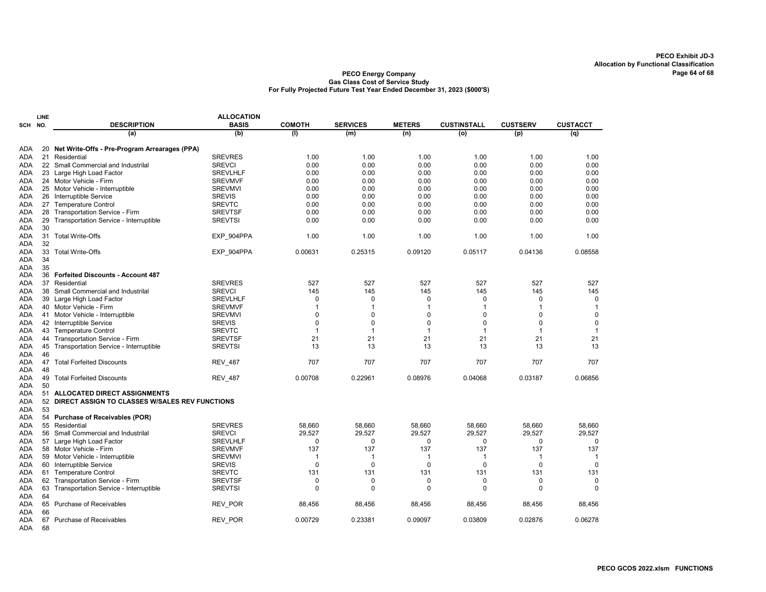PECO Exhibit JD-3
Allocation by Functional Classification

**PECO Energy Company**
**Gas Class Cost of Service Study**
**For Fully Projected Future Test Year Ended December 31, 2023 ($000'S)**

| SCH | LINE NO. | DESCRIPTION | ALLOCATION BASIS | COMOTH | SERVICES | METERS | CUSTINSTALL | CUSTSERV | CUSTACCT |
|---|---|---|---|---|---|---|---|---|---|
| | | (a) | (b) | (l) | (m) | (n) | (o) | (p) | (q) |
| ADA | 20 | **Net Write-Offs - Pre-Program Arrearages (PPA)** | | | | | | | |
| ADA | 21 | Residential | SREVRES | 1.00 | 1.00 | 1.00 | 1.00 | 1.00 | 1.00 |
| ADA | 22 | Small Commercial and Industrilal | SREVCI | 0.00 | 0.00 | 0.00 | 0.00 | 0.00 | 0.00 |
| ADA | 23 | Large High Load Factor | SREVLHLF | 0.00 | 0.00 | 0.00 | 0.00 | 0.00 | 0.00 |
| ADA | 24 | Motor Vehicle - Firm | SREVMVF | 0.00 | 0.00 | 0.00 | 0.00 | 0.00 | 0.00 |
| ADA | 25 | Motor Vehicle - Interruptible | SREVMVI | 0.00 | 0.00 | 0.00 | 0.00 | 0.00 | 0.00 |
| ADA | 26 | Interruptible Service | SREVIS | 0.00 | 0.00 | 0.00 | 0.00 | 0.00 | 0.00 |
| ADA | 27 | Temperature Control | SREVTC | 0.00 | 0.00 | 0.00 | 0.00 | 0.00 | 0.00 |
| ADA | 28 | Transportation Service - Firm | SREVTSF | 0.00 | 0.00 | 0.00 | 0.00 | 0.00 | 0.00 |
| ADA | 29 | Transportation Service - Interruptible | SREVTSI | 0.00 | 0.00 | 0.00 | 0.00 | 0.00 | 0.00 |
| ADA | 30 | | | | | | | | |
| ADA | 31 | Total Write-Offs | EXP_904PPA | 1.00 | 1.00 | 1.00 | 1.00 | 1.00 | 1.00 |
| ADA | 32 | | | | | | | | |
| ADA | 33 | Total Write-Offs | EXP_904PPA | 0.00631 | 0.25315 | 0.09120 | 0.05117 | 0.04136 | 0.08558 |
| ADA | 34 | | | | | | | | |
| ADA | 35 | | | | | | | | |
| ADA | 36 | **Forfeited Discounts - Account 487** | | | | | | | |
| ADA | 37 | Residential | SREVRES | 527 | 527 | 527 | 527 | 527 | 527 |
| ADA | 38 | Small Commercial and Industrilal | SREVCI | 145 | 145 | 145 | 145 | 145 | 145 |
| ADA | 39 | Large High Load Factor | SREVLHLF | 0 | 0 | 0 | 0 | 0 | 0 |
| ADA | 40 | Motor Vehicle - Firm | SREVMVF | 1 | 1 | 1 | 1 | 1 | 1 |
| ADA | 41 | Motor Vehicle - Interruptible | SREVMVI | 0 | 0 | 0 | 0 | 0 | 0 |
| ADA | 42 | Interruptible Service | SREVIS | 0 | 0 | 0 | 0 | 0 | 0 |
| ADA | 43 | Temperature Control | SREVTC | 1 | 1 | 1 | 1 | 1 | 1 |
| ADA | 44 | Transportation Service - Firm | SREVTSF | 21 | 21 | 21 | 21 | 21 | 21 |
| ADA | 45 | Transportation Service - Interruptible | SREVTSI | 13 | 13 | 13 | 13 | 13 | 13 |
| ADA | 46 | | | | | | | | |
| ADA | 47 | Total Forfeited Discounts | REV_487 | 707 | 707 | 707 | 707 | 707 | 707 |
| ADA | 48 | | | | | | | | |
| ADA | 49 | Total Forfeited Discounts | REV_487 | 0.00708 | 0.22961 | 0.08976 | 0.04068 | 0.03187 | 0.06856 |
| ADA | 50 | | | | | | | | |
| ADA | 51 | **ALLOCATED DIRECT ASSIGNMENTS** | | | | | | | |
| ADA | 52 | **DIRECT ASSIGN TO CLASSES W/SALES REV FUNCTIONS** | | | | | | | |
| ADA | 53 | | | | | | | | |
| ADA | 54 | **Purchase of Receivables (POR)** | | | | | | | |
| ADA | 55 | Residential | SREVRES | 58,660 | 58,660 | 58,660 | 58,660 | 58,660 | 58,660 |
| ADA | 56 | Small Commercial and Industrilal | SREVCI | 29,527 | 29,527 | 29,527 | 29,527 | 29,527 | 29,527 |
| ADA | 57 | Large High Load Factor | SREVLHLF | 0 | 0 | 0 | 0 | 0 | 0 |
| ADA | 58 | Motor Vehicle - Firm | SREVMVF | 137 | 137 | 137 | 137 | 137 | 137 |
| ADA | 59 | Motor Vehicle - Interruptible | SREVMVI | 1 | 1 | 1 | 1 | 1 | 1 |
| ADA | 60 | Interruptible Service | SREVIS | 0 | 0 | 0 | 0 | 0 | 0 |
| ADA | 61 | Temperature Control | SREVTC | 131 | 131 | 131 | 131 | 131 | 131 |
| ADA | 62 | Transportation Service - Firm | SREVTSF | 0 | 0 | 0 | 0 | 0 | 0 |
| ADA | 63 | Transportation Service - Interruptible | SREVTSI | 0 | 0 | 0 | 0 | 0 | 0 |
| ADA | 64 | | | | | | | | |
| ADA | 65 | Purchase of Receivables | REV_POR | 88,456 | 88,456 | 88,456 | 88,456 | 88,456 | 88,456 |
| ADA | 66 | | | | | | | | |
| ADA | 67 | Purchase of Receivables | REV_POR | 0.00729 | 0.23381 | 0.09097 | 0.03809 | 0.02876 | 0.06278 |
| ADA | 68 | | | | | | | | |

PECO GCOS 2022.xlsm FUNCTIONS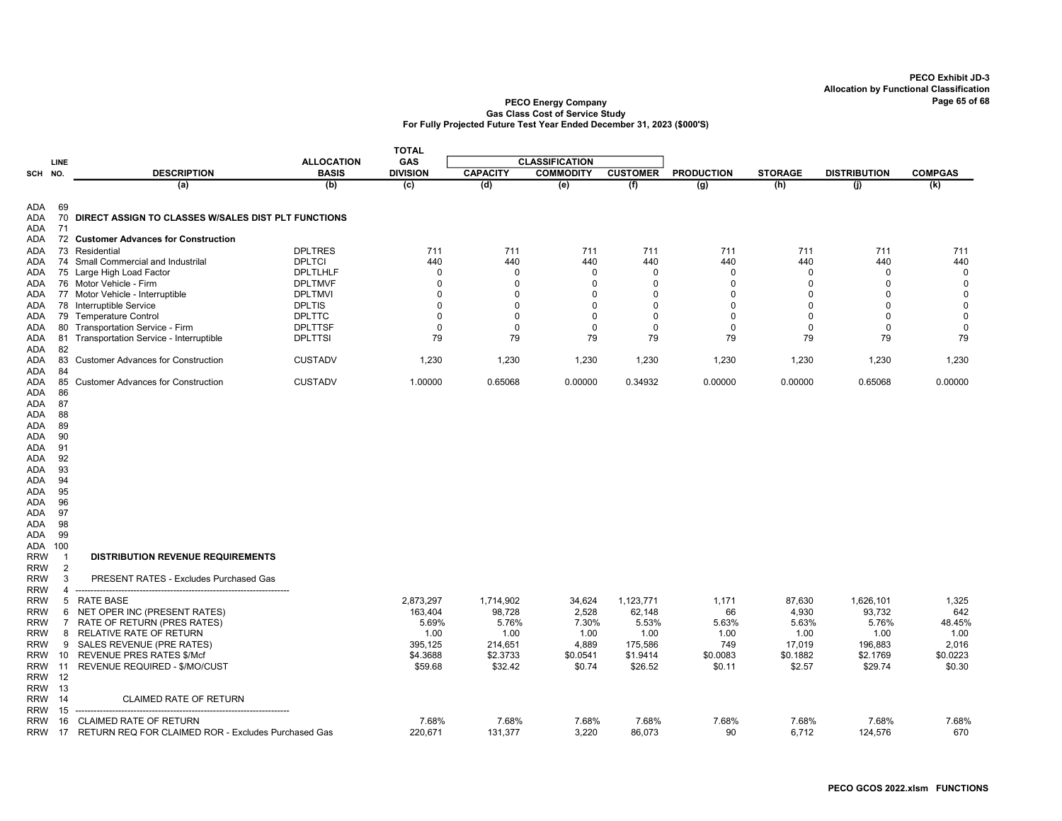PECO Exhibit JD-3
Allocation by Functional Classification

**PECO Energy Company**
**Gas Class Cost of Service Study**
**For Fully Projected Future Test Year Ended December 31, 2023 ($000'S)**

| SCH | LINE NO. | DESCRIPTION | ALLOCATION BASIS | TOTAL GAS DIVISION | CLASSIFICATION CAPACITY | CLASSIFICATION COMMODITY | CLASSIFICATION CUSTOMER | PRODUCTION | STORAGE | DISTRIBUTION | COMPGAS |
|---|---|---|---|---|---|---|---|---|---|---|---|
| | | (a) | (b) | (c) | (d) | (e) | (f) | (g) | (h) | (j) | (k) |
| ADA | 69 | | | | | | | | | | |
| ADA | 70 | **DIRECT ASSIGN TO CLASSES W/SALES DIST PLT FUNCTIONS** | | | | | | | | | |
| ADA | 71 | | | | | | | | | | |
| ADA | 72 | **Customer Advances for Construction** | | | | | | | | | |
| ADA | 73 | Residential | DPLTRES | 711 | 711 | 711 | 711 | 711 | 711 | 711 | 711 |
| ADA | 74 | Small Commercial and Industrilal | DPLTCI | 440 | 440 | 440 | 440 | 440 | 440 | 440 | 440 |
| ADA | 75 | Large High Load Factor | DPLTLHLF | 0 | 0 | 0 | 0 | 0 | 0 | 0 | 0 |
| ADA | 76 | Motor Vehicle - Firm | DPLTMVF | 0 | 0 | 0 | 0 | 0 | 0 | 0 | 0 |
| ADA | 77 | Motor Vehicle - Interruptible | DPLTMVI | 0 | 0 | 0 | 0 | 0 | 0 | 0 | 0 |
| ADA | 78 | Interruptible Service | DPLTIS | 0 | 0 | 0 | 0 | 0 | 0 | 0 | 0 |
| ADA | 79 | Temperature Control | DPLTTC | 0 | 0 | 0 | 0 | 0 | 0 | 0 | 0 |
| ADA | 80 | Transportation Service - Firm | DPLTTSF | 0 | 0 | 0 | 0 | 0 | 0 | 0 | 0 |
| ADA | 81 | Transportation Service - Interruptible | DPLTTSI | 79 | 79 | 79 | 79 | 79 | 79 | 79 | 79 |
| ADA | 82 | | | | | | | | | | |
| ADA | 83 | Customer Advances for Construction | CUSTADV | 1,230 | 1,230 | 1,230 | 1,230 | 1,230 | 1,230 | 1,230 | 1,230 |
| ADA | 84 | | | | | | | | | | |
| ADA | 85 | Customer Advances for Construction | CUSTADV | 1.00000 | 0.65068 | 0.00000 | 0.34932 | 0.00000 | 0.00000 | 0.65068 | 0.00000 |
| ADA | 86 | | | | | | | | | | |
| ADA | 87 | | | | | | | | | | |
| ADA | 88 | | | | | | | | | | |
| ADA | 89 | | | | | | | | | | |
| ADA | 90 | | | | | | | | | | |
| ADA | 91 | | | | | | | | | | |
| ADA | 92 | | | | | | | | | | |
| ADA | 93 | | | | | | | | | | |
| ADA | 94 | | | | | | | | | | |
| ADA | 95 | | | | | | | | | | |
| ADA | 96 | | | | | | | | | | |
| ADA | 97 | | | | | | | | | | |
| ADA | 98 | | | | | | | | | | |
| ADA | 99 | | | | | | | | | | |
| ADA | 100 | | | | | | | | | | |
| RRW | 1 | **DISTRIBUTION REVENUE REQUIREMENTS** | | | | | | | | | |
| RRW | 2 | | | | | | | | | | |
| RRW | 3 | PRESENT RATES - Excludes Purchased Gas | | | | | | | | | |
| RRW | 4 | ------------------------------------------------------------------------ | | | | | | | | | |
| RRW | 5 | RATE BASE | | 2,873,297 | 1,714,902 | 34,624 | 1,123,771 | 1,171 | 87,630 | 1,626,101 | 1,325 |
| RRW | 6 | NET OPER INC (PRESENT RATES) | | 163,404 | 98,728 | 2,528 | 62,148 | 66 | 4,930 | 93,732 | 642 |
| RRW | 7 | RATE OF RETURN (PRES RATES) | | 5.69% | 5.76% | 7.30% | 5.53% | 5.63% | 5.63% | 5.76% | 48.45% |
| RRW | 8 | RELATIVE RATE OF RETURN | | 1.00 | 1.00 | 1.00 | 1.00 | 1.00 | 1.00 | 1.00 | 1.00 |
| RRW | 9 | SALES REVENUE (PRE RATES) | | 395,125 | 214,651 | 4,889 | 175,586 | 749 | 17,019 | 196,883 | 2,016 |
| RRW | 10 | REVENUE PRES RATES $/Mcf | | $4.3688 | $2.3733 | $0.0541 | $1.9414 | $0.0083 | $0.1882 | $2.1769 | $0.0223 |
| RRW | 11 | REVENUE REQUIRED - $/MO/CUST | | $59.68 | $32.42 | $0.74 | $26.52 | $0.11 | $2.57 | $29.74 | $0.30 |
| RRW | 12 | | | | | | | | | | |
| RRW | 13 | | | | | | | | | | |
| RRW | 14 | CLAIMED RATE OF RETURN | | | | | | | | | |
| RRW | 15 | ------------------------------------------------------------------------ | | | | | | | | | |
| RRW | 16 | CLAIMED RATE OF RETURN | | 7.68% | 7.68% | 7.68% | 7.68% | 7.68% | 7.68% | 7.68% | 7.68% |
| RRW | 17 | RETURN REQ FOR CLAIMED ROR - Excludes Purchased Gas | | 220,671 | 131,377 | 3,220 | 86,073 | 90 | 6,712 | 124,576 | 670 |

PECO GCOS 2022.xlsm FUNCTIONS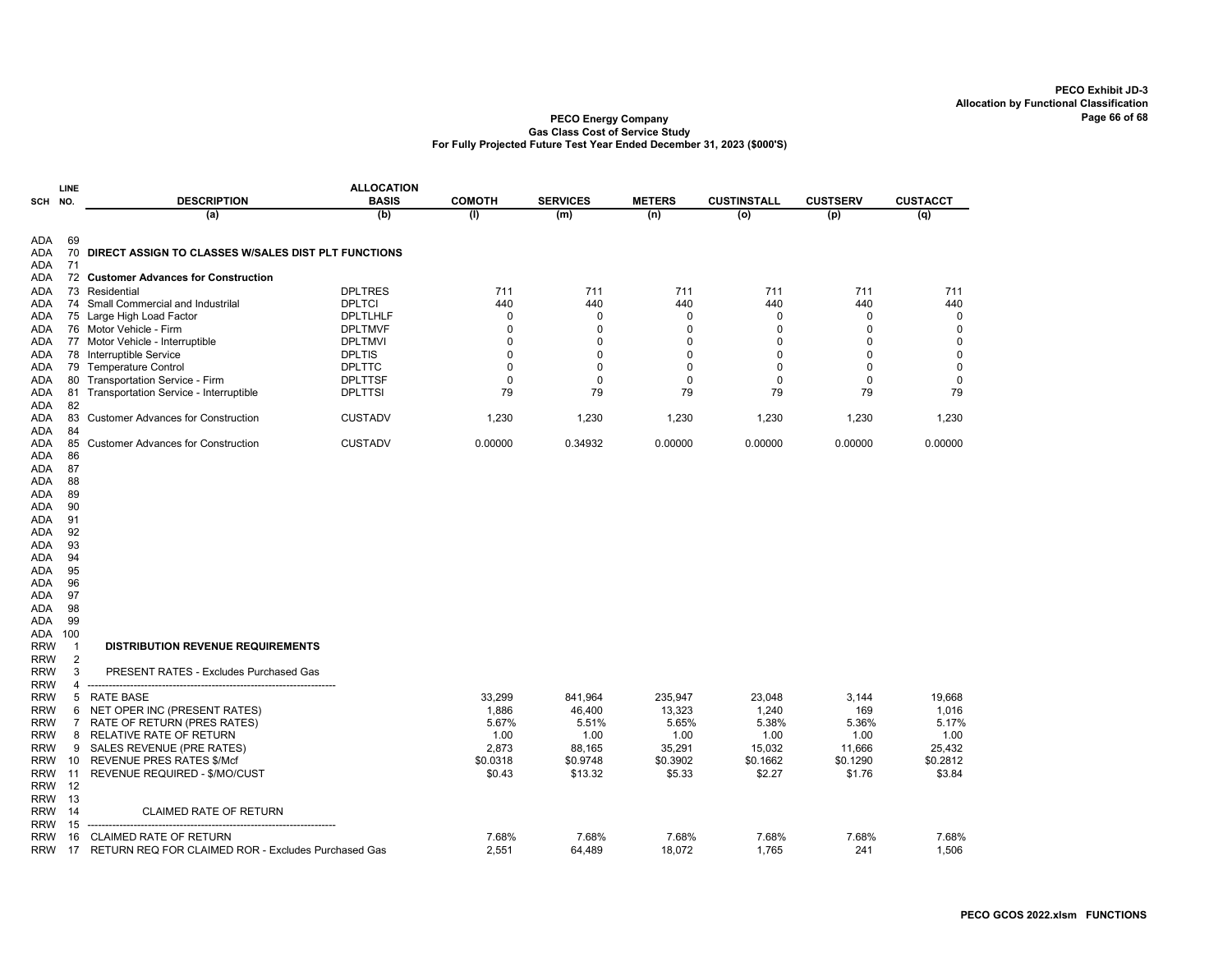**PECO Exhibit JD-3**
**Allocation by Functional Classification**

**PECO Energy Company**
**Gas Class Cost of Service Study**
**For Fully Projected Future Test Year Ended December 31, 2023 ($000'S)**

| SCH | LINE NO. | DESCRIPTION | ALLOCATION BASIS | COMOTH | SERVICES | METERS | CUSTINSTALL | CUSTSERV | CUSTACCT |
|---|---|---|---|---|---|---|---|---|---|
| | | (a) | (b) | (l) | (m) | (n) | (o) | (p) | (q) |
| ADA | 69 | | | | | | | | |
| ADA | 70 | **DIRECT ASSIGN TO CLASSES W/SALES DIST PLT FUNCTIONS** | | | | | | | |
| ADA | 71 | | | | | | | | |
| ADA | 72 | **Customer Advances for Construction** | | | | | | | |
| ADA | 73 | Residential | DPLTRES | 711 | 711 | 711 | 711 | 711 | 711 |
| ADA | 74 | Small Commercial and Industrilal | DPLTCI | 440 | 440 | 440 | 440 | 440 | 440 |
| ADA | 75 | Large High Load Factor | DPLTLHLF | 0 | 0 | 0 | 0 | 0 | 0 |
| ADA | 76 | Motor Vehicle - Firm | DPLTMVF | 0 | 0 | 0 | 0 | 0 | 0 |
| ADA | 77 | Motor Vehicle - Interruptible | DPLTMVI | 0 | 0 | 0 | 0 | 0 | 0 |
| ADA | 78 | Interruptible Service | DPLTIS | 0 | 0 | 0 | 0 | 0 | 0 |
| ADA | 79 | Temperature Control | DPLTTC | 0 | 0 | 0 | 0 | 0 | 0 |
| ADA | 80 | Transportation Service - Firm | DPLTTSF | 0 | 0 | 0 | 0 | 0 | 0 |
| ADA | 81 | Transportation Service - Interruptible | DPLTTSI | 79 | 79 | 79 | 79 | 79 | 79 |
| ADA | 82 | | | | | | | | |
| ADA | 83 | Customer Advances for Construction | CUSTADV | 1,230 | 1,230 | 1,230 | 1,230 | 1,230 | 1,230 |
| ADA | 84 | | | | | | | | |
| ADA | 85 | Customer Advances for Construction | CUSTADV | 0.00000 | 0.34932 | 0.00000 | 0.00000 | 0.00000 | 0.00000 |
| ADA | 86 | | | | | | | | |
| ADA | 87 | | | | | | | | |
| ADA | 88 | | | | | | | | |
| ADA | 89 | | | | | | | | |
| ADA | 90 | | | | | | | | |
| ADA | 91 | | | | | | | | |
| ADA | 92 | | | | | | | | |
| ADA | 93 | | | | | | | | |
| ADA | 94 | | | | | | | | |
| ADA | 95 | | | | | | | | |
| ADA | 96 | | | | | | | | |
| ADA | 97 | | | | | | | | |
| ADA | 98 | | | | | | | | |
| ADA | 99 | | | | | | | | |
| ADA | 100 | | | | | | | | |
| RRW | 1 | **DISTRIBUTION REVENUE REQUIREMENTS** | | | | | | | |
| RRW | 2 | | | | | | | | |
| RRW | 3 | PRESENT RATES - Excludes Purchased Gas | | | | | | | |
| RRW | 4 | ---------------------------------------------------------------------- | | | | | | | |
| RRW | 5 | RATE BASE | | 33,299 | 841,964 | 235,947 | 23,048 | 3,144 | 19,668 |
| RRW | 6 | NET OPER INC (PRESENT RATES) | | 1,886 | 46,400 | 13,323 | 1,240 | 169 | 1,016 |
| RRW | 7 | RATE OF RETURN (PRES RATES) | | 5.67% | 5.51% | 5.65% | 5.38% | 5.36% | 5.17% |
| RRW | 8 | RELATIVE RATE OF RETURN | | 1.00 | 1.00 | 1.00 | 1.00 | 1.00 | 1.00 |
| RRW | 9 | SALES REVENUE (PRE RATES) | | 2,873 | 88,165 | 35,291 | 15,032 | 11,666 | 25,432 |
| RRW | 10 | REVENUE PRES RATES $/Mcf | | $0.0318 | $0.9748 | $0.3902 | $0.1662 | $0.1290 | $0.2812 |
| RRW | 11 | REVENUE REQUIRED - $/MO/CUST | | $0.43 | $13.32 | $5.33 | $2.27 | $1.76 | $3.84 |
| RRW | 12 | | | | | | | | |
| RRW | 13 | | | | | | | | |
| RRW | 14 | CLAIMED RATE OF RETURN | | | | | | | |
| RRW | 15 | ---------------------------------------------------------------------- | | | | | | | |
| RRW | 16 | CLAIMED RATE OF RETURN | | 7.68% | 7.68% | 7.68% | 7.68% | 7.68% | 7.68% |
| RRW | 17 | RETURN REQ FOR CLAIMED ROR - Excludes Purchased Gas | | 2,551 | 64,489 | 18,072 | 1,765 | 241 | 1,506 |

PECO GCOS 2022.xlsm FUNCTIONS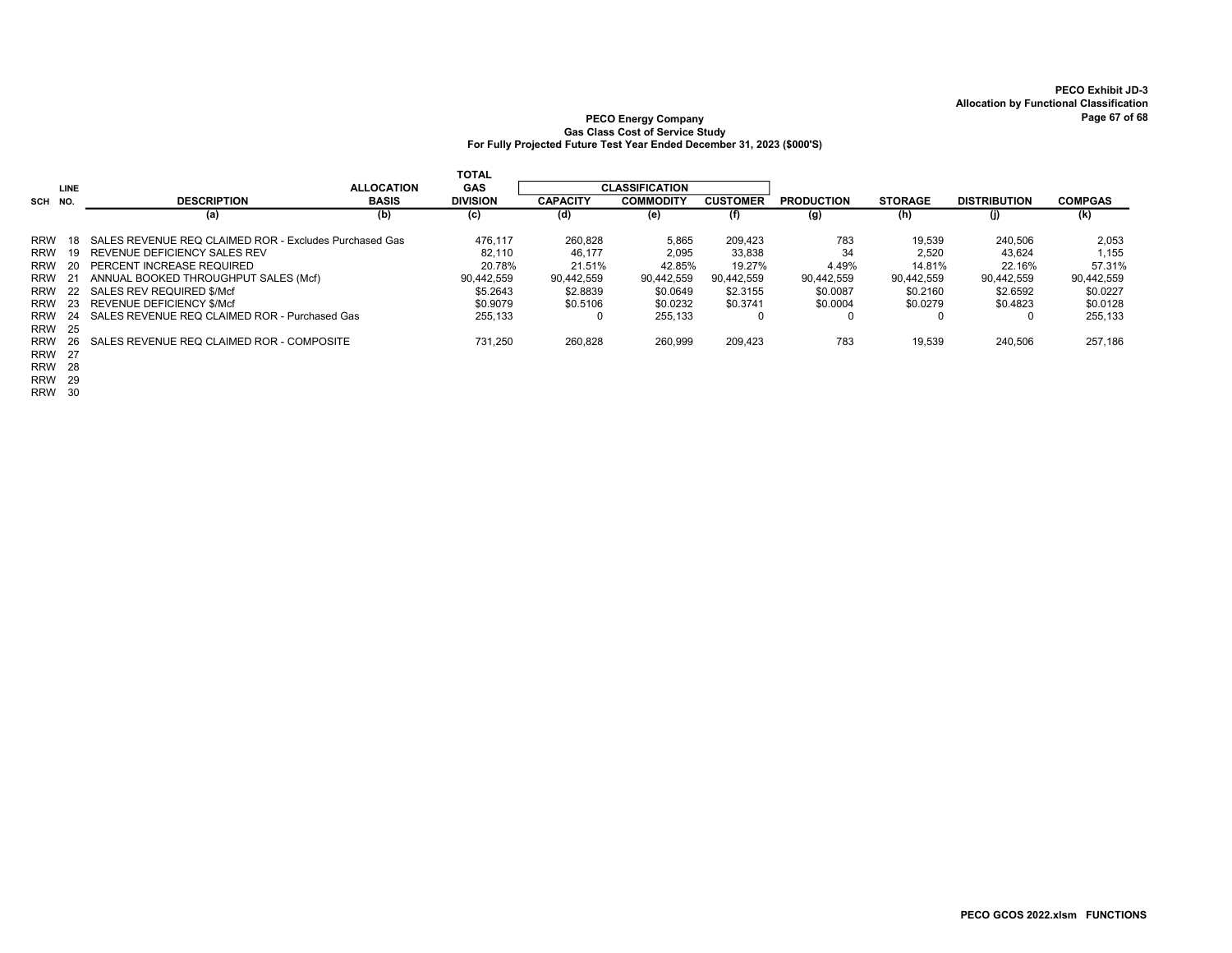PECO Exhibit JD-3
Allocation by Functional Classification

**PECO Energy Company**
**Gas Class Cost of Service Study**
**For Fully Projected Future Test Year Ended December 31, 2023 ($000'S)**

| SCH | LINE NO. | DESCRIPTION | ALLOCATION BASIS | TOTAL GAS DIVISION | CLASSIFICATION | | | PRODUCTION | STORAGE | DISTRIBUTION | COMPGAS |
|---|---|---|---|---|---|---|---|---|---|---|---|
| | | | | | CAPACITY | COMMODITY | CUSTOMER | | | | |
| | | (a) | (b) | (c) | (d) | (e) | (f) | (g) | (h) | (j) | (k) |
| RRW | 18 | SALES REVENUE REQ CLAIMED ROR - Excludes Purchased Gas | | 476,117 | 260,828 | 5,865 | 209,423 | 783 | 19,539 | 240,506 | 2,053 |
| RRW | 19 | REVENUE DEFICIENCY SALES REV | | 82,110 | 46,177 | 2,095 | 33,838 | 34 | 2,520 | 43,624 | 1,155 |
| RRW | 20 | PERCENT INCREASE REQUIRED | | 20.78% | 21.51% | 42.85% | 19.27% | 4.49% | 14.81% | 22.16% | 57.31% |
| RRW | 21 | ANNUAL BOOKED THROUGHPUT SALES (Mcf) | | 90,442,559 | 90,442,559 | 90,442,559 | 90,442,559 | 90,442,559 | 90,442,559 | 90,442,559 | 90,442,559 |
| RRW | 22 | SALES REV REQUIRED $/Mcf | | $5.2643 | $2.8839 | $0.0649 | $2.3155 | $0.0087 | $0.2160 | $2.6592 | $0.0227 |
| RRW | 23 | REVENUE DEFICIENCY $/Mcf | | $0.9079 | $0.5106 | $0.0232 | $0.3741 | $0.0004 | $0.0279 | $0.4823 | $0.0128 |
| RRW | 24 | SALES REVENUE REQ CLAIMED ROR - Purchased Gas | | 255,133 | 0 | 255,133 | 0 | 0 | 0 | 0 | 255,133 |
| RRW | 25 | | | | | | | | | | |
| RRW | 26 | SALES REVENUE REQ CLAIMED ROR - COMPOSITE | | 731,250 | 260,828 | 260,999 | 209,423 | 783 | 19,539 | 240,506 | 257,186 |
| RRW | 27 | | | | | | | | | | |
| RRW | 28 | | | | | | | | | | |
| RRW | 29 | | | | | | | | | | |
| RRW | 30 | | | | | | | | | | |

PECO GCOS 2022.xlsm FUNCTIONS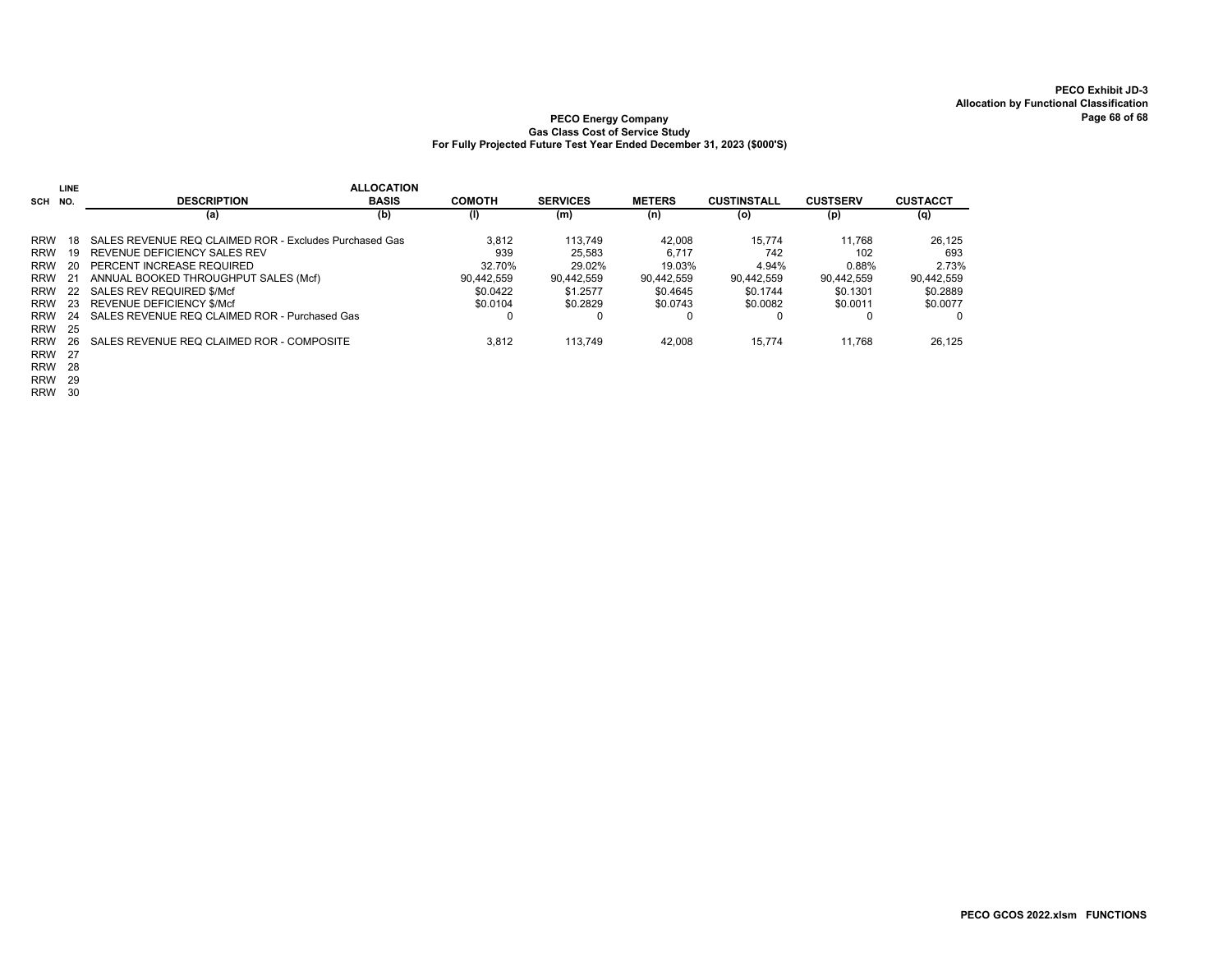**PECO Exhibit JD-3**
**Allocation by Functional Classification**

**PECO Energy Company**
**Gas Class Cost of Service Study**
**For Fully Projected Future Test Year Ended December 31, 2023 ($000'S)**

| SCH | LINE NO. | DESCRIPTION | ALLOCATION BASIS | COMOTH | SERVICES | METERS | CUSTINSTALL | CUSTSERV | CUSTACCT |
|---|---|---|---|---|---|---|---|---|---|
| | | (a) | (b) | (l) | (m) | (n) | (o) | (p) | (q) |
| RRW | 18 | SALES REVENUE REQ CLAIMED ROR - Excludes Purchased Gas | | 3,812 | 113,749 | 42,008 | 15,774 | 11,768 | 26,125 |
| RRW | 19 | REVENUE DEFICIENCY SALES REV | | 939 | 25,583 | 6,717 | 742 | 102 | 693 |
| RRW | 20 | PERCENT INCREASE REQUIRED | | 32.70% | 29.02% | 19.03% | 4.94% | 0.88% | 2.73% |
| RRW | 21 | ANNUAL BOOKED THROUGHPUT SALES (Mcf) | | 90,442,559 | 90,442,559 | 90,442,559 | 90,442,559 | 90,442,559 | 90,442,559 |
| RRW | 22 | SALES REV REQUIRED $/Mcf | | $0.0422 | $1.2577 | $0.4645 | $0.1744 | $0.1301 | $0.2889 |
| RRW | 23 | REVENUE DEFICIENCY $/Mcf | | $0.0104 | $0.2829 | $0.0743 | $0.0082 | $0.0011 | $0.0077 |
| RRW | 24 | SALES REVENUE REQ CLAIMED ROR - Purchased Gas | | 0 | 0 | 0 | 0 | 0 | 0 |
| RRW | 25 | | | | | | | | |
| RRW | 26 | SALES REVENUE REQ CLAIMED ROR - COMPOSITE | | 3,812 | 113,749 | 42,008 | 15,774 | 11,768 | 26,125 |
| RRW | 27 | | | | | | | | |
| RRW | 28 | | | | | | | | |
| RRW | 29 | | | | | | | | |
| RRW | 30 | | | | | | | | |

PECO GCOS 2022.xlsm FUNCTIONS